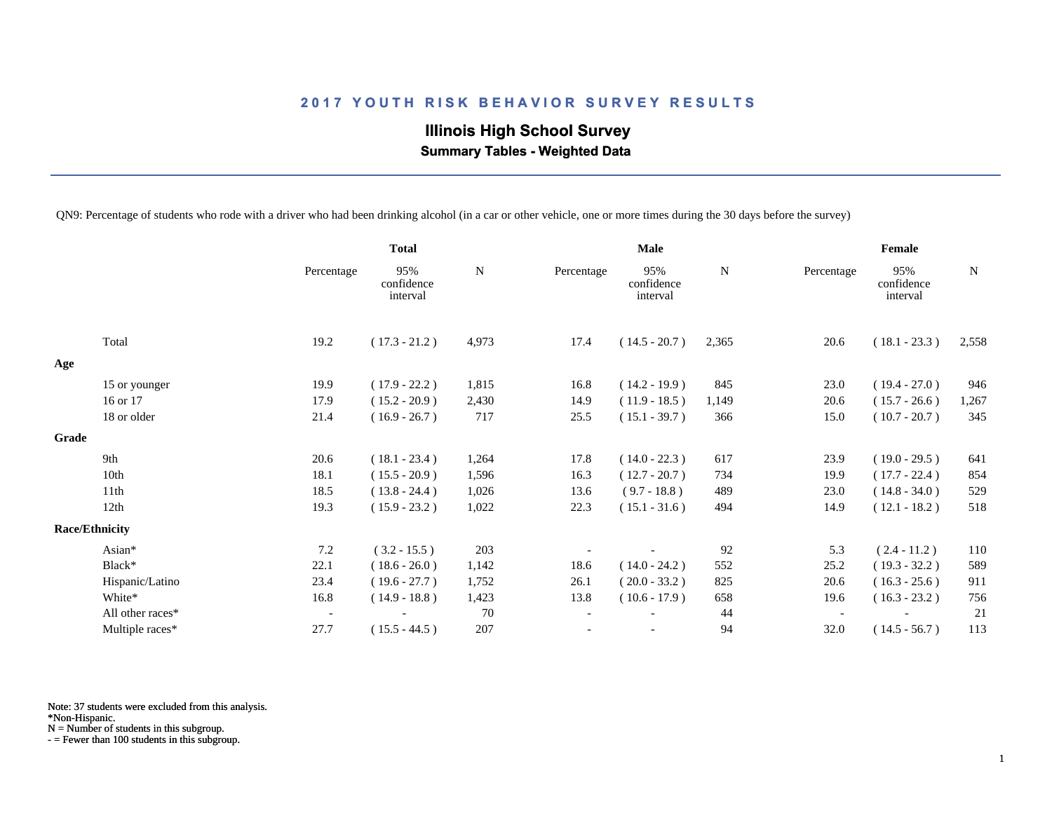# 2017 YOUTH RISK BEHAVIOR SURVEY RESULTS

## Illinois High School Survey

### Summary Tables - Weighted Data

QN9: Percentage of students who rode with a driver who had been drinking alcohol (in a car or other vehicle, one or more times during the 30 days before the survey)

| | Total | | | Male | | | Female | | |
|---|---|---|---|---|---|---|---|---|---|
| | Percentage | 95% confidence interval | N | Percentage | 95% confidence interval | N | Percentage | 95% confidence interval | N |
| Total | 19.2 | ( 17.3 - 21.2 ) | 4,973 | 17.4 | ( 14.5 - 20.7 ) | 2,365 | 20.6 | ( 18.1 - 23.3 ) | 2,558 |
| **Age** | | | | | | | | | |
| 15 or younger | 19.9 | ( 17.9 - 22.2 ) | 1,815 | 16.8 | ( 14.2 - 19.9 ) | 845 | 23.0 | ( 19.4 - 27.0 ) | 946 |
| 16 or 17 | 17.9 | ( 15.2 - 20.9 ) | 2,430 | 14.9 | ( 11.9 - 18.5 ) | 1,149 | 20.6 | ( 15.7 - 26.6 ) | 1,267 |
| 18 or older | 21.4 | ( 16.9 - 26.7 ) | 717 | 25.5 | ( 15.1 - 39.7 ) | 366 | 15.0 | ( 10.7 - 20.7 ) | 345 |
| **Grade** | | | | | | | | | |
| 9th | 20.6 | ( 18.1 - 23.4 ) | 1,264 | 17.8 | ( 14.0 - 22.3 ) | 617 | 23.9 | ( 19.0 - 29.5 ) | 641 |
| 10th | 18.1 | ( 15.5 - 20.9 ) | 1,596 | 16.3 | ( 12.7 - 20.7 ) | 734 | 19.9 | ( 17.7 - 22.4 ) | 854 |
| 11th | 18.5 | ( 13.8 - 24.4 ) | 1,026 | 13.6 | ( 9.7 - 18.8 ) | 489 | 23.0 | ( 14.8 - 34.0 ) | 529 |
| 12th | 19.3 | ( 15.9 - 23.2 ) | 1,022 | 22.3 | ( 15.1 - 31.6 ) | 494 | 14.9 | ( 12.1 - 18.2 ) | 518 |
| **Race/Ethnicity** | | | | | | | | | |
| Asian* | 7.2 | ( 3.2 - 15.5 ) | 203 | - | - | 92 | 5.3 | ( 2.4 - 11.2 ) | 110 |
| Black* | 22.1 | ( 18.6 - 26.0 ) | 1,142 | 18.6 | ( 14.0 - 24.2 ) | 552 | 25.2 | ( 19.3 - 32.2 ) | 589 |
| Hispanic/Latino | 23.4 | ( 19.6 - 27.7 ) | 1,752 | 26.1 | ( 20.0 - 33.2 ) | 825 | 20.6 | ( 16.3 - 25.6 ) | 911 |
| White* | 16.8 | ( 14.9 - 18.8 ) | 1,423 | 13.8 | ( 10.6 - 17.9 ) | 658 | 19.6 | ( 16.3 - 23.2 ) | 756 |
| All other races* | - | - | 70 | - | - | 44 | - | - | 21 |
| Multiple races* | 27.7 | ( 15.5 - 44.5 ) | 207 | - | - | 94 | 32.0 | ( 14.5 - 56.7 ) | 113 |

Note: 37 students were excluded from this analysis.
*Non-Hispanic.
N = Number of students in this subgroup.
- = Fewer than 100 students in this subgroup.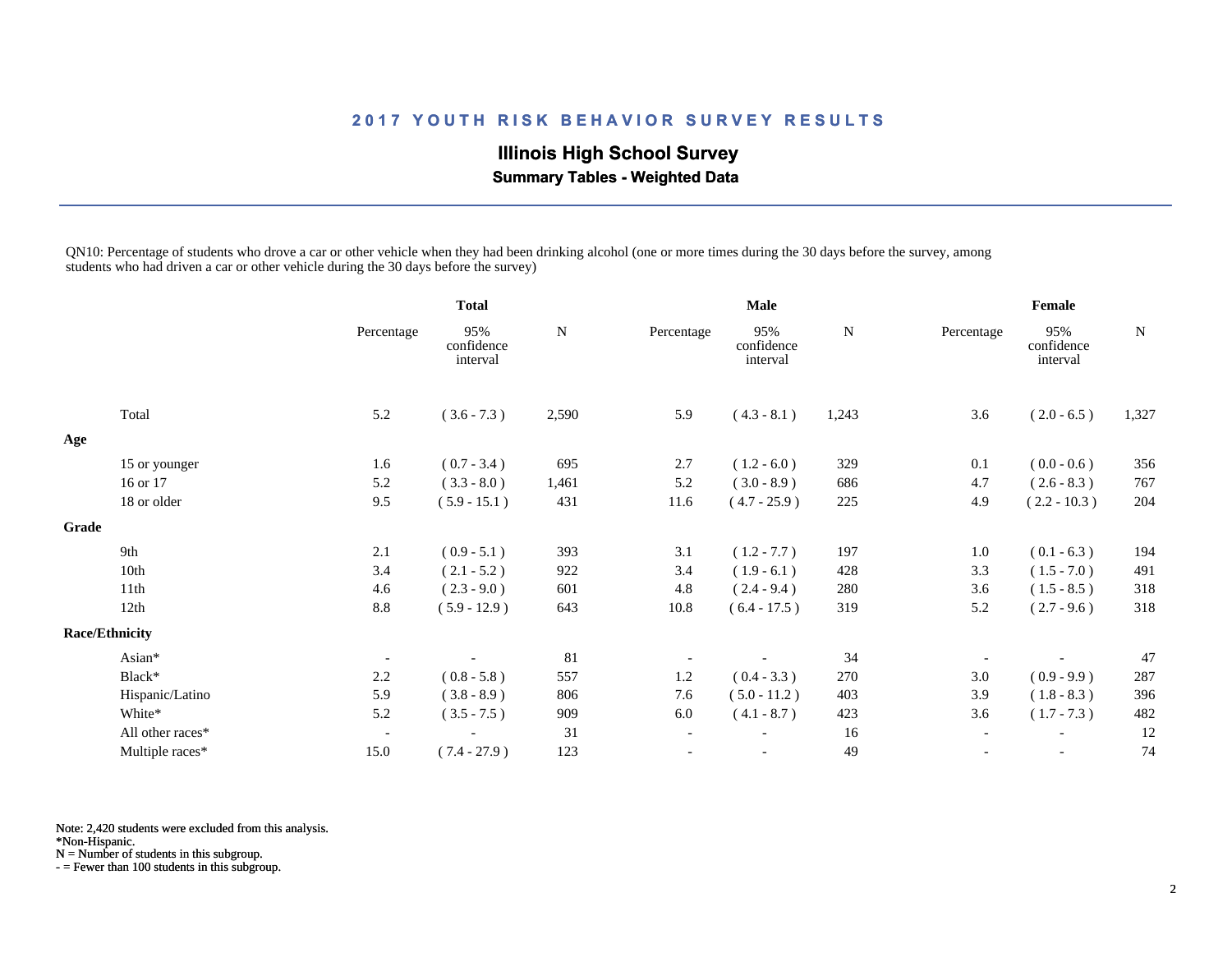# 2017 YOUTH RISK BEHAVIOR SURVEY RESULTS

## Illinois High School Survey

### Summary Tables - Weighted Data

QN10: Percentage of students who drove a car or other vehicle when they had been drinking alcohol (one or more times during the 30 days before the survey, among students who had driven a car or other vehicle during the 30 days before the survey)

| | Total | | | Male | | | Female | | |
|---|---|---|---|---|---|---|---|---|---|
| | Percentage | 95% confidence interval | N | Percentage | 95% confidence interval | N | Percentage | 95% confidence interval | N |
| Total | 5.2 | ( 3.6 - 7.3 ) | 2,590 | 5.9 | ( 4.3 - 8.1 ) | 1,243 | 3.6 | ( 2.0 - 6.5 ) | 1,327 |
| **Age** | | | | | | | | | |
| 15 or younger | 1.6 | ( 0.7 - 3.4 ) | 695 | 2.7 | ( 1.2 - 6.0 ) | 329 | 0.1 | ( 0.0 - 0.6 ) | 356 |
| 16 or 17 | 5.2 | ( 3.3 - 8.0 ) | 1,461 | 5.2 | ( 3.0 - 8.9 ) | 686 | 4.7 | ( 2.6 - 8.3 ) | 767 |
| 18 or older | 9.5 | ( 5.9 - 15.1 ) | 431 | 11.6 | ( 4.7 - 25.9 ) | 225 | 4.9 | ( 2.2 - 10.3 ) | 204 |
| **Grade** | | | | | | | | | |
| 9th | 2.1 | ( 0.9 - 5.1 ) | 393 | 3.1 | ( 1.2 - 7.7 ) | 197 | 1.0 | ( 0.1 - 6.3 ) | 194 |
| 10th | 3.4 | ( 2.1 - 5.2 ) | 922 | 3.4 | ( 1.9 - 6.1 ) | 428 | 3.3 | ( 1.5 - 7.0 ) | 491 |
| 11th | 4.6 | ( 2.3 - 9.0 ) | 601 | 4.8 | ( 2.4 - 9.4 ) | 280 | 3.6 | ( 1.5 - 8.5 ) | 318 |
| 12th | 8.8 | ( 5.9 - 12.9 ) | 643 | 10.8 | ( 6.4 - 17.5 ) | 319 | 5.2 | ( 2.7 - 9.6 ) | 318 |
| **Race/Ethnicity** | | | | | | | | | |
| Asian* | - | - | 81 | - | - | 34 | - | - | 47 |
| Black* | 2.2 | ( 0.8 - 5.8 ) | 557 | 1.2 | ( 0.4 - 3.3 ) | 270 | 3.0 | ( 0.9 - 9.9 ) | 287 |
| Hispanic/Latino | 5.9 | ( 3.8 - 8.9 ) | 806 | 7.6 | ( 5.0 - 11.2 ) | 403 | 3.9 | ( 1.8 - 8.3 ) | 396 |
| White* | 5.2 | ( 3.5 - 7.5 ) | 909 | 6.0 | ( 4.1 - 8.7 ) | 423 | 3.6 | ( 1.7 - 7.3 ) | 482 |
| All other races* | - | - | 31 | - | - | 16 | - | - | 12 |
| Multiple races* | 15.0 | ( 7.4 - 27.9 ) | 123 | - | - | 49 | - | - | 74 |

Note: 2,420 students were excluded from this analysis.
*Non-Hispanic.
N = Number of students in this subgroup.
- = Fewer than 100 students in this subgroup.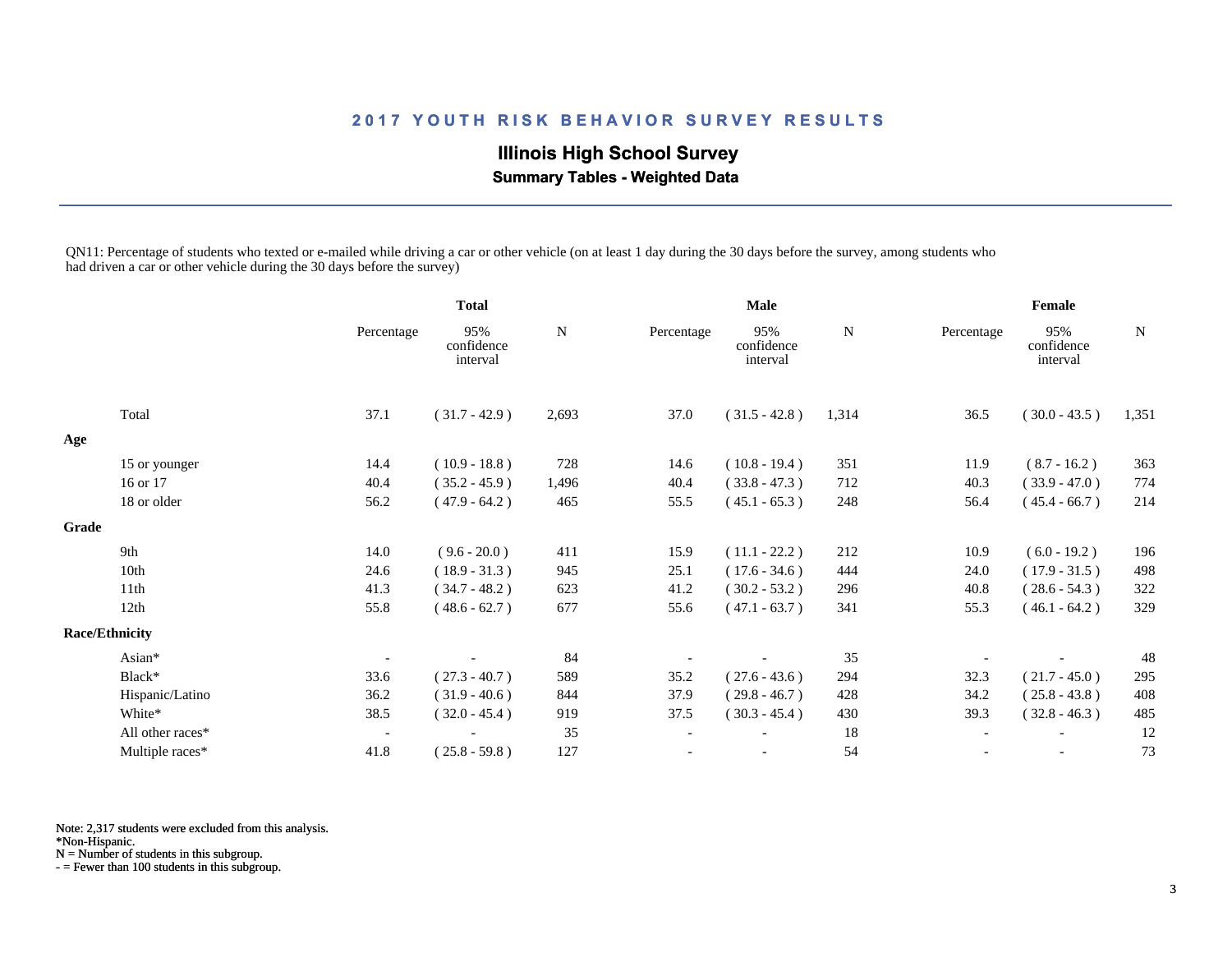# 2017 YOUTH RISK BEHAVIOR SURVEY RESULTS

## Illinois High School Survey

### Summary Tables - Weighted Data

QN11: Percentage of students who texted or e-mailed while driving a car or other vehicle (on at least 1 day during the 30 days before the survey, among students who had driven a car or other vehicle during the 30 days before the survey)

| | Total | | | Male | | | Female | | |
|---|---|---|---|---|---|---|---|---|---|
| | Percentage | 95% confidence interval | N | Percentage | 95% confidence interval | N | Percentage | 95% confidence interval | N |
| Total | 37.1 | ( 31.7 - 42.9 ) | 2,693 | 37.0 | ( 31.5 - 42.8 ) | 1,314 | 36.5 | ( 30.0 - 43.5 ) | 1,351 |
| **Age** | | | | | | | | | |
| 15 or younger | 14.4 | ( 10.9 - 18.8 ) | 728 | 14.6 | ( 10.8 - 19.4 ) | 351 | 11.9 | ( 8.7 - 16.2 ) | 363 |
| 16 or 17 | 40.4 | ( 35.2 - 45.9 ) | 1,496 | 40.4 | ( 33.8 - 47.3 ) | 712 | 40.3 | ( 33.9 - 47.0 ) | 774 |
| 18 or older | 56.2 | ( 47.9 - 64.2 ) | 465 | 55.5 | ( 45.1 - 65.3 ) | 248 | 56.4 | ( 45.4 - 66.7 ) | 214 |
| **Grade** | | | | | | | | | |
| 9th | 14.0 | ( 9.6 - 20.0 ) | 411 | 15.9 | ( 11.1 - 22.2 ) | 212 | 10.9 | ( 6.0 - 19.2 ) | 196 |
| 10th | 24.6 | ( 18.9 - 31.3 ) | 945 | 25.1 | ( 17.6 - 34.6 ) | 444 | 24.0 | ( 17.9 - 31.5 ) | 498 |
| 11th | 41.3 | ( 34.7 - 48.2 ) | 623 | 41.2 | ( 30.2 - 53.2 ) | 296 | 40.8 | ( 28.6 - 54.3 ) | 322 |
| 12th | 55.8 | ( 48.6 - 62.7 ) | 677 | 55.6 | ( 47.1 - 63.7 ) | 341 | 55.3 | ( 46.1 - 64.2 ) | 329 |
| **Race/Ethnicity** | | | | | | | | | |
| Asian* | - | - | 84 | - | - | 35 | - | - | 48 |
| Black* | 33.6 | ( 27.3 - 40.7 ) | 589 | 35.2 | ( 27.6 - 43.6 ) | 294 | 32.3 | ( 21.7 - 45.0 ) | 295 |
| Hispanic/Latino | 36.2 | ( 31.9 - 40.6 ) | 844 | 37.9 | ( 29.8 - 46.7 ) | 428 | 34.2 | ( 25.8 - 43.8 ) | 408 |
| White* | 38.5 | ( 32.0 - 45.4 ) | 919 | 37.5 | ( 30.3 - 45.4 ) | 430 | 39.3 | ( 32.8 - 46.3 ) | 485 |
| All other races* | - | - | 35 | - | - | 18 | - | - | 12 |
| Multiple races* | 41.8 | ( 25.8 - 59.8 ) | 127 | - | - | 54 | - | - | 73 |

Note: 2,317 students were excluded from this analysis.
*Non-Hispanic.
N = Number of students in this subgroup.
- = Fewer than 100 students in this subgroup.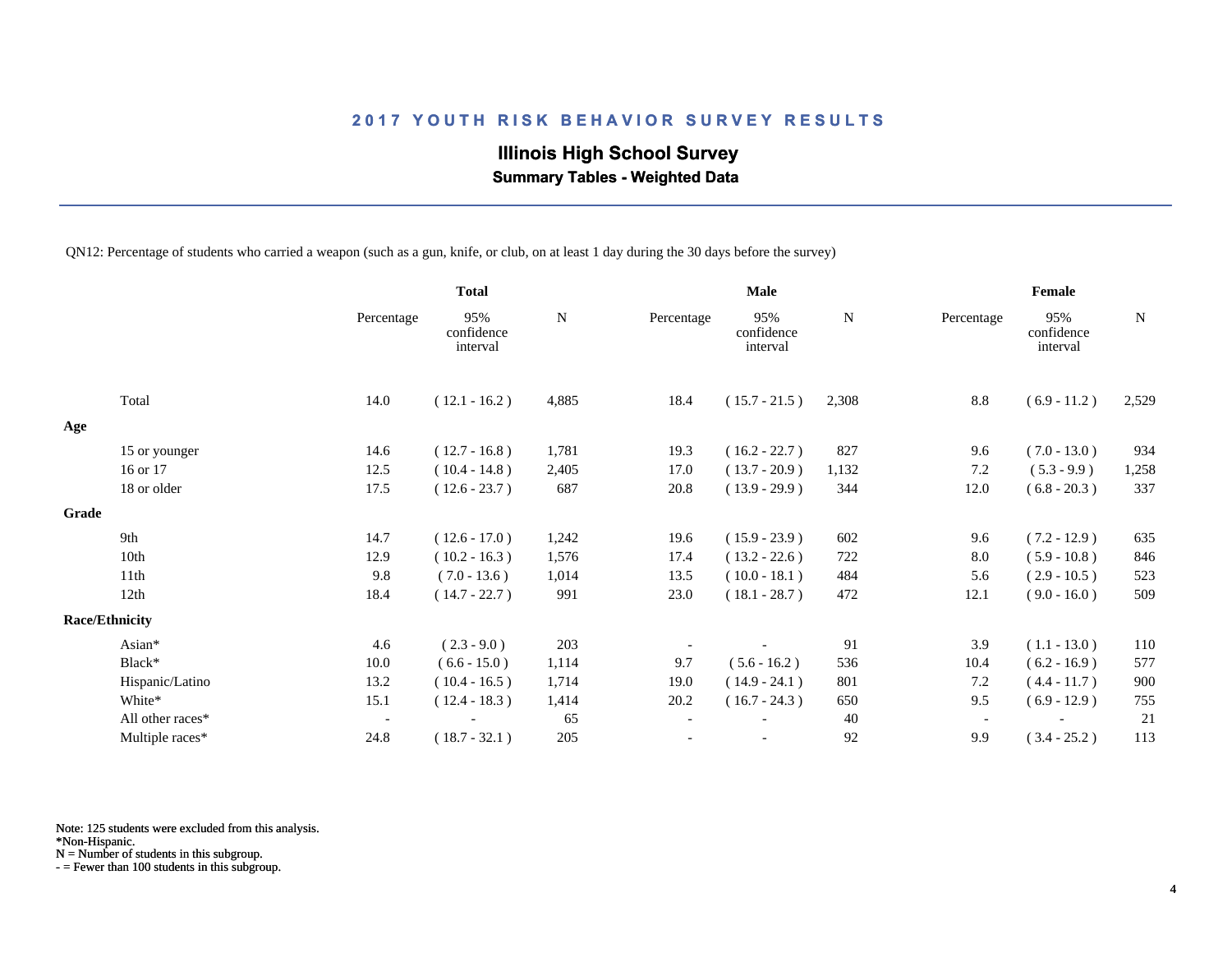## 2017 YOUTH RISK BEHAVIOR SURVEY RESULTS

### Illinois High School Survey

**Summary Tables - Weighted Data**

QN12: Percentage of students who carried a weapon (such as a gun, knife, or club, on at least 1 day during the 30 days before the survey)

| | Total | | | Male | | | Female | | |
|---|---|---|---|---|---|---|---|---|---|
| | Percentage | 95% confidence interval | N | Percentage | 95% confidence interval | N | Percentage | 95% confidence interval | N |
| Total | 14.0 | ( 12.1 - 16.2 ) | 4,885 | 18.4 | ( 15.7 - 21.5 ) | 2,308 | 8.8 | ( 6.9 - 11.2 ) | 2,529 |
| **Age** | | | | | | | | | |
| 15 or younger | 14.6 | ( 12.7 - 16.8 ) | 1,781 | 19.3 | ( 16.2 - 22.7 ) | 827 | 9.6 | ( 7.0 - 13.0 ) | 934 |
| 16 or 17 | 12.5 | ( 10.4 - 14.8 ) | 2,405 | 17.0 | ( 13.7 - 20.9 ) | 1,132 | 7.2 | ( 5.3 - 9.9 ) | 1,258 |
| 18 or older | 17.5 | ( 12.6 - 23.7 ) | 687 | 20.8 | ( 13.9 - 29.9 ) | 344 | 12.0 | ( 6.8 - 20.3 ) | 337 |
| **Grade** | | | | | | | | | |
| 9th | 14.7 | ( 12.6 - 17.0 ) | 1,242 | 19.6 | ( 15.9 - 23.9 ) | 602 | 9.6 | ( 7.2 - 12.9 ) | 635 |
| 10th | 12.9 | ( 10.2 - 16.3 ) | 1,576 | 17.4 | ( 13.2 - 22.6 ) | 722 | 8.0 | ( 5.9 - 10.8 ) | 846 |
| 11th | 9.8 | ( 7.0 - 13.6 ) | 1,014 | 13.5 | ( 10.0 - 18.1 ) | 484 | 5.6 | ( 2.9 - 10.5 ) | 523 |
| 12th | 18.4 | ( 14.7 - 22.7 ) | 991 | 23.0 | ( 18.1 - 28.7 ) | 472 | 12.1 | ( 9.0 - 16.0 ) | 509 |
| **Race/Ethnicity** | | | | | | | | | |
| Asian* | 4.6 | ( 2.3 - 9.0 ) | 203 | - | - | 91 | 3.9 | ( 1.1 - 13.0 ) | 110 |
| Black* | 10.0 | ( 6.6 - 15.0 ) | 1,114 | 9.7 | ( 5.6 - 16.2 ) | 536 | 10.4 | ( 6.2 - 16.9 ) | 577 |
| Hispanic/Latino | 13.2 | ( 10.4 - 16.5 ) | 1,714 | 19.0 | ( 14.9 - 24.1 ) | 801 | 7.2 | ( 4.4 - 11.7 ) | 900 |
| White* | 15.1 | ( 12.4 - 18.3 ) | 1,414 | 20.2 | ( 16.7 - 24.3 ) | 650 | 9.5 | ( 6.9 - 12.9 ) | 755 |
| All other races* | - | - | 65 | - | - | 40 | - | - | 21 |
| Multiple races* | 24.8 | ( 18.7 - 32.1 ) | 205 | - | - | 92 | 9.9 | ( 3.4 - 25.2 ) | 113 |

Note: 125 students were excluded from this analysis.
*Non-Hispanic.
N = Number of students in this subgroup.
- = Fewer than 100 students in this subgroup.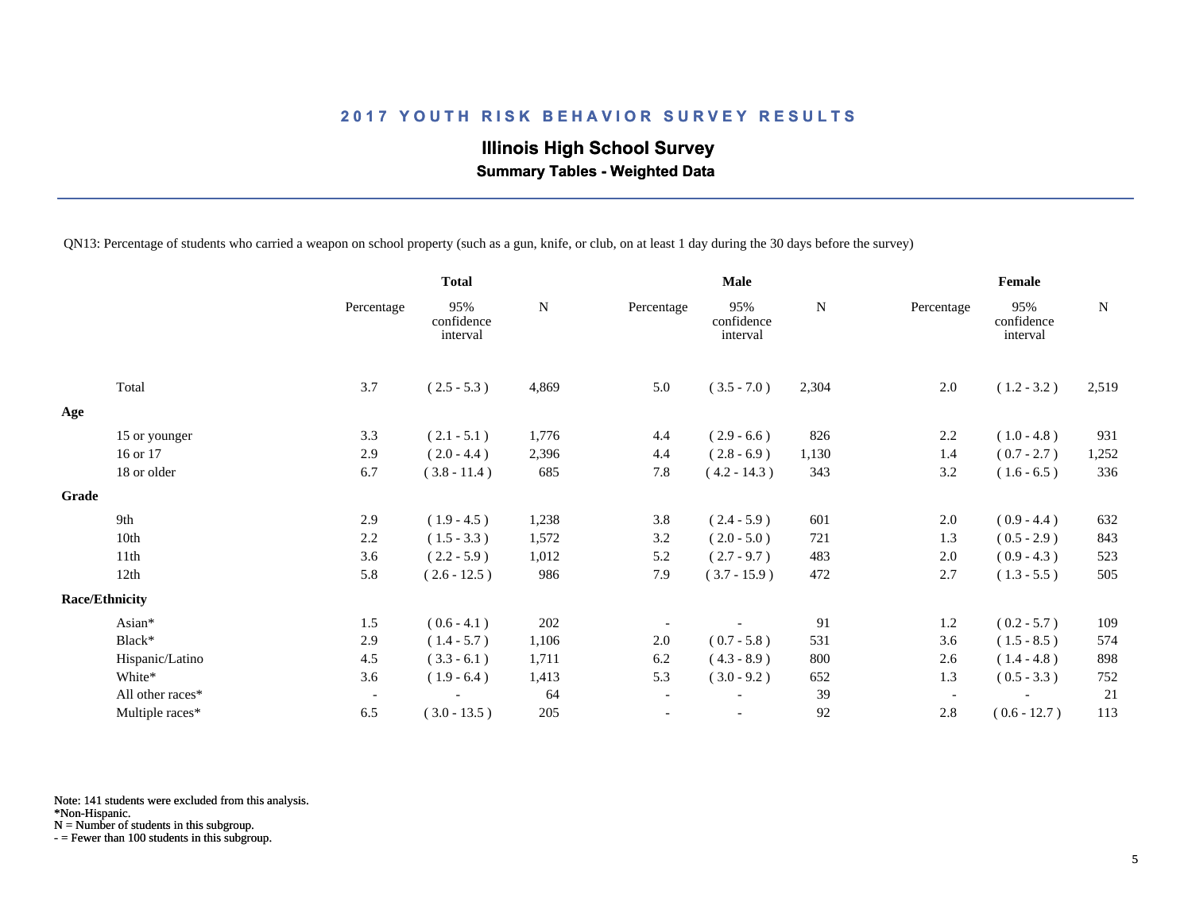## 2017 YOUTH RISK BEHAVIOR SURVEY RESULTS

### Illinois High School Survey

**Summary Tables - Weighted Data**

QN13: Percentage of students who carried a weapon on school property (such as a gun, knife, or club, on at least 1 day during the 30 days before the survey)

| | Total | | | Male | | | Female | | |
|---|---|---|---|---|---|---|---|---|---|
| | Percentage | 95% confidence interval | N | Percentage | 95% confidence interval | N | Percentage | 95% confidence interval | N |
| Total | 3.7 | ( 2.5 - 5.3 ) | 4,869 | 5.0 | ( 3.5 - 7.0 ) | 2,304 | 2.0 | ( 1.2 - 3.2 ) | 2,519 |
| **Age** | | | | | | | | | |
| 15 or younger | 3.3 | ( 2.1 - 5.1 ) | 1,776 | 4.4 | ( 2.9 - 6.6 ) | 826 | 2.2 | ( 1.0 - 4.8 ) | 931 |
| 16 or 17 | 2.9 | ( 2.0 - 4.4 ) | 2,396 | 4.4 | ( 2.8 - 6.9 ) | 1,130 | 1.4 | ( 0.7 - 2.7 ) | 1,252 |
| 18 or older | 6.7 | ( 3.8 - 11.4 ) | 685 | 7.8 | ( 4.2 - 14.3 ) | 343 | 3.2 | ( 1.6 - 6.5 ) | 336 |
| **Grade** | | | | | | | | | |
| 9th | 2.9 | ( 1.9 - 4.5 ) | 1,238 | 3.8 | ( 2.4 - 5.9 ) | 601 | 2.0 | ( 0.9 - 4.4 ) | 632 |
| 10th | 2.2 | ( 1.5 - 3.3 ) | 1,572 | 3.2 | ( 2.0 - 5.0 ) | 721 | 1.3 | ( 0.5 - 2.9 ) | 843 |
| 11th | 3.6 | ( 2.2 - 5.9 ) | 1,012 | 5.2 | ( 2.7 - 9.7 ) | 483 | 2.0 | ( 0.9 - 4.3 ) | 523 |
| 12th | 5.8 | ( 2.6 - 12.5 ) | 986 | 7.9 | ( 3.7 - 15.9 ) | 472 | 2.7 | ( 1.3 - 5.5 ) | 505 |
| **Race/Ethnicity** | | | | | | | | | |
| Asian* | 1.5 | ( 0.6 - 4.1 ) | 202 | - | - | 91 | 1.2 | ( 0.2 - 5.7 ) | 109 |
| Black* | 2.9 | ( 1.4 - 5.7 ) | 1,106 | 2.0 | ( 0.7 - 5.8 ) | 531 | 3.6 | ( 1.5 - 8.5 ) | 574 |
| Hispanic/Latino | 4.5 | ( 3.3 - 6.1 ) | 1,711 | 6.2 | ( 4.3 - 8.9 ) | 800 | 2.6 | ( 1.4 - 4.8 ) | 898 |
| White* | 3.6 | ( 1.9 - 6.4 ) | 1,413 | 5.3 | ( 3.0 - 9.2 ) | 652 | 1.3 | ( 0.5 - 3.3 ) | 752 |
| All other races* | - | - | 64 | - | - | 39 | - | - | 21 |
| Multiple races* | 6.5 | ( 3.0 - 13.5 ) | 205 | - | - | 92 | 2.8 | ( 0.6 - 12.7 ) | 113 |

Note: 141 students were excluded from this analysis.
*Non-Hispanic.
N = Number of students in this subgroup.
- = Fewer than 100 students in this subgroup.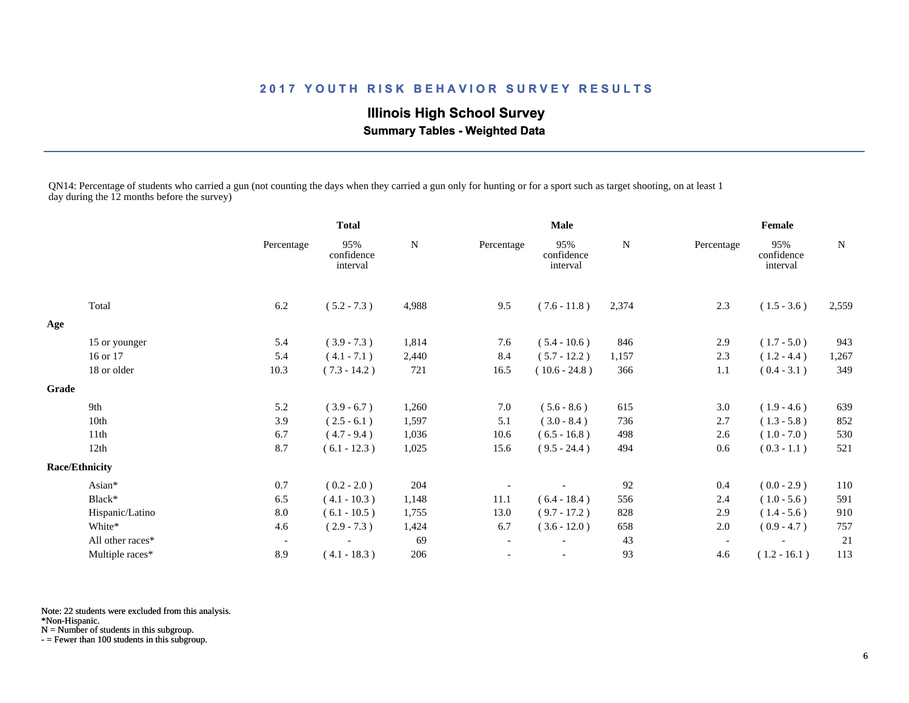## 2017 YOUTH RISK BEHAVIOR SURVEY RESULTS

### Illinois High School Survey

**Summary Tables - Weighted Data**

QN14: Percentage of students who carried a gun (not counting the days when they carried a gun only for hunting or for a sport such as target shooting, on at least 1 day during the 12 months before the survey)

| | Total | | | Male | | | Female | | |
|---|---|---|---|---|---|---|---|---|---|
| | Percentage | 95% confidence interval | N | Percentage | 95% confidence interval | N | Percentage | 95% confidence interval | N |
| Total | 6.2 | ( 5.2 - 7.3 ) | 4,988 | 9.5 | ( 7.6 - 11.8 ) | 2,374 | 2.3 | ( 1.5 - 3.6 ) | 2,559 |
| **Age** | | | | | | | | | |
| 15 or younger | 5.4 | ( 3.9 - 7.3 ) | 1,814 | 7.6 | ( 5.4 - 10.6 ) | 846 | 2.9 | ( 1.7 - 5.0 ) | 943 |
| 16 or 17 | 5.4 | ( 4.1 - 7.1 ) | 2,440 | 8.4 | ( 5.7 - 12.2 ) | 1,157 | 2.3 | ( 1.2 - 4.4 ) | 1,267 |
| 18 or older | 10.3 | ( 7.3 - 14.2 ) | 721 | 16.5 | ( 10.6 - 24.8 ) | 366 | 1.1 | ( 0.4 - 3.1 ) | 349 |
| **Grade** | | | | | | | | | |
| 9th | 5.2 | ( 3.9 - 6.7 ) | 1,260 | 7.0 | ( 5.6 - 8.6 ) | 615 | 3.0 | ( 1.9 - 4.6 ) | 639 |
| 10th | 3.9 | ( 2.5 - 6.1 ) | 1,597 | 5.1 | ( 3.0 - 8.4 ) | 736 | 2.7 | ( 1.3 - 5.8 ) | 852 |
| 11th | 6.7 | ( 4.7 - 9.4 ) | 1,036 | 10.6 | ( 6.5 - 16.8 ) | 498 | 2.6 | ( 1.0 - 7.0 ) | 530 |
| 12th | 8.7 | ( 6.1 - 12.3 ) | 1,025 | 15.6 | ( 9.5 - 24.4 ) | 494 | 0.6 | ( 0.3 - 1.1 ) | 521 |
| **Race/Ethnicity** | | | | | | | | | |
| Asian* | 0.7 | ( 0.2 - 2.0 ) | 204 | - | - | 92 | 0.4 | ( 0.0 - 2.9 ) | 110 |
| Black* | 6.5 | ( 4.1 - 10.3 ) | 1,148 | 11.1 | ( 6.4 - 18.4 ) | 556 | 2.4 | ( 1.0 - 5.6 ) | 591 |
| Hispanic/Latino | 8.0 | ( 6.1 - 10.5 ) | 1,755 | 13.0 | ( 9.7 - 17.2 ) | 828 | 2.9 | ( 1.4 - 5.6 ) | 910 |
| White* | 4.6 | ( 2.9 - 7.3 ) | 1,424 | 6.7 | ( 3.6 - 12.0 ) | 658 | 2.0 | ( 0.9 - 4.7 ) | 757 |
| All other races* | - | - | 69 | - | - | 43 | - | - | 21 |
| Multiple races* | 8.9 | ( 4.1 - 18.3 ) | 206 | - | - | 93 | 4.6 | ( 1.2 - 16.1 ) | 113 |

Note: 22 students were excluded from this analysis.
*Non-Hispanic.
N = Number of students in this subgroup.
- = Fewer than 100 students in this subgroup.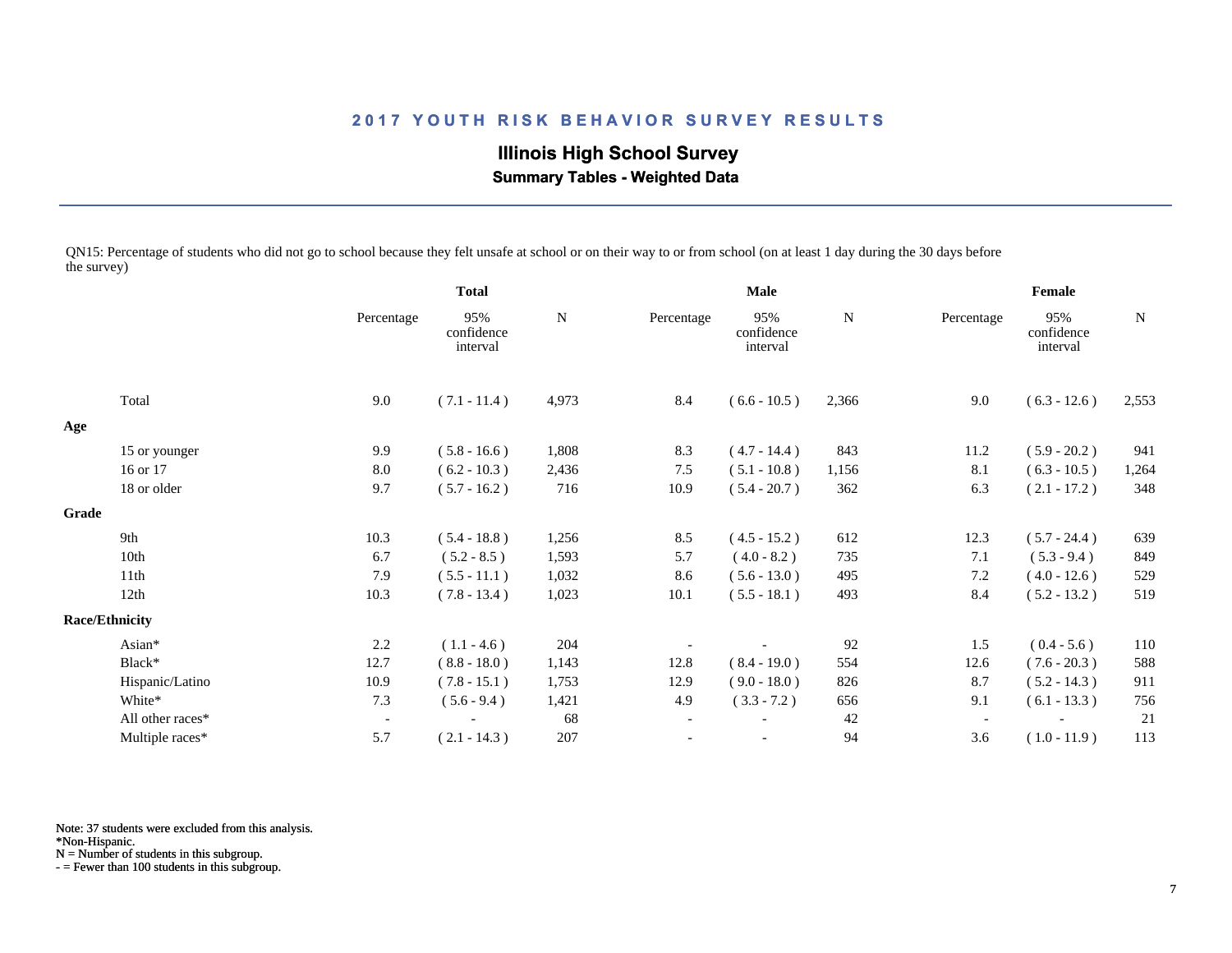# 2017 YOUTH RISK BEHAVIOR SURVEY RESULTS

## Illinois High School Survey

### Summary Tables - Weighted Data

QN15: Percentage of students who did not go to school because they felt unsafe at school or on their way to or from school (on at least 1 day during the 30 days before the survey)

| | Total | | | Male | | | Female | | |
|---|---|---|---|---|---|---|---|---|---|
| | Percentage | 95% confidence interval | N | Percentage | 95% confidence interval | N | Percentage | 95% confidence interval | N |
| Total | 9.0 | ( 7.1 - 11.4 ) | 4,973 | 8.4 | ( 6.6 - 10.5 ) | 2,366 | 9.0 | ( 6.3 - 12.6 ) | 2,553 |
| **Age** | | | | | | | | | |
| 15 or younger | 9.9 | ( 5.8 - 16.6 ) | 1,808 | 8.3 | ( 4.7 - 14.4 ) | 843 | 11.2 | ( 5.9 - 20.2 ) | 941 |
| 16 or 17 | 8.0 | ( 6.2 - 10.3 ) | 2,436 | 7.5 | ( 5.1 - 10.8 ) | 1,156 | 8.1 | ( 6.3 - 10.5 ) | 1,264 |
| 18 or older | 9.7 | ( 5.7 - 16.2 ) | 716 | 10.9 | ( 5.4 - 20.7 ) | 362 | 6.3 | ( 2.1 - 17.2 ) | 348 |
| **Grade** | | | | | | | | | |
| 9th | 10.3 | ( 5.4 - 18.8 ) | 1,256 | 8.5 | ( 4.5 - 15.2 ) | 612 | 12.3 | ( 5.7 - 24.4 ) | 639 |
| 10th | 6.7 | ( 5.2 - 8.5 ) | 1,593 | 5.7 | ( 4.0 - 8.2 ) | 735 | 7.1 | ( 5.3 - 9.4 ) | 849 |
| 11th | 7.9 | ( 5.5 - 11.1 ) | 1,032 | 8.6 | ( 5.6 - 13.0 ) | 495 | 7.2 | ( 4.0 - 12.6 ) | 529 |
| 12th | 10.3 | ( 7.8 - 13.4 ) | 1,023 | 10.1 | ( 5.5 - 18.1 ) | 493 | 8.4 | ( 5.2 - 13.2 ) | 519 |
| **Race/Ethnicity** | | | | | | | | | |
| Asian* | 2.2 | ( 1.1 - 4.6 ) | 204 | - | - | 92 | 1.5 | ( 0.4 - 5.6 ) | 110 |
| Black* | 12.7 | ( 8.8 - 18.0 ) | 1,143 | 12.8 | ( 8.4 - 19.0 ) | 554 | 12.6 | ( 7.6 - 20.3 ) | 588 |
| Hispanic/Latino | 10.9 | ( 7.8 - 15.1 ) | 1,753 | 12.9 | ( 9.0 - 18.0 ) | 826 | 8.7 | ( 5.2 - 14.3 ) | 911 |
| White* | 7.3 | ( 5.6 - 9.4 ) | 1,421 | 4.9 | ( 3.3 - 7.2 ) | 656 | 9.1 | ( 6.1 - 13.3 ) | 756 |
| All other races* | - | - | 68 | - | - | 42 | - | - | 21 |
| Multiple races* | 5.7 | ( 2.1 - 14.3 ) | 207 | - | - | 94 | 3.6 | ( 1.0 - 11.9 ) | 113 |

Note: 37 students were excluded from this analysis.
*Non-Hispanic.
N = Number of students in this subgroup.
- = Fewer than 100 students in this subgroup.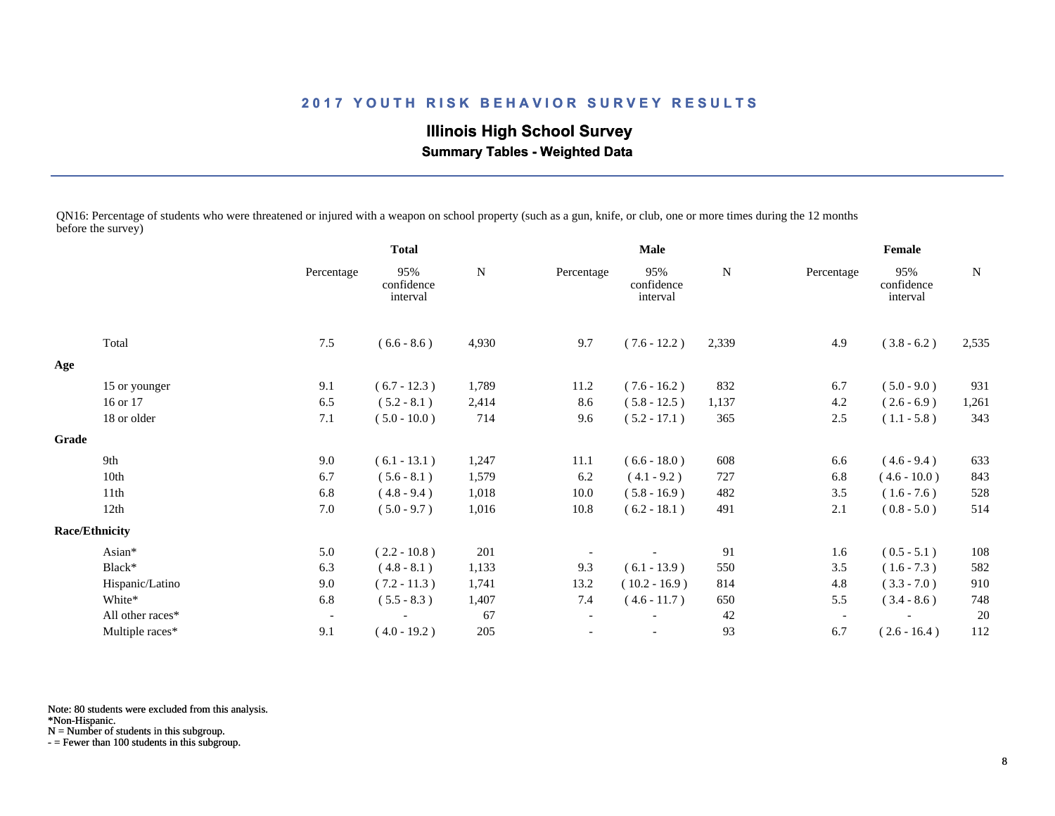## 2017 YOUTH RISK BEHAVIOR SURVEY RESULTS

### Illinois High School Survey

**Summary Tables - Weighted Data**

QN16: Percentage of students who were threatened or injured with a weapon on school property (such as a gun, knife, or club, one or more times during the 12 months before the survey)

| | Total | | | Male | | | Female | | |
|---|---|---|---|---|---|---|---|---|---|
| | Percentage | 95% confidence interval | N | Percentage | 95% confidence interval | N | Percentage | 95% confidence interval | N |
| Total | 7.5 | ( 6.6 - 8.6 ) | 4,930 | 9.7 | ( 7.6 - 12.2 ) | 2,339 | 4.9 | ( 3.8 - 6.2 ) | 2,535 |
| **Age** | | | | | | | | | |
| 15 or younger | 9.1 | ( 6.7 - 12.3 ) | 1,789 | 11.2 | ( 7.6 - 16.2 ) | 832 | 6.7 | ( 5.0 - 9.0 ) | 931 |
| 16 or 17 | 6.5 | ( 5.2 - 8.1 ) | 2,414 | 8.6 | ( 5.8 - 12.5 ) | 1,137 | 4.2 | ( 2.6 - 6.9 ) | 1,261 |
| 18 or older | 7.1 | ( 5.0 - 10.0 ) | 714 | 9.6 | ( 5.2 - 17.1 ) | 365 | 2.5 | ( 1.1 - 5.8 ) | 343 |
| **Grade** | | | | | | | | | |
| 9th | 9.0 | ( 6.1 - 13.1 ) | 1,247 | 11.1 | ( 6.6 - 18.0 ) | 608 | 6.6 | ( 4.6 - 9.4 ) | 633 |
| 10th | 6.7 | ( 5.6 - 8.1 ) | 1,579 | 6.2 | ( 4.1 - 9.2 ) | 727 | 6.8 | ( 4.6 - 10.0 ) | 843 |
| 11th | 6.8 | ( 4.8 - 9.4 ) | 1,018 | 10.0 | ( 5.8 - 16.9 ) | 482 | 3.5 | ( 1.6 - 7.6 ) | 528 |
| 12th | 7.0 | ( 5.0 - 9.7 ) | 1,016 | 10.8 | ( 6.2 - 18.1 ) | 491 | 2.1 | ( 0.8 - 5.0 ) | 514 |
| **Race/Ethnicity** | | | | | | | | | |
| Asian* | 5.0 | ( 2.2 - 10.8 ) | 201 | - | - | 91 | 1.6 | ( 0.5 - 5.1 ) | 108 |
| Black* | 6.3 | ( 4.8 - 8.1 ) | 1,133 | 9.3 | ( 6.1 - 13.9 ) | 550 | 3.5 | ( 1.6 - 7.3 ) | 582 |
| Hispanic/Latino | 9.0 | ( 7.2 - 11.3 ) | 1,741 | 13.2 | ( 10.2 - 16.9 ) | 814 | 4.8 | ( 3.3 - 7.0 ) | 910 |
| White* | 6.8 | ( 5.5 - 8.3 ) | 1,407 | 7.4 | ( 4.6 - 11.7 ) | 650 | 5.5 | ( 3.4 - 8.6 ) | 748 |
| All other races* | - | - | 67 | - | - | 42 | - | - | 20 |
| Multiple races* | 9.1 | ( 4.0 - 19.2 ) | 205 | - | - | 93 | 6.7 | ( 2.6 - 16.4 ) | 112 |

Note: 80 students were excluded from this analysis.
*Non-Hispanic.
N = Number of students in this subgroup.
- = Fewer than 100 students in this subgroup.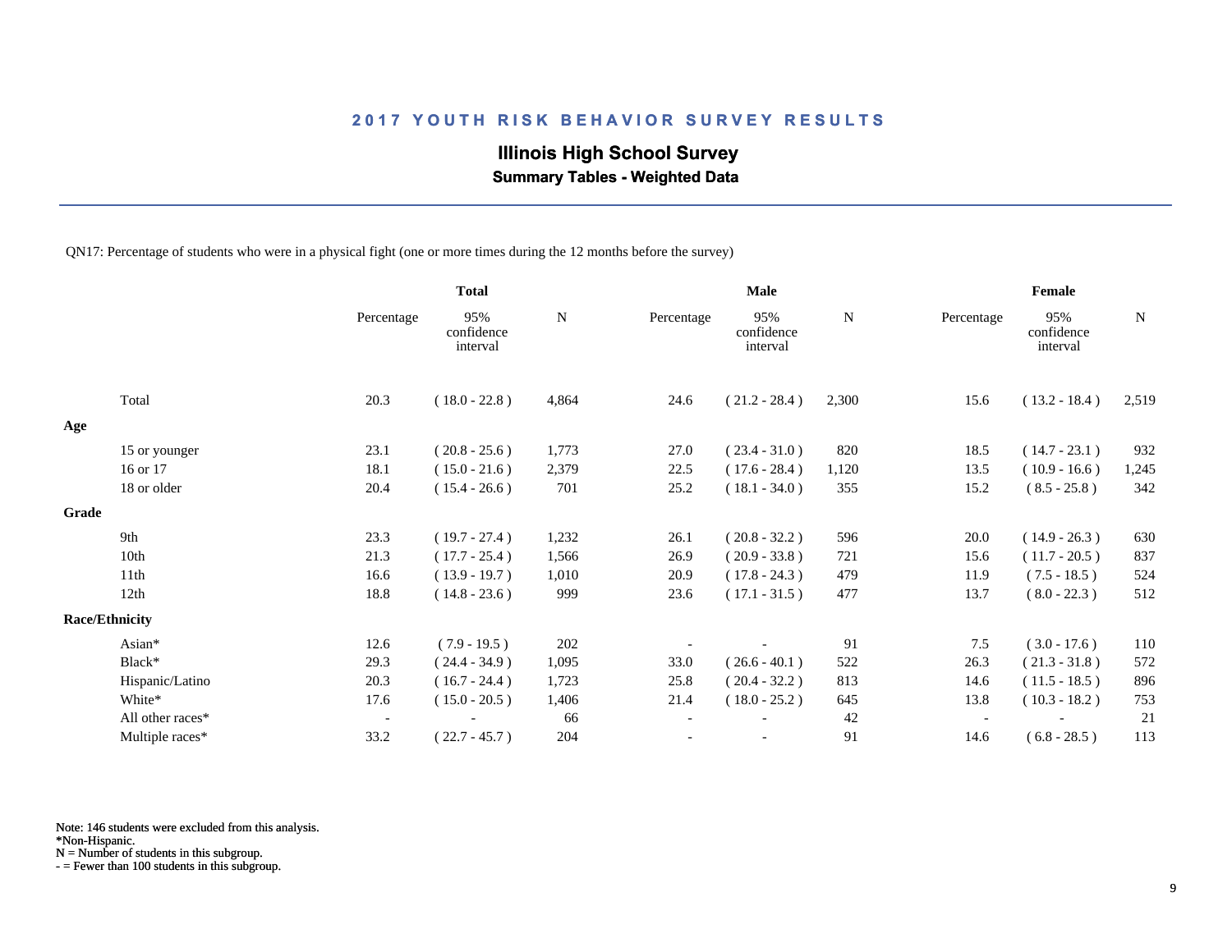# 2017 YOUTH RISK BEHAVIOR SURVEY RESULTS

## Illinois High School Survey

### Summary Tables - Weighted Data

QN17: Percentage of students who were in a physical fight (one or more times during the 12 months before the survey)

| | Total | | | Male | | | Female | | |
|---|---|---|---|---|---|---|---|---|---|
| | Percentage | 95% confidence interval | N | Percentage | 95% confidence interval | N | Percentage | 95% confidence interval | N |
| Total | 20.3 | ( 18.0 - 22.8 ) | 4,864 | 24.6 | ( 21.2 - 28.4 ) | 2,300 | 15.6 | ( 13.2 - 18.4 ) | 2,519 |
| **Age** | | | | | | | | | |
| 15 or younger | 23.1 | ( 20.8 - 25.6 ) | 1,773 | 27.0 | ( 23.4 - 31.0 ) | 820 | 18.5 | ( 14.7 - 23.1 ) | 932 |
| 16 or 17 | 18.1 | ( 15.0 - 21.6 ) | 2,379 | 22.5 | ( 17.6 - 28.4 ) | 1,120 | 13.5 | ( 10.9 - 16.6 ) | 1,245 |
| 18 or older | 20.4 | ( 15.4 - 26.6 ) | 701 | 25.2 | ( 18.1 - 34.0 ) | 355 | 15.2 | ( 8.5 - 25.8 ) | 342 |
| **Grade** | | | | | | | | | |
| 9th | 23.3 | ( 19.7 - 27.4 ) | 1,232 | 26.1 | ( 20.8 - 32.2 ) | 596 | 20.0 | ( 14.9 - 26.3 ) | 630 |
| 10th | 21.3 | ( 17.7 - 25.4 ) | 1,566 | 26.9 | ( 20.9 - 33.8 ) | 721 | 15.6 | ( 11.7 - 20.5 ) | 837 |
| 11th | 16.6 | ( 13.9 - 19.7 ) | 1,010 | 20.9 | ( 17.8 - 24.3 ) | 479 | 11.9 | ( 7.5 - 18.5 ) | 524 |
| 12th | 18.8 | ( 14.8 - 23.6 ) | 999 | 23.6 | ( 17.1 - 31.5 ) | 477 | 13.7 | ( 8.0 - 22.3 ) | 512 |
| **Race/Ethnicity** | | | | | | | | | |
| Asian* | 12.6 | ( 7.9 - 19.5 ) | 202 | - | - | 91 | 7.5 | ( 3.0 - 17.6 ) | 110 |
| Black* | 29.3 | ( 24.4 - 34.9 ) | 1,095 | 33.0 | ( 26.6 - 40.1 ) | 522 | 26.3 | ( 21.3 - 31.8 ) | 572 |
| Hispanic/Latino | 20.3 | ( 16.7 - 24.4 ) | 1,723 | 25.8 | ( 20.4 - 32.2 ) | 813 | 14.6 | ( 11.5 - 18.5 ) | 896 |
| White* | 17.6 | ( 15.0 - 20.5 ) | 1,406 | 21.4 | ( 18.0 - 25.2 ) | 645 | 13.8 | ( 10.3 - 18.2 ) | 753 |
| All other races* | - | - | 66 | - | - | 42 | - | - | 21 |
| Multiple races* | 33.2 | ( 22.7 - 45.7 ) | 204 | - | - | 91 | 14.6 | ( 6.8 - 28.5 ) | 113 |

Note: 146 students were excluded from this analysis.
*Non-Hispanic.
N = Number of students in this subgroup.
- = Fewer than 100 students in this subgroup.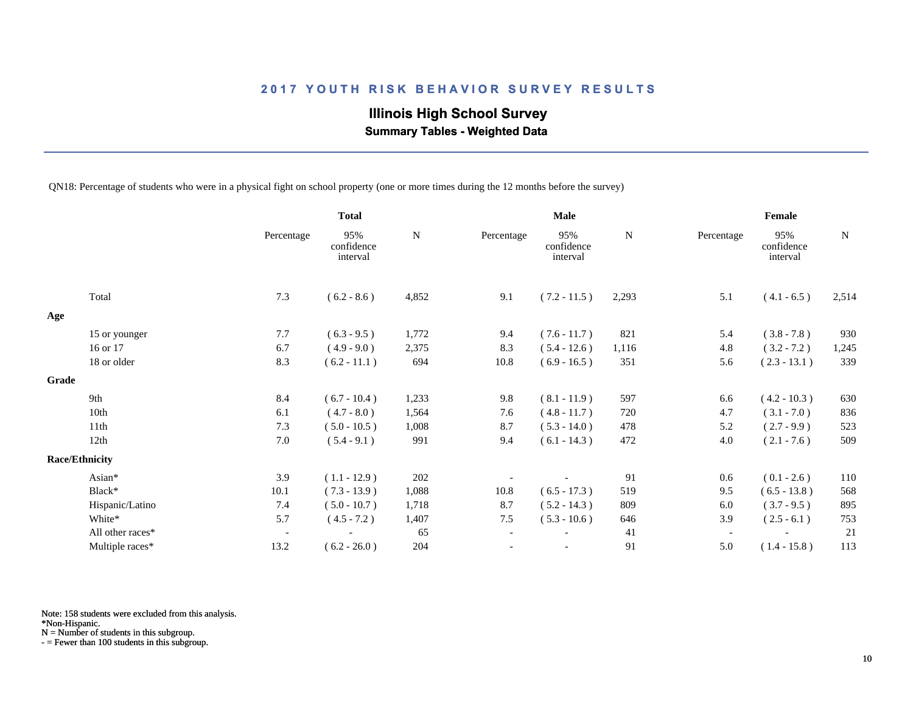## 2017 YOUTH RISK BEHAVIOR SURVEY RESULTS

### Illinois High School Survey

**Summary Tables - Weighted Data**

QN18: Percentage of students who were in a physical fight on school property (one or more times during the 12 months before the survey)

| | Total | | | Male | | | Female | | |
|---|---|---|---|---|---|---|---|---|---|
| | Percentage | 95% confidence interval | N | Percentage | 95% confidence interval | N | Percentage | 95% confidence interval | N |
| Total | 7.3 | ( 6.2 - 8.6 ) | 4,852 | 9.1 | ( 7.2 - 11.5 ) | 2,293 | 5.1 | ( 4.1 - 6.5 ) | 2,514 |
| **Age** | | | | | | | | | |
| 15 or younger | 7.7 | ( 6.3 - 9.5 ) | 1,772 | 9.4 | ( 7.6 - 11.7 ) | 821 | 5.4 | ( 3.8 - 7.8 ) | 930 |
| 16 or 17 | 6.7 | ( 4.9 - 9.0 ) | 2,375 | 8.3 | ( 5.4 - 12.6 ) | 1,116 | 4.8 | ( 3.2 - 7.2 ) | 1,245 |
| 18 or older | 8.3 | ( 6.2 - 11.1 ) | 694 | 10.8 | ( 6.9 - 16.5 ) | 351 | 5.6 | ( 2.3 - 13.1 ) | 339 |
| **Grade** | | | | | | | | | |
| 9th | 8.4 | ( 6.7 - 10.4 ) | 1,233 | 9.8 | ( 8.1 - 11.9 ) | 597 | 6.6 | ( 4.2 - 10.3 ) | 630 |
| 10th | 6.1 | ( 4.7 - 8.0 ) | 1,564 | 7.6 | ( 4.8 - 11.7 ) | 720 | 4.7 | ( 3.1 - 7.0 ) | 836 |
| 11th | 7.3 | ( 5.0 - 10.5 ) | 1,008 | 8.7 | ( 5.3 - 14.0 ) | 478 | 5.2 | ( 2.7 - 9.9 ) | 523 |
| 12th | 7.0 | ( 5.4 - 9.1 ) | 991 | 9.4 | ( 6.1 - 14.3 ) | 472 | 4.0 | ( 2.1 - 7.6 ) | 509 |
| **Race/Ethnicity** | | | | | | | | | |
| Asian* | 3.9 | ( 1.1 - 12.9 ) | 202 | - | - | 91 | 0.6 | ( 0.1 - 2.6 ) | 110 |
| Black* | 10.1 | ( 7.3 - 13.9 ) | 1,088 | 10.8 | ( 6.5 - 17.3 ) | 519 | 9.5 | ( 6.5 - 13.8 ) | 568 |
| Hispanic/Latino | 7.4 | ( 5.0 - 10.7 ) | 1,718 | 8.7 | ( 5.2 - 14.3 ) | 809 | 6.0 | ( 3.7 - 9.5 ) | 895 |
| White* | 5.7 | ( 4.5 - 7.2 ) | 1,407 | 7.5 | ( 5.3 - 10.6 ) | 646 | 3.9 | ( 2.5 - 6.1 ) | 753 |
| All other races* | - | - | 65 | - | - | 41 | - | - | 21 |
| Multiple races* | 13.2 | ( 6.2 - 26.0 ) | 204 | - | - | 91 | 5.0 | ( 1.4 - 15.8 ) | 113 |

Note: 158 students were excluded from this analysis.
*Non-Hispanic.
N = Number of students in this subgroup.
- = Fewer than 100 students in this subgroup.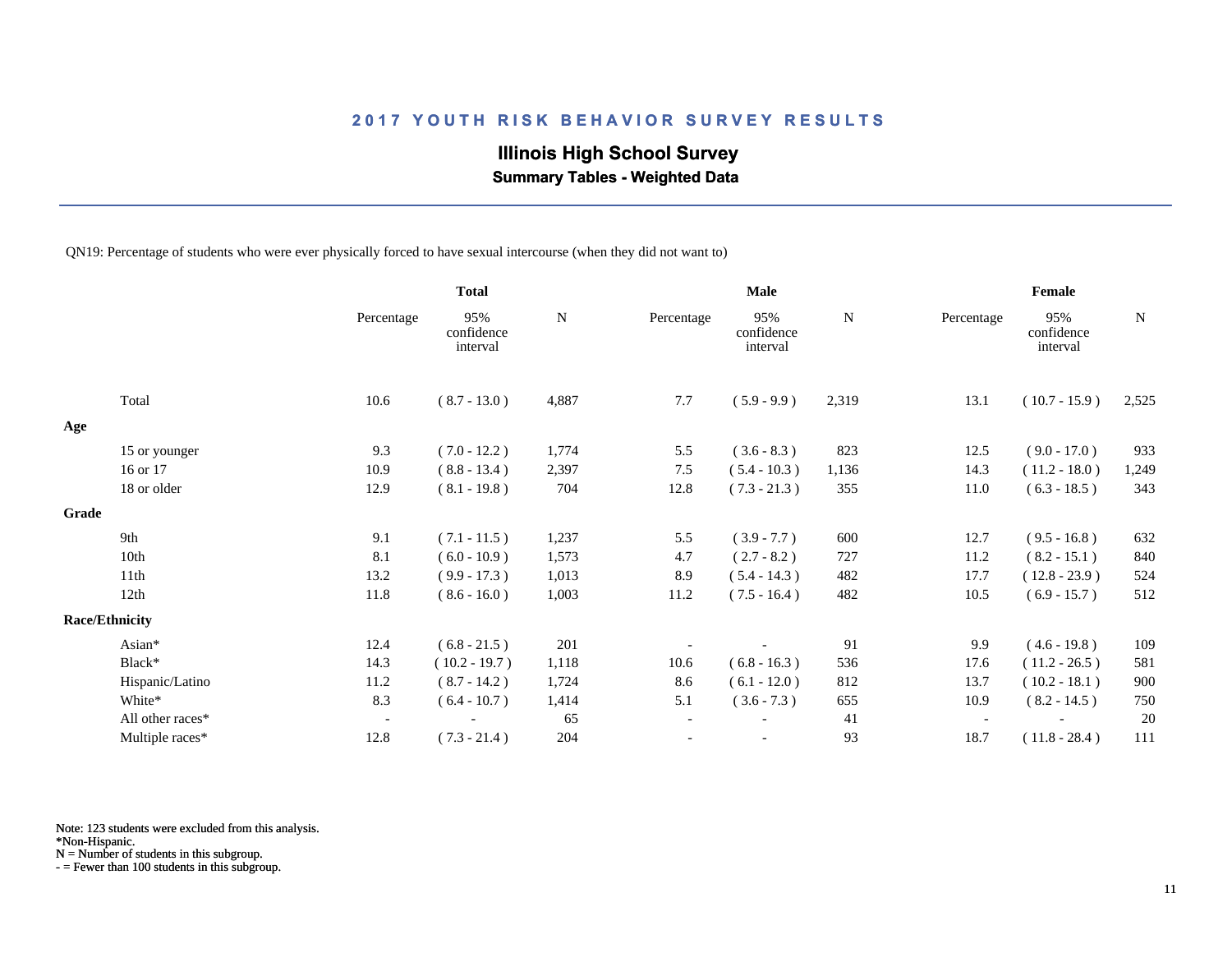# 2017 YOUTH RISK BEHAVIOR SURVEY RESULTS

## Illinois High School Survey

### Summary Tables - Weighted Data

QN19: Percentage of students who were ever physically forced to have sexual intercourse (when they did not want to)

| | Total | | | Male | | | Female | | |
|---|---|---|---|---|---|---|---|---|---|
| | Percentage | 95% confidence interval | N | Percentage | 95% confidence interval | N | Percentage | 95% confidence interval | N |
| Total | 10.6 | ( 8.7 - 13.0 ) | 4,887 | 7.7 | ( 5.9 - 9.9 ) | 2,319 | 13.1 | ( 10.7 - 15.9 ) | 2,525 |
| **Age** | | | | | | | | | |
| 15 or younger | 9.3 | ( 7.0 - 12.2 ) | 1,774 | 5.5 | ( 3.6 - 8.3 ) | 823 | 12.5 | ( 9.0 - 17.0 ) | 933 |
| 16 or 17 | 10.9 | ( 8.8 - 13.4 ) | 2,397 | 7.5 | ( 5.4 - 10.3 ) | 1,136 | 14.3 | ( 11.2 - 18.0 ) | 1,249 |
| 18 or older | 12.9 | ( 8.1 - 19.8 ) | 704 | 12.8 | ( 7.3 - 21.3 ) | 355 | 11.0 | ( 6.3 - 18.5 ) | 343 |
| **Grade** | | | | | | | | | |
| 9th | 9.1 | ( 7.1 - 11.5 ) | 1,237 | 5.5 | ( 3.9 - 7.7 ) | 600 | 12.7 | ( 9.5 - 16.8 ) | 632 |
| 10th | 8.1 | ( 6.0 - 10.9 ) | 1,573 | 4.7 | ( 2.7 - 8.2 ) | 727 | 11.2 | ( 8.2 - 15.1 ) | 840 |
| 11th | 13.2 | ( 9.9 - 17.3 ) | 1,013 | 8.9 | ( 5.4 - 14.3 ) | 482 | 17.7 | ( 12.8 - 23.9 ) | 524 |
| 12th | 11.8 | ( 8.6 - 16.0 ) | 1,003 | 11.2 | ( 7.5 - 16.4 ) | 482 | 10.5 | ( 6.9 - 15.7 ) | 512 |
| **Race/Ethnicity** | | | | | | | | | |
| Asian* | 12.4 | ( 6.8 - 21.5 ) | 201 | - | - | 91 | 9.9 | ( 4.6 - 19.8 ) | 109 |
| Black* | 14.3 | ( 10.2 - 19.7 ) | 1,118 | 10.6 | ( 6.8 - 16.3 ) | 536 | 17.6 | ( 11.2 - 26.5 ) | 581 |
| Hispanic/Latino | 11.2 | ( 8.7 - 14.2 ) | 1,724 | 8.6 | ( 6.1 - 12.0 ) | 812 | 13.7 | ( 10.2 - 18.1 ) | 900 |
| White* | 8.3 | ( 6.4 - 10.7 ) | 1,414 | 5.1 | ( 3.6 - 7.3 ) | 655 | 10.9 | ( 8.2 - 14.5 ) | 750 |
| All other races* | - | - | 65 | - | - | 41 | - | - | 20 |
| Multiple races* | 12.8 | ( 7.3 - 21.4 ) | 204 | - | - | 93 | 18.7 | ( 11.8 - 28.4 ) | 111 |

Note: 123 students were excluded from this analysis.
*Non-Hispanic.
N = Number of students in this subgroup.
- = Fewer than 100 students in this subgroup.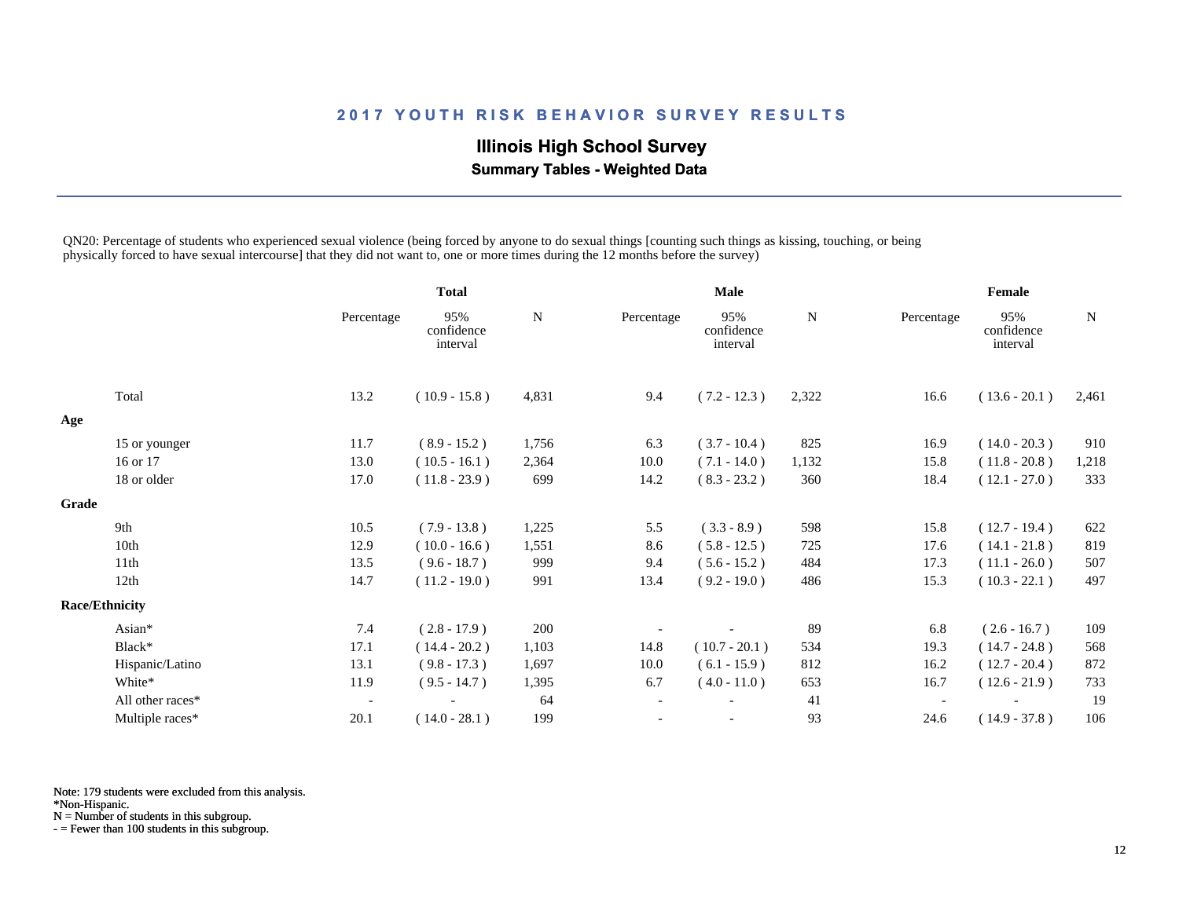# 2017 YOUTH RISK BEHAVIOR SURVEY RESULTS

## Illinois High School Survey

### Summary Tables - Weighted Data

QN20: Percentage of students who experienced sexual violence (being forced by anyone to do sexual things [counting such things as kissing, touching, or being physically forced to have sexual intercourse] that they did not want to, one or more times during the 12 months before the survey)

| | Total | | | Male | | | Female | | |
|---|---|---|---|---|---|---|---|---|---|
| | Percentage | 95% confidence interval | N | Percentage | 95% confidence interval | N | Percentage | 95% confidence interval | N |
| Total | 13.2 | ( 10.9 - 15.8 ) | 4,831 | 9.4 | ( 7.2 - 12.3 ) | 2,322 | 16.6 | ( 13.6 - 20.1 ) | 2,461 |
| **Age** | | | | | | | | | |
| 15 or younger | 11.7 | ( 8.9 - 15.2 ) | 1,756 | 6.3 | ( 3.7 - 10.4 ) | 825 | 16.9 | ( 14.0 - 20.3 ) | 910 |
| 16 or 17 | 13.0 | ( 10.5 - 16.1 ) | 2,364 | 10.0 | ( 7.1 - 14.0 ) | 1,132 | 15.8 | ( 11.8 - 20.8 ) | 1,218 |
| 18 or older | 17.0 | ( 11.8 - 23.9 ) | 699 | 14.2 | ( 8.3 - 23.2 ) | 360 | 18.4 | ( 12.1 - 27.0 ) | 333 |
| **Grade** | | | | | | | | | |
| 9th | 10.5 | ( 7.9 - 13.8 ) | 1,225 | 5.5 | ( 3.3 - 8.9 ) | 598 | 15.8 | ( 12.7 - 19.4 ) | 622 |
| 10th | 12.9 | ( 10.0 - 16.6 ) | 1,551 | 8.6 | ( 5.8 - 12.5 ) | 725 | 17.6 | ( 14.1 - 21.8 ) | 819 |
| 11th | 13.5 | ( 9.6 - 18.7 ) | 999 | 9.4 | ( 5.6 - 15.2 ) | 484 | 17.3 | ( 11.1 - 26.0 ) | 507 |
| 12th | 14.7 | ( 11.2 - 19.0 ) | 991 | 13.4 | ( 9.2 - 19.0 ) | 486 | 15.3 | ( 10.3 - 22.1 ) | 497 |
| **Race/Ethnicity** | | | | | | | | | |
| Asian* | 7.4 | ( 2.8 - 17.9 ) | 200 | - | - | 89 | 6.8 | ( 2.6 - 16.7 ) | 109 |
| Black* | 17.1 | ( 14.4 - 20.2 ) | 1,103 | 14.8 | ( 10.7 - 20.1 ) | 534 | 19.3 | ( 14.7 - 24.8 ) | 568 |
| Hispanic/Latino | 13.1 | ( 9.8 - 17.3 ) | 1,697 | 10.0 | ( 6.1 - 15.9 ) | 812 | 16.2 | ( 12.7 - 20.4 ) | 872 |
| White* | 11.9 | ( 9.5 - 14.7 ) | 1,395 | 6.7 | ( 4.0 - 11.0 ) | 653 | 16.7 | ( 12.6 - 21.9 ) | 733 |
| All other races* | - | - | 64 | - | - | 41 | - | - | 19 |
| Multiple races* | 20.1 | ( 14.0 - 28.1 ) | 199 | - | - | 93 | 24.6 | ( 14.9 - 37.8 ) | 106 |

Note: 179 students were excluded from this analysis.
*Non-Hispanic.
N = Number of students in this subgroup.
- = Fewer than 100 students in this subgroup.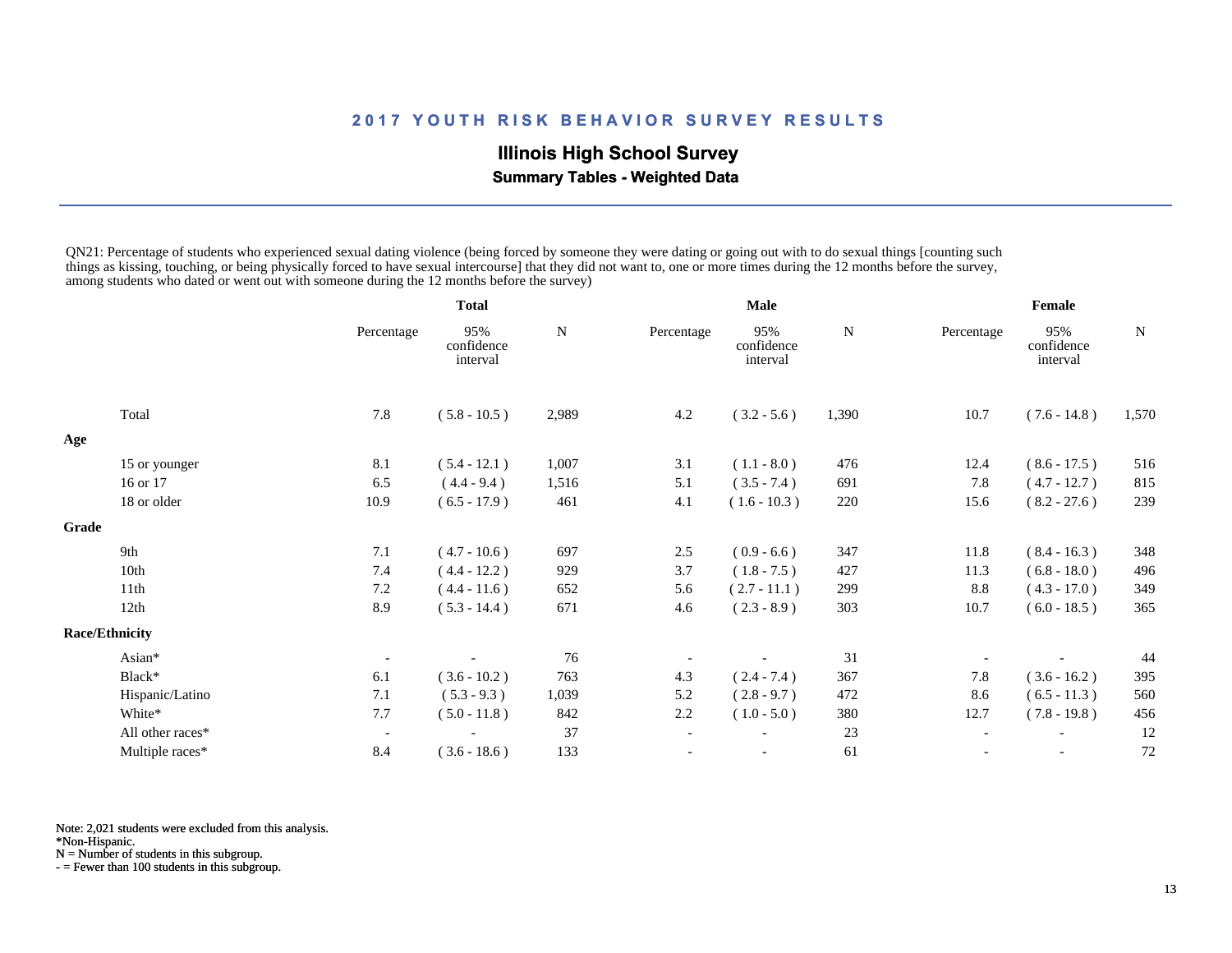# 2017 YOUTH RISK BEHAVIOR SURVEY RESULTS

## Illinois High School Survey

### Summary Tables - Weighted Data

QN21: Percentage of students who experienced sexual dating violence (being forced by someone they were dating or going out with to do sexual things [counting such things as kissing, touching, or being physically forced to have sexual intercourse] that they did not want to, one or more times during the 12 months before the survey, among students who dated or went out with someone during the 12 months before the survey)

| | Total | | | Male | | | Female | | |
|---|---|---|---|---|---|---|---|---|---|
| | Percentage | 95% confidence interval | N | Percentage | 95% confidence interval | N | Percentage | 95% confidence interval | N |
| Total | 7.8 | ( 5.8 - 10.5 ) | 2,989 | 4.2 | ( 3.2 - 5.6 ) | 1,390 | 10.7 | ( 7.6 - 14.8 ) | 1,570 |
| **Age** | | | | | | | | | |
| 15 or younger | 8.1 | ( 5.4 - 12.1 ) | 1,007 | 3.1 | ( 1.1 - 8.0 ) | 476 | 12.4 | ( 8.6 - 17.5 ) | 516 |
| 16 or 17 | 6.5 | ( 4.4 - 9.4 ) | 1,516 | 5.1 | ( 3.5 - 7.4 ) | 691 | 7.8 | ( 4.7 - 12.7 ) | 815 |
| 18 or older | 10.9 | ( 6.5 - 17.9 ) | 461 | 4.1 | ( 1.6 - 10.3 ) | 220 | 15.6 | ( 8.2 - 27.6 ) | 239 |
| **Grade** | | | | | | | | | |
| 9th | 7.1 | ( 4.7 - 10.6 ) | 697 | 2.5 | ( 0.9 - 6.6 ) | 347 | 11.8 | ( 8.4 - 16.3 ) | 348 |
| 10th | 7.4 | ( 4.4 - 12.2 ) | 929 | 3.7 | ( 1.8 - 7.5 ) | 427 | 11.3 | ( 6.8 - 18.0 ) | 496 |
| 11th | 7.2 | ( 4.4 - 11.6 ) | 652 | 5.6 | ( 2.7 - 11.1 ) | 299 | 8.8 | ( 4.3 - 17.0 ) | 349 |
| 12th | 8.9 | ( 5.3 - 14.4 ) | 671 | 4.6 | ( 2.3 - 8.9 ) | 303 | 10.7 | ( 6.0 - 18.5 ) | 365 |
| **Race/Ethnicity** | | | | | | | | | |
| Asian* | - | - | 76 | - | - | 31 | - | - | 44 |
| Black* | 6.1 | ( 3.6 - 10.2 ) | 763 | 4.3 | ( 2.4 - 7.4 ) | 367 | 7.8 | ( 3.6 - 16.2 ) | 395 |
| Hispanic/Latino | 7.1 | ( 5.3 - 9.3 ) | 1,039 | 5.2 | ( 2.8 - 9.7 ) | 472 | 8.6 | ( 6.5 - 11.3 ) | 560 |
| White* | 7.7 | ( 5.0 - 11.8 ) | 842 | 2.2 | ( 1.0 - 5.0 ) | 380 | 12.7 | ( 7.8 - 19.8 ) | 456 |
| All other races* | - | - | 37 | - | - | 23 | - | - | 12 |
| Multiple races* | 8.4 | ( 3.6 - 18.6 ) | 133 | - | - | 61 | - | - | 72 |

Note: 2,021 students were excluded from this analysis.
*Non-Hispanic.
N = Number of students in this subgroup.
- = Fewer than 100 students in this subgroup.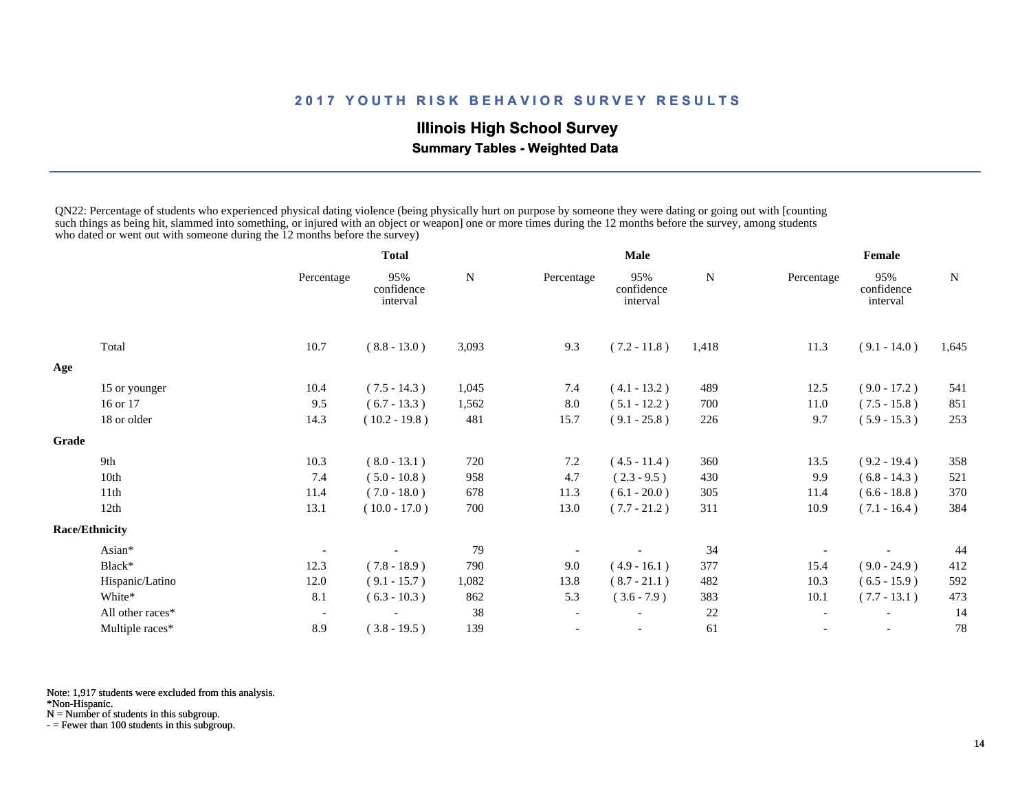# 2017 YOUTH RISK BEHAVIOR SURVEY RESULTS

## Illinois High School Survey

### Summary Tables - Weighted Data

QN22: Percentage of students who experienced physical dating violence (being physically hurt on purpose by someone they were dating or going out with [counting such things as being hit, slammed into something, or injured with an object or weapon] one or more times during the 12 months before the survey, among students who dated or went out with someone during the 12 months before the survey)

| | Total | | | Male | | | Female | | |
|---|---|---|---|---|---|---|---|---|---|
| | Percentage | 95% confidence interval | N | Percentage | 95% confidence interval | N | Percentage | 95% confidence interval | N |
| Total | 10.7 | ( 8.8 - 13.0 ) | 3,093 | 9.3 | ( 7.2 - 11.8 ) | 1,418 | 11.3 | ( 9.1 - 14.0 ) | 1,645 |
| **Age** | | | | | | | | | |
| 15 or younger | 10.4 | ( 7.5 - 14.3 ) | 1,045 | 7.4 | ( 4.1 - 13.2 ) | 489 | 12.5 | ( 9.0 - 17.2 ) | 541 |
| 16 or 17 | 9.5 | ( 6.7 - 13.3 ) | 1,562 | 8.0 | ( 5.1 - 12.2 ) | 700 | 11.0 | ( 7.5 - 15.8 ) | 851 |
| 18 or older | 14.3 | ( 10.2 - 19.8 ) | 481 | 15.7 | ( 9.1 - 25.8 ) | 226 | 9.7 | ( 5.9 - 15.3 ) | 253 |
| **Grade** | | | | | | | | | |
| 9th | 10.3 | ( 8.0 - 13.1 ) | 720 | 7.2 | ( 4.5 - 11.4 ) | 360 | 13.5 | ( 9.2 - 19.4 ) | 358 |
| 10th | 7.4 | ( 5.0 - 10.8 ) | 958 | 4.7 | ( 2.3 - 9.5 ) | 430 | 9.9 | ( 6.8 - 14.3 ) | 521 |
| 11th | 11.4 | ( 7.0 - 18.0 ) | 678 | 11.3 | ( 6.1 - 20.0 ) | 305 | 11.4 | ( 6.6 - 18.8 ) | 370 |
| 12th | 13.1 | ( 10.0 - 17.0 ) | 700 | 13.0 | ( 7.7 - 21.2 ) | 311 | 10.9 | ( 7.1 - 16.4 ) | 384 |
| **Race/Ethnicity** | | | | | | | | | |
| Asian* | - | - | 79 | - | - | 34 | - | - | 44 |
| Black* | 12.3 | ( 7.8 - 18.9 ) | 790 | 9.0 | ( 4.9 - 16.1 ) | 377 | 15.4 | ( 9.0 - 24.9 ) | 412 |
| Hispanic/Latino | 12.0 | ( 9.1 - 15.7 ) | 1,082 | 13.8 | ( 8.7 - 21.1 ) | 482 | 10.3 | ( 6.5 - 15.9 ) | 592 |
| White* | 8.1 | ( 6.3 - 10.3 ) | 862 | 5.3 | ( 3.6 - 7.9 ) | 383 | 10.1 | ( 7.7 - 13.1 ) | 473 |
| All other races* | - | - | 38 | - | - | 22 | - | - | 14 |
| Multiple races* | 8.9 | ( 3.8 - 19.5 ) | 139 | - | - | 61 | - | - | 78 |

Note: 1,917 students were excluded from this analysis.
*Non-Hispanic.
N = Number of students in this subgroup.
- = Fewer than 100 students in this subgroup.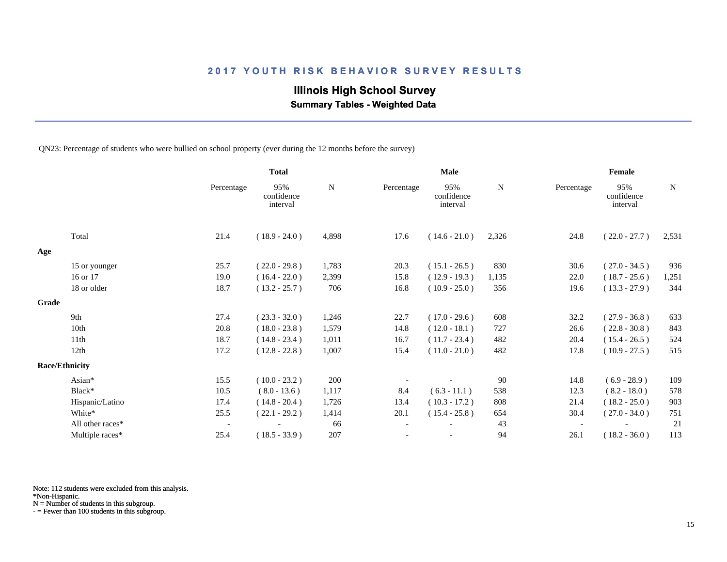## 2017 YOUTH RISK BEHAVIOR SURVEY RESULTS

### Illinois High School Survey

**Summary Tables - Weighted Data**

QN23: Percentage of students who were bullied on school property (ever during the 12 months before the survey)

| | Total | | | Male | | | Female | | |
|---|---|---|---|---|---|---|---|---|---|
| | Percentage | 95% confidence interval | N | Percentage | 95% confidence interval | N | Percentage | 95% confidence interval | N |
| Total | 21.4 | ( 18.9 - 24.0 ) | 4,898 | 17.6 | ( 14.6 - 21.0 ) | 2,326 | 24.8 | ( 22.0 - 27.7 ) | 2,531 |
| **Age** | | | | | | | | | |
| 15 or younger | 25.7 | ( 22.0 - 29.8 ) | 1,783 | 20.3 | ( 15.1 - 26.5 ) | 830 | 30.6 | ( 27.0 - 34.5 ) | 936 |
| 16 or 17 | 19.0 | ( 16.4 - 22.0 ) | 2,399 | 15.8 | ( 12.9 - 19.3 ) | 1,135 | 22.0 | ( 18.7 - 25.6 ) | 1,251 |
| 18 or older | 18.7 | ( 13.2 - 25.7 ) | 706 | 16.8 | ( 10.9 - 25.0 ) | 356 | 19.6 | ( 13.3 - 27.9 ) | 344 |
| **Grade** | | | | | | | | | |
| 9th | 27.4 | ( 23.3 - 32.0 ) | 1,246 | 22.7 | ( 17.0 - 29.6 ) | 608 | 32.2 | ( 27.9 - 36.8 ) | 633 |
| 10th | 20.8 | ( 18.0 - 23.8 ) | 1,579 | 14.8 | ( 12.0 - 18.1 ) | 727 | 26.6 | ( 22.8 - 30.8 ) | 843 |
| 11th | 18.7 | ( 14.8 - 23.4 ) | 1,011 | 16.7 | ( 11.7 - 23.4 ) | 482 | 20.4 | ( 15.4 - 26.5 ) | 524 |
| 12th | 17.2 | ( 12.8 - 22.8 ) | 1,007 | 15.4 | ( 11.0 - 21.0 ) | 482 | 17.8 | ( 10.9 - 27.5 ) | 515 |
| **Race/Ethnicity** | | | | | | | | | |
| Asian* | 15.5 | ( 10.0 - 23.2 ) | 200 | - | - | 90 | 14.8 | ( 6.9 - 28.9 ) | 109 |
| Black* | 10.5 | ( 8.0 - 13.6 ) | 1,117 | 8.4 | ( 6.3 - 11.1 ) | 538 | 12.3 | ( 8.2 - 18.0 ) | 578 |
| Hispanic/Latino | 17.4 | ( 14.8 - 20.4 ) | 1,726 | 13.4 | ( 10.3 - 17.2 ) | 808 | 21.4 | ( 18.2 - 25.0 ) | 903 |
| White* | 25.5 | ( 22.1 - 29.2 ) | 1,414 | 20.1 | ( 15.4 - 25.8 ) | 654 | 30.4 | ( 27.0 - 34.0 ) | 751 |
| All other races* | - | - | 66 | - | - | 43 | - | - | 21 |
| Multiple races* | 25.4 | ( 18.5 - 33.9 ) | 207 | - | - | 94 | 26.1 | ( 18.2 - 36.0 ) | 113 |

Note: 112 students were excluded from this analysis.
*Non-Hispanic.
N = Number of students in this subgroup.
- = Fewer than 100 students in this subgroup.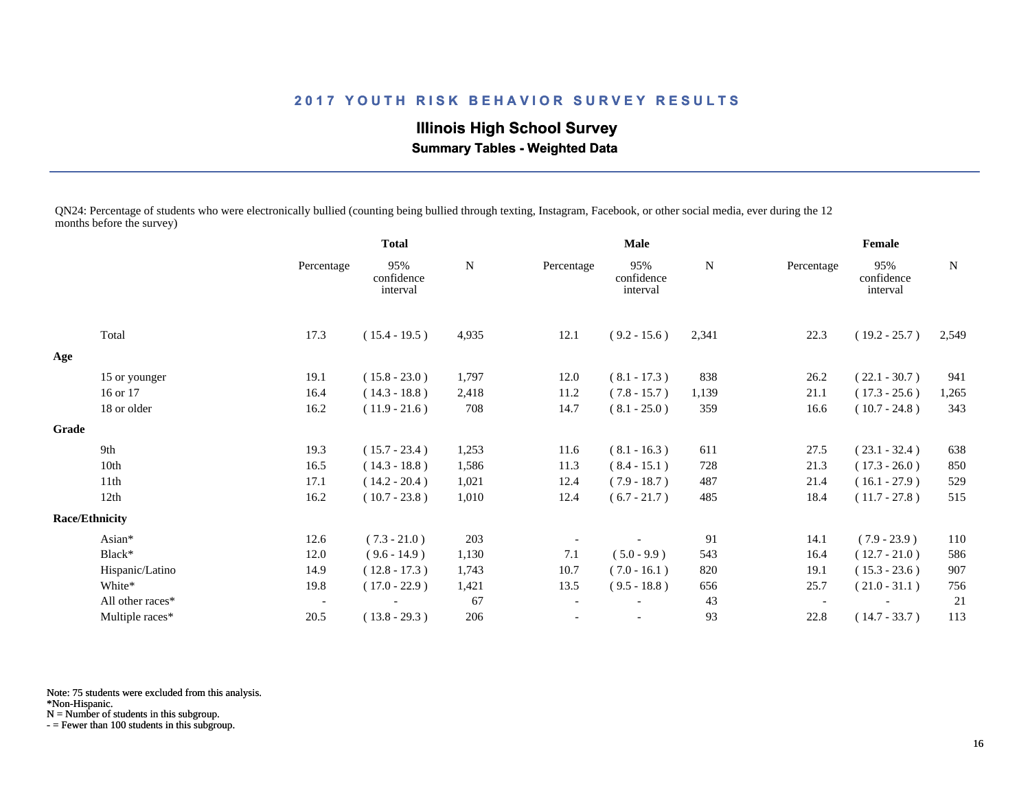# 2017 YOUTH RISK BEHAVIOR SURVEY RESULTS

## Illinois High School Survey

### Summary Tables - Weighted Data

QN24: Percentage of students who were electronically bullied (counting being bullied through texting, Instagram, Facebook, or other social media, ever during the 12 months before the survey)

| | Total | | | Male | | | Female | | |
|---|---|---|---|---|---|---|---|---|---|
| | Percentage | 95% confidence interval | N | Percentage | 95% confidence interval | N | Percentage | 95% confidence interval | N |
| Total | 17.3 | ( 15.4 - 19.5 ) | 4,935 | 12.1 | ( 9.2 - 15.6 ) | 2,341 | 22.3 | ( 19.2 - 25.7 ) | 2,549 |
| **Age** | | | | | | | | | |
| 15 or younger | 19.1 | ( 15.8 - 23.0 ) | 1,797 | 12.0 | ( 8.1 - 17.3 ) | 838 | 26.2 | ( 22.1 - 30.7 ) | 941 |
| 16 or 17 | 16.4 | ( 14.3 - 18.8 ) | 2,418 | 11.2 | ( 7.8 - 15.7 ) | 1,139 | 21.1 | ( 17.3 - 25.6 ) | 1,265 |
| 18 or older | 16.2 | ( 11.9 - 21.6 ) | 708 | 14.7 | ( 8.1 - 25.0 ) | 359 | 16.6 | ( 10.7 - 24.8 ) | 343 |
| **Grade** | | | | | | | | | |
| 9th | 19.3 | ( 15.7 - 23.4 ) | 1,253 | 11.6 | ( 8.1 - 16.3 ) | 611 | 27.5 | ( 23.1 - 32.4 ) | 638 |
| 10th | 16.5 | ( 14.3 - 18.8 ) | 1,586 | 11.3 | ( 8.4 - 15.1 ) | 728 | 21.3 | ( 17.3 - 26.0 ) | 850 |
| 11th | 17.1 | ( 14.2 - 20.4 ) | 1,021 | 12.4 | ( 7.9 - 18.7 ) | 487 | 21.4 | ( 16.1 - 27.9 ) | 529 |
| 12th | 16.2 | ( 10.7 - 23.8 ) | 1,010 | 12.4 | ( 6.7 - 21.7 ) | 485 | 18.4 | ( 11.7 - 27.8 ) | 515 |
| **Race/Ethnicity** | | | | | | | | | |
| Asian* | 12.6 | ( 7.3 - 21.0 ) | 203 | - | - | 91 | 14.1 | ( 7.9 - 23.9 ) | 110 |
| Black* | 12.0 | ( 9.6 - 14.9 ) | 1,130 | 7.1 | ( 5.0 - 9.9 ) | 543 | 16.4 | ( 12.7 - 21.0 ) | 586 |
| Hispanic/Latino | 14.9 | ( 12.8 - 17.3 ) | 1,743 | 10.7 | ( 7.0 - 16.1 ) | 820 | 19.1 | ( 15.3 - 23.6 ) | 907 |
| White* | 19.8 | ( 17.0 - 22.9 ) | 1,421 | 13.5 | ( 9.5 - 18.8 ) | 656 | 25.7 | ( 21.0 - 31.1 ) | 756 |
| All other races* | - | - | 67 | - | - | 43 | - | - | 21 |
| Multiple races* | 20.5 | ( 13.8 - 29.3 ) | 206 | - | - | 93 | 22.8 | ( 14.7 - 33.7 ) | 113 |

Note: 75 students were excluded from this analysis.
*Non-Hispanic.
N = Number of students in this subgroup.
- = Fewer than 100 students in this subgroup.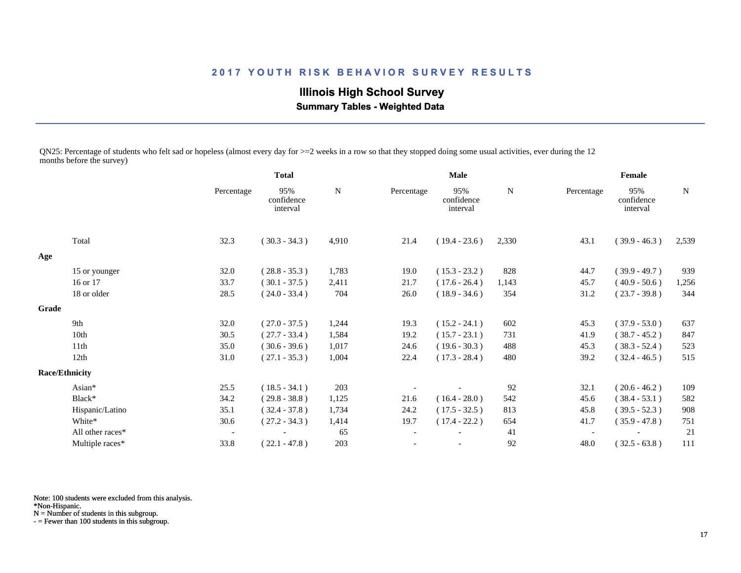## 2017 YOUTH RISK BEHAVIOR SURVEY RESULTS

### Illinois High School Survey

**Summary Tables - Weighted Data**

QN25: Percentage of students who felt sad or hopeless (almost every day for >=2 weeks in a row so that they stopped doing some usual activities, ever during the 12 months before the survey)

| | Total | | | Male | | | Female | | |
|---|---|---|---|---|---|---|---|---|---|
| | Percentage | 95% confidence interval | N | Percentage | 95% confidence interval | N | Percentage | 95% confidence interval | N |
| Total | 32.3 | ( 30.3 - 34.3 ) | 4,910 | 21.4 | ( 19.4 - 23.6 ) | 2,330 | 43.1 | ( 39.9 - 46.3 ) | 2,539 |
| **Age** | | | | | | | | | |
| 15 or younger | 32.0 | ( 28.8 - 35.3 ) | 1,783 | 19.0 | ( 15.3 - 23.2 ) | 828 | 44.7 | ( 39.9 - 49.7 ) | 939 |
| 16 or 17 | 33.7 | ( 30.1 - 37.5 ) | 2,411 | 21.7 | ( 17.6 - 26.4 ) | 1,143 | 45.7 | ( 40.9 - 50.6 ) | 1,256 |
| 18 or older | 28.5 | ( 24.0 - 33.4 ) | 704 | 26.0 | ( 18.9 - 34.6 ) | 354 | 31.2 | ( 23.7 - 39.8 ) | 344 |
| **Grade** | | | | | | | | | |
| 9th | 32.0 | ( 27.0 - 37.5 ) | 1,244 | 19.3 | ( 15.2 - 24.1 ) | 602 | 45.3 | ( 37.9 - 53.0 ) | 637 |
| 10th | 30.5 | ( 27.7 - 33.4 ) | 1,584 | 19.2 | ( 15.7 - 23.1 ) | 731 | 41.9 | ( 38.7 - 45.2 ) | 847 |
| 11th | 35.0 | ( 30.6 - 39.6 ) | 1,017 | 24.6 | ( 19.6 - 30.3 ) | 488 | 45.3 | ( 38.3 - 52.4 ) | 523 |
| 12th | 31.0 | ( 27.1 - 35.3 ) | 1,004 | 22.4 | ( 17.3 - 28.4 ) | 480 | 39.2 | ( 32.4 - 46.5 ) | 515 |
| **Race/Ethnicity** | | | | | | | | | |
| Asian* | 25.5 | ( 18.5 - 34.1 ) | 203 | - | - | 92 | 32.1 | ( 20.6 - 46.2 ) | 109 |
| Black* | 34.2 | ( 29.8 - 38.8 ) | 1,125 | 21.6 | ( 16.4 - 28.0 ) | 542 | 45.6 | ( 38.4 - 53.1 ) | 582 |
| Hispanic/Latino | 35.1 | ( 32.4 - 37.8 ) | 1,734 | 24.2 | ( 17.5 - 32.5 ) | 813 | 45.8 | ( 39.5 - 52.3 ) | 908 |
| White* | 30.6 | ( 27.2 - 34.3 ) | 1,414 | 19.7 | ( 17.4 - 22.2 ) | 654 | 41.7 | ( 35.9 - 47.8 ) | 751 |
| All other races* | - | - | 65 | - | - | 41 | - | - | 21 |
| Multiple races* | 33.8 | ( 22.1 - 47.8 ) | 203 | - | - | 92 | 48.0 | ( 32.5 - 63.8 ) | 111 |

Note: 100 students were excluded from this analysis.
*Non-Hispanic.
N = Number of students in this subgroup.
- = Fewer than 100 students in this subgroup.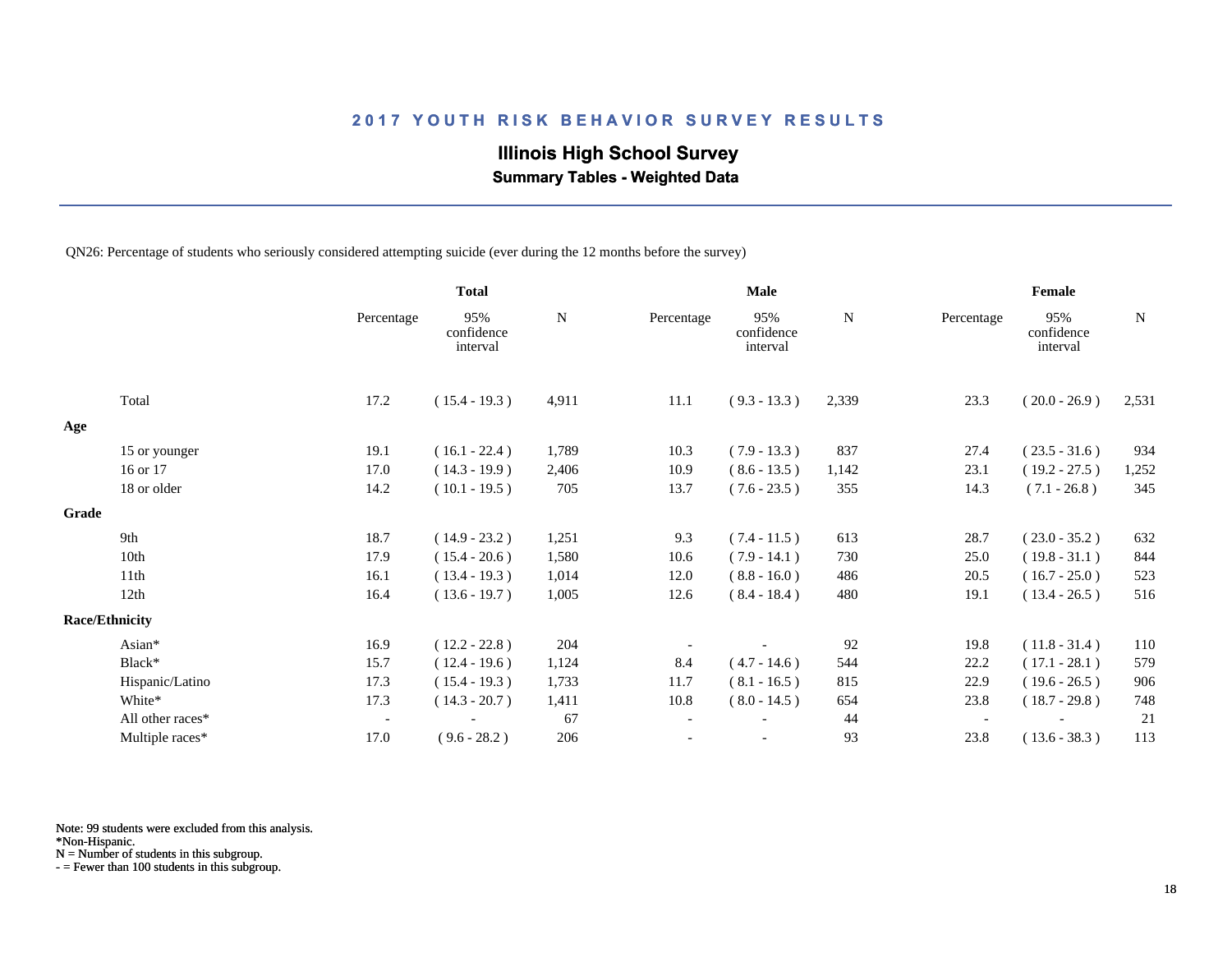## 2017 YOUTH RISK BEHAVIOR SURVEY RESULTS

### Illinois High School Survey

**Summary Tables - Weighted Data**

QN26: Percentage of students who seriously considered attempting suicide (ever during the 12 months before the survey)

| | Total | | | Male | | | Female | | |
|---|---|---|---|---|---|---|---|---|---|
| | Percentage | 95% confidence interval | N | Percentage | 95% confidence interval | N | Percentage | 95% confidence interval | N |
| Total | 17.2 | ( 15.4 - 19.3 ) | 4,911 | 11.1 | ( 9.3 - 13.3 ) | 2,339 | 23.3 | ( 20.0 - 26.9 ) | 2,531 |
| **Age** | | | | | | | | | |
| 15 or younger | 19.1 | ( 16.1 - 22.4 ) | 1,789 | 10.3 | ( 7.9 - 13.3 ) | 837 | 27.4 | ( 23.5 - 31.6 ) | 934 |
| 16 or 17 | 17.0 | ( 14.3 - 19.9 ) | 2,406 | 10.9 | ( 8.6 - 13.5 ) | 1,142 | 23.1 | ( 19.2 - 27.5 ) | 1,252 |
| 18 or older | 14.2 | ( 10.1 - 19.5 ) | 705 | 13.7 | ( 7.6 - 23.5 ) | 355 | 14.3 | ( 7.1 - 26.8 ) | 345 |
| **Grade** | | | | | | | | | |
| 9th | 18.7 | ( 14.9 - 23.2 ) | 1,251 | 9.3 | ( 7.4 - 11.5 ) | 613 | 28.7 | ( 23.0 - 35.2 ) | 632 |
| 10th | 17.9 | ( 15.4 - 20.6 ) | 1,580 | 10.6 | ( 7.9 - 14.1 ) | 730 | 25.0 | ( 19.8 - 31.1 ) | 844 |
| 11th | 16.1 | ( 13.4 - 19.3 ) | 1,014 | 12.0 | ( 8.8 - 16.0 ) | 486 | 20.5 | ( 16.7 - 25.0 ) | 523 |
| 12th | 16.4 | ( 13.6 - 19.7 ) | 1,005 | 12.6 | ( 8.4 - 18.4 ) | 480 | 19.1 | ( 13.4 - 26.5 ) | 516 |
| **Race/Ethnicity** | | | | | | | | | |
| Asian* | 16.9 | ( 12.2 - 22.8 ) | 204 | - | - | 92 | 19.8 | ( 11.8 - 31.4 ) | 110 |
| Black* | 15.7 | ( 12.4 - 19.6 ) | 1,124 | 8.4 | ( 4.7 - 14.6 ) | 544 | 22.2 | ( 17.1 - 28.1 ) | 579 |
| Hispanic/Latino | 17.3 | ( 15.4 - 19.3 ) | 1,733 | 11.7 | ( 8.1 - 16.5 ) | 815 | 22.9 | ( 19.6 - 26.5 ) | 906 |
| White* | 17.3 | ( 14.3 - 20.7 ) | 1,411 | 10.8 | ( 8.0 - 14.5 ) | 654 | 23.8 | ( 18.7 - 29.8 ) | 748 |
| All other races* | - | - | 67 | - | - | 44 | - | - | 21 |
| Multiple races* | 17.0 | ( 9.6 - 28.2 ) | 206 | - | - | 93 | 23.8 | ( 13.6 - 38.3 ) | 113 |

Note: 99 students were excluded from this analysis.
*Non-Hispanic.
N = Number of students in this subgroup.
- = Fewer than 100 students in this subgroup.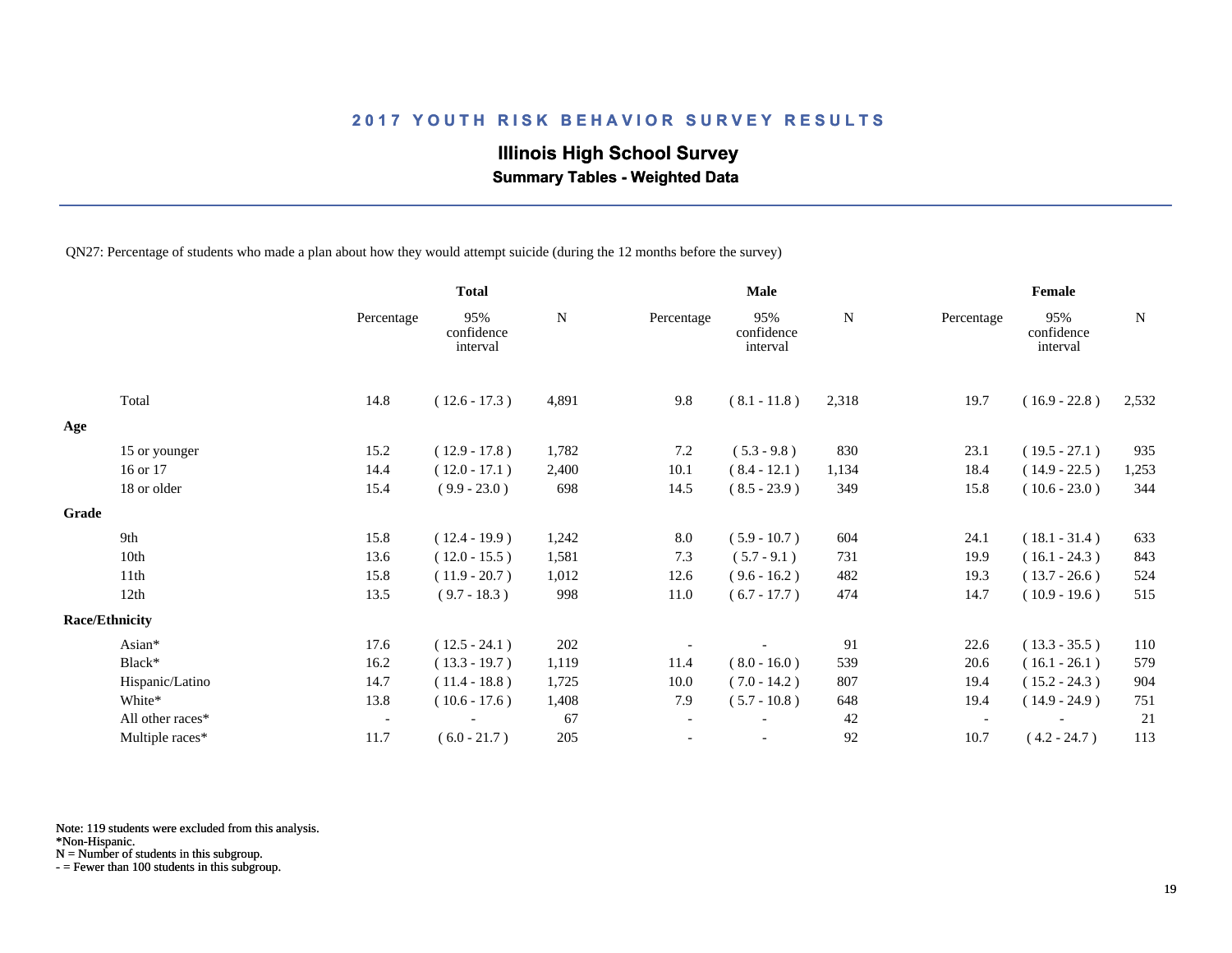## 2017 YOUTH RISK BEHAVIOR SURVEY RESULTS

### Illinois High School Survey

**Summary Tables - Weighted Data**

QN27: Percentage of students who made a plan about how they would attempt suicide (during the 12 months before the survey)

| | Total | | | Male | | | Female | | |
|---|---|---|---|---|---|---|---|---|---|
| | Percentage | 95% confidence interval | N | Percentage | 95% confidence interval | N | Percentage | 95% confidence interval | N |
| Total | 14.8 | ( 12.6 - 17.3 ) | 4,891 | 9.8 | ( 8.1 - 11.8 ) | 2,318 | 19.7 | ( 16.9 - 22.8 ) | 2,532 |
| **Age** | | | | | | | | | |
| 15 or younger | 15.2 | ( 12.9 - 17.8 ) | 1,782 | 7.2 | ( 5.3 - 9.8 ) | 830 | 23.1 | ( 19.5 - 27.1 ) | 935 |
| 16 or 17 | 14.4 | ( 12.0 - 17.1 ) | 2,400 | 10.1 | ( 8.4 - 12.1 ) | 1,134 | 18.4 | ( 14.9 - 22.5 ) | 1,253 |
| 18 or older | 15.4 | ( 9.9 - 23.0 ) | 698 | 14.5 | ( 8.5 - 23.9 ) | 349 | 15.8 | ( 10.6 - 23.0 ) | 344 |
| **Grade** | | | | | | | | | |
| 9th | 15.8 | ( 12.4 - 19.9 ) | 1,242 | 8.0 | ( 5.9 - 10.7 ) | 604 | 24.1 | ( 18.1 - 31.4 ) | 633 |
| 10th | 13.6 | ( 12.0 - 15.5 ) | 1,581 | 7.3 | ( 5.7 - 9.1 ) | 731 | 19.9 | ( 16.1 - 24.3 ) | 843 |
| 11th | 15.8 | ( 11.9 - 20.7 ) | 1,012 | 12.6 | ( 9.6 - 16.2 ) | 482 | 19.3 | ( 13.7 - 26.6 ) | 524 |
| 12th | 13.5 | ( 9.7 - 18.3 ) | 998 | 11.0 | ( 6.7 - 17.7 ) | 474 | 14.7 | ( 10.9 - 19.6 ) | 515 |
| **Race/Ethnicity** | | | | | | | | | |
| Asian* | 17.6 | ( 12.5 - 24.1 ) | 202 | - | - | 91 | 22.6 | ( 13.3 - 35.5 ) | 110 |
| Black* | 16.2 | ( 13.3 - 19.7 ) | 1,119 | 11.4 | ( 8.0 - 16.0 ) | 539 | 20.6 | ( 16.1 - 26.1 ) | 579 |
| Hispanic/Latino | 14.7 | ( 11.4 - 18.8 ) | 1,725 | 10.0 | ( 7.0 - 14.2 ) | 807 | 19.4 | ( 15.2 - 24.3 ) | 904 |
| White* | 13.8 | ( 10.6 - 17.6 ) | 1,408 | 7.9 | ( 5.7 - 10.8 ) | 648 | 19.4 | ( 14.9 - 24.9 ) | 751 |
| All other races* | - | - | 67 | - | - | 42 | - | - | 21 |
| Multiple races* | 11.7 | ( 6.0 - 21.7 ) | 205 | - | - | 92 | 10.7 | ( 4.2 - 24.7 ) | 113 |

Note: 119 students were excluded from this analysis.
*Non-Hispanic.
N = Number of students in this subgroup.
- = Fewer than 100 students in this subgroup.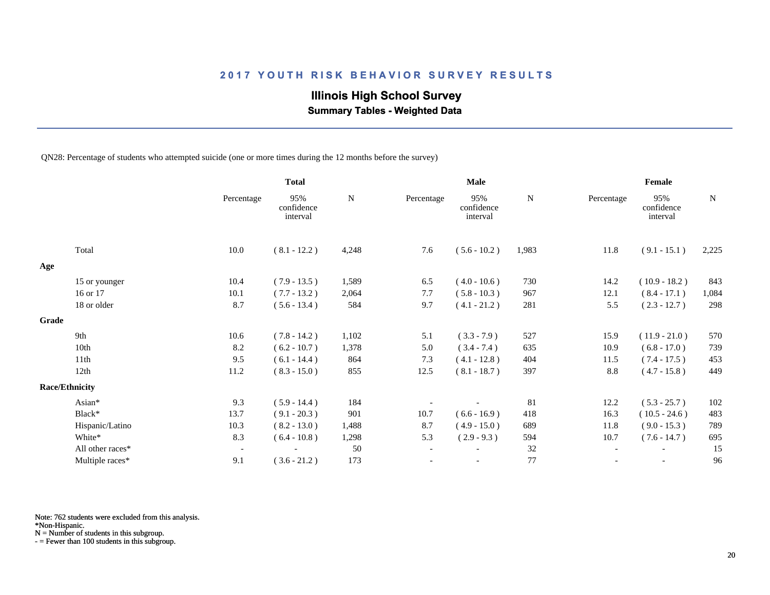# 2017 YOUTH RISK BEHAVIOR SURVEY RESULTS

## Illinois High School Survey

### Summary Tables - Weighted Data

QN28: Percentage of students who attempted suicide (one or more times during the 12 months before the survey)

| | Total | | | Male | | | Female | | |
|---|---|---|---|---|---|---|---|---|---|
| | Percentage | 95% confidence interval | N | Percentage | 95% confidence interval | N | Percentage | 95% confidence interval | N |
| Total | 10.0 | ( 8.1 - 12.2 ) | 4,248 | 7.6 | ( 5.6 - 10.2 ) | 1,983 | 11.8 | ( 9.1 - 15.1 ) | 2,225 |
| **Age** | | | | | | | | | |
| 15 or younger | 10.4 | ( 7.9 - 13.5 ) | 1,589 | 6.5 | ( 4.0 - 10.6 ) | 730 | 14.2 | ( 10.9 - 18.2 ) | 843 |
| 16 or 17 | 10.1 | ( 7.7 - 13.2 ) | 2,064 | 7.7 | ( 5.8 - 10.3 ) | 967 | 12.1 | ( 8.4 - 17.1 ) | 1,084 |
| 18 or older | 8.7 | ( 5.6 - 13.4 ) | 584 | 9.7 | ( 4.1 - 21.2 ) | 281 | 5.5 | ( 2.3 - 12.7 ) | 298 |
| **Grade** | | | | | | | | | |
| 9th | 10.6 | ( 7.8 - 14.2 ) | 1,102 | 5.1 | ( 3.3 - 7.9 ) | 527 | 15.9 | ( 11.9 - 21.0 ) | 570 |
| 10th | 8.2 | ( 6.2 - 10.7 ) | 1,378 | 5.0 | ( 3.4 - 7.4 ) | 635 | 10.9 | ( 6.8 - 17.0 ) | 739 |
| 11th | 9.5 | ( 6.1 - 14.4 ) | 864 | 7.3 | ( 4.1 - 12.8 ) | 404 | 11.5 | ( 7.4 - 17.5 ) | 453 |
| 12th | 11.2 | ( 8.3 - 15.0 ) | 855 | 12.5 | ( 8.1 - 18.7 ) | 397 | 8.8 | ( 4.7 - 15.8 ) | 449 |
| **Race/Ethnicity** | | | | | | | | | |
| Asian* | 9.3 | ( 5.9 - 14.4 ) | 184 | - | - | 81 | 12.2 | ( 5.3 - 25.7 ) | 102 |
| Black* | 13.7 | ( 9.1 - 20.3 ) | 901 | 10.7 | ( 6.6 - 16.9 ) | 418 | 16.3 | ( 10.5 - 24.6 ) | 483 |
| Hispanic/Latino | 10.3 | ( 8.2 - 13.0 ) | 1,488 | 8.7 | ( 4.9 - 15.0 ) | 689 | 11.8 | ( 9.0 - 15.3 ) | 789 |
| White* | 8.3 | ( 6.4 - 10.8 ) | 1,298 | 5.3 | ( 2.9 - 9.3 ) | 594 | 10.7 | ( 7.6 - 14.7 ) | 695 |
| All other races* | - | - | 50 | - | - | 32 | - | - | 15 |
| Multiple races* | 9.1 | ( 3.6 - 21.2 ) | 173 | - | - | 77 | - | - | 96 |

Note: 762 students were excluded from this analysis.
*Non-Hispanic.
N = Number of students in this subgroup.
- = Fewer than 100 students in this subgroup.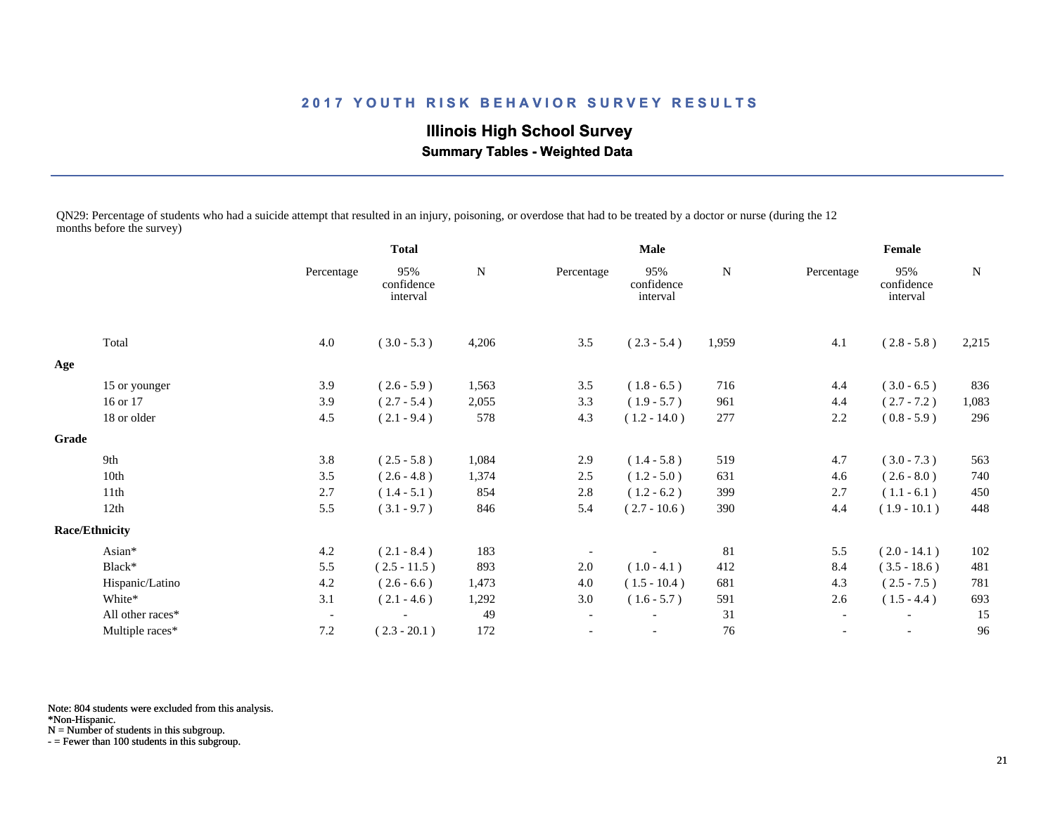## 2017 YOUTH RISK BEHAVIOR SURVEY RESULTS

### Illinois High School Survey

**Summary Tables - Weighted Data**

QN29: Percentage of students who had a suicide attempt that resulted in an injury, poisoning, or overdose that had to be treated by a doctor or nurse (during the 12 months before the survey)

| | Total | | | Male | | | Female | | |
|---|---|---|---|---|---|---|---|---|---|
| | Percentage | 95% confidence interval | N | Percentage | 95% confidence interval | N | Percentage | 95% confidence interval | N |
| Total | 4.0 | ( 3.0 - 5.3 ) | 4,206 | 3.5 | ( 2.3 - 5.4 ) | 1,959 | 4.1 | ( 2.8 - 5.8 ) | 2,215 |
| **Age** | | | | | | | | | |
| 15 or younger | 3.9 | ( 2.6 - 5.9 ) | 1,563 | 3.5 | ( 1.8 - 6.5 ) | 716 | 4.4 | ( 3.0 - 6.5 ) | 836 |
| 16 or 17 | 3.9 | ( 2.7 - 5.4 ) | 2,055 | 3.3 | ( 1.9 - 5.7 ) | 961 | 4.4 | ( 2.7 - 7.2 ) | 1,083 |
| 18 or older | 4.5 | ( 2.1 - 9.4 ) | 578 | 4.3 | ( 1.2 - 14.0 ) | 277 | 2.2 | ( 0.8 - 5.9 ) | 296 |
| **Grade** | | | | | | | | | |
| 9th | 3.8 | ( 2.5 - 5.8 ) | 1,084 | 2.9 | ( 1.4 - 5.8 ) | 519 | 4.7 | ( 3.0 - 7.3 ) | 563 |
| 10th | 3.5 | ( 2.6 - 4.8 ) | 1,374 | 2.5 | ( 1.2 - 5.0 ) | 631 | 4.6 | ( 2.6 - 8.0 ) | 740 |
| 11th | 2.7 | ( 1.4 - 5.1 ) | 854 | 2.8 | ( 1.2 - 6.2 ) | 399 | 2.7 | ( 1.1 - 6.1 ) | 450 |
| 12th | 5.5 | ( 3.1 - 9.7 ) | 846 | 5.4 | ( 2.7 - 10.6 ) | 390 | 4.4 | ( 1.9 - 10.1 ) | 448 |
| **Race/Ethnicity** | | | | | | | | | |
| Asian* | 4.2 | ( 2.1 - 8.4 ) | 183 | - | - | 81 | 5.5 | ( 2.0 - 14.1 ) | 102 |
| Black* | 5.5 | ( 2.5 - 11.5 ) | 893 | 2.0 | ( 1.0 - 4.1 ) | 412 | 8.4 | ( 3.5 - 18.6 ) | 481 |
| Hispanic/Latino | 4.2 | ( 2.6 - 6.6 ) | 1,473 | 4.0 | ( 1.5 - 10.4 ) | 681 | 4.3 | ( 2.5 - 7.5 ) | 781 |
| White* | 3.1 | ( 2.1 - 4.6 ) | 1,292 | 3.0 | ( 1.6 - 5.7 ) | 591 | 2.6 | ( 1.5 - 4.4 ) | 693 |
| All other races* | - | - | 49 | - | - | 31 | - | - | 15 |
| Multiple races* | 7.2 | ( 2.3 - 20.1 ) | 172 | - | - | 76 | - | - | 96 |

Note: 804 students were excluded from this analysis.
*Non-Hispanic.
N = Number of students in this subgroup.
- = Fewer than 100 students in this subgroup.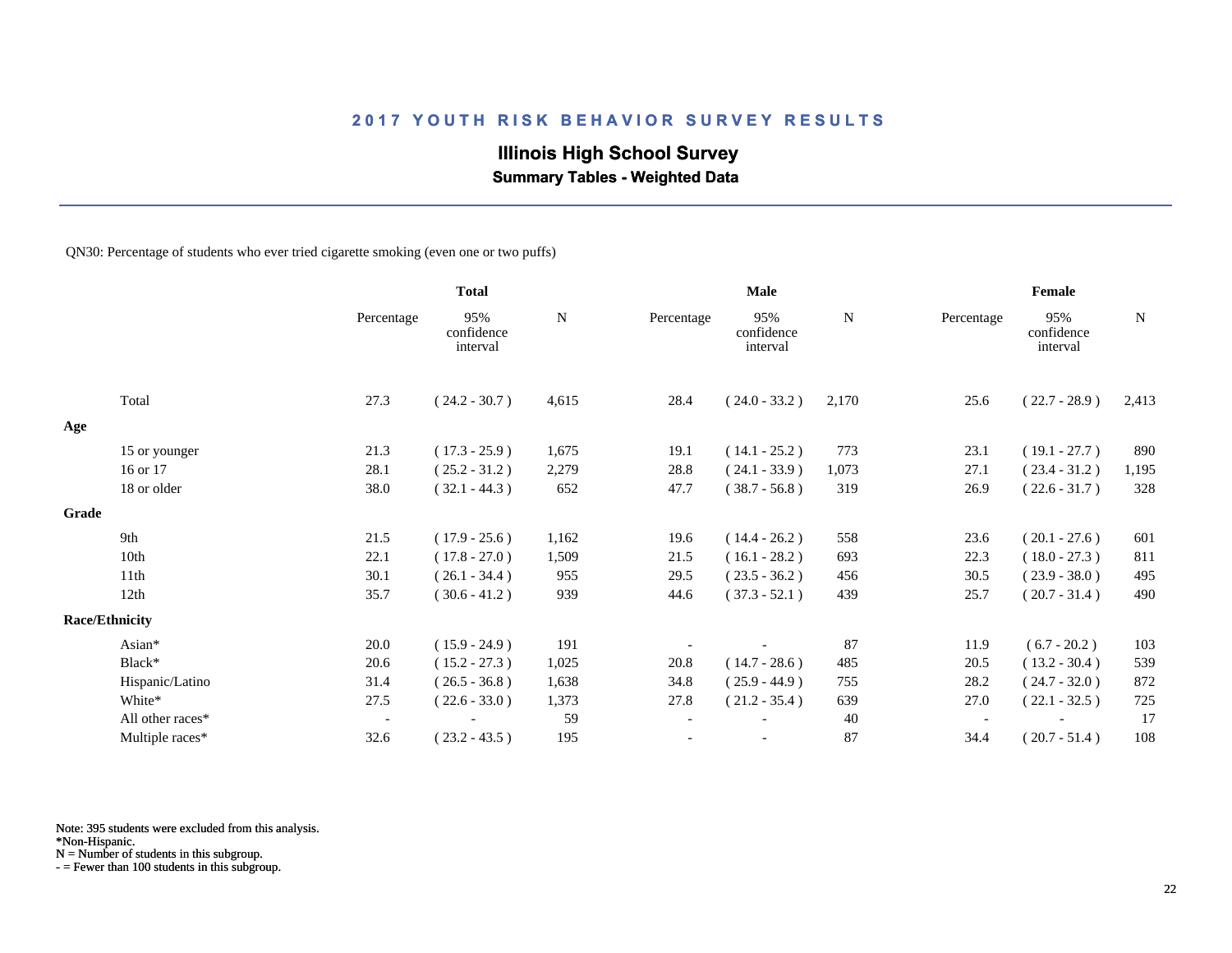# 2017 YOUTH RISK BEHAVIOR SURVEY RESULTS

## Illinois High School Survey

### Summary Tables - Weighted Data

QN30: Percentage of students who ever tried cigarette smoking (even one or two puffs)

| | Total | | | Male | | | Female | | |
|---|---|---|---|---|---|---|---|---|---|
| | Percentage | 95% confidence interval | N | Percentage | 95% confidence interval | N | Percentage | 95% confidence interval | N |
| Total | 27.3 | ( 24.2 - 30.7 ) | 4,615 | 28.4 | ( 24.0 - 33.2 ) | 2,170 | 25.6 | ( 22.7 - 28.9 ) | 2,413 |
| **Age** | | | | | | | | | |
| 15 or younger | 21.3 | ( 17.3 - 25.9 ) | 1,675 | 19.1 | ( 14.1 - 25.2 ) | 773 | 23.1 | ( 19.1 - 27.7 ) | 890 |
| 16 or 17 | 28.1 | ( 25.2 - 31.2 ) | 2,279 | 28.8 | ( 24.1 - 33.9 ) | 1,073 | 27.1 | ( 23.4 - 31.2 ) | 1,195 |
| 18 or older | 38.0 | ( 32.1 - 44.3 ) | 652 | 47.7 | ( 38.7 - 56.8 ) | 319 | 26.9 | ( 22.6 - 31.7 ) | 328 |
| **Grade** | | | | | | | | | |
| 9th | 21.5 | ( 17.9 - 25.6 ) | 1,162 | 19.6 | ( 14.4 - 26.2 ) | 558 | 23.6 | ( 20.1 - 27.6 ) | 601 |
| 10th | 22.1 | ( 17.8 - 27.0 ) | 1,509 | 21.5 | ( 16.1 - 28.2 ) | 693 | 22.3 | ( 18.0 - 27.3 ) | 811 |
| 11th | 30.1 | ( 26.1 - 34.4 ) | 955 | 29.5 | ( 23.5 - 36.2 ) | 456 | 30.5 | ( 23.9 - 38.0 ) | 495 |
| 12th | 35.7 | ( 30.6 - 41.2 ) | 939 | 44.6 | ( 37.3 - 52.1 ) | 439 | 25.7 | ( 20.7 - 31.4 ) | 490 |
| **Race/Ethnicity** | | | | | | | | | |
| Asian* | 20.0 | ( 15.9 - 24.9 ) | 191 | - | - | 87 | 11.9 | ( 6.7 - 20.2 ) | 103 |
| Black* | 20.6 | ( 15.2 - 27.3 ) | 1,025 | 20.8 | ( 14.7 - 28.6 ) | 485 | 20.5 | ( 13.2 - 30.4 ) | 539 |
| Hispanic/Latino | 31.4 | ( 26.5 - 36.8 ) | 1,638 | 34.8 | ( 25.9 - 44.9 ) | 755 | 28.2 | ( 24.7 - 32.0 ) | 872 |
| White* | 27.5 | ( 22.6 - 33.0 ) | 1,373 | 27.8 | ( 21.2 - 35.4 ) | 639 | 27.0 | ( 22.1 - 32.5 ) | 725 |
| All other races* | - | - | 59 | - | - | 40 | - | - | 17 |
| Multiple races* | 32.6 | ( 23.2 - 43.5 ) | 195 | - | - | 87 | 34.4 | ( 20.7 - 51.4 ) | 108 |

Note: 395 students were excluded from this analysis.
*Non-Hispanic.
N = Number of students in this subgroup.
- = Fewer than 100 students in this subgroup.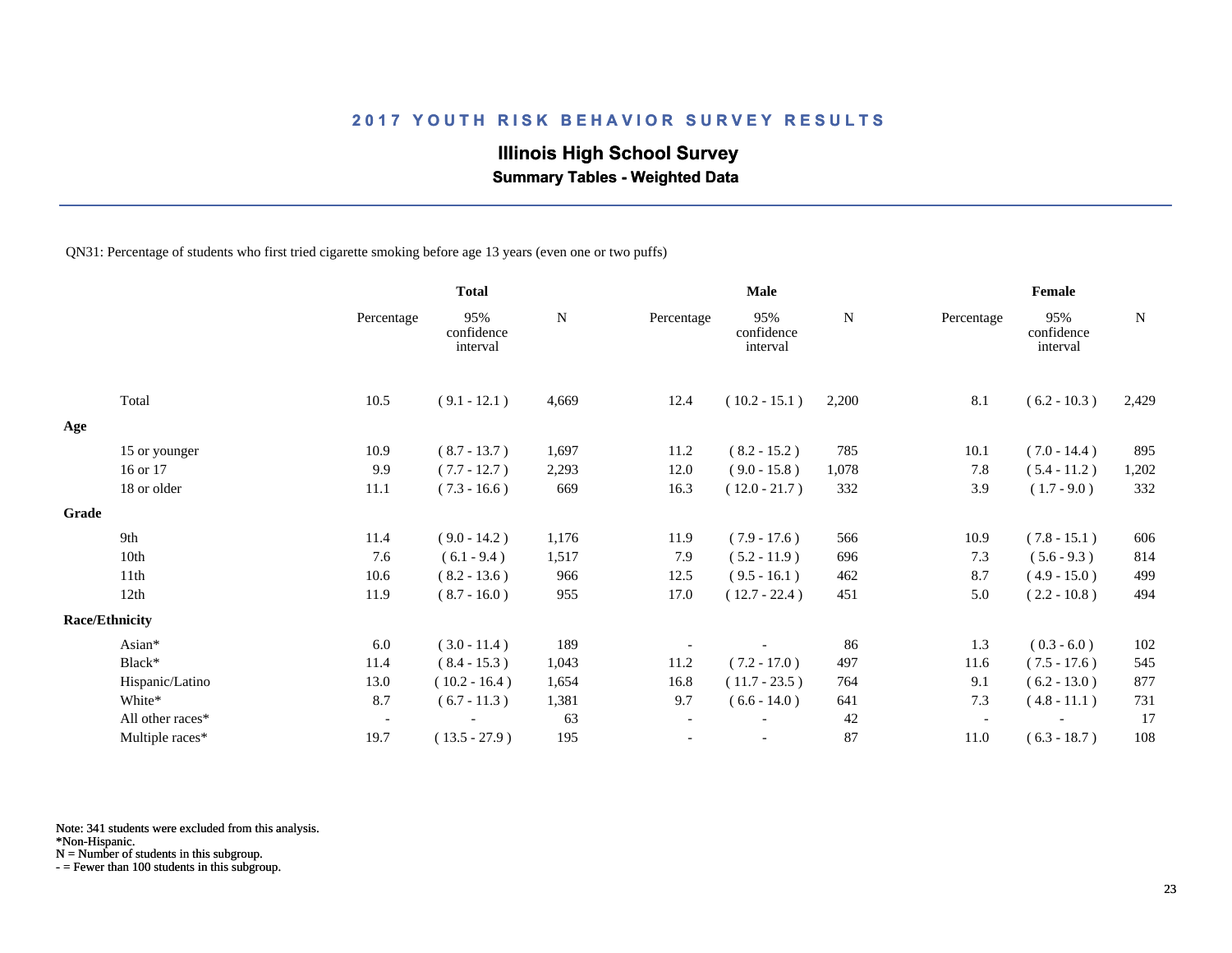## 2017 YOUTH RISK BEHAVIOR SURVEY RESULTS

### Illinois High School Survey

**Summary Tables - Weighted Data**

QN31: Percentage of students who first tried cigarette smoking before age 13 years (even one or two puffs)

| | Total | | | Male | | | Female | | |
|---|---|---|---|---|---|---|---|---|---|
| | Percentage | 95% confidence interval | N | Percentage | 95% confidence interval | N | Percentage | 95% confidence interval | N |
| Total | 10.5 | ( 9.1 - 12.1 ) | 4,669 | 12.4 | ( 10.2 - 15.1 ) | 2,200 | 8.1 | ( 6.2 - 10.3 ) | 2,429 |
| **Age** | | | | | | | | | |
| 15 or younger | 10.9 | ( 8.7 - 13.7 ) | 1,697 | 11.2 | ( 8.2 - 15.2 ) | 785 | 10.1 | ( 7.0 - 14.4 ) | 895 |
| 16 or 17 | 9.9 | ( 7.7 - 12.7 ) | 2,293 | 12.0 | ( 9.0 - 15.8 ) | 1,078 | 7.8 | ( 5.4 - 11.2 ) | 1,202 |
| 18 or older | 11.1 | ( 7.3 - 16.6 ) | 669 | 16.3 | ( 12.0 - 21.7 ) | 332 | 3.9 | ( 1.7 - 9.0 ) | 332 |
| **Grade** | | | | | | | | | |
| 9th | 11.4 | ( 9.0 - 14.2 ) | 1,176 | 11.9 | ( 7.9 - 17.6 ) | 566 | 10.9 | ( 7.8 - 15.1 ) | 606 |
| 10th | 7.6 | ( 6.1 - 9.4 ) | 1,517 | 7.9 | ( 5.2 - 11.9 ) | 696 | 7.3 | ( 5.6 - 9.3 ) | 814 |
| 11th | 10.6 | ( 8.2 - 13.6 ) | 966 | 12.5 | ( 9.5 - 16.1 ) | 462 | 8.7 | ( 4.9 - 15.0 ) | 499 |
| 12th | 11.9 | ( 8.7 - 16.0 ) | 955 | 17.0 | ( 12.7 - 22.4 ) | 451 | 5.0 | ( 2.2 - 10.8 ) | 494 |
| **Race/Ethnicity** | | | | | | | | | |
| Asian* | 6.0 | ( 3.0 - 11.4 ) | 189 | - | - | 86 | 1.3 | ( 0.3 - 6.0 ) | 102 |
| Black* | 11.4 | ( 8.4 - 15.3 ) | 1,043 | 11.2 | ( 7.2 - 17.0 ) | 497 | 11.6 | ( 7.5 - 17.6 ) | 545 |
| Hispanic/Latino | 13.0 | ( 10.2 - 16.4 ) | 1,654 | 16.8 | ( 11.7 - 23.5 ) | 764 | 9.1 | ( 6.2 - 13.0 ) | 877 |
| White* | 8.7 | ( 6.7 - 11.3 ) | 1,381 | 9.7 | ( 6.6 - 14.0 ) | 641 | 7.3 | ( 4.8 - 11.1 ) | 731 |
| All other races* | - | - | 63 | - | - | 42 | - | - | 17 |
| Multiple races* | 19.7 | ( 13.5 - 27.9 ) | 195 | - | - | 87 | 11.0 | ( 6.3 - 18.7 ) | 108 |

Note: 341 students were excluded from this analysis.
*Non-Hispanic.
N = Number of students in this subgroup.
- = Fewer than 100 students in this subgroup.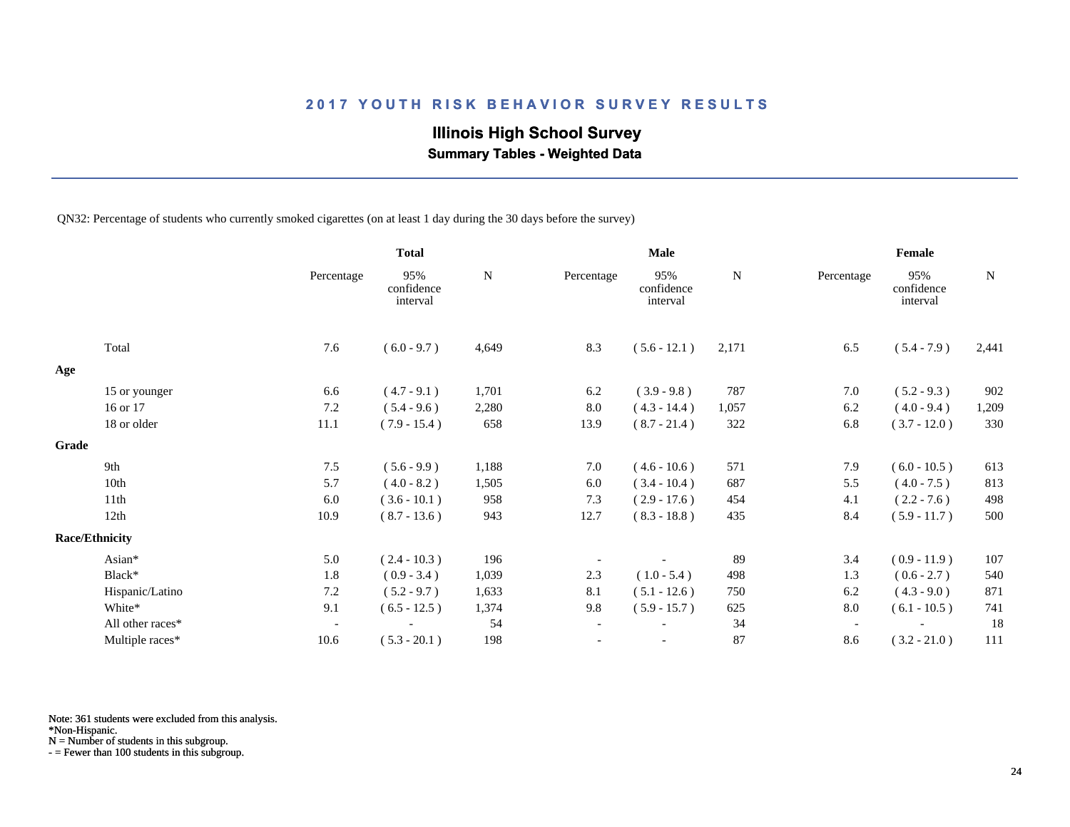## 2017 YOUTH RISK BEHAVIOR SURVEY RESULTS

### Illinois High School Survey

**Summary Tables - Weighted Data**

QN32: Percentage of students who currently smoked cigarettes (on at least 1 day during the 30 days before the survey)

| | Total | | | Male | | | Female | | |
|---|---|---|---|---|---|---|---|---|---|
| | Percentage | 95% confidence interval | N | Percentage | 95% confidence interval | N | Percentage | 95% confidence interval | N |
| Total | 7.6 | ( 6.0 - 9.7 ) | 4,649 | 8.3 | ( 5.6 - 12.1 ) | 2,171 | 6.5 | ( 5.4 - 7.9 ) | 2,441 |
| **Age** | | | | | | | | | |
| 15 or younger | 6.6 | ( 4.7 - 9.1 ) | 1,701 | 6.2 | ( 3.9 - 9.8 ) | 787 | 7.0 | ( 5.2 - 9.3 ) | 902 |
| 16 or 17 | 7.2 | ( 5.4 - 9.6 ) | 2,280 | 8.0 | ( 4.3 - 14.4 ) | 1,057 | 6.2 | ( 4.0 - 9.4 ) | 1,209 |
| 18 or older | 11.1 | ( 7.9 - 15.4 ) | 658 | 13.9 | ( 8.7 - 21.4 ) | 322 | 6.8 | ( 3.7 - 12.0 ) | 330 |
| **Grade** | | | | | | | | | |
| 9th | 7.5 | ( 5.6 - 9.9 ) | 1,188 | 7.0 | ( 4.6 - 10.6 ) | 571 | 7.9 | ( 6.0 - 10.5 ) | 613 |
| 10th | 5.7 | ( 4.0 - 8.2 ) | 1,505 | 6.0 | ( 3.4 - 10.4 ) | 687 | 5.5 | ( 4.0 - 7.5 ) | 813 |
| 11th | 6.0 | ( 3.6 - 10.1 ) | 958 | 7.3 | ( 2.9 - 17.6 ) | 454 | 4.1 | ( 2.2 - 7.6 ) | 498 |
| 12th | 10.9 | ( 8.7 - 13.6 ) | 943 | 12.7 | ( 8.3 - 18.8 ) | 435 | 8.4 | ( 5.9 - 11.7 ) | 500 |
| **Race/Ethnicity** | | | | | | | | | |
| Asian* | 5.0 | ( 2.4 - 10.3 ) | 196 | - | - | 89 | 3.4 | ( 0.9 - 11.9 ) | 107 |
| Black* | 1.8 | ( 0.9 - 3.4 ) | 1,039 | 2.3 | ( 1.0 - 5.4 ) | 498 | 1.3 | ( 0.6 - 2.7 ) | 540 |
| Hispanic/Latino | 7.2 | ( 5.2 - 9.7 ) | 1,633 | 8.1 | ( 5.1 - 12.6 ) | 750 | 6.2 | ( 4.3 - 9.0 ) | 871 |
| White* | 9.1 | ( 6.5 - 12.5 ) | 1,374 | 9.8 | ( 5.9 - 15.7 ) | 625 | 8.0 | ( 6.1 - 10.5 ) | 741 |
| All other races* | - | - | 54 | - | - | 34 | - | - | 18 |
| Multiple races* | 10.6 | ( 5.3 - 20.1 ) | 198 | - | - | 87 | 8.6 | ( 3.2 - 21.0 ) | 111 |

Note: 361 students were excluded from this analysis.
*Non-Hispanic.
N = Number of students in this subgroup.
- = Fewer than 100 students in this subgroup.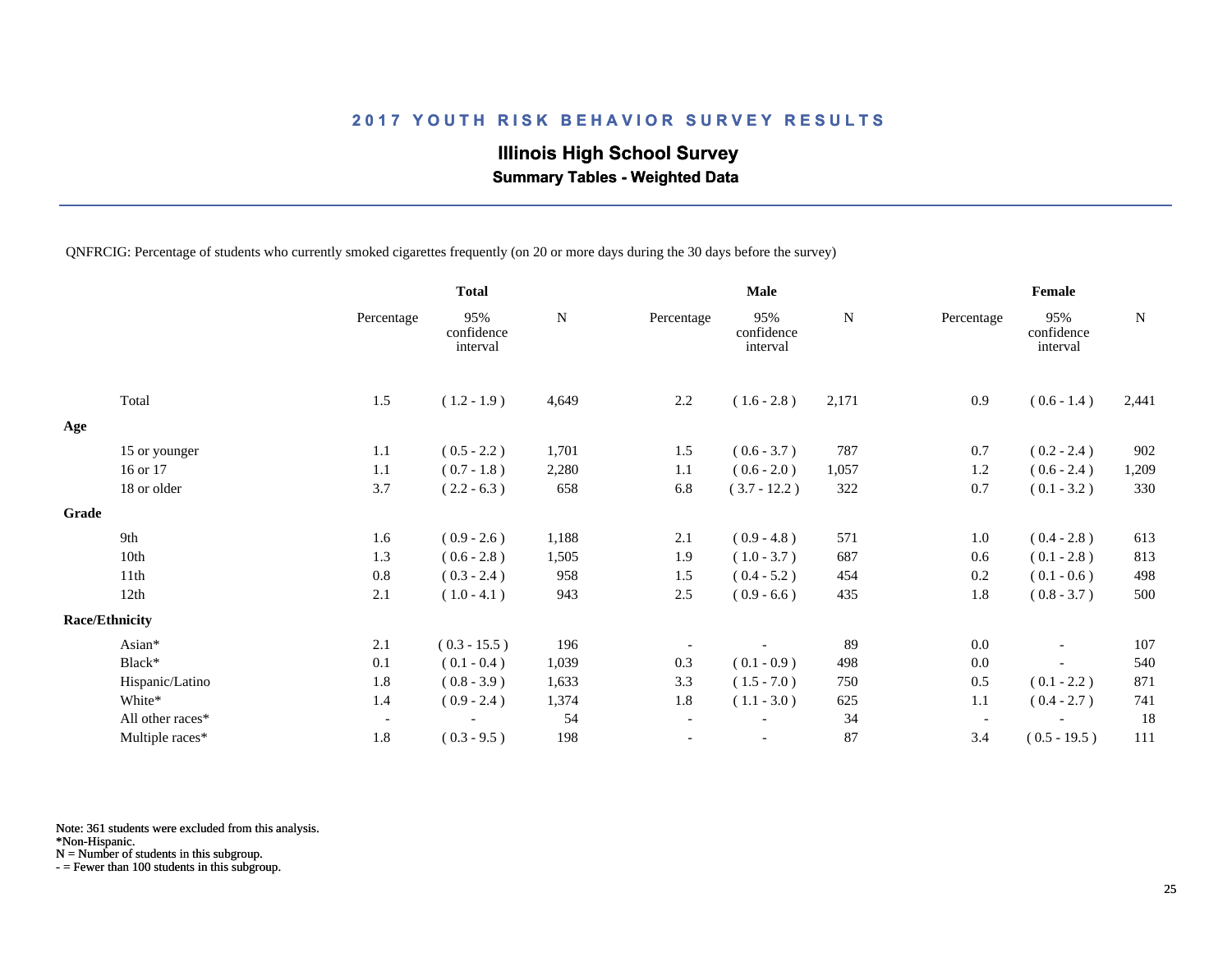## 2017 YOUTH RISK BEHAVIOR SURVEY RESULTS

### Illinois High School Survey

**Summary Tables - Weighted Data**

QNFRCIG: Percentage of students who currently smoked cigarettes frequently (on 20 or more days during the 30 days before the survey)

| | Total | | | Male | | | Female | | |
|---|---|---|---|---|---|---|---|---|---|
| | Percentage | 95% confidence interval | N | Percentage | 95% confidence interval | N | Percentage | 95% confidence interval | N |
| Total | 1.5 | ( 1.2 - 1.9 ) | 4,649 | 2.2 | ( 1.6 - 2.8 ) | 2,171 | 0.9 | ( 0.6 - 1.4 ) | 2,441 |
| **Age** | | | | | | | | | |
| 15 or younger | 1.1 | ( 0.5 - 2.2 ) | 1,701 | 1.5 | ( 0.6 - 3.7 ) | 787 | 0.7 | ( 0.2 - 2.4 ) | 902 |
| 16 or 17 | 1.1 | ( 0.7 - 1.8 ) | 2,280 | 1.1 | ( 0.6 - 2.0 ) | 1,057 | 1.2 | ( 0.6 - 2.4 ) | 1,209 |
| 18 or older | 3.7 | ( 2.2 - 6.3 ) | 658 | 6.8 | ( 3.7 - 12.2 ) | 322 | 0.7 | ( 0.1 - 3.2 ) | 330 |
| **Grade** | | | | | | | | | |
| 9th | 1.6 | ( 0.9 - 2.6 ) | 1,188 | 2.1 | ( 0.9 - 4.8 ) | 571 | 1.0 | ( 0.4 - 2.8 ) | 613 |
| 10th | 1.3 | ( 0.6 - 2.8 ) | 1,505 | 1.9 | ( 1.0 - 3.7 ) | 687 | 0.6 | ( 0.1 - 2.8 ) | 813 |
| 11th | 0.8 | ( 0.3 - 2.4 ) | 958 | 1.5 | ( 0.4 - 5.2 ) | 454 | 0.2 | ( 0.1 - 0.6 ) | 498 |
| 12th | 2.1 | ( 1.0 - 4.1 ) | 943 | 2.5 | ( 0.9 - 6.6 ) | 435 | 1.8 | ( 0.8 - 3.7 ) | 500 |
| **Race/Ethnicity** | | | | | | | | | |
| Asian* | 2.1 | ( 0.3 - 15.5 ) | 196 | - | - | 89 | 0.0 | - | 107 |
| Black* | 0.1 | ( 0.1 - 0.4 ) | 1,039 | 0.3 | ( 0.1 - 0.9 ) | 498 | 0.0 | - | 540 |
| Hispanic/Latino | 1.8 | ( 0.8 - 3.9 ) | 1,633 | 3.3 | ( 1.5 - 7.0 ) | 750 | 0.5 | ( 0.1 - 2.2 ) | 871 |
| White* | 1.4 | ( 0.9 - 2.4 ) | 1,374 | 1.8 | ( 1.1 - 3.0 ) | 625 | 1.1 | ( 0.4 - 2.7 ) | 741 |
| All other races* | - | - | 54 | - | - | 34 | - | - | 18 |
| Multiple races* | 1.8 | ( 0.3 - 9.5 ) | 198 | - | - | 87 | 3.4 | ( 0.5 - 19.5 ) | 111 |

Note: 361 students were excluded from this analysis.
*Non-Hispanic.
N = Number of students in this subgroup.
- = Fewer than 100 students in this subgroup.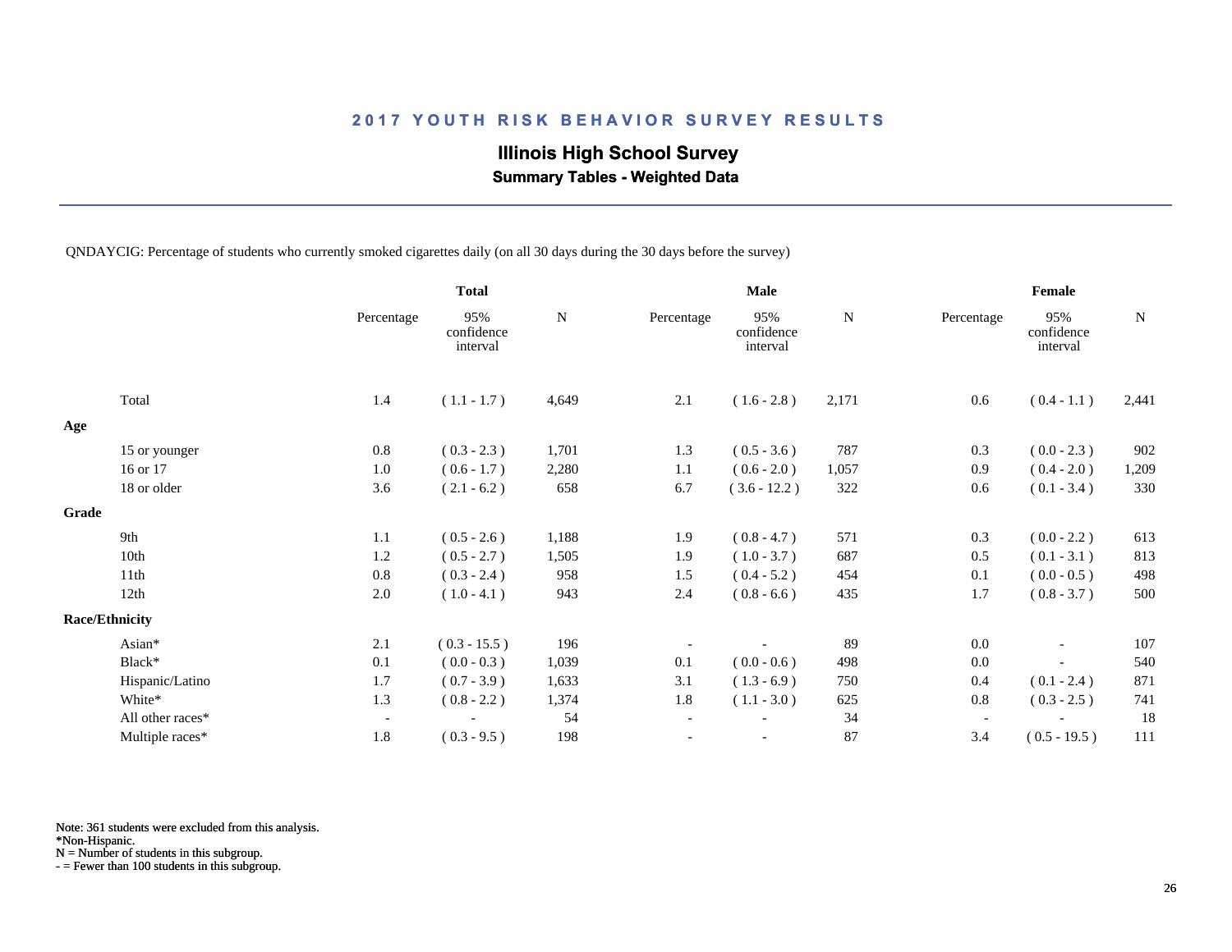# 2017 YOUTH RISK BEHAVIOR SURVEY RESULTS

## Illinois High School Survey

### Summary Tables - Weighted Data

QNDAYCIG: Percentage of students who currently smoked cigarettes daily (on all 30 days during the 30 days before the survey)

| | Total | | | Male | | | Female | | |
|---|---|---|---|---|---|---|---|---|---|
| | Percentage | 95% confidence interval | N | Percentage | 95% confidence interval | N | Percentage | 95% confidence interval | N |
| Total | 1.4 | ( 1.1 - 1.7 ) | 4,649 | 2.1 | ( 1.6 - 2.8 ) | 2,171 | 0.6 | ( 0.4 - 1.1 ) | 2,441 |
| **Age** | | | | | | | | | |
| 15 or younger | 0.8 | ( 0.3 - 2.3 ) | 1,701 | 1.3 | ( 0.5 - 3.6 ) | 787 | 0.3 | ( 0.0 - 2.3 ) | 902 |
| 16 or 17 | 1.0 | ( 0.6 - 1.7 ) | 2,280 | 1.1 | ( 0.6 - 2.0 ) | 1,057 | 0.9 | ( 0.4 - 2.0 ) | 1,209 |
| 18 or older | 3.6 | ( 2.1 - 6.2 ) | 658 | 6.7 | ( 3.6 - 12.2 ) | 322 | 0.6 | ( 0.1 - 3.4 ) | 330 |
| **Grade** | | | | | | | | | |
| 9th | 1.1 | ( 0.5 - 2.6 ) | 1,188 | 1.9 | ( 0.8 - 4.7 ) | 571 | 0.3 | ( 0.0 - 2.2 ) | 613 |
| 10th | 1.2 | ( 0.5 - 2.7 ) | 1,505 | 1.9 | ( 1.0 - 3.7 ) | 687 | 0.5 | ( 0.1 - 3.1 ) | 813 |
| 11th | 0.8 | ( 0.3 - 2.4 ) | 958 | 1.5 | ( 0.4 - 5.2 ) | 454 | 0.1 | ( 0.0 - 0.5 ) | 498 |
| 12th | 2.0 | ( 1.0 - 4.1 ) | 943 | 2.4 | ( 0.8 - 6.6 ) | 435 | 1.7 | ( 0.8 - 3.7 ) | 500 |
| **Race/Ethnicity** | | | | | | | | | |
| Asian* | 2.1 | ( 0.3 - 15.5 ) | 196 | - | - | 89 | 0.0 | - | 107 |
| Black* | 0.1 | ( 0.0 - 0.3 ) | 1,039 | 0.1 | ( 0.0 - 0.6 ) | 498 | 0.0 | - | 540 |
| Hispanic/Latino | 1.7 | ( 0.7 - 3.9 ) | 1,633 | 3.1 | ( 1.3 - 6.9 ) | 750 | 0.4 | ( 0.1 - 2.4 ) | 871 |
| White* | 1.3 | ( 0.8 - 2.2 ) | 1,374 | 1.8 | ( 1.1 - 3.0 ) | 625 | 0.8 | ( 0.3 - 2.5 ) | 741 |
| All other races* | - | - | 54 | - | - | 34 | - | - | 18 |
| Multiple races* | 1.8 | ( 0.3 - 9.5 ) | 198 | - | - | 87 | 3.4 | ( 0.5 - 19.5 ) | 111 |

Note: 361 students were excluded from this analysis.
*Non-Hispanic.
N = Number of students in this subgroup.
- = Fewer than 100 students in this subgroup.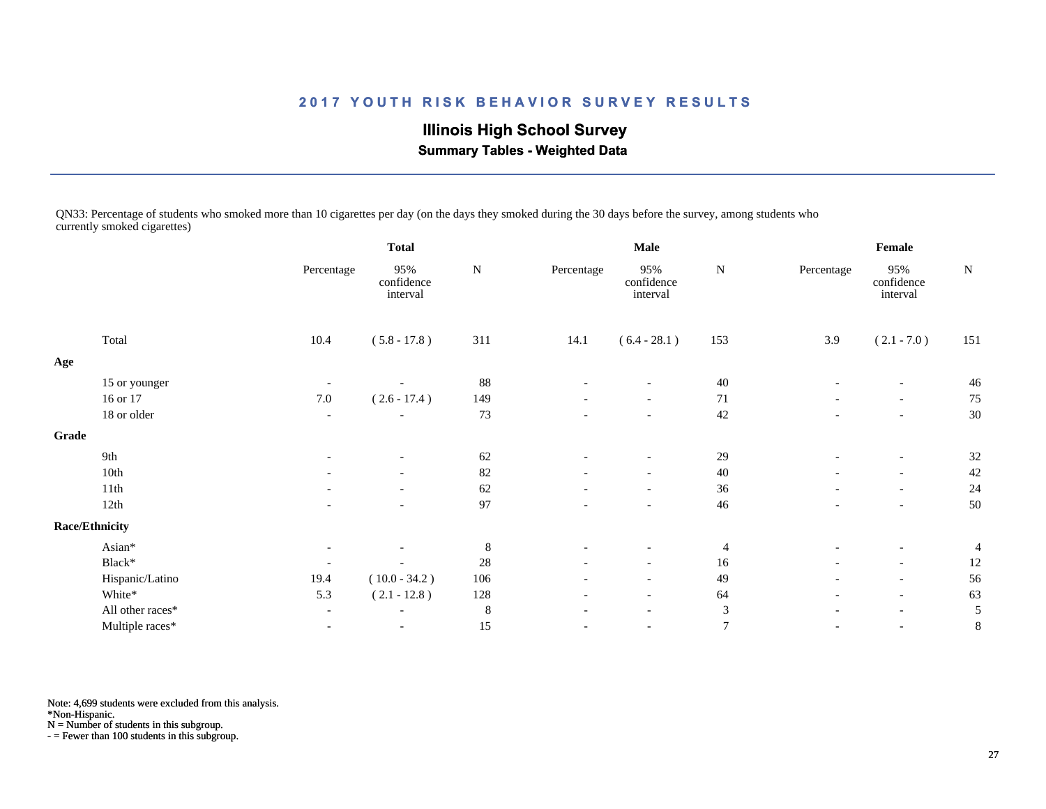# 2017 YOUTH RISK BEHAVIOR SURVEY RESULTS

## Illinois High School Survey

### Summary Tables - Weighted Data

QN33: Percentage of students who smoked more than 10 cigarettes per day (on the days they smoked during the 30 days before the survey, among students who currently smoked cigarettes)

| | Total | | | Male | | | Female | | |
|---|---|---|---|---|---|---|---|---|---|
| | Percentage | 95% confidence interval | N | Percentage | 95% confidence interval | N | Percentage | 95% confidence interval | N |
| Total | 10.4 | ( 5.8 - 17.8 ) | 311 | 14.1 | ( 6.4 - 28.1 ) | 153 | 3.9 | ( 2.1 - 7.0 ) | 151 |
| **Age** | | | | | | | | | |
| 15 or younger | - | - | 88 | - | - | 40 | - | - | 46 |
| 16 or 17 | 7.0 | ( 2.6 - 17.4 ) | 149 | - | - | 71 | - | - | 75 |
| 18 or older | - | - | 73 | - | - | 42 | - | - | 30 |
| **Grade** | | | | | | | | | |
| 9th | - | - | 62 | - | - | 29 | - | - | 32 |
| 10th | - | - | 82 | - | - | 40 | - | - | 42 |
| 11th | - | - | 62 | - | - | 36 | - | - | 24 |
| 12th | - | - | 97 | - | - | 46 | - | - | 50 |
| **Race/Ethnicity** | | | | | | | | | |
| Asian* | - | - | 8 | - | - | 4 | - | - | 4 |
| Black* | - | - | 28 | - | - | 16 | - | - | 12 |
| Hispanic/Latino | 19.4 | ( 10.0 - 34.2 ) | 106 | - | - | 49 | - | - | 56 |
| White* | 5.3 | ( 2.1 - 12.8 ) | 128 | - | - | 64 | - | - | 63 |
| All other races* | - | - | 8 | - | - | 3 | - | - | 5 |
| Multiple races* | - | - | 15 | - | - | 7 | - | - | 8 |

Note: 4,699 students were excluded from this analysis.
*Non-Hispanic.
N = Number of students in this subgroup.
- = Fewer than 100 students in this subgroup.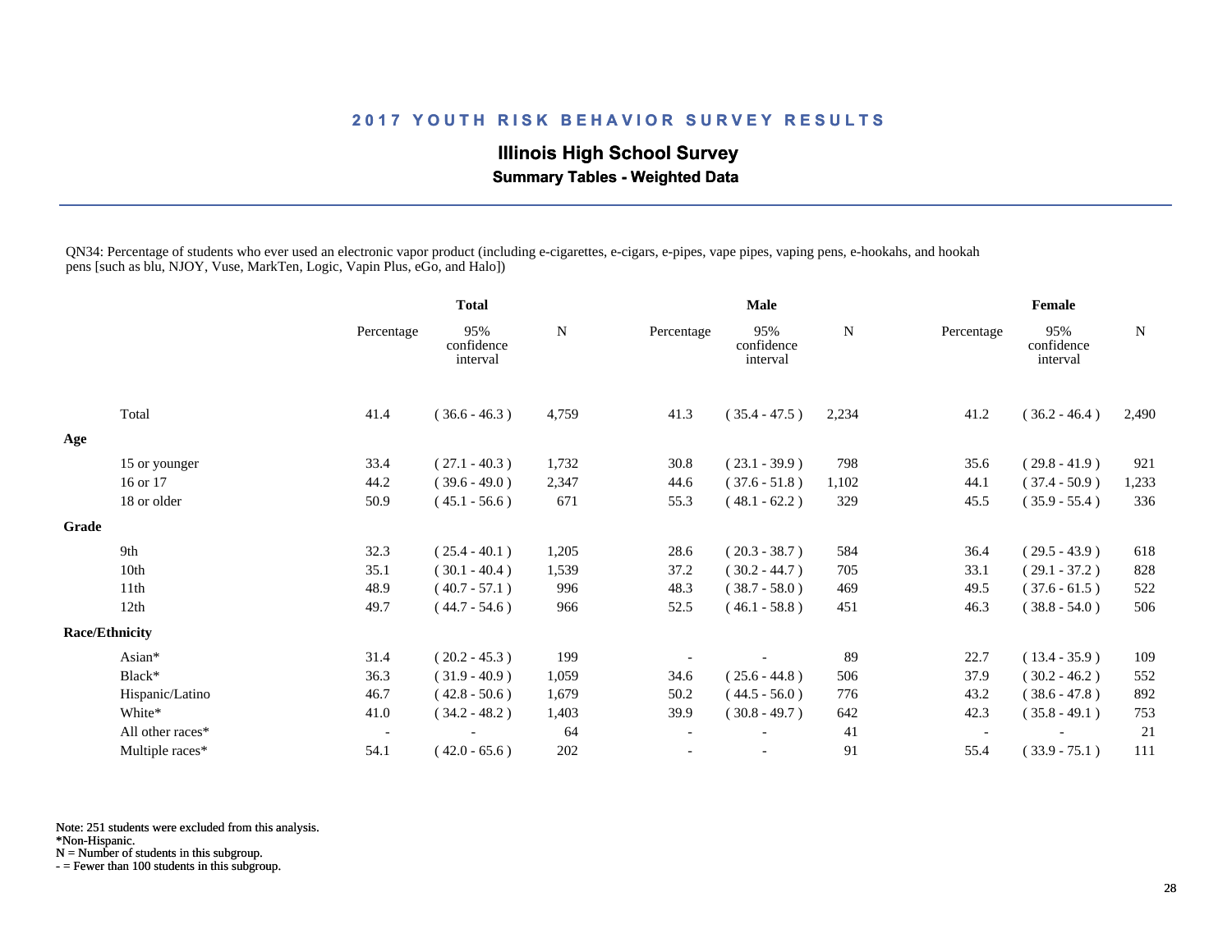## 2017 YOUTH RISK BEHAVIOR SURVEY RESULTS

### Illinois High School Survey

**Summary Tables - Weighted Data**

QN34: Percentage of students who ever used an electronic vapor product (including e-cigarettes, e-cigars, e-pipes, vape pipes, vaping pens, e-hookahs, and hookah pens [such as blu, NJOY, Vuse, MarkTen, Logic, Vapin Plus, eGo, and Halo])

| | Total | | | Male | | | Female | | |
|---|---|---|---|---|---|---|---|---|---|
| | Percentage | 95% confidence interval | N | Percentage | 95% confidence interval | N | Percentage | 95% confidence interval | N |
| Total | 41.4 | ( 36.6 - 46.3 ) | 4,759 | 41.3 | ( 35.4 - 47.5 ) | 2,234 | 41.2 | ( 36.2 - 46.4 ) | 2,490 |
| **Age** | | | | | | | | | |
| 15 or younger | 33.4 | ( 27.1 - 40.3 ) | 1,732 | 30.8 | ( 23.1 - 39.9 ) | 798 | 35.6 | ( 29.8 - 41.9 ) | 921 |
| 16 or 17 | 44.2 | ( 39.6 - 49.0 ) | 2,347 | 44.6 | ( 37.6 - 51.8 ) | 1,102 | 44.1 | ( 37.4 - 50.9 ) | 1,233 |
| 18 or older | 50.9 | ( 45.1 - 56.6 ) | 671 | 55.3 | ( 48.1 - 62.2 ) | 329 | 45.5 | ( 35.9 - 55.4 ) | 336 |
| **Grade** | | | | | | | | | |
| 9th | 32.3 | ( 25.4 - 40.1 ) | 1,205 | 28.6 | ( 20.3 - 38.7 ) | 584 | 36.4 | ( 29.5 - 43.9 ) | 618 |
| 10th | 35.1 | ( 30.1 - 40.4 ) | 1,539 | 37.2 | ( 30.2 - 44.7 ) | 705 | 33.1 | ( 29.1 - 37.2 ) | 828 |
| 11th | 48.9 | ( 40.7 - 57.1 ) | 996 | 48.3 | ( 38.7 - 58.0 ) | 469 | 49.5 | ( 37.6 - 61.5 ) | 522 |
| 12th | 49.7 | ( 44.7 - 54.6 ) | 966 | 52.5 | ( 46.1 - 58.8 ) | 451 | 46.3 | ( 38.8 - 54.0 ) | 506 |
| **Race/Ethnicity** | | | | | | | | | |
| Asian* | 31.4 | ( 20.2 - 45.3 ) | 199 | - | - | 89 | 22.7 | ( 13.4 - 35.9 ) | 109 |
| Black* | 36.3 | ( 31.9 - 40.9 ) | 1,059 | 34.6 | ( 25.6 - 44.8 ) | 506 | 37.9 | ( 30.2 - 46.2 ) | 552 |
| Hispanic/Latino | 46.7 | ( 42.8 - 50.6 ) | 1,679 | 50.2 | ( 44.5 - 56.0 ) | 776 | 43.2 | ( 38.6 - 47.8 ) | 892 |
| White* | 41.0 | ( 34.2 - 48.2 ) | 1,403 | 39.9 | ( 30.8 - 49.7 ) | 642 | 42.3 | ( 35.8 - 49.1 ) | 753 |
| All other races* | - | - | 64 | - | - | 41 | - | - | 21 |
| Multiple races* | 54.1 | ( 42.0 - 65.6 ) | 202 | - | - | 91 | 55.4 | ( 33.9 - 75.1 ) | 111 |

Note: 251 students were excluded from this analysis.
*Non-Hispanic.
N = Number of students in this subgroup.
- = Fewer than 100 students in this subgroup.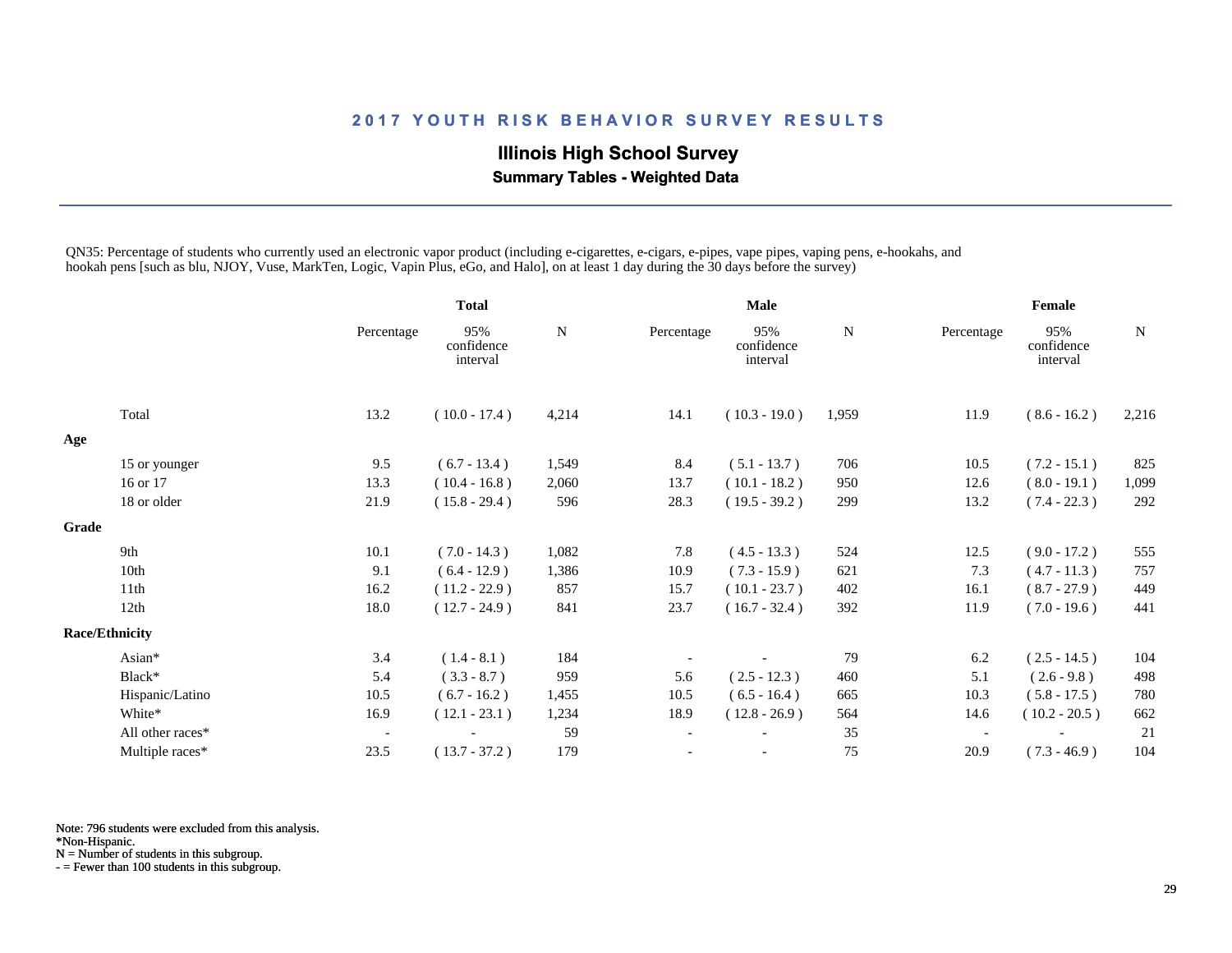## 2017 YOUTH RISK BEHAVIOR SURVEY RESULTS

### Illinois High School Survey

**Summary Tables - Weighted Data**

QN35: Percentage of students who currently used an electronic vapor product (including e-cigarettes, e-cigars, e-pipes, vape pipes, vaping pens, e-hookahs, and hookah pens [such as blu, NJOY, Vuse, MarkTen, Logic, Vapin Plus, eGo, and Halo], on at least 1 day during the 30 days before the survey)

| | Total | | | Male | | | Female | | |
|---|---|---|---|---|---|---|---|---|---|
| | Percentage | 95% confidence interval | N | Percentage | 95% confidence interval | N | Percentage | 95% confidence interval | N |
| Total | 13.2 | ( 10.0 - 17.4 ) | 4,214 | 14.1 | ( 10.3 - 19.0 ) | 1,959 | 11.9 | ( 8.6 - 16.2 ) | 2,216 |
| **Age** | | | | | | | | | |
| 15 or younger | 9.5 | ( 6.7 - 13.4 ) | 1,549 | 8.4 | ( 5.1 - 13.7 ) | 706 | 10.5 | ( 7.2 - 15.1 ) | 825 |
| 16 or 17 | 13.3 | ( 10.4 - 16.8 ) | 2,060 | 13.7 | ( 10.1 - 18.2 ) | 950 | 12.6 | ( 8.0 - 19.1 ) | 1,099 |
| 18 or older | 21.9 | ( 15.8 - 29.4 ) | 596 | 28.3 | ( 19.5 - 39.2 ) | 299 | 13.2 | ( 7.4 - 22.3 ) | 292 |
| **Grade** | | | | | | | | | |
| 9th | 10.1 | ( 7.0 - 14.3 ) | 1,082 | 7.8 | ( 4.5 - 13.3 ) | 524 | 12.5 | ( 9.0 - 17.2 ) | 555 |
| 10th | 9.1 | ( 6.4 - 12.9 ) | 1,386 | 10.9 | ( 7.3 - 15.9 ) | 621 | 7.3 | ( 4.7 - 11.3 ) | 757 |
| 11th | 16.2 | ( 11.2 - 22.9 ) | 857 | 15.7 | ( 10.1 - 23.7 ) | 402 | 16.1 | ( 8.7 - 27.9 ) | 449 |
| 12th | 18.0 | ( 12.7 - 24.9 ) | 841 | 23.7 | ( 16.7 - 32.4 ) | 392 | 11.9 | ( 7.0 - 19.6 ) | 441 |
| **Race/Ethnicity** | | | | | | | | | |
| Asian* | 3.4 | ( 1.4 - 8.1 ) | 184 | - | - | 79 | 6.2 | ( 2.5 - 14.5 ) | 104 |
| Black* | 5.4 | ( 3.3 - 8.7 ) | 959 | 5.6 | ( 2.5 - 12.3 ) | 460 | 5.1 | ( 2.6 - 9.8 ) | 498 |
| Hispanic/Latino | 10.5 | ( 6.7 - 16.2 ) | 1,455 | 10.5 | ( 6.5 - 16.4 ) | 665 | 10.3 | ( 5.8 - 17.5 ) | 780 |
| White* | 16.9 | ( 12.1 - 23.1 ) | 1,234 | 18.9 | ( 12.8 - 26.9 ) | 564 | 14.6 | ( 10.2 - 20.5 ) | 662 |
| All other races* | - | - | 59 | - | - | 35 | - | - | 21 |
| Multiple races* | 23.5 | ( 13.7 - 37.2 ) | 179 | - | - | 75 | 20.9 | ( 7.3 - 46.9 ) | 104 |

Note: 796 students were excluded from this analysis.
*Non-Hispanic.
N = Number of students in this subgroup.
- = Fewer than 100 students in this subgroup.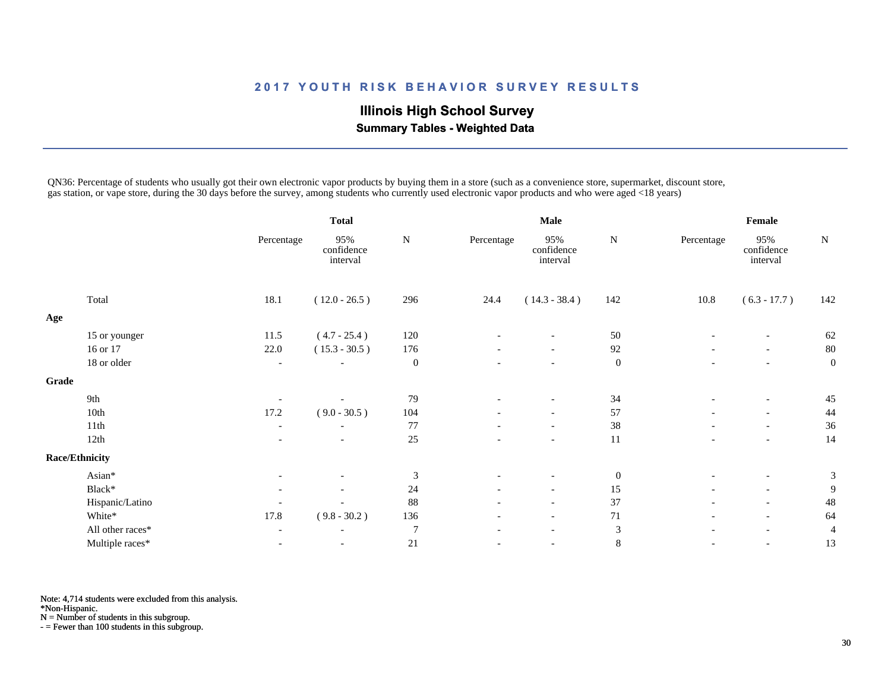# 2017 YOUTH RISK BEHAVIOR SURVEY RESULTS

## Illinois High School Survey

### Summary Tables - Weighted Data

QN36: Percentage of students who usually got their own electronic vapor products by buying them in a store (such as a convenience store, supermarket, discount store, gas station, or vape store, during the 30 days before the survey, among students who currently used electronic vapor products and who were aged <18 years)

| | Total | | | Male | | | Female | | |
|---|---|---|---|---|---|---|---|---|---|
| | Percentage | 95% confidence interval | N | Percentage | 95% confidence interval | N | Percentage | 95% confidence interval | N |
| Total | 18.1 | ( 12.0 - 26.5 ) | 296 | 24.4 | ( 14.3 - 38.4 ) | 142 | 10.8 | ( 6.3 - 17.7 ) | 142 |
| **Age** | | | | | | | | | |
| 15 or younger | 11.5 | ( 4.7 - 25.4 ) | 120 | - | - | 50 | - | - | 62 |
| 16 or 17 | 22.0 | ( 15.3 - 30.5 ) | 176 | - | - | 92 | - | - | 80 |
| 18 or older | - | - | 0 | - | - | 0 | - | - | 0 |
| **Grade** | | | | | | | | | |
| 9th | - | - | 79 | - | - | 34 | - | - | 45 |
| 10th | 17.2 | ( 9.0 - 30.5 ) | 104 | - | - | 57 | - | - | 44 |
| 11th | - | - | 77 | - | - | 38 | - | - | 36 |
| 12th | - | - | 25 | - | - | 11 | - | - | 14 |
| **Race/Ethnicity** | | | | | | | | | |
| Asian* | - | - | 3 | - | - | 0 | - | - | 3 |
| Black* | - | - | 24 | - | - | 15 | - | - | 9 |
| Hispanic/Latino | - | - | 88 | - | - | 37 | - | - | 48 |
| White* | 17.8 | ( 9.8 - 30.2 ) | 136 | - | - | 71 | - | - | 64 |
| All other races* | - | - | 7 | - | - | 3 | - | - | 4 |
| Multiple races* | - | - | 21 | - | - | 8 | - | - | 13 |

Note: 4,714 students were excluded from this analysis.
*Non-Hispanic.
N = Number of students in this subgroup.
- = Fewer than 100 students in this subgroup.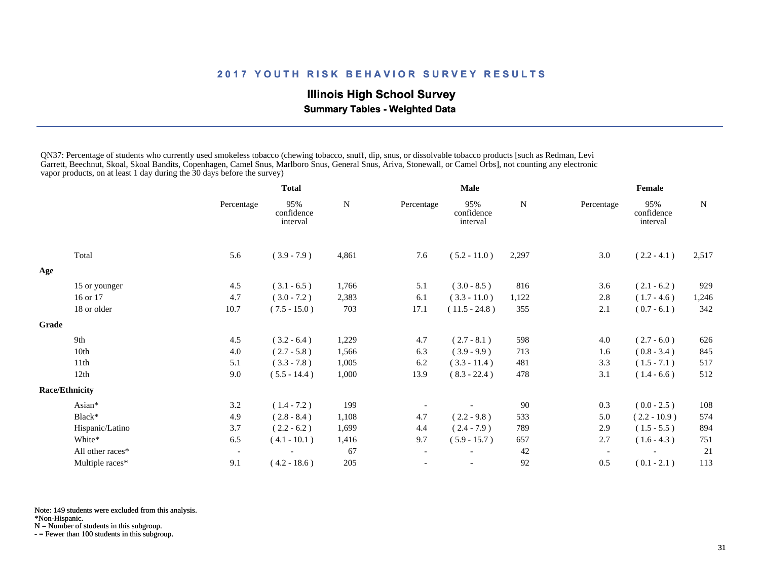## 2017 YOUTH RISK BEHAVIOR SURVEY RESULTS

### Illinois High School Survey

**Summary Tables - Weighted Data**

QN37: Percentage of students who currently used smokeless tobacco (chewing tobacco, snuff, dip, snus, or dissolvable tobacco products [such as Redman, Levi Garrett, Beechnut, Skoal, Skoal Bandits, Copenhagen, Camel Snus, Marlboro Snus, General Snus, Ariva, Stonewall, or Camel Orbs], not counting any electronic vapor products, on at least 1 day during the 30 days before the survey)

| | Total | | | Male | | | Female | | |
|---|---|---|---|---|---|---|---|---|---|
| | Percentage | 95% confidence interval | N | Percentage | 95% confidence interval | N | Percentage | 95% confidence interval | N |
| Total | 5.6 | ( 3.9 - 7.9 ) | 4,861 | 7.6 | ( 5.2 - 11.0 ) | 2,297 | 3.0 | ( 2.2 - 4.1 ) | 2,517 |
| **Age** | | | | | | | | | |
| 15 or younger | 4.5 | ( 3.1 - 6.5 ) | 1,766 | 5.1 | ( 3.0 - 8.5 ) | 816 | 3.6 | ( 2.1 - 6.2 ) | 929 |
| 16 or 17 | 4.7 | ( 3.0 - 7.2 ) | 2,383 | 6.1 | ( 3.3 - 11.0 ) | 1,122 | 2.8 | ( 1.7 - 4.6 ) | 1,246 |
| 18 or older | 10.7 | ( 7.5 - 15.0 ) | 703 | 17.1 | ( 11.5 - 24.8 ) | 355 | 2.1 | ( 0.7 - 6.1 ) | 342 |
| **Grade** | | | | | | | | | |
| 9th | 4.5 | ( 3.2 - 6.4 ) | 1,229 | 4.7 | ( 2.7 - 8.1 ) | 598 | 4.0 | ( 2.7 - 6.0 ) | 626 |
| 10th | 4.0 | ( 2.7 - 5.8 ) | 1,566 | 6.3 | ( 3.9 - 9.9 ) | 713 | 1.6 | ( 0.8 - 3.4 ) | 845 |
| 11th | 5.1 | ( 3.3 - 7.8 ) | 1,005 | 6.2 | ( 3.3 - 11.4 ) | 481 | 3.3 | ( 1.5 - 7.1 ) | 517 |
| 12th | 9.0 | ( 5.5 - 14.4 ) | 1,000 | 13.9 | ( 8.3 - 22.4 ) | 478 | 3.1 | ( 1.4 - 6.6 ) | 512 |
| **Race/Ethnicity** | | | | | | | | | |
| Asian* | 3.2 | ( 1.4 - 7.2 ) | 199 | - | - | 90 | 0.3 | ( 0.0 - 2.5 ) | 108 |
| Black* | 4.9 | ( 2.8 - 8.4 ) | 1,108 | 4.7 | ( 2.2 - 9.8 ) | 533 | 5.0 | ( 2.2 - 10.9 ) | 574 |
| Hispanic/Latino | 3.7 | ( 2.2 - 6.2 ) | 1,699 | 4.4 | ( 2.4 - 7.9 ) | 789 | 2.9 | ( 1.5 - 5.5 ) | 894 |
| White* | 6.5 | ( 4.1 - 10.1 ) | 1,416 | 9.7 | ( 5.9 - 15.7 ) | 657 | 2.7 | ( 1.6 - 4.3 ) | 751 |
| All other races* | - | - | 67 | - | - | 42 | - | - | 21 |
| Multiple races* | 9.1 | ( 4.2 - 18.6 ) | 205 | - | - | 92 | 0.5 | ( 0.1 - 2.1 ) | 113 |

Note: 149 students were excluded from this analysis.
*Non-Hispanic.
N = Number of students in this subgroup.
- = Fewer than 100 students in this subgroup.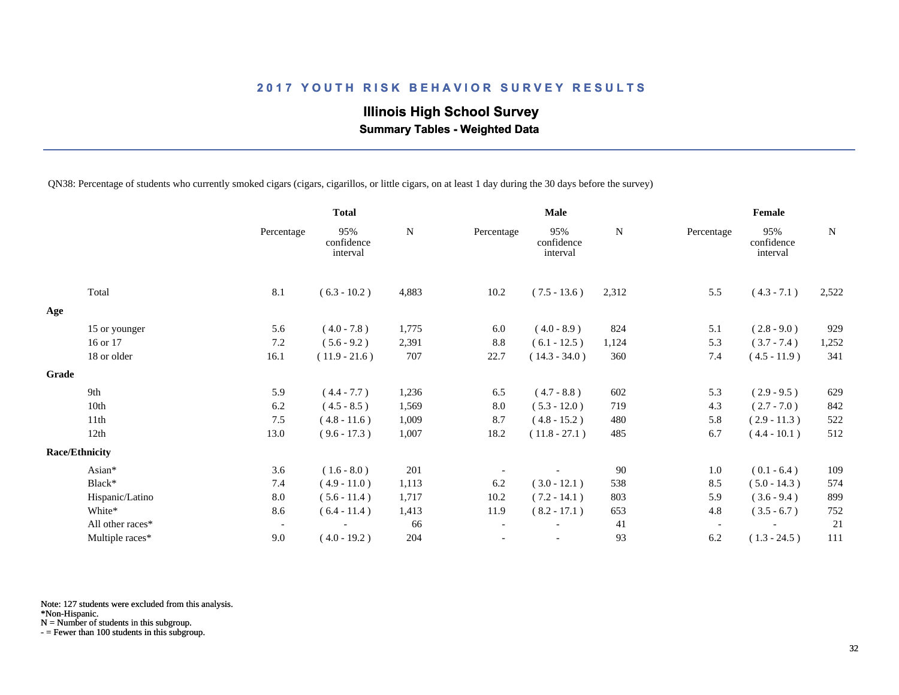## 2017 YOUTH RISK BEHAVIOR SURVEY RESULTS

**Illinois High School Survey**

**Summary Tables - Weighted Data**

QN38: Percentage of students who currently smoked cigars (cigars, cigarillos, or little cigars, on at least 1 day during the 30 days before the survey)

| | Total | | | Male | | | Female | | |
|---|---|---|---|---|---|---|---|---|---|
| | Percentage | 95% confidence interval | N | Percentage | 95% confidence interval | N | Percentage | 95% confidence interval | N |
| Total | 8.1 | ( 6.3 - 10.2 ) | 4,883 | 10.2 | ( 7.5 - 13.6 ) | 2,312 | 5.5 | ( 4.3 - 7.1 ) | 2,522 |
| **Age** | | | | | | | | | |
| 15 or younger | 5.6 | ( 4.0 - 7.8 ) | 1,775 | 6.0 | ( 4.0 - 8.9 ) | 824 | 5.1 | ( 2.8 - 9.0 ) | 929 |
| 16 or 17 | 7.2 | ( 5.6 - 9.2 ) | 2,391 | 8.8 | ( 6.1 - 12.5 ) | 1,124 | 5.3 | ( 3.7 - 7.4 ) | 1,252 |
| 18 or older | 16.1 | ( 11.9 - 21.6 ) | 707 | 22.7 | ( 14.3 - 34.0 ) | 360 | 7.4 | ( 4.5 - 11.9 ) | 341 |
| **Grade** | | | | | | | | | |
| 9th | 5.9 | ( 4.4 - 7.7 ) | 1,236 | 6.5 | ( 4.7 - 8.8 ) | 602 | 5.3 | ( 2.9 - 9.5 ) | 629 |
| 10th | 6.2 | ( 4.5 - 8.5 ) | 1,569 | 8.0 | ( 5.3 - 12.0 ) | 719 | 4.3 | ( 2.7 - 7.0 ) | 842 |
| 11th | 7.5 | ( 4.8 - 11.6 ) | 1,009 | 8.7 | ( 4.8 - 15.2 ) | 480 | 5.8 | ( 2.9 - 11.3 ) | 522 |
| 12th | 13.0 | ( 9.6 - 17.3 ) | 1,007 | 18.2 | ( 11.8 - 27.1 ) | 485 | 6.7 | ( 4.4 - 10.1 ) | 512 |
| **Race/Ethnicity** | | | | | | | | | |
| Asian* | 3.6 | ( 1.6 - 8.0 ) | 201 | - | - | 90 | 1.0 | ( 0.1 - 6.4 ) | 109 |
| Black* | 7.4 | ( 4.9 - 11.0 ) | 1,113 | 6.2 | ( 3.0 - 12.1 ) | 538 | 8.5 | ( 5.0 - 14.3 ) | 574 |
| Hispanic/Latino | 8.0 | ( 5.6 - 11.4 ) | 1,717 | 10.2 | ( 7.2 - 14.1 ) | 803 | 5.9 | ( 3.6 - 9.4 ) | 899 |
| White* | 8.6 | ( 6.4 - 11.4 ) | 1,413 | 11.9 | ( 8.2 - 17.1 ) | 653 | 4.8 | ( 3.5 - 6.7 ) | 752 |
| All other races* | - | - | 66 | - | - | 41 | - | - | 21 |
| Multiple races* | 9.0 | ( 4.0 - 19.2 ) | 204 | - | - | 93 | 6.2 | ( 1.3 - 24.5 ) | 111 |

Note: 127 students were excluded from this analysis.
*Non-Hispanic.
N = Number of students in this subgroup.
- = Fewer than 100 students in this subgroup.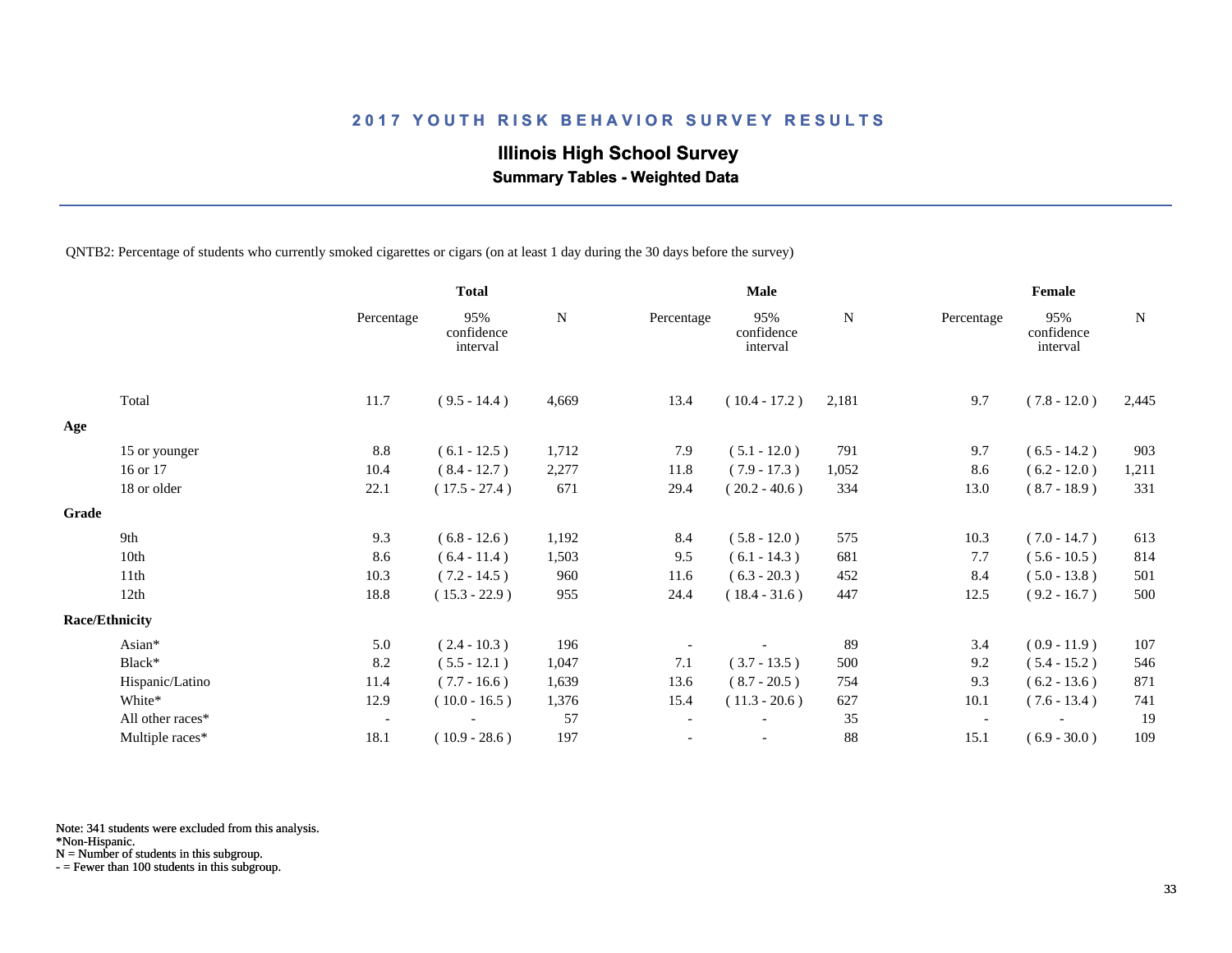# 2017 YOUTH RISK BEHAVIOR SURVEY RESULTS

## Illinois High School Survey

### Summary Tables - Weighted Data

QNTB2: Percentage of students who currently smoked cigarettes or cigars (on at least 1 day during the 30 days before the survey)

| | Total | | | Male | | | Female | | |
|---|---|---|---|---|---|---|---|---|---|
| | Percentage | 95% confidence interval | N | Percentage | 95% confidence interval | N | Percentage | 95% confidence interval | N |
| Total | 11.7 | ( 9.5 - 14.4 ) | 4,669 | 13.4 | ( 10.4 - 17.2 ) | 2,181 | 9.7 | ( 7.8 - 12.0 ) | 2,445 |
| **Age** | | | | | | | | | |
| 15 or younger | 8.8 | ( 6.1 - 12.5 ) | 1,712 | 7.9 | ( 5.1 - 12.0 ) | 791 | 9.7 | ( 6.5 - 14.2 ) | 903 |
| 16 or 17 | 10.4 | ( 8.4 - 12.7 ) | 2,277 | 11.8 | ( 7.9 - 17.3 ) | 1,052 | 8.6 | ( 6.2 - 12.0 ) | 1,211 |
| 18 or older | 22.1 | ( 17.5 - 27.4 ) | 671 | 29.4 | ( 20.2 - 40.6 ) | 334 | 13.0 | ( 8.7 - 18.9 ) | 331 |
| **Grade** | | | | | | | | | |
| 9th | 9.3 | ( 6.8 - 12.6 ) | 1,192 | 8.4 | ( 5.8 - 12.0 ) | 575 | 10.3 | ( 7.0 - 14.7 ) | 613 |
| 10th | 8.6 | ( 6.4 - 11.4 ) | 1,503 | 9.5 | ( 6.1 - 14.3 ) | 681 | 7.7 | ( 5.6 - 10.5 ) | 814 |
| 11th | 10.3 | ( 7.2 - 14.5 ) | 960 | 11.6 | ( 6.3 - 20.3 ) | 452 | 8.4 | ( 5.0 - 13.8 ) | 501 |
| 12th | 18.8 | ( 15.3 - 22.9 ) | 955 | 24.4 | ( 18.4 - 31.6 ) | 447 | 12.5 | ( 9.2 - 16.7 ) | 500 |
| **Race/Ethnicity** | | | | | | | | | |
| Asian* | 5.0 | ( 2.4 - 10.3 ) | 196 | - | - | 89 | 3.4 | ( 0.9 - 11.9 ) | 107 |
| Black* | 8.2 | ( 5.5 - 12.1 ) | 1,047 | 7.1 | ( 3.7 - 13.5 ) | 500 | 9.2 | ( 5.4 - 15.2 ) | 546 |
| Hispanic/Latino | 11.4 | ( 7.7 - 16.6 ) | 1,639 | 13.6 | ( 8.7 - 20.5 ) | 754 | 9.3 | ( 6.2 - 13.6 ) | 871 |
| White* | 12.9 | ( 10.0 - 16.5 ) | 1,376 | 15.4 | ( 11.3 - 20.6 ) | 627 | 10.1 | ( 7.6 - 13.4 ) | 741 |
| All other races* | - | - | 57 | - | - | 35 | - | - | 19 |
| Multiple races* | 18.1 | ( 10.9 - 28.6 ) | 197 | - | - | 88 | 15.1 | ( 6.9 - 30.0 ) | 109 |

Note: 341 students were excluded from this analysis.
*Non-Hispanic.
N = Number of students in this subgroup.
- = Fewer than 100 students in this subgroup.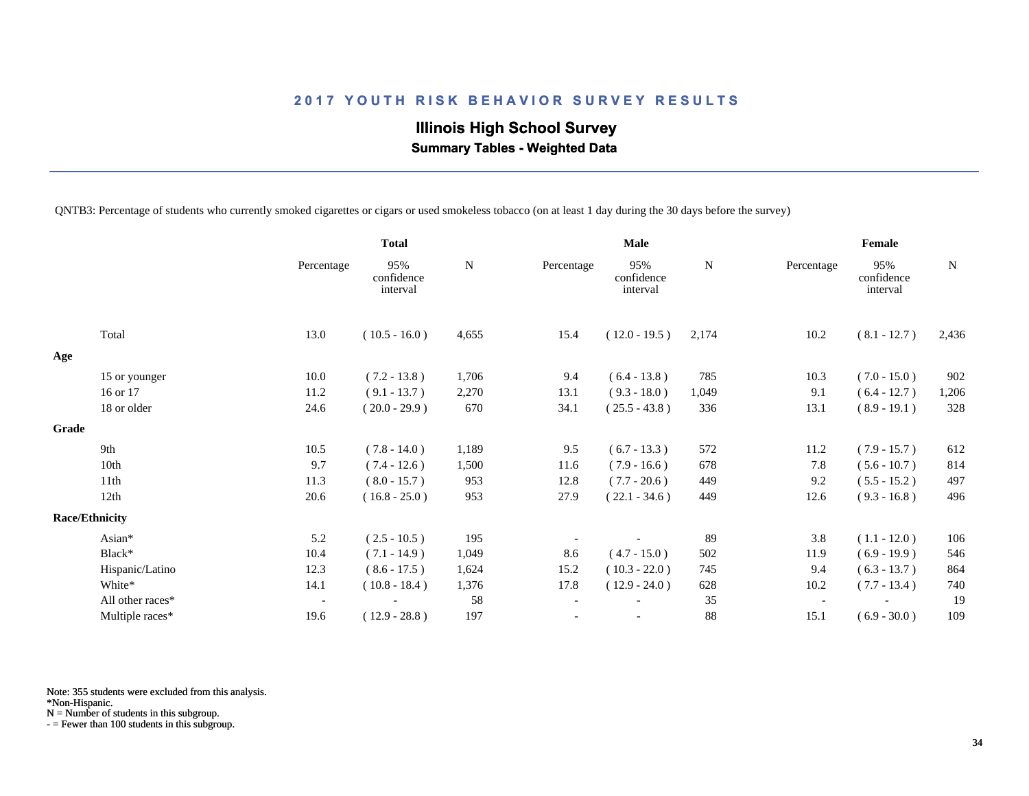# 2017 YOUTH RISK BEHAVIOR SURVEY RESULTS

## Illinois High School Survey

### Summary Tables - Weighted Data

QNTB3: Percentage of students who currently smoked cigarettes or cigars or used smokeless tobacco (on at least 1 day during the 30 days before the survey)

| | Total | | | Male | | | Female | | |
|---|---|---|---|---|---|---|---|---|---|
| | Percentage | 95% confidence interval | N | Percentage | 95% confidence interval | N | Percentage | 95% confidence interval | N |
| Total | 13.0 | ( 10.5 - 16.0 ) | 4,655 | 15.4 | ( 12.0 - 19.5 ) | 2,174 | 10.2 | ( 8.1 - 12.7 ) | 2,436 |
| **Age** | | | | | | | | | |
| 15 or younger | 10.0 | ( 7.2 - 13.8 ) | 1,706 | 9.4 | ( 6.4 - 13.8 ) | 785 | 10.3 | ( 7.0 - 15.0 ) | 902 |
| 16 or 17 | 11.2 | ( 9.1 - 13.7 ) | 2,270 | 13.1 | ( 9.3 - 18.0 ) | 1,049 | 9.1 | ( 6.4 - 12.7 ) | 1,206 |
| 18 or older | 24.6 | ( 20.0 - 29.9 ) | 670 | 34.1 | ( 25.5 - 43.8 ) | 336 | 13.1 | ( 8.9 - 19.1 ) | 328 |
| **Grade** | | | | | | | | | |
| 9th | 10.5 | ( 7.8 - 14.0 ) | 1,189 | 9.5 | ( 6.7 - 13.3 ) | 572 | 11.2 | ( 7.9 - 15.7 ) | 612 |
| 10th | 9.7 | ( 7.4 - 12.6 ) | 1,500 | 11.6 | ( 7.9 - 16.6 ) | 678 | 7.8 | ( 5.6 - 10.7 ) | 814 |
| 11th | 11.3 | ( 8.0 - 15.7 ) | 953 | 12.8 | ( 7.7 - 20.6 ) | 449 | 9.2 | ( 5.5 - 15.2 ) | 497 |
| 12th | 20.6 | ( 16.8 - 25.0 ) | 953 | 27.9 | ( 22.1 - 34.6 ) | 449 | 12.6 | ( 9.3 - 16.8 ) | 496 |
| **Race/Ethnicity** | | | | | | | | | |
| Asian* | 5.2 | ( 2.5 - 10.5 ) | 195 | - | - | 89 | 3.8 | ( 1.1 - 12.0 ) | 106 |
| Black* | 10.4 | ( 7.1 - 14.9 ) | 1,049 | 8.6 | ( 4.7 - 15.0 ) | 502 | 11.9 | ( 6.9 - 19.9 ) | 546 |
| Hispanic/Latino | 12.3 | ( 8.6 - 17.5 ) | 1,624 | 15.2 | ( 10.3 - 22.0 ) | 745 | 9.4 | ( 6.3 - 13.7 ) | 864 |
| White* | 14.1 | ( 10.8 - 18.4 ) | 1,376 | 17.8 | ( 12.9 - 24.0 ) | 628 | 10.2 | ( 7.7 - 13.4 ) | 740 |
| All other races* | - | - | 58 | - | - | 35 | - | - | 19 |
| Multiple races* | 19.6 | ( 12.9 - 28.8 ) | 197 | - | - | 88 | 15.1 | ( 6.9 - 30.0 ) | 109 |

Note: 355 students were excluded from this analysis.
*Non-Hispanic.
N = Number of students in this subgroup.
- = Fewer than 100 students in this subgroup.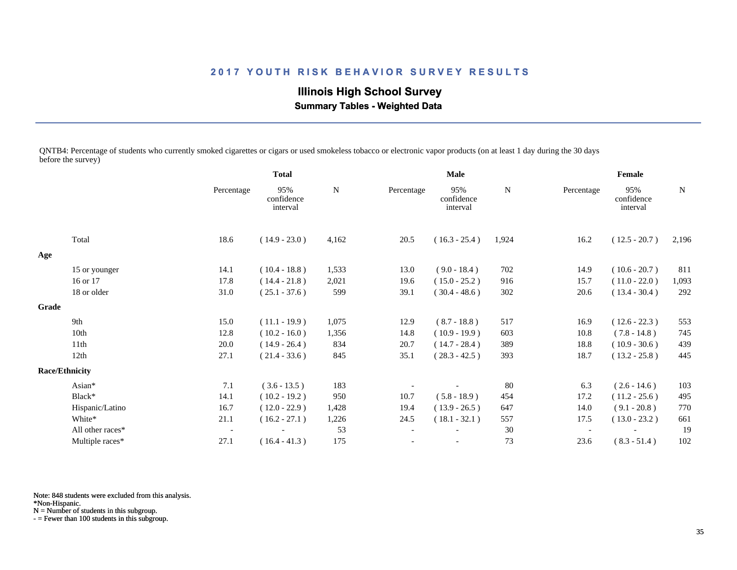# 2017 YOUTH RISK BEHAVIOR SURVEY RESULTS

## Illinois High School Survey

### Summary Tables - Weighted Data

QNTB4: Percentage of students who currently smoked cigarettes or cigars or used smokeless tobacco or electronic vapor products (on at least 1 day during the 30 days before the survey)

| | Total | | | Male | | | Female | | |
|---|---|---|---|---|---|---|---|---|---|
| | Percentage | 95% confidence interval | N | Percentage | 95% confidence interval | N | Percentage | 95% confidence interval | N |
| Total | 18.6 | ( 14.9 - 23.0 ) | 4,162 | 20.5 | ( 16.3 - 25.4 ) | 1,924 | 16.2 | ( 12.5 - 20.7 ) | 2,196 |
| **Age** | | | | | | | | | |
| 15 or younger | 14.1 | ( 10.4 - 18.8 ) | 1,533 | 13.0 | ( 9.0 - 18.4 ) | 702 | 14.9 | ( 10.6 - 20.7 ) | 811 |
| 16 or 17 | 17.8 | ( 14.4 - 21.8 ) | 2,021 | 19.6 | ( 15.0 - 25.2 ) | 916 | 15.7 | ( 11.0 - 22.0 ) | 1,093 |
| 18 or older | 31.0 | ( 25.1 - 37.6 ) | 599 | 39.1 | ( 30.4 - 48.6 ) | 302 | 20.6 | ( 13.4 - 30.4 ) | 292 |
| **Grade** | | | | | | | | | |
| 9th | 15.0 | ( 11.1 - 19.9 ) | 1,075 | 12.9 | ( 8.7 - 18.8 ) | 517 | 16.9 | ( 12.6 - 22.3 ) | 553 |
| 10th | 12.8 | ( 10.2 - 16.0 ) | 1,356 | 14.8 | ( 10.9 - 19.9 ) | 603 | 10.8 | ( 7.8 - 14.8 ) | 745 |
| 11th | 20.0 | ( 14.9 - 26.4 ) | 834 | 20.7 | ( 14.7 - 28.4 ) | 389 | 18.8 | ( 10.9 - 30.6 ) | 439 |
| 12th | 27.1 | ( 21.4 - 33.6 ) | 845 | 35.1 | ( 28.3 - 42.5 ) | 393 | 18.7 | ( 13.2 - 25.8 ) | 445 |
| **Race/Ethnicity** | | | | | | | | | |
| Asian* | 7.1 | ( 3.6 - 13.5 ) | 183 | - | - | 80 | 6.3 | ( 2.6 - 14.6 ) | 103 |
| Black* | 14.1 | ( 10.2 - 19.2 ) | 950 | 10.7 | ( 5.8 - 18.9 ) | 454 | 17.2 | ( 11.2 - 25.6 ) | 495 |
| Hispanic/Latino | 16.7 | ( 12.0 - 22.9 ) | 1,428 | 19.4 | ( 13.9 - 26.5 ) | 647 | 14.0 | ( 9.1 - 20.8 ) | 770 |
| White* | 21.1 | ( 16.2 - 27.1 ) | 1,226 | 24.5 | ( 18.1 - 32.1 ) | 557 | 17.5 | ( 13.0 - 23.2 ) | 661 |
| All other races* | - | - | 53 | - | - | 30 | - | - | 19 |
| Multiple races* | 27.1 | ( 16.4 - 41.3 ) | 175 | - | - | 73 | 23.6 | ( 8.3 - 51.4 ) | 102 |

Note: 848 students were excluded from this analysis.
*Non-Hispanic.
N = Number of students in this subgroup.
- = Fewer than 100 students in this subgroup.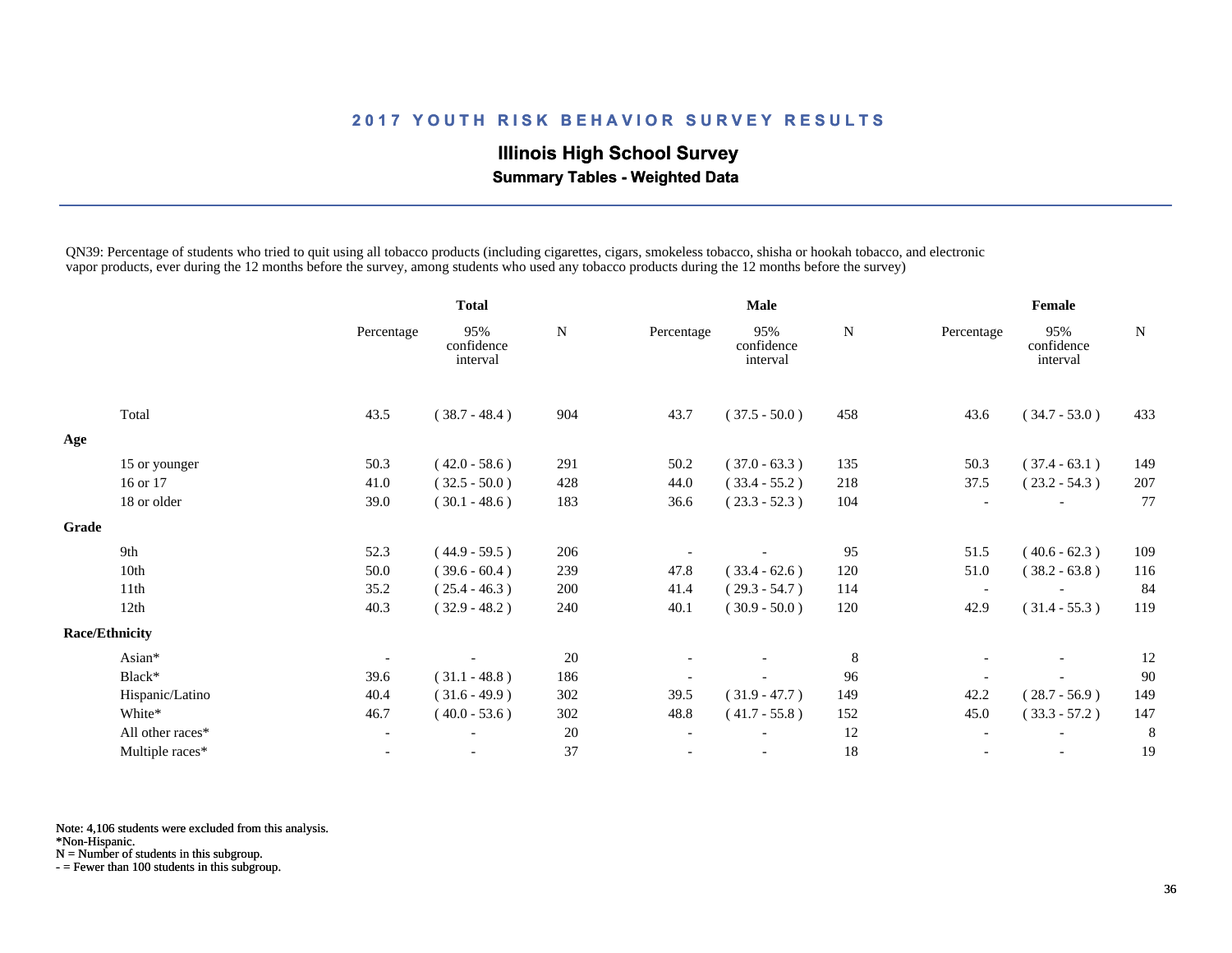## 2017 YOUTH RISK BEHAVIOR SURVEY RESULTS

### Illinois High School Survey

**Summary Tables - Weighted Data**

QN39: Percentage of students who tried to quit using all tobacco products (including cigarettes, cigars, smokeless tobacco, shisha or hookah tobacco, and electronic vapor products, ever during the 12 months before the survey, among students who used any tobacco products during the 12 months before the survey)

| | Total | | | Male | | | Female | | |
|---|---|---|---|---|---|---|---|---|---|
| | Percentage | 95% confidence interval | N | Percentage | 95% confidence interval | N | Percentage | 95% confidence interval | N |
| Total | 43.5 | ( 38.7 - 48.4 ) | 904 | 43.7 | ( 37.5 - 50.0 ) | 458 | 43.6 | ( 34.7 - 53.0 ) | 433 |
| **Age** | | | | | | | | | |
| 15 or younger | 50.3 | ( 42.0 - 58.6 ) | 291 | 50.2 | ( 37.0 - 63.3 ) | 135 | 50.3 | ( 37.4 - 63.1 ) | 149 |
| 16 or 17 | 41.0 | ( 32.5 - 50.0 ) | 428 | 44.0 | ( 33.4 - 55.2 ) | 218 | 37.5 | ( 23.2 - 54.3 ) | 207 |
| 18 or older | 39.0 | ( 30.1 - 48.6 ) | 183 | 36.6 | ( 23.3 - 52.3 ) | 104 | - | - | 77 |
| **Grade** | | | | | | | | | |
| 9th | 52.3 | ( 44.9 - 59.5 ) | 206 | - | - | 95 | 51.5 | ( 40.6 - 62.3 ) | 109 |
| 10th | 50.0 | ( 39.6 - 60.4 ) | 239 | 47.8 | ( 33.4 - 62.6 ) | 120 | 51.0 | ( 38.2 - 63.8 ) | 116 |
| 11th | 35.2 | ( 25.4 - 46.3 ) | 200 | 41.4 | ( 29.3 - 54.7 ) | 114 | - | - | 84 |
| 12th | 40.3 | ( 32.9 - 48.2 ) | 240 | 40.1 | ( 30.9 - 50.0 ) | 120 | 42.9 | ( 31.4 - 55.3 ) | 119 |
| **Race/Ethnicity** | | | | | | | | | |
| Asian* | - | - | 20 | - | - | 8 | - | - | 12 |
| Black* | 39.6 | ( 31.1 - 48.8 ) | 186 | - | - | 96 | - | - | 90 |
| Hispanic/Latino | 40.4 | ( 31.6 - 49.9 ) | 302 | 39.5 | ( 31.9 - 47.7 ) | 149 | 42.2 | ( 28.7 - 56.9 ) | 149 |
| White* | 46.7 | ( 40.0 - 53.6 ) | 302 | 48.8 | ( 41.7 - 55.8 ) | 152 | 45.0 | ( 33.3 - 57.2 ) | 147 |
| All other races* | - | - | 20 | - | - | 12 | - | - | 8 |
| Multiple races* | - | - | 37 | - | - | 18 | - | - | 19 |

Note: 4,106 students were excluded from this analysis.
*Non-Hispanic.
N = Number of students in this subgroup.
- = Fewer than 100 students in this subgroup.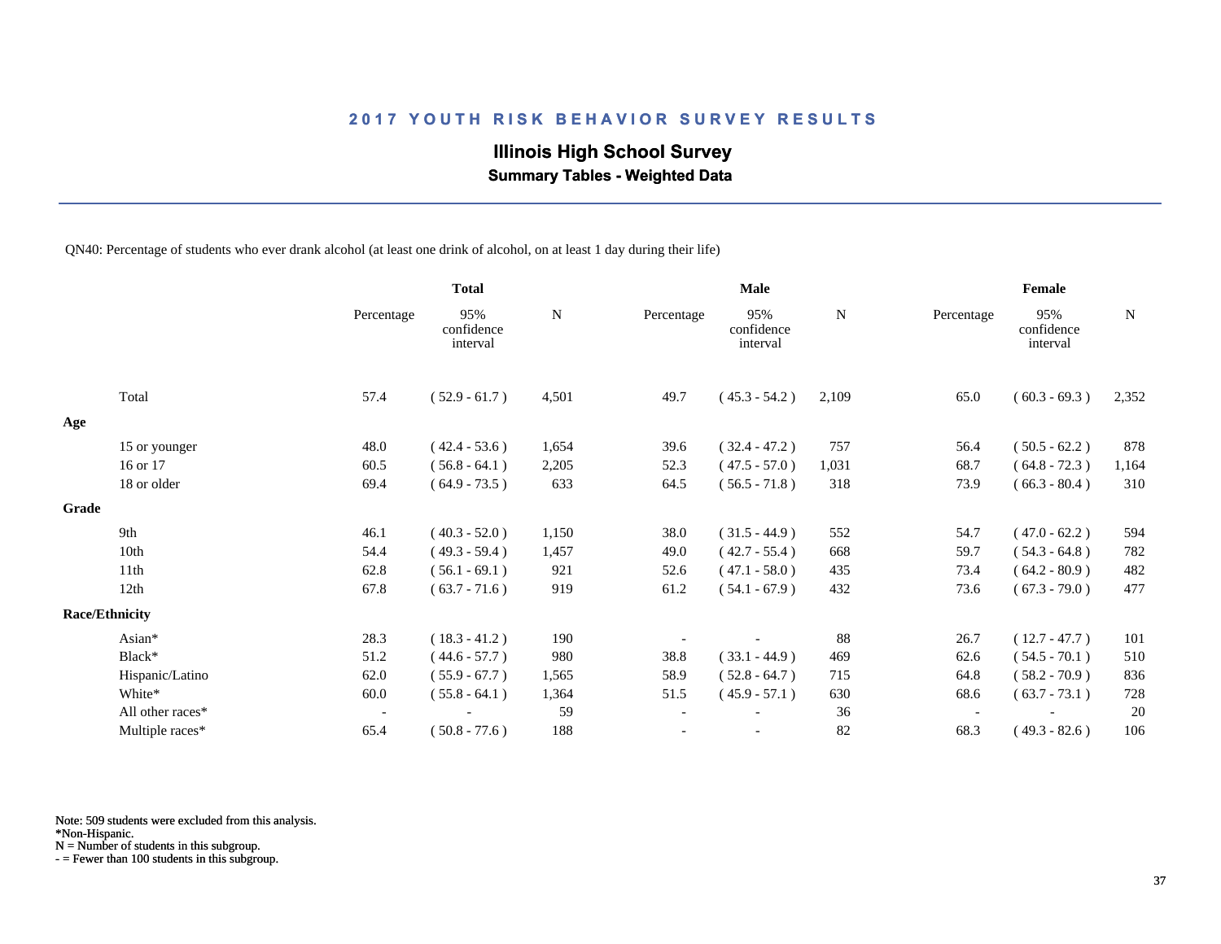# 2017 YOUTH RISK BEHAVIOR SURVEY RESULTS

## Illinois High School Survey

### Summary Tables - Weighted Data

QN40: Percentage of students who ever drank alcohol (at least one drink of alcohol, on at least 1 day during their life)

| | Total | | | Male | | | Female | | |
|---|---|---|---|---|---|---|---|---|---|
| | Percentage | 95% confidence interval | N | Percentage | 95% confidence interval | N | Percentage | 95% confidence interval | N |
| Total | 57.4 | ( 52.9 - 61.7 ) | 4,501 | 49.7 | ( 45.3 - 54.2 ) | 2,109 | 65.0 | ( 60.3 - 69.3 ) | 2,352 |
| **Age** | | | | | | | | | |
| 15 or younger | 48.0 | ( 42.4 - 53.6 ) | 1,654 | 39.6 | ( 32.4 - 47.2 ) | 757 | 56.4 | ( 50.5 - 62.2 ) | 878 |
| 16 or 17 | 60.5 | ( 56.8 - 64.1 ) | 2,205 | 52.3 | ( 47.5 - 57.0 ) | 1,031 | 68.7 | ( 64.8 - 72.3 ) | 1,164 |
| 18 or older | 69.4 | ( 64.9 - 73.5 ) | 633 | 64.5 | ( 56.5 - 71.8 ) | 318 | 73.9 | ( 66.3 - 80.4 ) | 310 |
| **Grade** | | | | | | | | | |
| 9th | 46.1 | ( 40.3 - 52.0 ) | 1,150 | 38.0 | ( 31.5 - 44.9 ) | 552 | 54.7 | ( 47.0 - 62.2 ) | 594 |
| 10th | 54.4 | ( 49.3 - 59.4 ) | 1,457 | 49.0 | ( 42.7 - 55.4 ) | 668 | 59.7 | ( 54.3 - 64.8 ) | 782 |
| 11th | 62.8 | ( 56.1 - 69.1 ) | 921 | 52.6 | ( 47.1 - 58.0 ) | 435 | 73.4 | ( 64.2 - 80.9 ) | 482 |
| 12th | 67.8 | ( 63.7 - 71.6 ) | 919 | 61.2 | ( 54.1 - 67.9 ) | 432 | 73.6 | ( 67.3 - 79.0 ) | 477 |
| **Race/Ethnicity** | | | | | | | | | |
| Asian* | 28.3 | ( 18.3 - 41.2 ) | 190 | - | - | 88 | 26.7 | ( 12.7 - 47.7 ) | 101 |
| Black* | 51.2 | ( 44.6 - 57.7 ) | 980 | 38.8 | ( 33.1 - 44.9 ) | 469 | 62.6 | ( 54.5 - 70.1 ) | 510 |
| Hispanic/Latino | 62.0 | ( 55.9 - 67.7 ) | 1,565 | 58.9 | ( 52.8 - 64.7 ) | 715 | 64.8 | ( 58.2 - 70.9 ) | 836 |
| White* | 60.0 | ( 55.8 - 64.1 ) | 1,364 | 51.5 | ( 45.9 - 57.1 ) | 630 | 68.6 | ( 63.7 - 73.1 ) | 728 |
| All other races* | - | - | 59 | - | - | 36 | - | - | 20 |
| Multiple races* | 65.4 | ( 50.8 - 77.6 ) | 188 | - | - | 82 | 68.3 | ( 49.3 - 82.6 ) | 106 |

Note: 509 students were excluded from this analysis.
*Non-Hispanic.
N = Number of students in this subgroup.
- = Fewer than 100 students in this subgroup.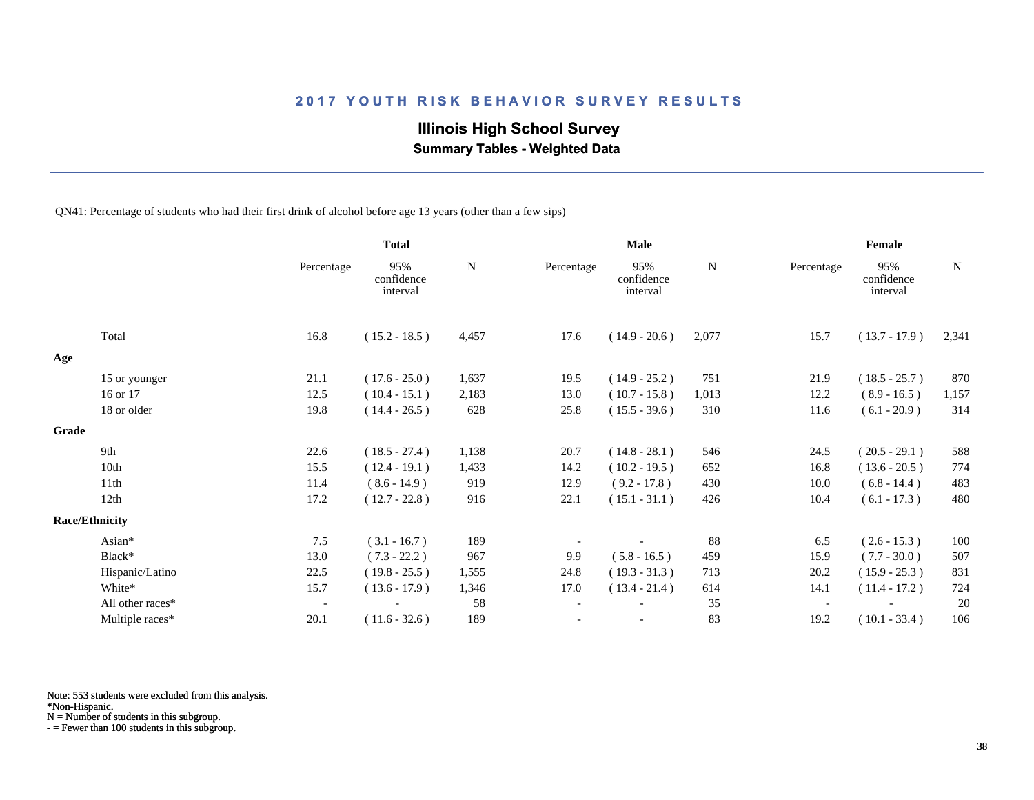# 2017 YOUTH RISK BEHAVIOR SURVEY RESULTS

## Illinois High School Survey

### Summary Tables - Weighted Data

QN41: Percentage of students who had their first drink of alcohol before age 13 years (other than a few sips)

| | Total | | | Male | | | Female | | |
|---|---|---|---|---|---|---|---|---|---|
| | Percentage | 95% confidence interval | N | Percentage | 95% confidence interval | N | Percentage | 95% confidence interval | N |
| Total | 16.8 | ( 15.2 - 18.5 ) | 4,457 | 17.6 | ( 14.9 - 20.6 ) | 2,077 | 15.7 | ( 13.7 - 17.9 ) | 2,341 |
| **Age** | | | | | | | | | |
| 15 or younger | 21.1 | ( 17.6 - 25.0 ) | 1,637 | 19.5 | ( 14.9 - 25.2 ) | 751 | 21.9 | ( 18.5 - 25.7 ) | 870 |
| 16 or 17 | 12.5 | ( 10.4 - 15.1 ) | 2,183 | 13.0 | ( 10.7 - 15.8 ) | 1,013 | 12.2 | ( 8.9 - 16.5 ) | 1,157 |
| 18 or older | 19.8 | ( 14.4 - 26.5 ) | 628 | 25.8 | ( 15.5 - 39.6 ) | 310 | 11.6 | ( 6.1 - 20.9 ) | 314 |
| **Grade** | | | | | | | | | |
| 9th | 22.6 | ( 18.5 - 27.4 ) | 1,138 | 20.7 | ( 14.8 - 28.1 ) | 546 | 24.5 | ( 20.5 - 29.1 ) | 588 |
| 10th | 15.5 | ( 12.4 - 19.1 ) | 1,433 | 14.2 | ( 10.2 - 19.5 ) | 652 | 16.8 | ( 13.6 - 20.5 ) | 774 |
| 11th | 11.4 | ( 8.6 - 14.9 ) | 919 | 12.9 | ( 9.2 - 17.8 ) | 430 | 10.0 | ( 6.8 - 14.4 ) | 483 |
| 12th | 17.2 | ( 12.7 - 22.8 ) | 916 | 22.1 | ( 15.1 - 31.1 ) | 426 | 10.4 | ( 6.1 - 17.3 ) | 480 |
| **Race/Ethnicity** | | | | | | | | | |
| Asian* | 7.5 | ( 3.1 - 16.7 ) | 189 | - | - | 88 | 6.5 | ( 2.6 - 15.3 ) | 100 |
| Black* | 13.0 | ( 7.3 - 22.2 ) | 967 | 9.9 | ( 5.8 - 16.5 ) | 459 | 15.9 | ( 7.7 - 30.0 ) | 507 |
| Hispanic/Latino | 22.5 | ( 19.8 - 25.5 ) | 1,555 | 24.8 | ( 19.3 - 31.3 ) | 713 | 20.2 | ( 15.9 - 25.3 ) | 831 |
| White* | 15.7 | ( 13.6 - 17.9 ) | 1,346 | 17.0 | ( 13.4 - 21.4 ) | 614 | 14.1 | ( 11.4 - 17.2 ) | 724 |
| All other races* | - | - | 58 | - | - | 35 | - | - | 20 |
| Multiple races* | 20.1 | ( 11.6 - 32.6 ) | 189 | - | - | 83 | 19.2 | ( 10.1 - 33.4 ) | 106 |

Note: 553 students were excluded from this analysis.
*Non-Hispanic.
N = Number of students in this subgroup.
- = Fewer than 100 students in this subgroup.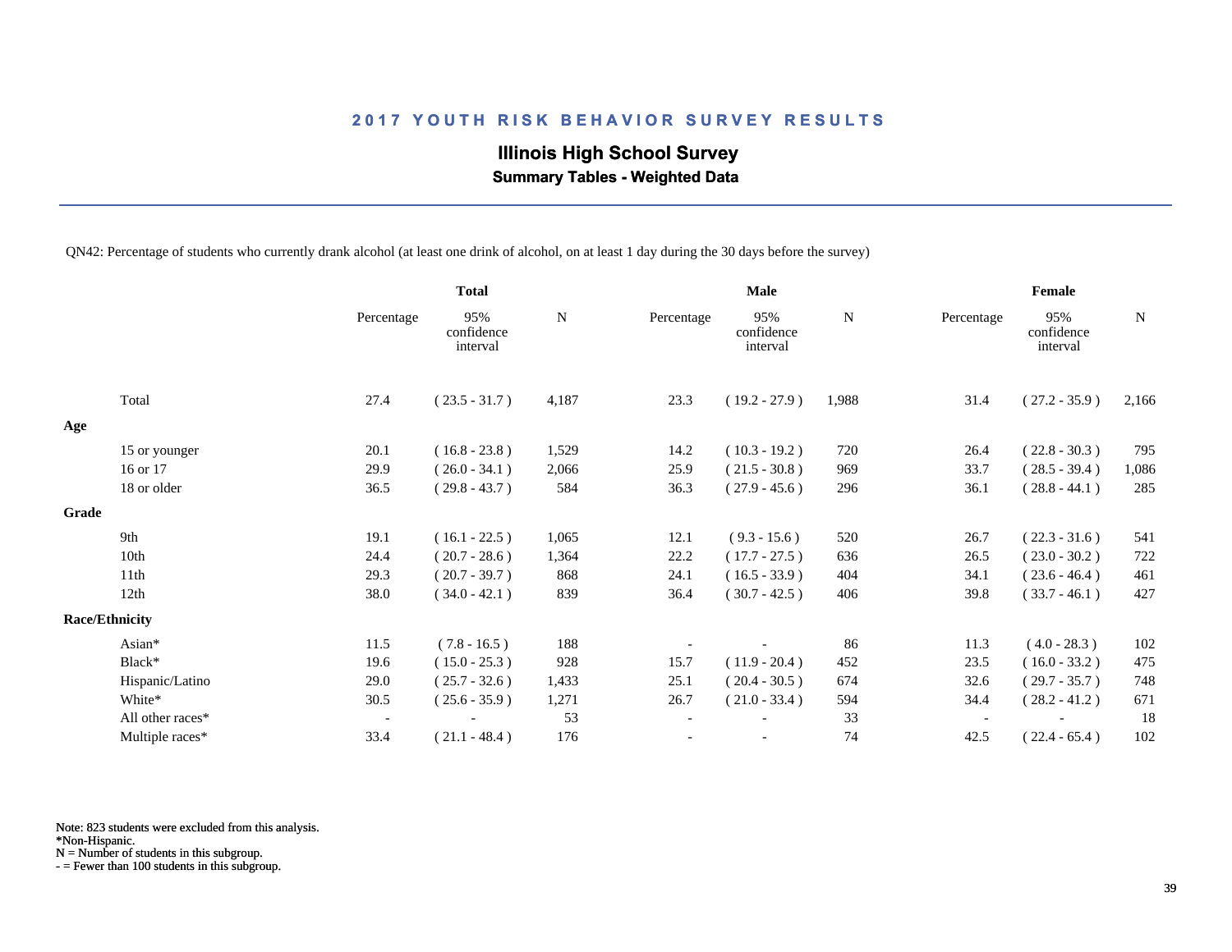## 2017 YOUTH RISK BEHAVIOR SURVEY RESULTS

### Illinois High School Survey

**Summary Tables - Weighted Data**

QN42: Percentage of students who currently drank alcohol (at least one drink of alcohol, on at least 1 day during the 30 days before the survey)

| | Total | | | Male | | | Female | | |
|---|---|---|---|---|---|---|---|---|---|
| | Percentage | 95% confidence interval | N | Percentage | 95% confidence interval | N | Percentage | 95% confidence interval | N |
| Total | 27.4 | ( 23.5 - 31.7 ) | 4,187 | 23.3 | ( 19.2 - 27.9 ) | 1,988 | 31.4 | ( 27.2 - 35.9 ) | 2,166 |
| **Age** | | | | | | | | | |
| 15 or younger | 20.1 | ( 16.8 - 23.8 ) | 1,529 | 14.2 | ( 10.3 - 19.2 ) | 720 | 26.4 | ( 22.8 - 30.3 ) | 795 |
| 16 or 17 | 29.9 | ( 26.0 - 34.1 ) | 2,066 | 25.9 | ( 21.5 - 30.8 ) | 969 | 33.7 | ( 28.5 - 39.4 ) | 1,086 |
| 18 or older | 36.5 | ( 29.8 - 43.7 ) | 584 | 36.3 | ( 27.9 - 45.6 ) | 296 | 36.1 | ( 28.8 - 44.1 ) | 285 |
| **Grade** | | | | | | | | | |
| 9th | 19.1 | ( 16.1 - 22.5 ) | 1,065 | 12.1 | ( 9.3 - 15.6 ) | 520 | 26.7 | ( 22.3 - 31.6 ) | 541 |
| 10th | 24.4 | ( 20.7 - 28.6 ) | 1,364 | 22.2 | ( 17.7 - 27.5 ) | 636 | 26.5 | ( 23.0 - 30.2 ) | 722 |
| 11th | 29.3 | ( 20.7 - 39.7 ) | 868 | 24.1 | ( 16.5 - 33.9 ) | 404 | 34.1 | ( 23.6 - 46.4 ) | 461 |
| 12th | 38.0 | ( 34.0 - 42.1 ) | 839 | 36.4 | ( 30.7 - 42.5 ) | 406 | 39.8 | ( 33.7 - 46.1 ) | 427 |
| **Race/Ethnicity** | | | | | | | | | |
| Asian* | 11.5 | ( 7.8 - 16.5 ) | 188 | - | - | 86 | 11.3 | ( 4.0 - 28.3 ) | 102 |
| Black* | 19.6 | ( 15.0 - 25.3 ) | 928 | 15.7 | ( 11.9 - 20.4 ) | 452 | 23.5 | ( 16.0 - 33.2 ) | 475 |
| Hispanic/Latino | 29.0 | ( 25.7 - 32.6 ) | 1,433 | 25.1 | ( 20.4 - 30.5 ) | 674 | 32.6 | ( 29.7 - 35.7 ) | 748 |
| White* | 30.5 | ( 25.6 - 35.9 ) | 1,271 | 26.7 | ( 21.0 - 33.4 ) | 594 | 34.4 | ( 28.2 - 41.2 ) | 671 |
| All other races* | - | - | 53 | - | - | 33 | - | - | 18 |
| Multiple races* | 33.4 | ( 21.1 - 48.4 ) | 176 | - | - | 74 | 42.5 | ( 22.4 - 65.4 ) | 102 |

Note: 823 students were excluded from this analysis.
*Non-Hispanic.
N = Number of students in this subgroup.
- = Fewer than 100 students in this subgroup.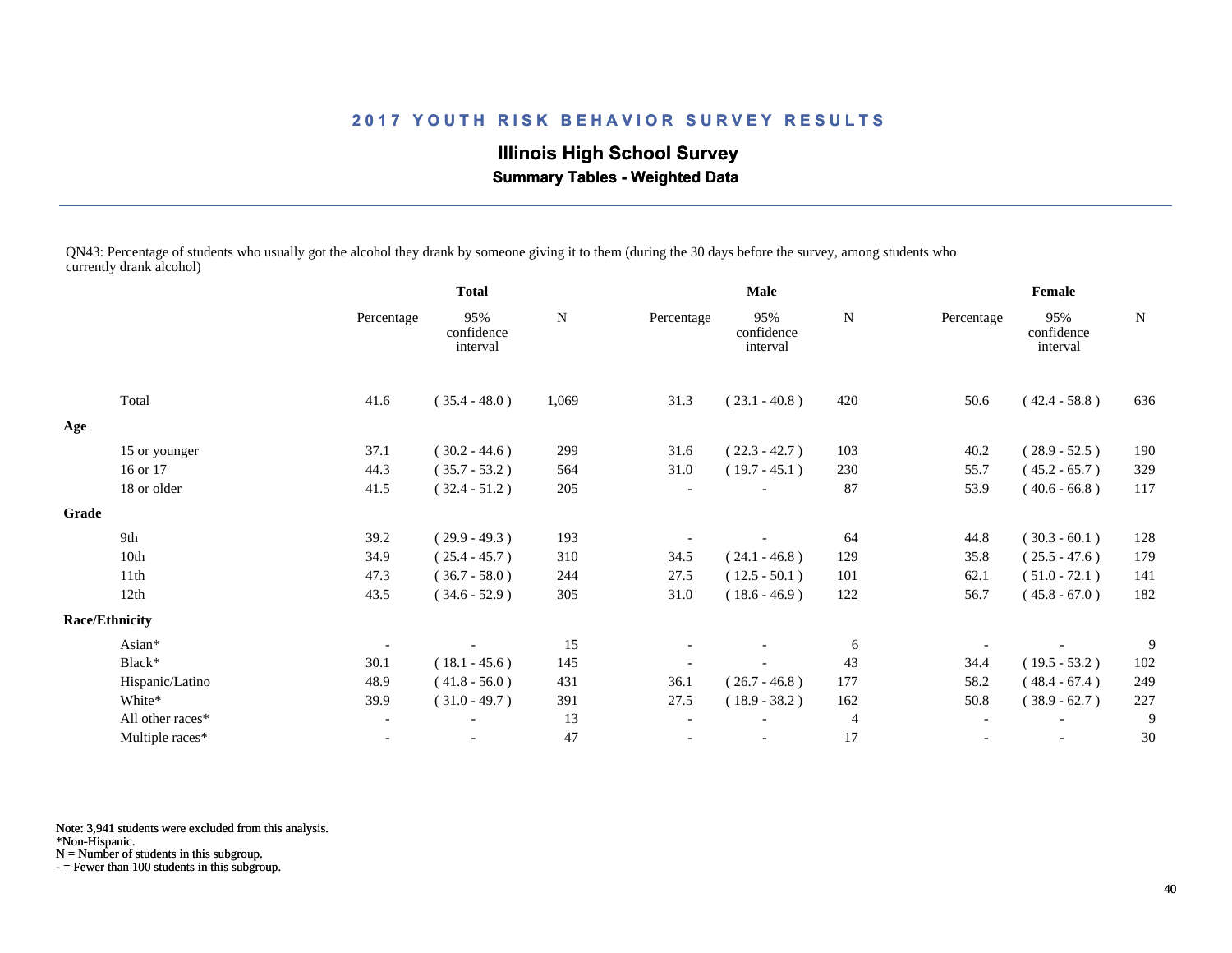# 2017 YOUTH RISK BEHAVIOR SURVEY RESULTS

## Illinois High School Survey

### Summary Tables - Weighted Data

QN43: Percentage of students who usually got the alcohol they drank by someone giving it to them (during the 30 days before the survey, among students who currently drank alcohol)

| | Total | | | Male | | | Female | | |
|---|---|---|---|---|---|---|---|---|---|
| | Percentage | 95% confidence interval | N | Percentage | 95% confidence interval | N | Percentage | 95% confidence interval | N |
| Total | 41.6 | ( 35.4 - 48.0 ) | 1,069 | 31.3 | ( 23.1 - 40.8 ) | 420 | 50.6 | ( 42.4 - 58.8 ) | 636 |
| **Age** | | | | | | | | | |
| 15 or younger | 37.1 | ( 30.2 - 44.6 ) | 299 | 31.6 | ( 22.3 - 42.7 ) | 103 | 40.2 | ( 28.9 - 52.5 ) | 190 |
| 16 or 17 | 44.3 | ( 35.7 - 53.2 ) | 564 | 31.0 | ( 19.7 - 45.1 ) | 230 | 55.7 | ( 45.2 - 65.7 ) | 329 |
| 18 or older | 41.5 | ( 32.4 - 51.2 ) | 205 | - | - | 87 | 53.9 | ( 40.6 - 66.8 ) | 117 |
| **Grade** | | | | | | | | | |
| 9th | 39.2 | ( 29.9 - 49.3 ) | 193 | - | - | 64 | 44.8 | ( 30.3 - 60.1 ) | 128 |
| 10th | 34.9 | ( 25.4 - 45.7 ) | 310 | 34.5 | ( 24.1 - 46.8 ) | 129 | 35.8 | ( 25.5 - 47.6 ) | 179 |
| 11th | 47.3 | ( 36.7 - 58.0 ) | 244 | 27.5 | ( 12.5 - 50.1 ) | 101 | 62.1 | ( 51.0 - 72.1 ) | 141 |
| 12th | 43.5 | ( 34.6 - 52.9 ) | 305 | 31.0 | ( 18.6 - 46.9 ) | 122 | 56.7 | ( 45.8 - 67.0 ) | 182 |
| **Race/Ethnicity** | | | | | | | | | |
| Asian* | - | - | 15 | - | - | 6 | - | - | 9 |
| Black* | 30.1 | ( 18.1 - 45.6 ) | 145 | - | - | 43 | 34.4 | ( 19.5 - 53.2 ) | 102 |
| Hispanic/Latino | 48.9 | ( 41.8 - 56.0 ) | 431 | 36.1 | ( 26.7 - 46.8 ) | 177 | 58.2 | ( 48.4 - 67.4 ) | 249 |
| White* | 39.9 | ( 31.0 - 49.7 ) | 391 | 27.5 | ( 18.9 - 38.2 ) | 162 | 50.8 | ( 38.9 - 62.7 ) | 227 |
| All other races* | - | - | 13 | - | - | 4 | - | - | 9 |
| Multiple races* | - | - | 47 | - | - | 17 | - | - | 30 |

Note: 3,941 students were excluded from this analysis.
*Non-Hispanic.
N = Number of students in this subgroup.
- = Fewer than 100 students in this subgroup.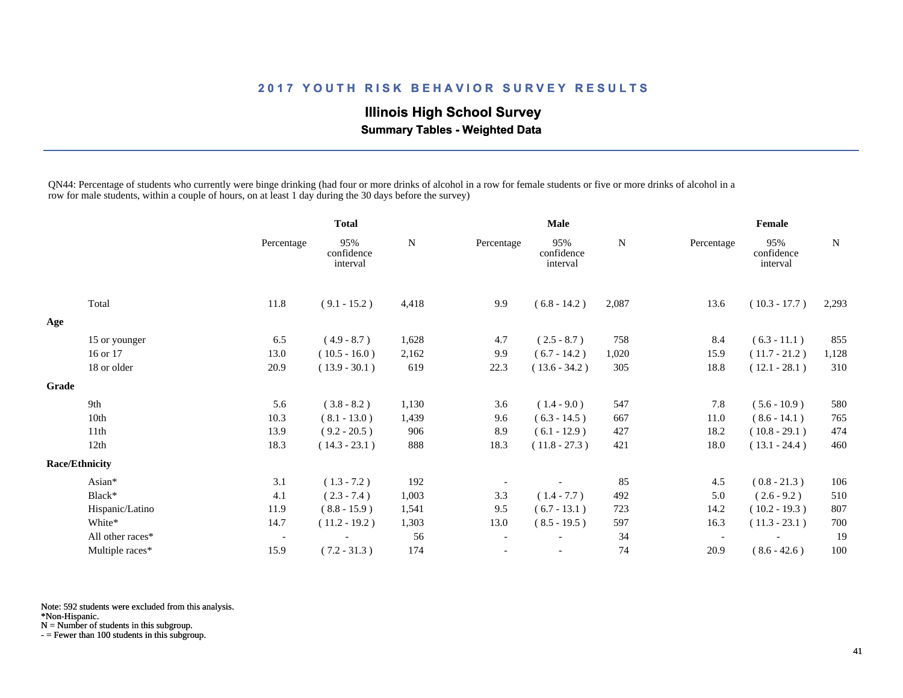## 2017 YOUTH RISK BEHAVIOR SURVEY RESULTS

### Illinois High School Survey

**Summary Tables - Weighted Data**

QN44: Percentage of students who currently were binge drinking (had four or more drinks of alcohol in a row for female students or five or more drinks of alcohol in a row for male students, within a couple of hours, on at least 1 day during the 30 days before the survey)

| | Total | | | Male | | | Female | | |
|---|---|---|---|---|---|---|---|---|---|
| | Percentage | 95% confidence interval | N | Percentage | 95% confidence interval | N | Percentage | 95% confidence interval | N |
| Total | 11.8 | ( 9.1 - 15.2 ) | 4,418 | 9.9 | ( 6.8 - 14.2 ) | 2,087 | 13.6 | ( 10.3 - 17.7 ) | 2,293 |
| **Age** | | | | | | | | | |
| 15 or younger | 6.5 | ( 4.9 - 8.7 ) | 1,628 | 4.7 | ( 2.5 - 8.7 ) | 758 | 8.4 | ( 6.3 - 11.1 ) | 855 |
| 16 or 17 | 13.0 | ( 10.5 - 16.0 ) | 2,162 | 9.9 | ( 6.7 - 14.2 ) | 1,020 | 15.9 | ( 11.7 - 21.2 ) | 1,128 |
| 18 or older | 20.9 | ( 13.9 - 30.1 ) | 619 | 22.3 | ( 13.6 - 34.2 ) | 305 | 18.8 | ( 12.1 - 28.1 ) | 310 |
| **Grade** | | | | | | | | | |
| 9th | 5.6 | ( 3.8 - 8.2 ) | 1,130 | 3.6 | ( 1.4 - 9.0 ) | 547 | 7.8 | ( 5.6 - 10.9 ) | 580 |
| 10th | 10.3 | ( 8.1 - 13.0 ) | 1,439 | 9.6 | ( 6.3 - 14.5 ) | 667 | 11.0 | ( 8.6 - 14.1 ) | 765 |
| 11th | 13.9 | ( 9.2 - 20.5 ) | 906 | 8.9 | ( 6.1 - 12.9 ) | 427 | 18.2 | ( 10.8 - 29.1 ) | 474 |
| 12th | 18.3 | ( 14.3 - 23.1 ) | 888 | 18.3 | ( 11.8 - 27.3 ) | 421 | 18.0 | ( 13.1 - 24.4 ) | 460 |
| **Race/Ethnicity** | | | | | | | | | |
| Asian* | 3.1 | ( 1.3 - 7.2 ) | 192 | - | - | 85 | 4.5 | ( 0.8 - 21.3 ) | 106 |
| Black* | 4.1 | ( 2.3 - 7.4 ) | 1,003 | 3.3 | ( 1.4 - 7.7 ) | 492 | 5.0 | ( 2.6 - 9.2 ) | 510 |
| Hispanic/Latino | 11.9 | ( 8.8 - 15.9 ) | 1,541 | 9.5 | ( 6.7 - 13.1 ) | 723 | 14.2 | ( 10.2 - 19.3 ) | 807 |
| White* | 14.7 | ( 11.2 - 19.2 ) | 1,303 | 13.0 | ( 8.5 - 19.5 ) | 597 | 16.3 | ( 11.3 - 23.1 ) | 700 |
| All other races* | - | - | 56 | - | - | 34 | - | - | 19 |
| Multiple races* | 15.9 | ( 7.2 - 31.3 ) | 174 | - | - | 74 | 20.9 | ( 8.6 - 42.6 ) | 100 |

Note: 592 students were excluded from this analysis.
*Non-Hispanic.
N = Number of students in this subgroup.
- = Fewer than 100 students in this subgroup.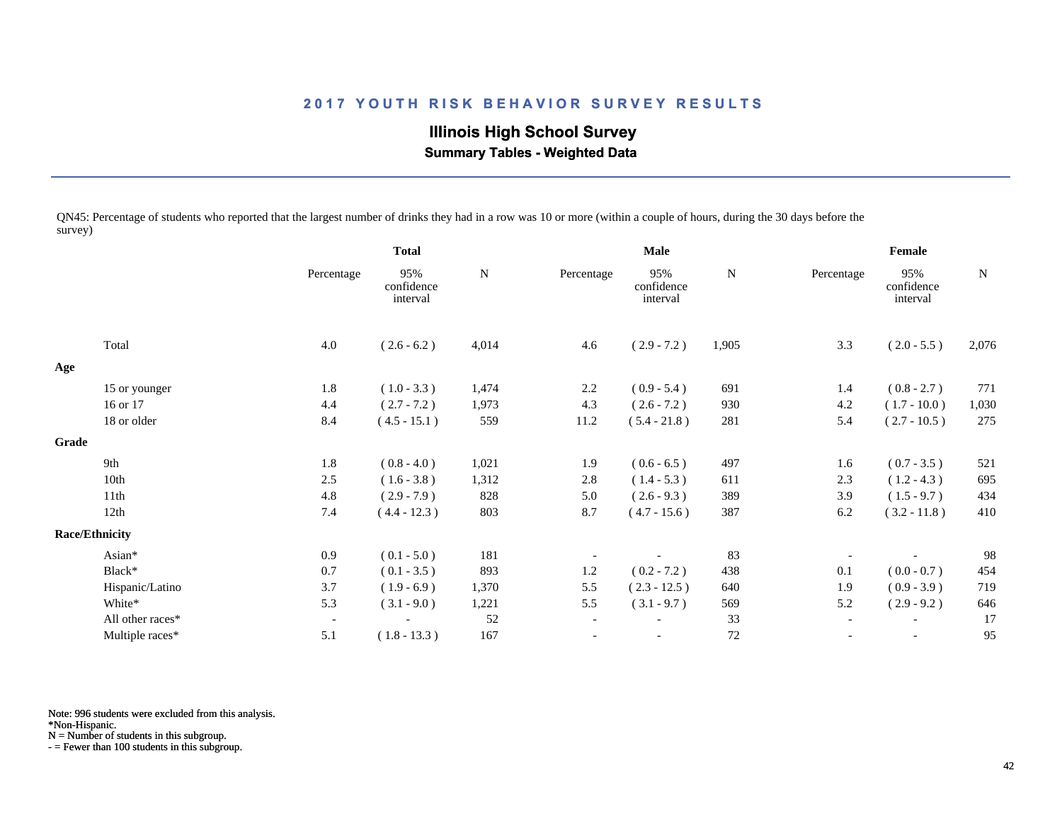## 2017 YOUTH RISK BEHAVIOR SURVEY RESULTS

**Illinois High School Survey**

**Summary Tables - Weighted Data**

QN45: Percentage of students who reported that the largest number of drinks they had in a row was 10 or more (within a couple of hours, during the 30 days before the survey)

| | Total | | | Male | | | Female | | |
|---|---|---|---|---|---|---|---|---|---|
| | Percentage | 95% confidence interval | N | Percentage | 95% confidence interval | N | Percentage | 95% confidence interval | N |
| Total | 4.0 | ( 2.6 - 6.2 ) | 4,014 | 4.6 | ( 2.9 - 7.2 ) | 1,905 | 3.3 | ( 2.0 - 5.5 ) | 2,076 |
| **Age** | | | | | | | | | |
| 15 or younger | 1.8 | ( 1.0 - 3.3 ) | 1,474 | 2.2 | ( 0.9 - 5.4 ) | 691 | 1.4 | ( 0.8 - 2.7 ) | 771 |
| 16 or 17 | 4.4 | ( 2.7 - 7.2 ) | 1,973 | 4.3 | ( 2.6 - 7.2 ) | 930 | 4.2 | ( 1.7 - 10.0 ) | 1,030 |
| 18 or older | 8.4 | ( 4.5 - 15.1 ) | 559 | 11.2 | ( 5.4 - 21.8 ) | 281 | 5.4 | ( 2.7 - 10.5 ) | 275 |
| **Grade** | | | | | | | | | |
| 9th | 1.8 | ( 0.8 - 4.0 ) | 1,021 | 1.9 | ( 0.6 - 6.5 ) | 497 | 1.6 | ( 0.7 - 3.5 ) | 521 |
| 10th | 2.5 | ( 1.6 - 3.8 ) | 1,312 | 2.8 | ( 1.4 - 5.3 ) | 611 | 2.3 | ( 1.2 - 4.3 ) | 695 |
| 11th | 4.8 | ( 2.9 - 7.9 ) | 828 | 5.0 | ( 2.6 - 9.3 ) | 389 | 3.9 | ( 1.5 - 9.7 ) | 434 |
| 12th | 7.4 | ( 4.4 - 12.3 ) | 803 | 8.7 | ( 4.7 - 15.6 ) | 387 | 6.2 | ( 3.2 - 11.8 ) | 410 |
| **Race/Ethnicity** | | | | | | | | | |
| Asian* | 0.9 | ( 0.1 - 5.0 ) | 181 | - | - | 83 | - | - | 98 |
| Black* | 0.7 | ( 0.1 - 3.5 ) | 893 | 1.2 | ( 0.2 - 7.2 ) | 438 | 0.1 | ( 0.0 - 0.7 ) | 454 |
| Hispanic/Latino | 3.7 | ( 1.9 - 6.9 ) | 1,370 | 5.5 | ( 2.3 - 12.5 ) | 640 | 1.9 | ( 0.9 - 3.9 ) | 719 |
| White* | 5.3 | ( 3.1 - 9.0 ) | 1,221 | 5.5 | ( 3.1 - 9.7 ) | 569 | 5.2 | ( 2.9 - 9.2 ) | 646 |
| All other races* | - | - | 52 | - | - | 33 | - | - | 17 |
| Multiple races* | 5.1 | ( 1.8 - 13.3 ) | 167 | - | - | 72 | - | - | 95 |

Note: 996 students were excluded from this analysis.
*Non-Hispanic.
N = Number of students in this subgroup.
- = Fewer than 100 students in this subgroup.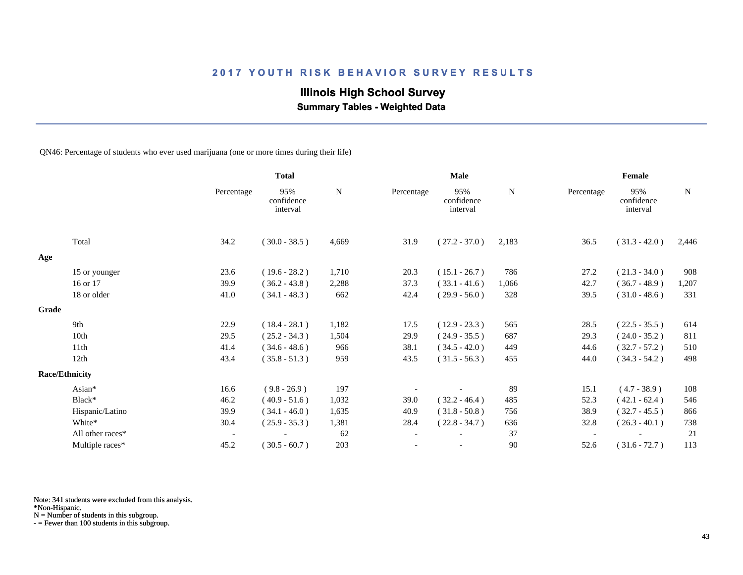# 2017 YOUTH RISK BEHAVIOR SURVEY RESULTS

## Illinois High School Survey

### Summary Tables - Weighted Data

QN46: Percentage of students who ever used marijuana (one or more times during their life)

| | Total | | | Male | | | Female | | |
|---|---|---|---|---|---|---|---|---|---|
| | Percentage | 95% confidence interval | N | Percentage | 95% confidence interval | N | Percentage | 95% confidence interval | N |
| Total | 34.2 | ( 30.0 - 38.5 ) | 4,669 | 31.9 | ( 27.2 - 37.0 ) | 2,183 | 36.5 | ( 31.3 - 42.0 ) | 2,446 |
| **Age** | | | | | | | | | |
| 15 or younger | 23.6 | ( 19.6 - 28.2 ) | 1,710 | 20.3 | ( 15.1 - 26.7 ) | 786 | 27.2 | ( 21.3 - 34.0 ) | 908 |
| 16 or 17 | 39.9 | ( 36.2 - 43.8 ) | 2,288 | 37.3 | ( 33.1 - 41.6 ) | 1,066 | 42.7 | ( 36.7 - 48.9 ) | 1,207 |
| 18 or older | 41.0 | ( 34.1 - 48.3 ) | 662 | 42.4 | ( 29.9 - 56.0 ) | 328 | 39.5 | ( 31.0 - 48.6 ) | 331 |
| **Grade** | | | | | | | | | |
| 9th | 22.9 | ( 18.4 - 28.1 ) | 1,182 | 17.5 | ( 12.9 - 23.3 ) | 565 | 28.5 | ( 22.5 - 35.5 ) | 614 |
| 10th | 29.5 | ( 25.2 - 34.3 ) | 1,504 | 29.9 | ( 24.9 - 35.5 ) | 687 | 29.3 | ( 24.0 - 35.2 ) | 811 |
| 11th | 41.4 | ( 34.6 - 48.6 ) | 966 | 38.1 | ( 34.5 - 42.0 ) | 449 | 44.6 | ( 32.7 - 57.2 ) | 510 |
| 12th | 43.4 | ( 35.8 - 51.3 ) | 959 | 43.5 | ( 31.5 - 56.3 ) | 455 | 44.0 | ( 34.3 - 54.2 ) | 498 |
| **Race/Ethnicity** | | | | | | | | | |
| Asian* | 16.6 | ( 9.8 - 26.9 ) | 197 | - | - | 89 | 15.1 | ( 4.7 - 38.9 ) | 108 |
| Black* | 46.2 | ( 40.9 - 51.6 ) | 1,032 | 39.0 | ( 32.2 - 46.4 ) | 485 | 52.3 | ( 42.1 - 62.4 ) | 546 |
| Hispanic/Latino | 39.9 | ( 34.1 - 46.0 ) | 1,635 | 40.9 | ( 31.8 - 50.8 ) | 756 | 38.9 | ( 32.7 - 45.5 ) | 866 |
| White* | 30.4 | ( 25.9 - 35.3 ) | 1,381 | 28.4 | ( 22.8 - 34.7 ) | 636 | 32.8 | ( 26.3 - 40.1 ) | 738 |
| All other races* | - | - | 62 | - | - | 37 | - | - | 21 |
| Multiple races* | 45.2 | ( 30.5 - 60.7 ) | 203 | - | - | 90 | 52.6 | ( 31.6 - 72.7 ) | 113 |

Note: 341 students were excluded from this analysis.
*Non-Hispanic.
N = Number of students in this subgroup.
- = Fewer than 100 students in this subgroup.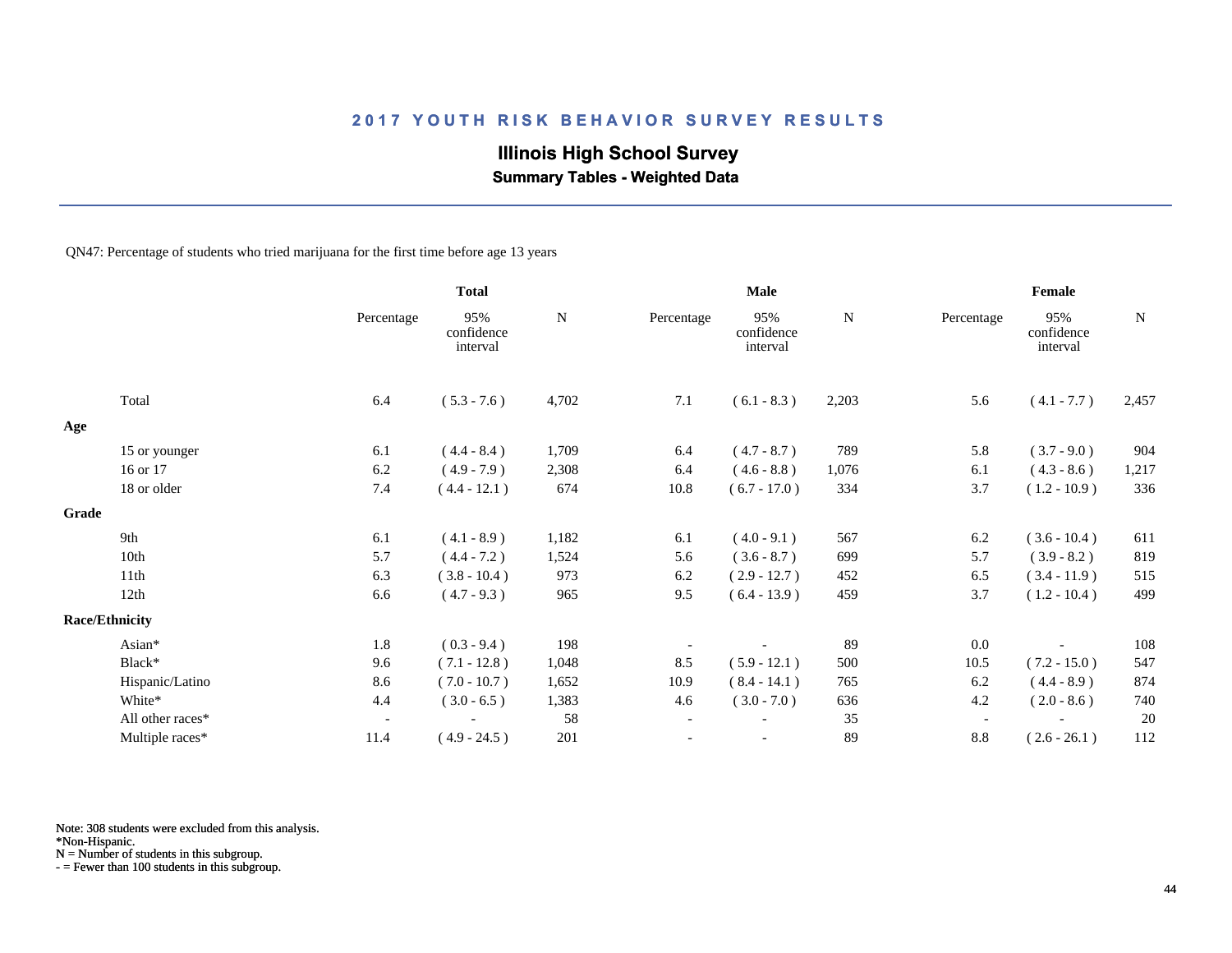## 2017 YOUTH RISK BEHAVIOR SURVEY RESULTS

### Illinois High School Survey

**Summary Tables - Weighted Data**

QN47: Percentage of students who tried marijuana for the first time before age 13 years

| | Total | | | Male | | | Female | | |
|---|---|---|---|---|---|---|---|---|---|
| | Percentage | 95% confidence interval | N | Percentage | 95% confidence interval | N | Percentage | 95% confidence interval | N |
| Total | 6.4 | ( 5.3 - 7.6 ) | 4,702 | 7.1 | ( 6.1 - 8.3 ) | 2,203 | 5.6 | ( 4.1 - 7.7 ) | 2,457 |
| **Age** | | | | | | | | | |
| 15 or younger | 6.1 | ( 4.4 - 8.4 ) | 1,709 | 6.4 | ( 4.7 - 8.7 ) | 789 | 5.8 | ( 3.7 - 9.0 ) | 904 |
| 16 or 17 | 6.2 | ( 4.9 - 7.9 ) | 2,308 | 6.4 | ( 4.6 - 8.8 ) | 1,076 | 6.1 | ( 4.3 - 8.6 ) | 1,217 |
| 18 or older | 7.4 | ( 4.4 - 12.1 ) | 674 | 10.8 | ( 6.7 - 17.0 ) | 334 | 3.7 | ( 1.2 - 10.9 ) | 336 |
| **Grade** | | | | | | | | | |
| 9th | 6.1 | ( 4.1 - 8.9 ) | 1,182 | 6.1 | ( 4.0 - 9.1 ) | 567 | 6.2 | ( 3.6 - 10.4 ) | 611 |
| 10th | 5.7 | ( 4.4 - 7.2 ) | 1,524 | 5.6 | ( 3.6 - 8.7 ) | 699 | 5.7 | ( 3.9 - 8.2 ) | 819 |
| 11th | 6.3 | ( 3.8 - 10.4 ) | 973 | 6.2 | ( 2.9 - 12.7 ) | 452 | 6.5 | ( 3.4 - 11.9 ) | 515 |
| 12th | 6.6 | ( 4.7 - 9.3 ) | 965 | 9.5 | ( 6.4 - 13.9 ) | 459 | 3.7 | ( 1.2 - 10.4 ) | 499 |
| **Race/Ethnicity** | | | | | | | | | |
| Asian* | 1.8 | ( 0.3 - 9.4 ) | 198 | - | - | 89 | 0.0 | - | 108 |
| Black* | 9.6 | ( 7.1 - 12.8 ) | 1,048 | 8.5 | ( 5.9 - 12.1 ) | 500 | 10.5 | ( 7.2 - 15.0 ) | 547 |
| Hispanic/Latino | 8.6 | ( 7.0 - 10.7 ) | 1,652 | 10.9 | ( 8.4 - 14.1 ) | 765 | 6.2 | ( 4.4 - 8.9 ) | 874 |
| White* | 4.4 | ( 3.0 - 6.5 ) | 1,383 | 4.6 | ( 3.0 - 7.0 ) | 636 | 4.2 | ( 2.0 - 8.6 ) | 740 |
| All other races* | - | - | 58 | - | - | 35 | - | - | 20 |
| Multiple races* | 11.4 | ( 4.9 - 24.5 ) | 201 | - | - | 89 | 8.8 | ( 2.6 - 26.1 ) | 112 |

Note: 308 students were excluded from this analysis.
*Non-Hispanic.
N = Number of students in this subgroup.
- = Fewer than 100 students in this subgroup.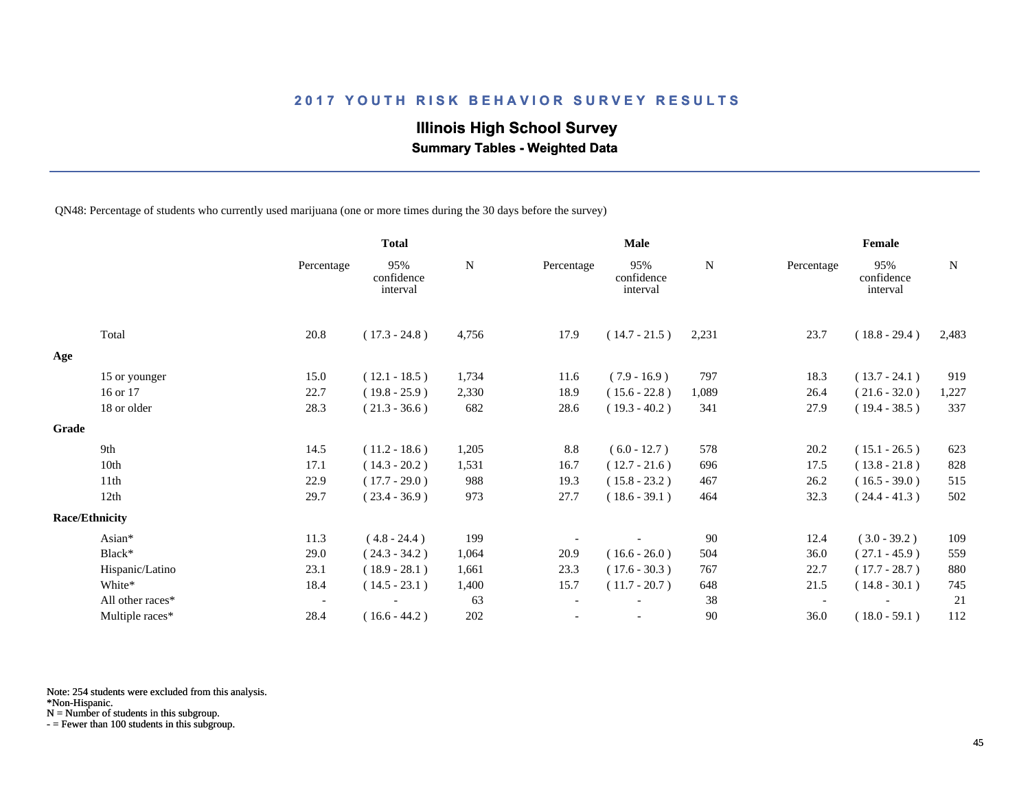## 2017 YOUTH RISK BEHAVIOR SURVEY RESULTS

### Illinois High School Survey

**Summary Tables - Weighted Data**

QN48: Percentage of students who currently used marijuana (one or more times during the 30 days before the survey)

| | Total | | | Male | | | Female | | |
|---|---|---|---|---|---|---|---|---|---|
| | Percentage | 95% confidence interval | N | Percentage | 95% confidence interval | N | Percentage | 95% confidence interval | N |
| Total | 20.8 | ( 17.3 - 24.8 ) | 4,756 | 17.9 | ( 14.7 - 21.5 ) | 2,231 | 23.7 | ( 18.8 - 29.4 ) | 2,483 |
| **Age** | | | | | | | | | |
| 15 or younger | 15.0 | ( 12.1 - 18.5 ) | 1,734 | 11.6 | ( 7.9 - 16.9 ) | 797 | 18.3 | ( 13.7 - 24.1 ) | 919 |
| 16 or 17 | 22.7 | ( 19.8 - 25.9 ) | 2,330 | 18.9 | ( 15.6 - 22.8 ) | 1,089 | 26.4 | ( 21.6 - 32.0 ) | 1,227 |
| 18 or older | 28.3 | ( 21.3 - 36.6 ) | 682 | 28.6 | ( 19.3 - 40.2 ) | 341 | 27.9 | ( 19.4 - 38.5 ) | 337 |
| **Grade** | | | | | | | | | |
| 9th | 14.5 | ( 11.2 - 18.6 ) | 1,205 | 8.8 | ( 6.0 - 12.7 ) | 578 | 20.2 | ( 15.1 - 26.5 ) | 623 |
| 10th | 17.1 | ( 14.3 - 20.2 ) | 1,531 | 16.7 | ( 12.7 - 21.6 ) | 696 | 17.5 | ( 13.8 - 21.8 ) | 828 |
| 11th | 22.9 | ( 17.7 - 29.0 ) | 988 | 19.3 | ( 15.8 - 23.2 ) | 467 | 26.2 | ( 16.5 - 39.0 ) | 515 |
| 12th | 29.7 | ( 23.4 - 36.9 ) | 973 | 27.7 | ( 18.6 - 39.1 ) | 464 | 32.3 | ( 24.4 - 41.3 ) | 502 |
| **Race/Ethnicity** | | | | | | | | | |
| Asian* | 11.3 | ( 4.8 - 24.4 ) | 199 | - | - | 90 | 12.4 | ( 3.0 - 39.2 ) | 109 |
| Black* | 29.0 | ( 24.3 - 34.2 ) | 1,064 | 20.9 | ( 16.6 - 26.0 ) | 504 | 36.0 | ( 27.1 - 45.9 ) | 559 |
| Hispanic/Latino | 23.1 | ( 18.9 - 28.1 ) | 1,661 | 23.3 | ( 17.6 - 30.3 ) | 767 | 22.7 | ( 17.7 - 28.7 ) | 880 |
| White* | 18.4 | ( 14.5 - 23.1 ) | 1,400 | 15.7 | ( 11.7 - 20.7 ) | 648 | 21.5 | ( 14.8 - 30.1 ) | 745 |
| All other races* | - | - | 63 | - | - | 38 | - | - | 21 |
| Multiple races* | 28.4 | ( 16.6 - 44.2 ) | 202 | - | - | 90 | 36.0 | ( 18.0 - 59.1 ) | 112 |

Note: 254 students were excluded from this analysis.
*Non-Hispanic.
N = Number of students in this subgroup.
- = Fewer than 100 students in this subgroup.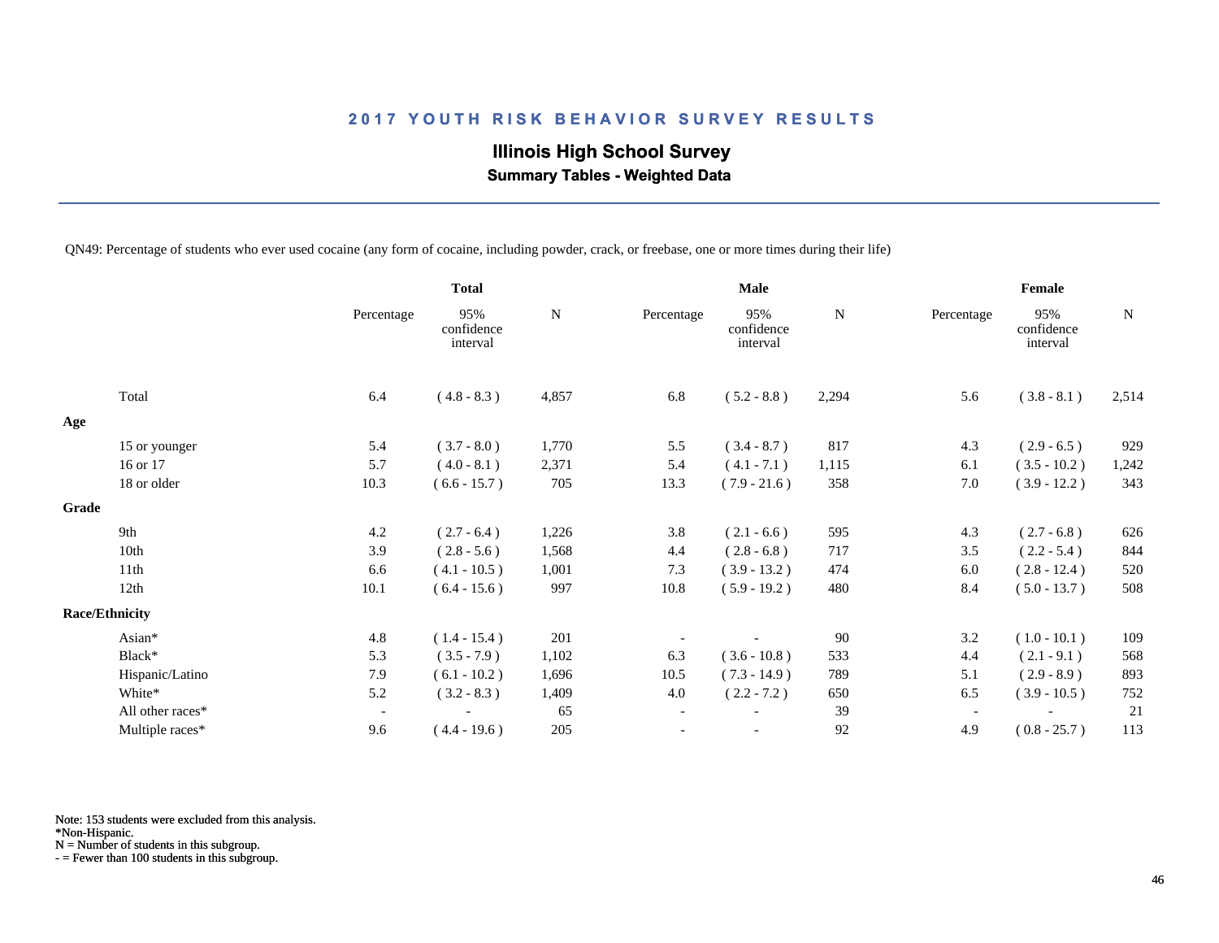## 2017 YOUTH RISK BEHAVIOR SURVEY RESULTS

### Illinois High School Survey

**Summary Tables - Weighted Data**

QN49: Percentage of students who ever used cocaine (any form of cocaine, including powder, crack, or freebase, one or more times during their life)

| | Total | | | Male | | | Female | | |
|---|---|---|---|---|---|---|---|---|---|
| | Percentage | 95% confidence interval | N | Percentage | 95% confidence interval | N | Percentage | 95% confidence interval | N |
| Total | 6.4 | ( 4.8 - 8.3 ) | 4,857 | 6.8 | ( 5.2 - 8.8 ) | 2,294 | 5.6 | ( 3.8 - 8.1 ) | 2,514 |
| **Age** | | | | | | | | | |
| 15 or younger | 5.4 | ( 3.7 - 8.0 ) | 1,770 | 5.5 | ( 3.4 - 8.7 ) | 817 | 4.3 | ( 2.9 - 6.5 ) | 929 |
| 16 or 17 | 5.7 | ( 4.0 - 8.1 ) | 2,371 | 5.4 | ( 4.1 - 7.1 ) | 1,115 | 6.1 | ( 3.5 - 10.2 ) | 1,242 |
| 18 or older | 10.3 | ( 6.6 - 15.7 ) | 705 | 13.3 | ( 7.9 - 21.6 ) | 358 | 7.0 | ( 3.9 - 12.2 ) | 343 |
| **Grade** | | | | | | | | | |
| 9th | 4.2 | ( 2.7 - 6.4 ) | 1,226 | 3.8 | ( 2.1 - 6.6 ) | 595 | 4.3 | ( 2.7 - 6.8 ) | 626 |
| 10th | 3.9 | ( 2.8 - 5.6 ) | 1,568 | 4.4 | ( 2.8 - 6.8 ) | 717 | 3.5 | ( 2.2 - 5.4 ) | 844 |
| 11th | 6.6 | ( 4.1 - 10.5 ) | 1,001 | 7.3 | ( 3.9 - 13.2 ) | 474 | 6.0 | ( 2.8 - 12.4 ) | 520 |
| 12th | 10.1 | ( 6.4 - 15.6 ) | 997 | 10.8 | ( 5.9 - 19.2 ) | 480 | 8.4 | ( 5.0 - 13.7 ) | 508 |
| **Race/Ethnicity** | | | | | | | | | |
| Asian* | 4.8 | ( 1.4 - 15.4 ) | 201 | - | - | 90 | 3.2 | ( 1.0 - 10.1 ) | 109 |
| Black* | 5.3 | ( 3.5 - 7.9 ) | 1,102 | 6.3 | ( 3.6 - 10.8 ) | 533 | 4.4 | ( 2.1 - 9.1 ) | 568 |
| Hispanic/Latino | 7.9 | ( 6.1 - 10.2 ) | 1,696 | 10.5 | ( 7.3 - 14.9 ) | 789 | 5.1 | ( 2.9 - 8.9 ) | 893 |
| White* | 5.2 | ( 3.2 - 8.3 ) | 1,409 | 4.0 | ( 2.2 - 7.2 ) | 650 | 6.5 | ( 3.9 - 10.5 ) | 752 |
| All other races* | - | - | 65 | - | - | 39 | - | - | 21 |
| Multiple races* | 9.6 | ( 4.4 - 19.6 ) | 205 | - | - | 92 | 4.9 | ( 0.8 - 25.7 ) | 113 |

Note: 153 students were excluded from this analysis.
*Non-Hispanic.
N = Number of students in this subgroup.
- = Fewer than 100 students in this subgroup.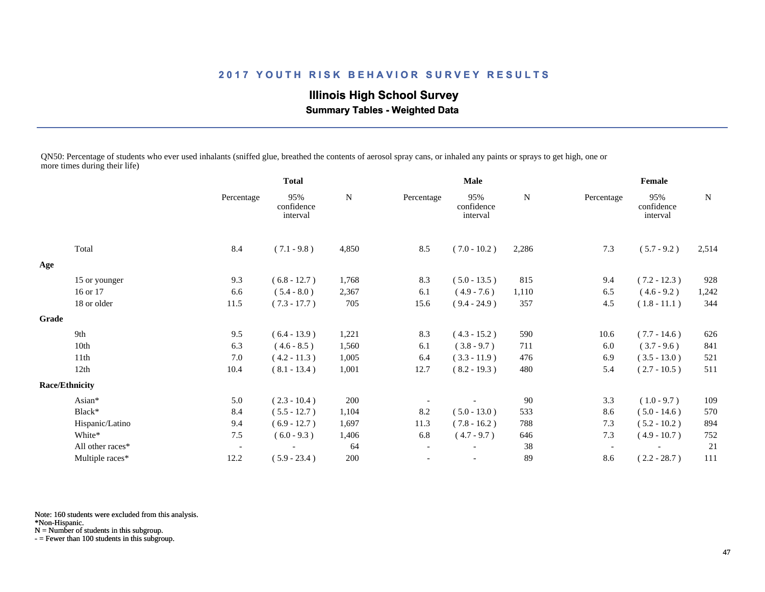## 2017 YOUTH RISK BEHAVIOR SURVEY RESULTS

**Illinois High School Survey**

**Summary Tables - Weighted Data**

QN50: Percentage of students who ever used inhalants (sniffed glue, breathed the contents of aerosol spray cans, or inhaled any paints or sprays to get high, one or more times during their life)

| | Total | | | Male | | | Female | | |
|---|---|---|---|---|---|---|---|---|---|
| | Percentage | 95% confidence interval | N | Percentage | 95% confidence interval | N | Percentage | 95% confidence interval | N |
| Total | 8.4 | ( 7.1 - 9.8 ) | 4,850 | 8.5 | ( 7.0 - 10.2 ) | 2,286 | 7.3 | ( 5.7 - 9.2 ) | 2,514 |
| **Age** | | | | | | | | | |
| 15 or younger | 9.3 | ( 6.8 - 12.7 ) | 1,768 | 8.3 | ( 5.0 - 13.5 ) | 815 | 9.4 | ( 7.2 - 12.3 ) | 928 |
| 16 or 17 | 6.6 | ( 5.4 - 8.0 ) | 2,367 | 6.1 | ( 4.9 - 7.6 ) | 1,110 | 6.5 | ( 4.6 - 9.2 ) | 1,242 |
| 18 or older | 11.5 | ( 7.3 - 17.7 ) | 705 | 15.6 | ( 9.4 - 24.9 ) | 357 | 4.5 | ( 1.8 - 11.1 ) | 344 |
| **Grade** | | | | | | | | | |
| 9th | 9.5 | ( 6.4 - 13.9 ) | 1,221 | 8.3 | ( 4.3 - 15.2 ) | 590 | 10.6 | ( 7.7 - 14.6 ) | 626 |
| 10th | 6.3 | ( 4.6 - 8.5 ) | 1,560 | 6.1 | ( 3.8 - 9.7 ) | 711 | 6.0 | ( 3.7 - 9.6 ) | 841 |
| 11th | 7.0 | ( 4.2 - 11.3 ) | 1,005 | 6.4 | ( 3.3 - 11.9 ) | 476 | 6.9 | ( 3.5 - 13.0 ) | 521 |
| 12th | 10.4 | ( 8.1 - 13.4 ) | 1,001 | 12.7 | ( 8.2 - 19.3 ) | 480 | 5.4 | ( 2.7 - 10.5 ) | 511 |
| **Race/Ethnicity** | | | | | | | | | |
| Asian* | 5.0 | ( 2.3 - 10.4 ) | 200 | - | - | 90 | 3.3 | ( 1.0 - 9.7 ) | 109 |
| Black* | 8.4 | ( 5.5 - 12.7 ) | 1,104 | 8.2 | ( 5.0 - 13.0 ) | 533 | 8.6 | ( 5.0 - 14.6 ) | 570 |
| Hispanic/Latino | 9.4 | ( 6.9 - 12.7 ) | 1,697 | 11.3 | ( 7.8 - 16.2 ) | 788 | 7.3 | ( 5.2 - 10.2 ) | 894 |
| White* | 7.5 | ( 6.0 - 9.3 ) | 1,406 | 6.8 | ( 4.7 - 9.7 ) | 646 | 7.3 | ( 4.9 - 10.7 ) | 752 |
| All other races* | - | - | 64 | - | - | 38 | - | - | 21 |
| Multiple races* | 12.2 | ( 5.9 - 23.4 ) | 200 | - | - | 89 | 8.6 | ( 2.2 - 28.7 ) | 111 |

Note: 160 students were excluded from this analysis.
*Non-Hispanic.
N = Number of students in this subgroup.
- = Fewer than 100 students in this subgroup.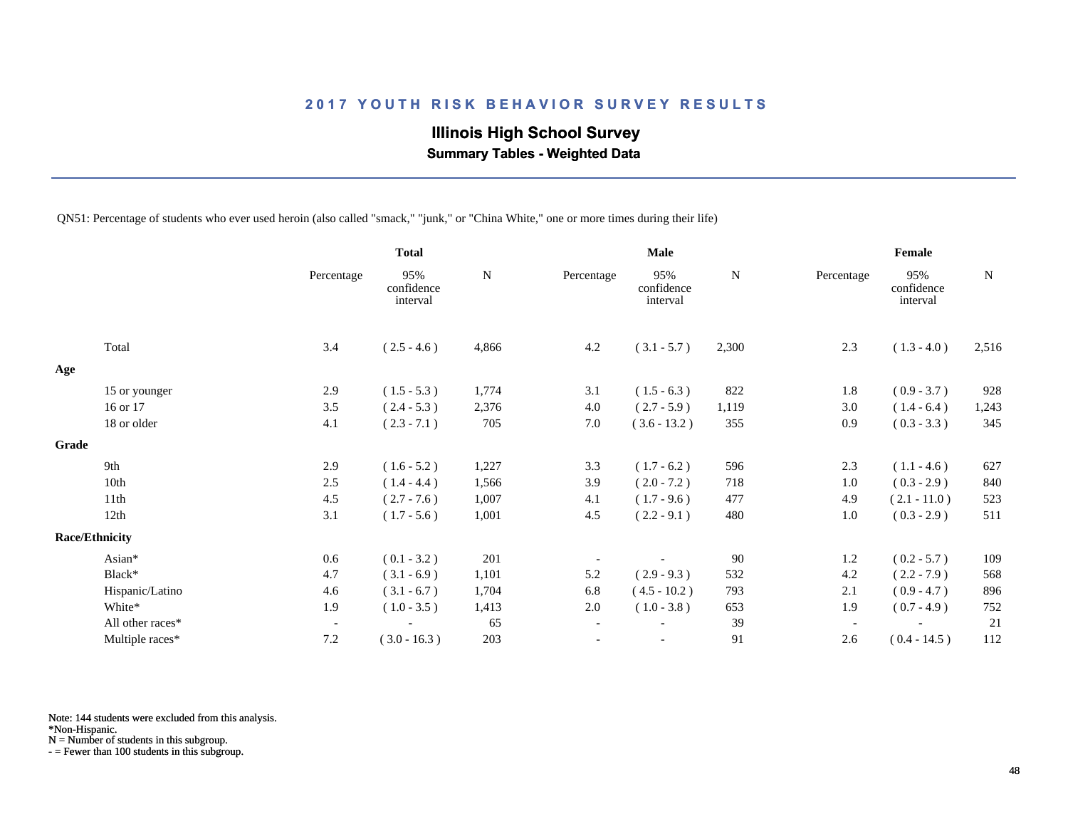# 2017 YOUTH RISK BEHAVIOR SURVEY RESULTS

## Illinois High School Survey

### Summary Tables - Weighted Data

QN51: Percentage of students who ever used heroin (also called "smack," "junk," or "China White," one or more times during their life)

| | Total | | | Male | | | Female | | |
|---|---|---|---|---|---|---|---|---|---|
| | Percentage | 95% confidence interval | N | Percentage | 95% confidence interval | N | Percentage | 95% confidence interval | N |
| Total | 3.4 | ( 2.5 - 4.6 ) | 4,866 | 4.2 | ( 3.1 - 5.7 ) | 2,300 | 2.3 | ( 1.3 - 4.0 ) | 2,516 |
| **Age** | | | | | | | | | |
| 15 or younger | 2.9 | ( 1.5 - 5.3 ) | 1,774 | 3.1 | ( 1.5 - 6.3 ) | 822 | 1.8 | ( 0.9 - 3.7 ) | 928 |
| 16 or 17 | 3.5 | ( 2.4 - 5.3 ) | 2,376 | 4.0 | ( 2.7 - 5.9 ) | 1,119 | 3.0 | ( 1.4 - 6.4 ) | 1,243 |
| 18 or older | 4.1 | ( 2.3 - 7.1 ) | 705 | 7.0 | ( 3.6 - 13.2 ) | 355 | 0.9 | ( 0.3 - 3.3 ) | 345 |
| **Grade** | | | | | | | | | |
| 9th | 2.9 | ( 1.6 - 5.2 ) | 1,227 | 3.3 | ( 1.7 - 6.2 ) | 596 | 2.3 | ( 1.1 - 4.6 ) | 627 |
| 10th | 2.5 | ( 1.4 - 4.4 ) | 1,566 | 3.9 | ( 2.0 - 7.2 ) | 718 | 1.0 | ( 0.3 - 2.9 ) | 840 |
| 11th | 4.5 | ( 2.7 - 7.6 ) | 1,007 | 4.1 | ( 1.7 - 9.6 ) | 477 | 4.9 | ( 2.1 - 11.0 ) | 523 |
| 12th | 3.1 | ( 1.7 - 5.6 ) | 1,001 | 4.5 | ( 2.2 - 9.1 ) | 480 | 1.0 | ( 0.3 - 2.9 ) | 511 |
| **Race/Ethnicity** | | | | | | | | | |
| Asian* | 0.6 | ( 0.1 - 3.2 ) | 201 | - | - | 90 | 1.2 | ( 0.2 - 5.7 ) | 109 |
| Black* | 4.7 | ( 3.1 - 6.9 ) | 1,101 | 5.2 | ( 2.9 - 9.3 ) | 532 | 4.2 | ( 2.2 - 7.9 ) | 568 |
| Hispanic/Latino | 4.6 | ( 3.1 - 6.7 ) | 1,704 | 6.8 | ( 4.5 - 10.2 ) | 793 | 2.1 | ( 0.9 - 4.7 ) | 896 |
| White* | 1.9 | ( 1.0 - 3.5 ) | 1,413 | 2.0 | ( 1.0 - 3.8 ) | 653 | 1.9 | ( 0.7 - 4.9 ) | 752 |
| All other races* | - | - | 65 | - | - | 39 | - | - | 21 |
| Multiple races* | 7.2 | ( 3.0 - 16.3 ) | 203 | - | - | 91 | 2.6 | ( 0.4 - 14.5 ) | 112 |

Note: 144 students were excluded from this analysis.
*Non-Hispanic.
N = Number of students in this subgroup.
- = Fewer than 100 students in this subgroup.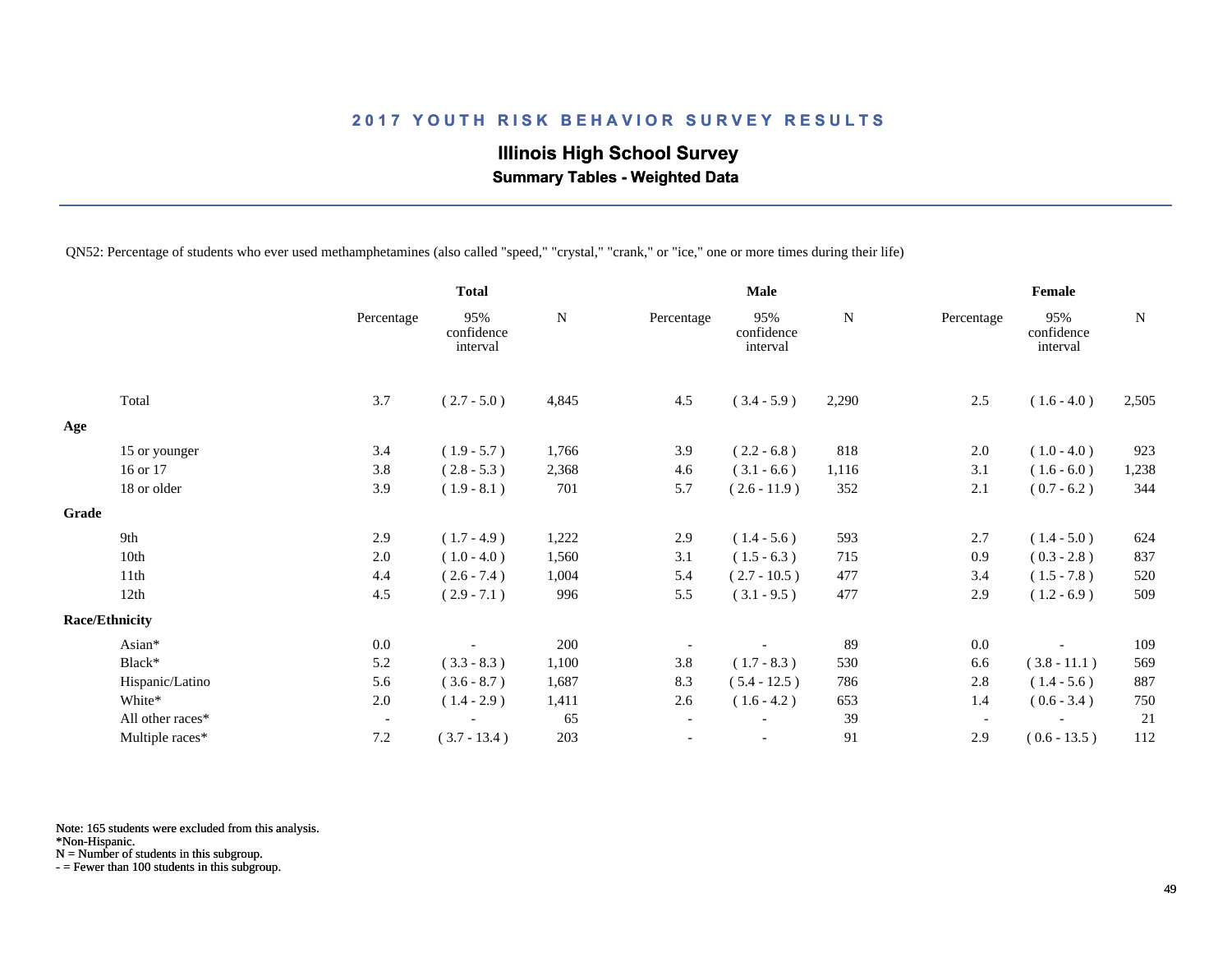## 2017 YOUTH RISK BEHAVIOR SURVEY RESULTS

### Illinois High School Survey

**Summary Tables - Weighted Data**

QN52: Percentage of students who ever used methamphetamines (also called "speed," "crystal," "crank," or "ice," one or more times during their life)

| | Total | | | Male | | | Female | | |
|---|---|---|---|---|---|---|---|---|---|
| | Percentage | 95% confidence interval | N | Percentage | 95% confidence interval | N | Percentage | 95% confidence interval | N |
| Total | 3.7 | ( 2.7 - 5.0 ) | 4,845 | 4.5 | ( 3.4 - 5.9 ) | 2,290 | 2.5 | ( 1.6 - 4.0 ) | 2,505 |
| **Age** | | | | | | | | | |
| 15 or younger | 3.4 | ( 1.9 - 5.7 ) | 1,766 | 3.9 | ( 2.2 - 6.8 ) | 818 | 2.0 | ( 1.0 - 4.0 ) | 923 |
| 16 or 17 | 3.8 | ( 2.8 - 5.3 ) | 2,368 | 4.6 | ( 3.1 - 6.6 ) | 1,116 | 3.1 | ( 1.6 - 6.0 ) | 1,238 |
| 18 or older | 3.9 | ( 1.9 - 8.1 ) | 701 | 5.7 | ( 2.6 - 11.9 ) | 352 | 2.1 | ( 0.7 - 6.2 ) | 344 |
| **Grade** | | | | | | | | | |
| 9th | 2.9 | ( 1.7 - 4.9 ) | 1,222 | 2.9 | ( 1.4 - 5.6 ) | 593 | 2.7 | ( 1.4 - 5.0 ) | 624 |
| 10th | 2.0 | ( 1.0 - 4.0 ) | 1,560 | 3.1 | ( 1.5 - 6.3 ) | 715 | 0.9 | ( 0.3 - 2.8 ) | 837 |
| 11th | 4.4 | ( 2.6 - 7.4 ) | 1,004 | 5.4 | ( 2.7 - 10.5 ) | 477 | 3.4 | ( 1.5 - 7.8 ) | 520 |
| 12th | 4.5 | ( 2.9 - 7.1 ) | 996 | 5.5 | ( 3.1 - 9.5 ) | 477 | 2.9 | ( 1.2 - 6.9 ) | 509 |
| **Race/Ethnicity** | | | | | | | | | |
| Asian* | 0.0 | - | 200 | - | - | 89 | 0.0 | - | 109 |
| Black* | 5.2 | ( 3.3 - 8.3 ) | 1,100 | 3.8 | ( 1.7 - 8.3 ) | 530 | 6.6 | ( 3.8 - 11.1 ) | 569 |
| Hispanic/Latino | 5.6 | ( 3.6 - 8.7 ) | 1,687 | 8.3 | ( 5.4 - 12.5 ) | 786 | 2.8 | ( 1.4 - 5.6 ) | 887 |
| White* | 2.0 | ( 1.4 - 2.9 ) | 1,411 | 2.6 | ( 1.6 - 4.2 ) | 653 | 1.4 | ( 0.6 - 3.4 ) | 750 |
| All other races* | - | - | 65 | - | - | 39 | - | - | 21 |
| Multiple races* | 7.2 | ( 3.7 - 13.4 ) | 203 | - | - | 91 | 2.9 | ( 0.6 - 13.5 ) | 112 |

Note: 165 students were excluded from this analysis.
*Non-Hispanic.
N = Number of students in this subgroup.
- = Fewer than 100 students in this subgroup.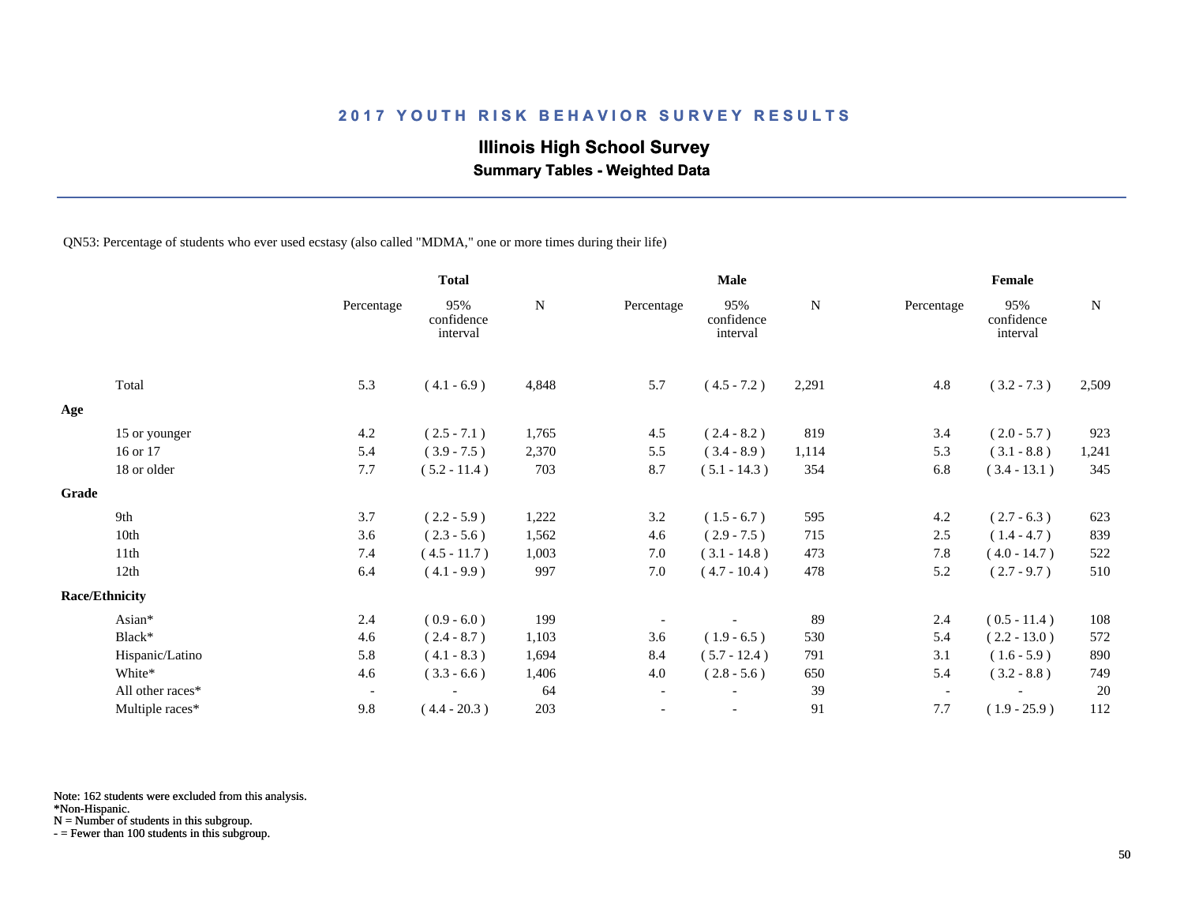## 2017 YOUTH RISK BEHAVIOR SURVEY RESULTS

### Illinois High School Survey

**Summary Tables - Weighted Data**

QN53: Percentage of students who ever used ecstasy (also called "MDMA," one or more times during their life)

| | Total | | | Male | | | Female | | |
|---|---|---|---|---|---|---|---|---|---|
| | Percentage | 95% confidence interval | N | Percentage | 95% confidence interval | N | Percentage | 95% confidence interval | N |
| Total | 5.3 | ( 4.1 - 6.9 ) | 4,848 | 5.7 | ( 4.5 - 7.2 ) | 2,291 | 4.8 | ( 3.2 - 7.3 ) | 2,509 |
| **Age** | | | | | | | | | |
| 15 or younger | 4.2 | ( 2.5 - 7.1 ) | 1,765 | 4.5 | ( 2.4 - 8.2 ) | 819 | 3.4 | ( 2.0 - 5.7 ) | 923 |
| 16 or 17 | 5.4 | ( 3.9 - 7.5 ) | 2,370 | 5.5 | ( 3.4 - 8.9 ) | 1,114 | 5.3 | ( 3.1 - 8.8 ) | 1,241 |
| 18 or older | 7.7 | ( 5.2 - 11.4 ) | 703 | 8.7 | ( 5.1 - 14.3 ) | 354 | 6.8 | ( 3.4 - 13.1 ) | 345 |
| **Grade** | | | | | | | | | |
| 9th | 3.7 | ( 2.2 - 5.9 ) | 1,222 | 3.2 | ( 1.5 - 6.7 ) | 595 | 4.2 | ( 2.7 - 6.3 ) | 623 |
| 10th | 3.6 | ( 2.3 - 5.6 ) | 1,562 | 4.6 | ( 2.9 - 7.5 ) | 715 | 2.5 | ( 1.4 - 4.7 ) | 839 |
| 11th | 7.4 | ( 4.5 - 11.7 ) | 1,003 | 7.0 | ( 3.1 - 14.8 ) | 473 | 7.8 | ( 4.0 - 14.7 ) | 522 |
| 12th | 6.4 | ( 4.1 - 9.9 ) | 997 | 7.0 | ( 4.7 - 10.4 ) | 478 | 5.2 | ( 2.7 - 9.7 ) | 510 |
| **Race/Ethnicity** | | | | | | | | | |
| Asian* | 2.4 | ( 0.9 - 6.0 ) | 199 | - | - | 89 | 2.4 | ( 0.5 - 11.4 ) | 108 |
| Black* | 4.6 | ( 2.4 - 8.7 ) | 1,103 | 3.6 | ( 1.9 - 6.5 ) | 530 | 5.4 | ( 2.2 - 13.0 ) | 572 |
| Hispanic/Latino | 5.8 | ( 4.1 - 8.3 ) | 1,694 | 8.4 | ( 5.7 - 12.4 ) | 791 | 3.1 | ( 1.6 - 5.9 ) | 890 |
| White* | 4.6 | ( 3.3 - 6.6 ) | 1,406 | 4.0 | ( 2.8 - 5.6 ) | 650 | 5.4 | ( 3.2 - 8.8 ) | 749 |
| All other races* | - | - | 64 | - | - | 39 | - | - | 20 |
| Multiple races* | 9.8 | ( 4.4 - 20.3 ) | 203 | - | - | 91 | 7.7 | ( 1.9 - 25.9 ) | 112 |

Note: 162 students were excluded from this analysis.
*Non-Hispanic.
N = Number of students in this subgroup.
- = Fewer than 100 students in this subgroup.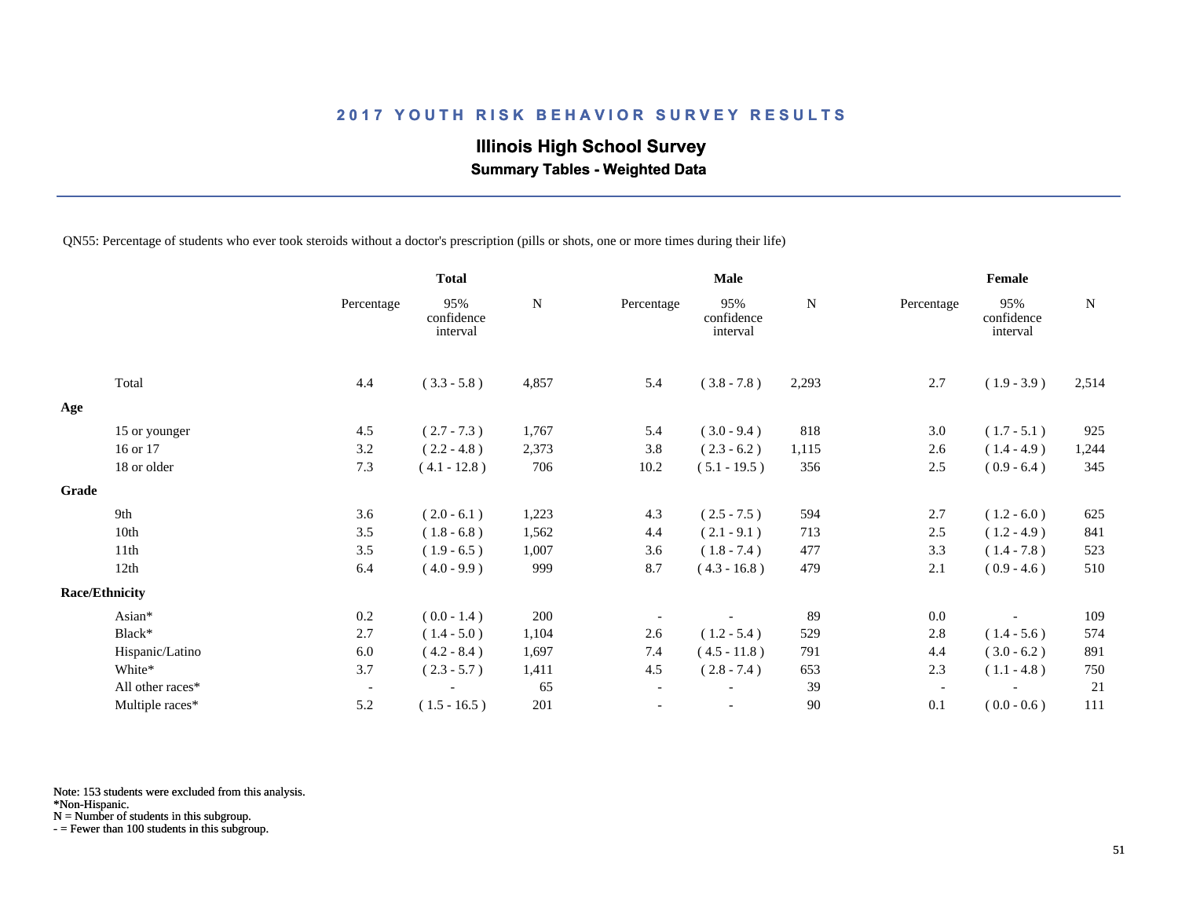# 2017 YOUTH RISK BEHAVIOR SURVEY RESULTS

## Illinois High School Survey

### Summary Tables - Weighted Data

QN55: Percentage of students who ever took steroids without a doctor's prescription (pills or shots, one or more times during their life)

| | Total | | | Male | | | Female | | |
|---|---|---|---|---|---|---|---|---|---|
| | Percentage | 95% confidence interval | N | Percentage | 95% confidence interval | N | Percentage | 95% confidence interval | N |
| Total | 4.4 | ( 3.3 - 5.8 ) | 4,857 | 5.4 | ( 3.8 - 7.8 ) | 2,293 | 2.7 | ( 1.9 - 3.9 ) | 2,514 |
| **Age** | | | | | | | | | |
| 15 or younger | 4.5 | ( 2.7 - 7.3 ) | 1,767 | 5.4 | ( 3.0 - 9.4 ) | 818 | 3.0 | ( 1.7 - 5.1 ) | 925 |
| 16 or 17 | 3.2 | ( 2.2 - 4.8 ) | 2,373 | 3.8 | ( 2.3 - 6.2 ) | 1,115 | 2.6 | ( 1.4 - 4.9 ) | 1,244 |
| 18 or older | 7.3 | ( 4.1 - 12.8 ) | 706 | 10.2 | ( 5.1 - 19.5 ) | 356 | 2.5 | ( 0.9 - 6.4 ) | 345 |
| **Grade** | | | | | | | | | |
| 9th | 3.6 | ( 2.0 - 6.1 ) | 1,223 | 4.3 | ( 2.5 - 7.5 ) | 594 | 2.7 | ( 1.2 - 6.0 ) | 625 |
| 10th | 3.5 | ( 1.8 - 6.8 ) | 1,562 | 4.4 | ( 2.1 - 9.1 ) | 713 | 2.5 | ( 1.2 - 4.9 ) | 841 |
| 11th | 3.5 | ( 1.9 - 6.5 ) | 1,007 | 3.6 | ( 1.8 - 7.4 ) | 477 | 3.3 | ( 1.4 - 7.8 ) | 523 |
| 12th | 6.4 | ( 4.0 - 9.9 ) | 999 | 8.7 | ( 4.3 - 16.8 ) | 479 | 2.1 | ( 0.9 - 4.6 ) | 510 |
| **Race/Ethnicity** | | | | | | | | | |
| Asian* | 0.2 | ( 0.0 - 1.4 ) | 200 | - | - | 89 | 0.0 | - | 109 |
| Black* | 2.7 | ( 1.4 - 5.0 ) | 1,104 | 2.6 | ( 1.2 - 5.4 ) | 529 | 2.8 | ( 1.4 - 5.6 ) | 574 |
| Hispanic/Latino | 6.0 | ( 4.2 - 8.4 ) | 1,697 | 7.4 | ( 4.5 - 11.8 ) | 791 | 4.4 | ( 3.0 - 6.2 ) | 891 |
| White* | 3.7 | ( 2.3 - 5.7 ) | 1,411 | 4.5 | ( 2.8 - 7.4 ) | 653 | 2.3 | ( 1.1 - 4.8 ) | 750 |
| All other races* | - | - | 65 | - | - | 39 | - | - | 21 |
| Multiple races* | 5.2 | ( 1.5 - 16.5 ) | 201 | - | - | 90 | 0.1 | ( 0.0 - 0.6 ) | 111 |

Note: 153 students were excluded from this analysis.
*Non-Hispanic.
N = Number of students in this subgroup.
- = Fewer than 100 students in this subgroup.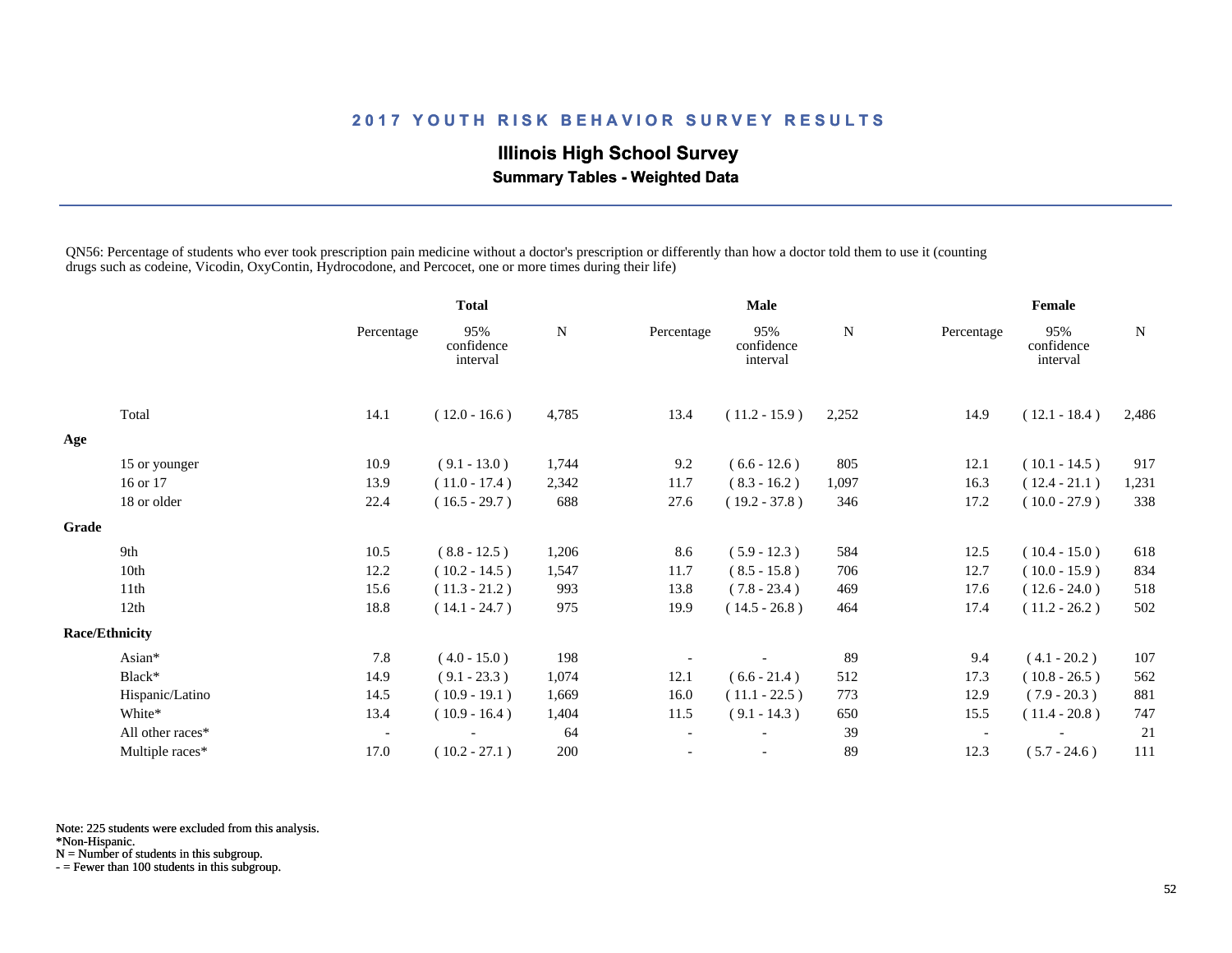## 2017 YOUTH RISK BEHAVIOR SURVEY RESULTS

### Illinois High School Survey

**Summary Tables - Weighted Data**

QN56: Percentage of students who ever took prescription pain medicine without a doctor's prescription or differently than how a doctor told them to use it (counting drugs such as codeine, Vicodin, OxyContin, Hydrocodone, and Percocet, one or more times during their life)

| | Total | | | Male | | | Female | | |
|---|---|---|---|---|---|---|---|---|---|
| | Percentage | 95% confidence interval | N | Percentage | 95% confidence interval | N | Percentage | 95% confidence interval | N |
| Total | 14.1 | ( 12.0 - 16.6 ) | 4,785 | 13.4 | ( 11.2 - 15.9 ) | 2,252 | 14.9 | ( 12.1 - 18.4 ) | 2,486 |
| **Age** | | | | | | | | | |
| 15 or younger | 10.9 | ( 9.1 - 13.0 ) | 1,744 | 9.2 | ( 6.6 - 12.6 ) | 805 | 12.1 | ( 10.1 - 14.5 ) | 917 |
| 16 or 17 | 13.9 | ( 11.0 - 17.4 ) | 2,342 | 11.7 | ( 8.3 - 16.2 ) | 1,097 | 16.3 | ( 12.4 - 21.1 ) | 1,231 |
| 18 or older | 22.4 | ( 16.5 - 29.7 ) | 688 | 27.6 | ( 19.2 - 37.8 ) | 346 | 17.2 | ( 10.0 - 27.9 ) | 338 |
| **Grade** | | | | | | | | | |
| 9th | 10.5 | ( 8.8 - 12.5 ) | 1,206 | 8.6 | ( 5.9 - 12.3 ) | 584 | 12.5 | ( 10.4 - 15.0 ) | 618 |
| 10th | 12.2 | ( 10.2 - 14.5 ) | 1,547 | 11.7 | ( 8.5 - 15.8 ) | 706 | 12.7 | ( 10.0 - 15.9 ) | 834 |
| 11th | 15.6 | ( 11.3 - 21.2 ) | 993 | 13.8 | ( 7.8 - 23.4 ) | 469 | 17.6 | ( 12.6 - 24.0 ) | 518 |
| 12th | 18.8 | ( 14.1 - 24.7 ) | 975 | 19.9 | ( 14.5 - 26.8 ) | 464 | 17.4 | ( 11.2 - 26.2 ) | 502 |
| **Race/Ethnicity** | | | | | | | | | |
| Asian* | 7.8 | ( 4.0 - 15.0 ) | 198 | - | - | 89 | 9.4 | ( 4.1 - 20.2 ) | 107 |
| Black* | 14.9 | ( 9.1 - 23.3 ) | 1,074 | 12.1 | ( 6.6 - 21.4 ) | 512 | 17.3 | ( 10.8 - 26.5 ) | 562 |
| Hispanic/Latino | 14.5 | ( 10.9 - 19.1 ) | 1,669 | 16.0 | ( 11.1 - 22.5 ) | 773 | 12.9 | ( 7.9 - 20.3 ) | 881 |
| White* | 13.4 | ( 10.9 - 16.4 ) | 1,404 | 11.5 | ( 9.1 - 14.3 ) | 650 | 15.5 | ( 11.4 - 20.8 ) | 747 |
| All other races* | - | - | 64 | - | - | 39 | - | - | 21 |
| Multiple races* | 17.0 | ( 10.2 - 27.1 ) | 200 | - | - | 89 | 12.3 | ( 5.7 - 24.6 ) | 111 |

Note: 225 students were excluded from this analysis.
*Non-Hispanic.
N = Number of students in this subgroup.
- = Fewer than 100 students in this subgroup.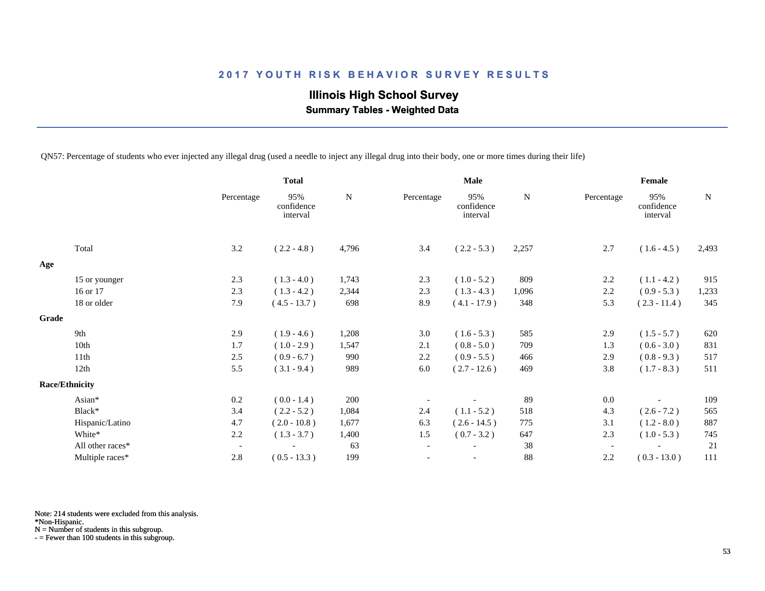## 2017 YOUTH RISK BEHAVIOR SURVEY RESULTS

### Illinois High School Survey

**Summary Tables - Weighted Data**

QN57: Percentage of students who ever injected any illegal drug (used a needle to inject any illegal drug into their body, one or more times during their life)

| | Total | | | Male | | | Female | | |
|---|---|---|---|---|---|---|---|---|---|
| | Percentage | 95% confidence interval | N | Percentage | 95% confidence interval | N | Percentage | 95% confidence interval | N |
| Total | 3.2 | ( 2.2 - 4.8 ) | 4,796 | 3.4 | ( 2.2 - 5.3 ) | 2,257 | 2.7 | ( 1.6 - 4.5 ) | 2,493 |
| **Age** | | | | | | | | | |
| 15 or younger | 2.3 | ( 1.3 - 4.0 ) | 1,743 | 2.3 | ( 1.0 - 5.2 ) | 809 | 2.2 | ( 1.1 - 4.2 ) | 915 |
| 16 or 17 | 2.3 | ( 1.3 - 4.2 ) | 2,344 | 2.3 | ( 1.3 - 4.3 ) | 1,096 | 2.2 | ( 0.9 - 5.3 ) | 1,233 |
| 18 or older | 7.9 | ( 4.5 - 13.7 ) | 698 | 8.9 | ( 4.1 - 17.9 ) | 348 | 5.3 | ( 2.3 - 11.4 ) | 345 |
| **Grade** | | | | | | | | | |
| 9th | 2.9 | ( 1.9 - 4.6 ) | 1,208 | 3.0 | ( 1.6 - 5.3 ) | 585 | 2.9 | ( 1.5 - 5.7 ) | 620 |
| 10th | 1.7 | ( 1.0 - 2.9 ) | 1,547 | 2.1 | ( 0.8 - 5.0 ) | 709 | 1.3 | ( 0.6 - 3.0 ) | 831 |
| 11th | 2.5 | ( 0.9 - 6.7 ) | 990 | 2.2 | ( 0.9 - 5.5 ) | 466 | 2.9 | ( 0.8 - 9.3 ) | 517 |
| 12th | 5.5 | ( 3.1 - 9.4 ) | 989 | 6.0 | ( 2.7 - 12.6 ) | 469 | 3.8 | ( 1.7 - 8.3 ) | 511 |
| **Race/Ethnicity** | | | | | | | | | |
| Asian* | 0.2 | ( 0.0 - 1.4 ) | 200 | - | - | 89 | 0.0 | - | 109 |
| Black* | 3.4 | ( 2.2 - 5.2 ) | 1,084 | 2.4 | ( 1.1 - 5.2 ) | 518 | 4.3 | ( 2.6 - 7.2 ) | 565 |
| Hispanic/Latino | 4.7 | ( 2.0 - 10.8 ) | 1,677 | 6.3 | ( 2.6 - 14.5 ) | 775 | 3.1 | ( 1.2 - 8.0 ) | 887 |
| White* | 2.2 | ( 1.3 - 3.7 ) | 1,400 | 1.5 | ( 0.7 - 3.2 ) | 647 | 2.3 | ( 1.0 - 5.3 ) | 745 |
| All other races* | - | - | 63 | - | - | 38 | - | - | 21 |
| Multiple races* | 2.8 | ( 0.5 - 13.3 ) | 199 | - | - | 88 | 2.2 | ( 0.3 - 13.0 ) | 111 |

Note: 214 students were excluded from this analysis.
*Non-Hispanic.
N = Number of students in this subgroup.
- = Fewer than 100 students in this subgroup.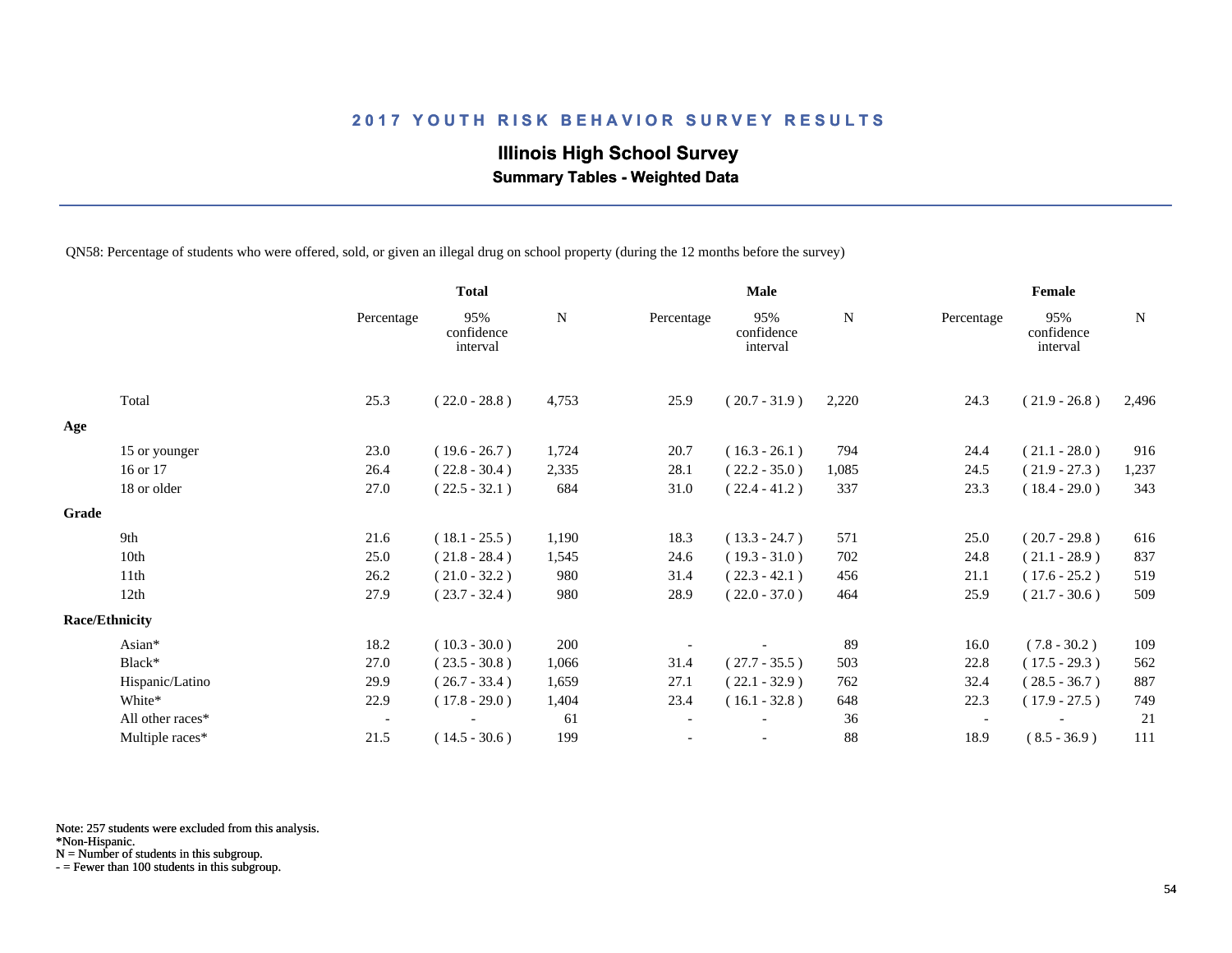## 2017 YOUTH RISK BEHAVIOR SURVEY RESULTS

### Illinois High School Survey

**Summary Tables - Weighted Data**

QN58: Percentage of students who were offered, sold, or given an illegal drug on school property (during the 12 months before the survey)

| | Total | | | Male | | | Female | | |
|---|---|---|---|---|---|---|---|---|---|
| | Percentage | 95% confidence interval | N | Percentage | 95% confidence interval | N | Percentage | 95% confidence interval | N |
| Total | 25.3 | ( 22.0 - 28.8 ) | 4,753 | 25.9 | ( 20.7 - 31.9 ) | 2,220 | 24.3 | ( 21.9 - 26.8 ) | 2,496 |
| **Age** | | | | | | | | | |
| 15 or younger | 23.0 | ( 19.6 - 26.7 ) | 1,724 | 20.7 | ( 16.3 - 26.1 ) | 794 | 24.4 | ( 21.1 - 28.0 ) | 916 |
| 16 or 17 | 26.4 | ( 22.8 - 30.4 ) | 2,335 | 28.1 | ( 22.2 - 35.0 ) | 1,085 | 24.5 | ( 21.9 - 27.3 ) | 1,237 |
| 18 or older | 27.0 | ( 22.5 - 32.1 ) | 684 | 31.0 | ( 22.4 - 41.2 ) | 337 | 23.3 | ( 18.4 - 29.0 ) | 343 |
| **Grade** | | | | | | | | | |
| 9th | 21.6 | ( 18.1 - 25.5 ) | 1,190 | 18.3 | ( 13.3 - 24.7 ) | 571 | 25.0 | ( 20.7 - 29.8 ) | 616 |
| 10th | 25.0 | ( 21.8 - 28.4 ) | 1,545 | 24.6 | ( 19.3 - 31.0 ) | 702 | 24.8 | ( 21.1 - 28.9 ) | 837 |
| 11th | 26.2 | ( 21.0 - 32.2 ) | 980 | 31.4 | ( 22.3 - 42.1 ) | 456 | 21.1 | ( 17.6 - 25.2 ) | 519 |
| 12th | 27.9 | ( 23.7 - 32.4 ) | 980 | 28.9 | ( 22.0 - 37.0 ) | 464 | 25.9 | ( 21.7 - 30.6 ) | 509 |
| **Race/Ethnicity** | | | | | | | | | |
| Asian* | 18.2 | ( 10.3 - 30.0 ) | 200 | - | - | 89 | 16.0 | ( 7.8 - 30.2 ) | 109 |
| Black* | 27.0 | ( 23.5 - 30.8 ) | 1,066 | 31.4 | ( 27.7 - 35.5 ) | 503 | 22.8 | ( 17.5 - 29.3 ) | 562 |
| Hispanic/Latino | 29.9 | ( 26.7 - 33.4 ) | 1,659 | 27.1 | ( 22.1 - 32.9 ) | 762 | 32.4 | ( 28.5 - 36.7 ) | 887 |
| White* | 22.9 | ( 17.8 - 29.0 ) | 1,404 | 23.4 | ( 16.1 - 32.8 ) | 648 | 22.3 | ( 17.9 - 27.5 ) | 749 |
| All other races* | - | - | 61 | - | - | 36 | - | - | 21 |
| Multiple races* | 21.5 | ( 14.5 - 30.6 ) | 199 | - | - | 88 | 18.9 | ( 8.5 - 36.9 ) | 111 |

Note: 257 students were excluded from this analysis.
*Non-Hispanic.
N = Number of students in this subgroup.
- = Fewer than 100 students in this subgroup.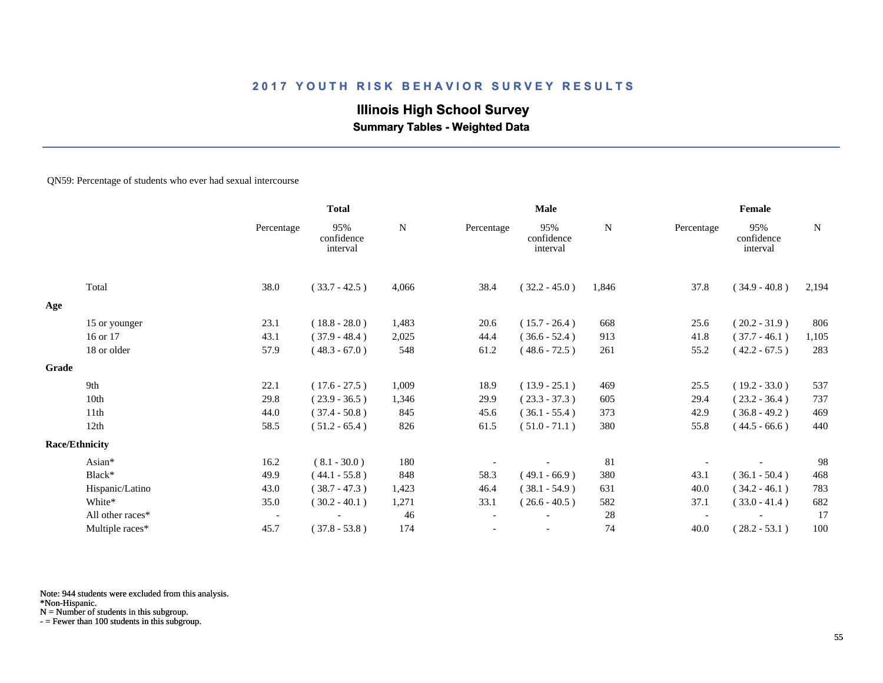## 2017 YOUTH RISK BEHAVIOR SURVEY RESULTS

### Illinois High School Survey

**Summary Tables - Weighted Data**

QN59: Percentage of students who ever had sexual intercourse

| | Total | | | Male | | | Female | | |
|---|---|---|---|---|---|---|---|---|---|
| | Percentage | 95% confidence interval | N | Percentage | 95% confidence interval | N | Percentage | 95% confidence interval | N |
| Total | 38.0 | ( 33.7 - 42.5 ) | 4,066 | 38.4 | ( 32.2 - 45.0 ) | 1,846 | 37.8 | ( 34.9 - 40.8 ) | 2,194 |
| **Age** | | | | | | | | | |
| 15 or younger | 23.1 | ( 18.8 - 28.0 ) | 1,483 | 20.6 | ( 15.7 - 26.4 ) | 668 | 25.6 | ( 20.2 - 31.9 ) | 806 |
| 16 or 17 | 43.1 | ( 37.9 - 48.4 ) | 2,025 | 44.4 | ( 36.6 - 52.4 ) | 913 | 41.8 | ( 37.7 - 46.1 ) | 1,105 |
| 18 or older | 57.9 | ( 48.3 - 67.0 ) | 548 | 61.2 | ( 48.6 - 72.5 ) | 261 | 55.2 | ( 42.2 - 67.5 ) | 283 |
| **Grade** | | | | | | | | | |
| 9th | 22.1 | ( 17.6 - 27.5 ) | 1,009 | 18.9 | ( 13.9 - 25.1 ) | 469 | 25.5 | ( 19.2 - 33.0 ) | 537 |
| 10th | 29.8 | ( 23.9 - 36.5 ) | 1,346 | 29.9 | ( 23.3 - 37.3 ) | 605 | 29.4 | ( 23.2 - 36.4 ) | 737 |
| 11th | 44.0 | ( 37.4 - 50.8 ) | 845 | 45.6 | ( 36.1 - 55.4 ) | 373 | 42.9 | ( 36.8 - 49.2 ) | 469 |
| 12th | 58.5 | ( 51.2 - 65.4 ) | 826 | 61.5 | ( 51.0 - 71.1 ) | 380 | 55.8 | ( 44.5 - 66.6 ) | 440 |
| **Race/Ethnicity** | | | | | | | | | |
| Asian* | 16.2 | ( 8.1 - 30.0 ) | 180 | - | - | 81 | - | - | 98 |
| Black* | 49.9 | ( 44.1 - 55.8 ) | 848 | 58.3 | ( 49.1 - 66.9 ) | 380 | 43.1 | ( 36.1 - 50.4 ) | 468 |
| Hispanic/Latino | 43.0 | ( 38.7 - 47.3 ) | 1,423 | 46.4 | ( 38.1 - 54.9 ) | 631 | 40.0 | ( 34.2 - 46.1 ) | 783 |
| White* | 35.0 | ( 30.2 - 40.1 ) | 1,271 | 33.1 | ( 26.6 - 40.5 ) | 582 | 37.1 | ( 33.0 - 41.4 ) | 682 |
| All other races* | - | - | 46 | - | - | 28 | - | - | 17 |
| Multiple races* | 45.7 | ( 37.8 - 53.8 ) | 174 | - | - | 74 | 40.0 | ( 28.2 - 53.1 ) | 100 |

Note: 944 students were excluded from this analysis.
*Non-Hispanic.
N = Number of students in this subgroup.
- = Fewer than 100 students in this subgroup.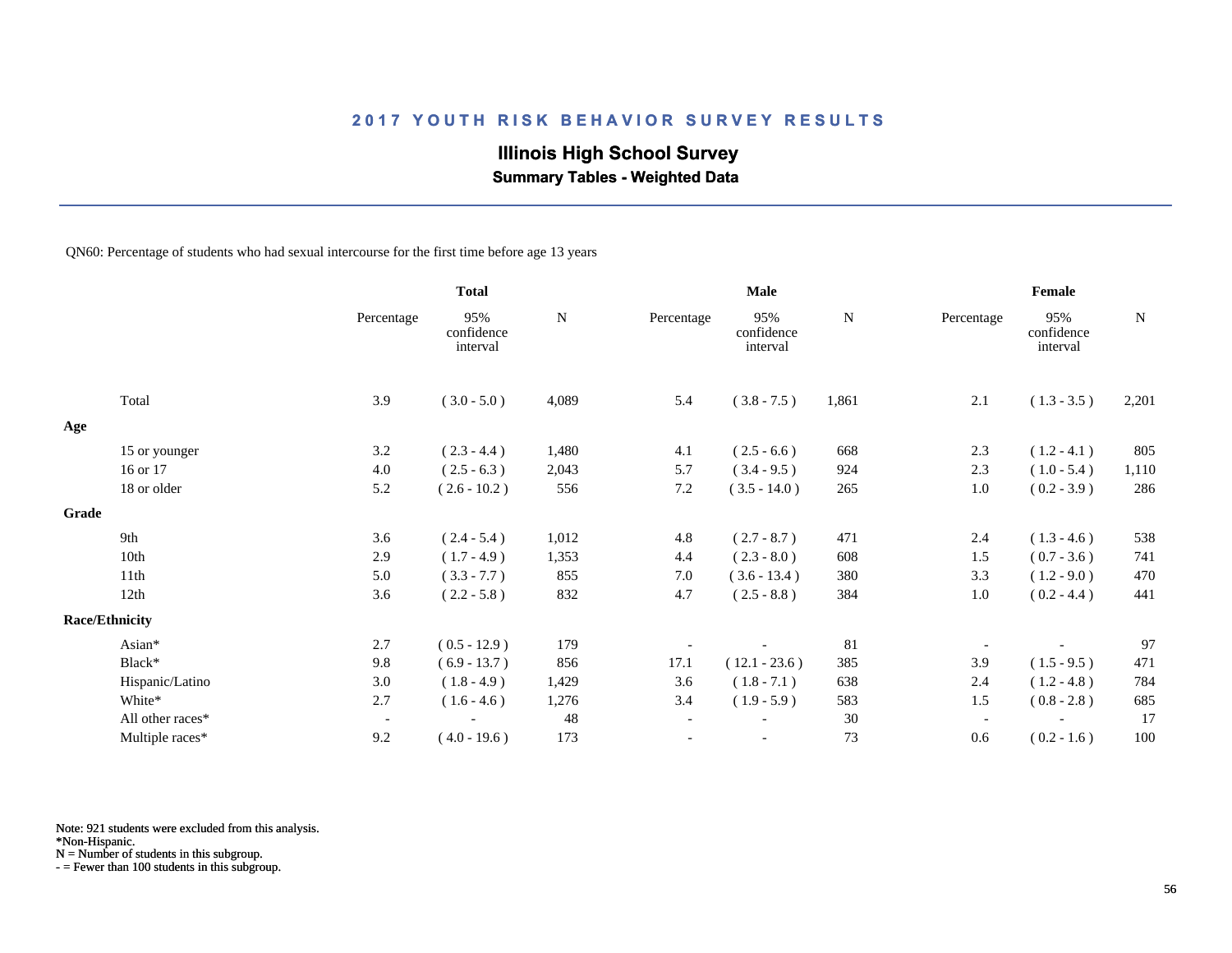## 2017 YOUTH RISK BEHAVIOR SURVEY RESULTS

### Illinois High School Survey

**Summary Tables - Weighted Data**

QN60: Percentage of students who had sexual intercourse for the first time before age 13 years

| | Total | | | Male | | | Female | | |
|---|---|---|---|---|---|---|---|---|---|
| | Percentage | 95% confidence interval | N | Percentage | 95% confidence interval | N | Percentage | 95% confidence interval | N |
| Total | 3.9 | ( 3.0 - 5.0 ) | 4,089 | 5.4 | ( 3.8 - 7.5 ) | 1,861 | 2.1 | ( 1.3 - 3.5 ) | 2,201 |
| **Age** | | | | | | | | | |
| 15 or younger | 3.2 | ( 2.3 - 4.4 ) | 1,480 | 4.1 | ( 2.5 - 6.6 ) | 668 | 2.3 | ( 1.2 - 4.1 ) | 805 |
| 16 or 17 | 4.0 | ( 2.5 - 6.3 ) | 2,043 | 5.7 | ( 3.4 - 9.5 ) | 924 | 2.3 | ( 1.0 - 5.4 ) | 1,110 |
| 18 or older | 5.2 | ( 2.6 - 10.2 ) | 556 | 7.2 | ( 3.5 - 14.0 ) | 265 | 1.0 | ( 0.2 - 3.9 ) | 286 |
| **Grade** | | | | | | | | | |
| 9th | 3.6 | ( 2.4 - 5.4 ) | 1,012 | 4.8 | ( 2.7 - 8.7 ) | 471 | 2.4 | ( 1.3 - 4.6 ) | 538 |
| 10th | 2.9 | ( 1.7 - 4.9 ) | 1,353 | 4.4 | ( 2.3 - 8.0 ) | 608 | 1.5 | ( 0.7 - 3.6 ) | 741 |
| 11th | 5.0 | ( 3.3 - 7.7 ) | 855 | 7.0 | ( 3.6 - 13.4 ) | 380 | 3.3 | ( 1.2 - 9.0 ) | 470 |
| 12th | 3.6 | ( 2.2 - 5.8 ) | 832 | 4.7 | ( 2.5 - 8.8 ) | 384 | 1.0 | ( 0.2 - 4.4 ) | 441 |
| **Race/Ethnicity** | | | | | | | | | |
| Asian* | 2.7 | ( 0.5 - 12.9 ) | 179 | - | - | 81 | - | - | 97 |
| Black* | 9.8 | ( 6.9 - 13.7 ) | 856 | 17.1 | ( 12.1 - 23.6 ) | 385 | 3.9 | ( 1.5 - 9.5 ) | 471 |
| Hispanic/Latino | 3.0 | ( 1.8 - 4.9 ) | 1,429 | 3.6 | ( 1.8 - 7.1 ) | 638 | 2.4 | ( 1.2 - 4.8 ) | 784 |
| White* | 2.7 | ( 1.6 - 4.6 ) | 1,276 | 3.4 | ( 1.9 - 5.9 ) | 583 | 1.5 | ( 0.8 - 2.8 ) | 685 |
| All other races* | - | - | 48 | - | - | 30 | - | - | 17 |
| Multiple races* | 9.2 | ( 4.0 - 19.6 ) | 173 | - | - | 73 | 0.6 | ( 0.2 - 1.6 ) | 100 |

Note: 921 students were excluded from this analysis.
*Non-Hispanic.
N = Number of students in this subgroup.
- = Fewer than 100 students in this subgroup.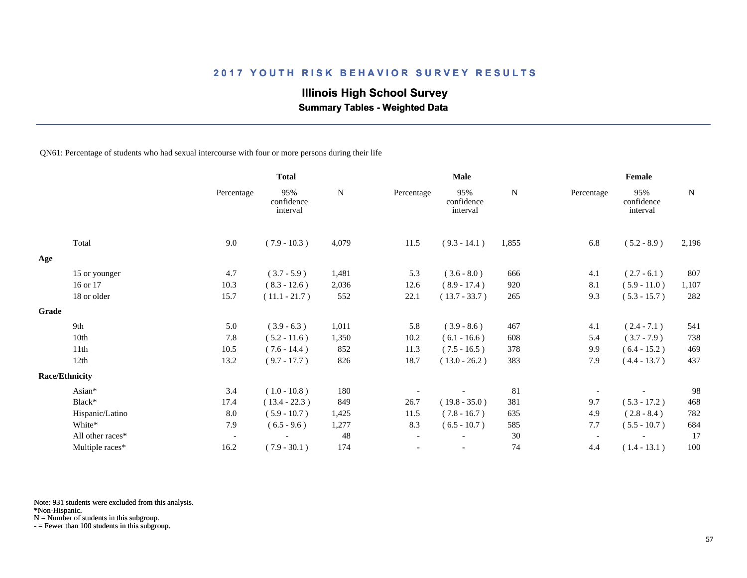## 2017 YOUTH RISK BEHAVIOR SURVEY RESULTS

### Illinois High School Survey

**Summary Tables - Weighted Data**

QN61: Percentage of students who had sexual intercourse with four or more persons during their life

| | Total | | | Male | | | Female | | |
|---|---|---|---|---|---|---|---|---|---|
| | Percentage | 95% confidence interval | N | Percentage | 95% confidence interval | N | Percentage | 95% confidence interval | N |
| Total | 9.0 | ( 7.9 - 10.3 ) | 4,079 | 11.5 | ( 9.3 - 14.1 ) | 1,855 | 6.8 | ( 5.2 - 8.9 ) | 2,196 |
| **Age** | | | | | | | | | |
| 15 or younger | 4.7 | ( 3.7 - 5.9 ) | 1,481 | 5.3 | ( 3.6 - 8.0 ) | 666 | 4.1 | ( 2.7 - 6.1 ) | 807 |
| 16 or 17 | 10.3 | ( 8.3 - 12.6 ) | 2,036 | 12.6 | ( 8.9 - 17.4 ) | 920 | 8.1 | ( 5.9 - 11.0 ) | 1,107 |
| 18 or older | 15.7 | ( 11.1 - 21.7 ) | 552 | 22.1 | ( 13.7 - 33.7 ) | 265 | 9.3 | ( 5.3 - 15.7 ) | 282 |
| **Grade** | | | | | | | | | |
| 9th | 5.0 | ( 3.9 - 6.3 ) | 1,011 | 5.8 | ( 3.9 - 8.6 ) | 467 | 4.1 | ( 2.4 - 7.1 ) | 541 |
| 10th | 7.8 | ( 5.2 - 11.6 ) | 1,350 | 10.2 | ( 6.1 - 16.6 ) | 608 | 5.4 | ( 3.7 - 7.9 ) | 738 |
| 11th | 10.5 | ( 7.6 - 14.4 ) | 852 | 11.3 | ( 7.5 - 16.5 ) | 378 | 9.9 | ( 6.4 - 15.2 ) | 469 |
| 12th | 13.2 | ( 9.7 - 17.7 ) | 826 | 18.7 | ( 13.0 - 26.2 ) | 383 | 7.9 | ( 4.4 - 13.7 ) | 437 |
| **Race/Ethnicity** | | | | | | | | | |
| Asian* | 3.4 | ( 1.0 - 10.8 ) | 180 | - | - | 81 | - | - | 98 |
| Black* | 17.4 | ( 13.4 - 22.3 ) | 849 | 26.7 | ( 19.8 - 35.0 ) | 381 | 9.7 | ( 5.3 - 17.2 ) | 468 |
| Hispanic/Latino | 8.0 | ( 5.9 - 10.7 ) | 1,425 | 11.5 | ( 7.8 - 16.7 ) | 635 | 4.9 | ( 2.8 - 8.4 ) | 782 |
| White* | 7.9 | ( 6.5 - 9.6 ) | 1,277 | 8.3 | ( 6.5 - 10.7 ) | 585 | 7.7 | ( 5.5 - 10.7 ) | 684 |
| All other races* | - | - | 48 | - | - | 30 | - | - | 17 |
| Multiple races* | 16.2 | ( 7.9 - 30.1 ) | 174 | - | - | 74 | 4.4 | ( 1.4 - 13.1 ) | 100 |

Note: 931 students were excluded from this analysis.
*Non-Hispanic.
N = Number of students in this subgroup.
- = Fewer than 100 students in this subgroup.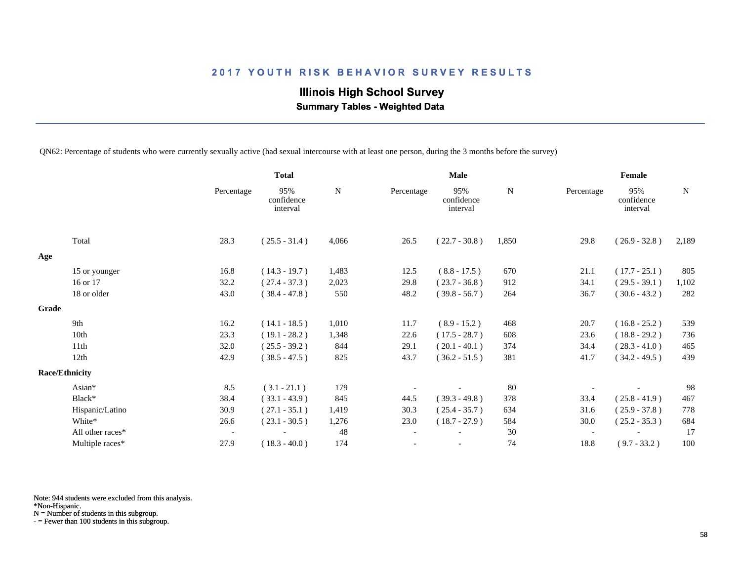## 2017 YOUTH RISK BEHAVIOR SURVEY RESULTS

### Illinois High School Survey

**Summary Tables - Weighted Data**

QN62: Percentage of students who were currently sexually active (had sexual intercourse with at least one person, during the 3 months before the survey)

| | Total | | | Male | | | Female | | |
|---|---|---|---|---|---|---|---|---|---|
| | Percentage | 95% confidence interval | N | Percentage | 95% confidence interval | N | Percentage | 95% confidence interval | N |
| Total | 28.3 | ( 25.5 - 31.4 ) | 4,066 | 26.5 | ( 22.7 - 30.8 ) | 1,850 | 29.8 | ( 26.9 - 32.8 ) | 2,189 |
| **Age** | | | | | | | | | |
| 15 or younger | 16.8 | ( 14.3 - 19.7 ) | 1,483 | 12.5 | ( 8.8 - 17.5 ) | 670 | 21.1 | ( 17.7 - 25.1 ) | 805 |
| 16 or 17 | 32.2 | ( 27.4 - 37.3 ) | 2,023 | 29.8 | ( 23.7 - 36.8 ) | 912 | 34.1 | ( 29.5 - 39.1 ) | 1,102 |
| 18 or older | 43.0 | ( 38.4 - 47.8 ) | 550 | 48.2 | ( 39.8 - 56.7 ) | 264 | 36.7 | ( 30.6 - 43.2 ) | 282 |
| **Grade** | | | | | | | | | |
| 9th | 16.2 | ( 14.1 - 18.5 ) | 1,010 | 11.7 | ( 8.9 - 15.2 ) | 468 | 20.7 | ( 16.8 - 25.2 ) | 539 |
| 10th | 23.3 | ( 19.1 - 28.2 ) | 1,348 | 22.6 | ( 17.5 - 28.7 ) | 608 | 23.6 | ( 18.8 - 29.2 ) | 736 |
| 11th | 32.0 | ( 25.5 - 39.2 ) | 844 | 29.1 | ( 20.1 - 40.1 ) | 374 | 34.4 | ( 28.3 - 41.0 ) | 465 |
| 12th | 42.9 | ( 38.5 - 47.5 ) | 825 | 43.7 | ( 36.2 - 51.5 ) | 381 | 41.7 | ( 34.2 - 49.5 ) | 439 |
| **Race/Ethnicity** | | | | | | | | | |
| Asian* | 8.5 | ( 3.1 - 21.1 ) | 179 | - | - | 80 | - | - | 98 |
| Black* | 38.4 | ( 33.1 - 43.9 ) | 845 | 44.5 | ( 39.3 - 49.8 ) | 378 | 33.4 | ( 25.8 - 41.9 ) | 467 |
| Hispanic/Latino | 30.9 | ( 27.1 - 35.1 ) | 1,419 | 30.3 | ( 25.4 - 35.7 ) | 634 | 31.6 | ( 25.9 - 37.8 ) | 778 |
| White* | 26.6 | ( 23.1 - 30.5 ) | 1,276 | 23.0 | ( 18.7 - 27.9 ) | 584 | 30.0 | ( 25.2 - 35.3 ) | 684 |
| All other races* | - | - | 48 | - | - | 30 | - | - | 17 |
| Multiple races* | 27.9 | ( 18.3 - 40.0 ) | 174 | - | - | 74 | 18.8 | ( 9.7 - 33.2 ) | 100 |

Note: 944 students were excluded from this analysis.
*Non-Hispanic.
N = Number of students in this subgroup.
- = Fewer than 100 students in this subgroup.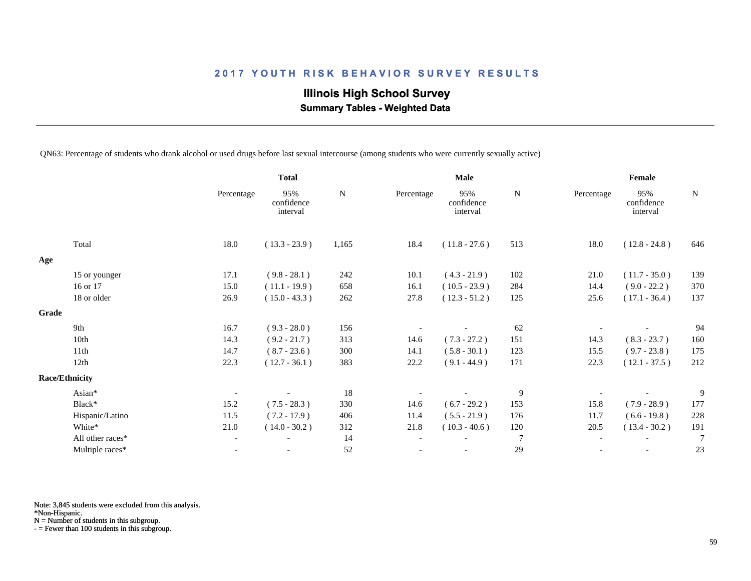## 2017 YOUTH RISK BEHAVIOR SURVEY RESULTS

### Illinois High School Survey

**Summary Tables - Weighted Data**

QN63: Percentage of students who drank alcohol or used drugs before last sexual intercourse (among students who were currently sexually active)

| | Total | | | Male | | | Female | | |
|---|---|---|---|---|---|---|---|---|---|
| | Percentage | 95% confidence interval | N | Percentage | 95% confidence interval | N | Percentage | 95% confidence interval | N |
| Total | 18.0 | ( 13.3 - 23.9 ) | 1,165 | 18.4 | ( 11.8 - 27.6 ) | 513 | 18.0 | ( 12.8 - 24.8 ) | 646 |
| **Age** | | | | | | | | | |
| 15 or younger | 17.1 | ( 9.8 - 28.1 ) | 242 | 10.1 | ( 4.3 - 21.9 ) | 102 | 21.0 | ( 11.7 - 35.0 ) | 139 |
| 16 or 17 | 15.0 | ( 11.1 - 19.9 ) | 658 | 16.1 | ( 10.5 - 23.9 ) | 284 | 14.4 | ( 9.0 - 22.2 ) | 370 |
| 18 or older | 26.9 | ( 15.0 - 43.3 ) | 262 | 27.8 | ( 12.3 - 51.2 ) | 125 | 25.6 | ( 17.1 - 36.4 ) | 137 |
| **Grade** | | | | | | | | | |
| 9th | 16.7 | ( 9.3 - 28.0 ) | 156 | - | - | 62 | - | - | 94 |
| 10th | 14.3 | ( 9.2 - 21.7 ) | 313 | 14.6 | ( 7.3 - 27.2 ) | 151 | 14.3 | ( 8.3 - 23.7 ) | 160 |
| 11th | 14.7 | ( 8.7 - 23.6 ) | 300 | 14.1 | ( 5.8 - 30.1 ) | 123 | 15.5 | ( 9.7 - 23.8 ) | 175 |
| 12th | 22.3 | ( 12.7 - 36.1 ) | 383 | 22.2 | ( 9.1 - 44.9 ) | 171 | 22.3 | ( 12.1 - 37.5 ) | 212 |
| **Race/Ethnicity** | | | | | | | | | |
| Asian* | - | - | 18 | - | - | 9 | - | - | 9 |
| Black* | 15.2 | ( 7.5 - 28.3 ) | 330 | 14.6 | ( 6.7 - 29.2 ) | 153 | 15.8 | ( 7.9 - 28.9 ) | 177 |
| Hispanic/Latino | 11.5 | ( 7.2 - 17.9 ) | 406 | 11.4 | ( 5.5 - 21.9 ) | 176 | 11.7 | ( 6.6 - 19.8 ) | 228 |
| White* | 21.0 | ( 14.0 - 30.2 ) | 312 | 21.8 | ( 10.3 - 40.6 ) | 120 | 20.5 | ( 13.4 - 30.2 ) | 191 |
| All other races* | - | - | 14 | - | - | 7 | - | - | 7 |
| Multiple races* | - | - | 52 | - | - | 29 | - | - | 23 |

Note: 3,845 students were excluded from this analysis.
*Non-Hispanic.
N = Number of students in this subgroup.
- = Fewer than 100 students in this subgroup.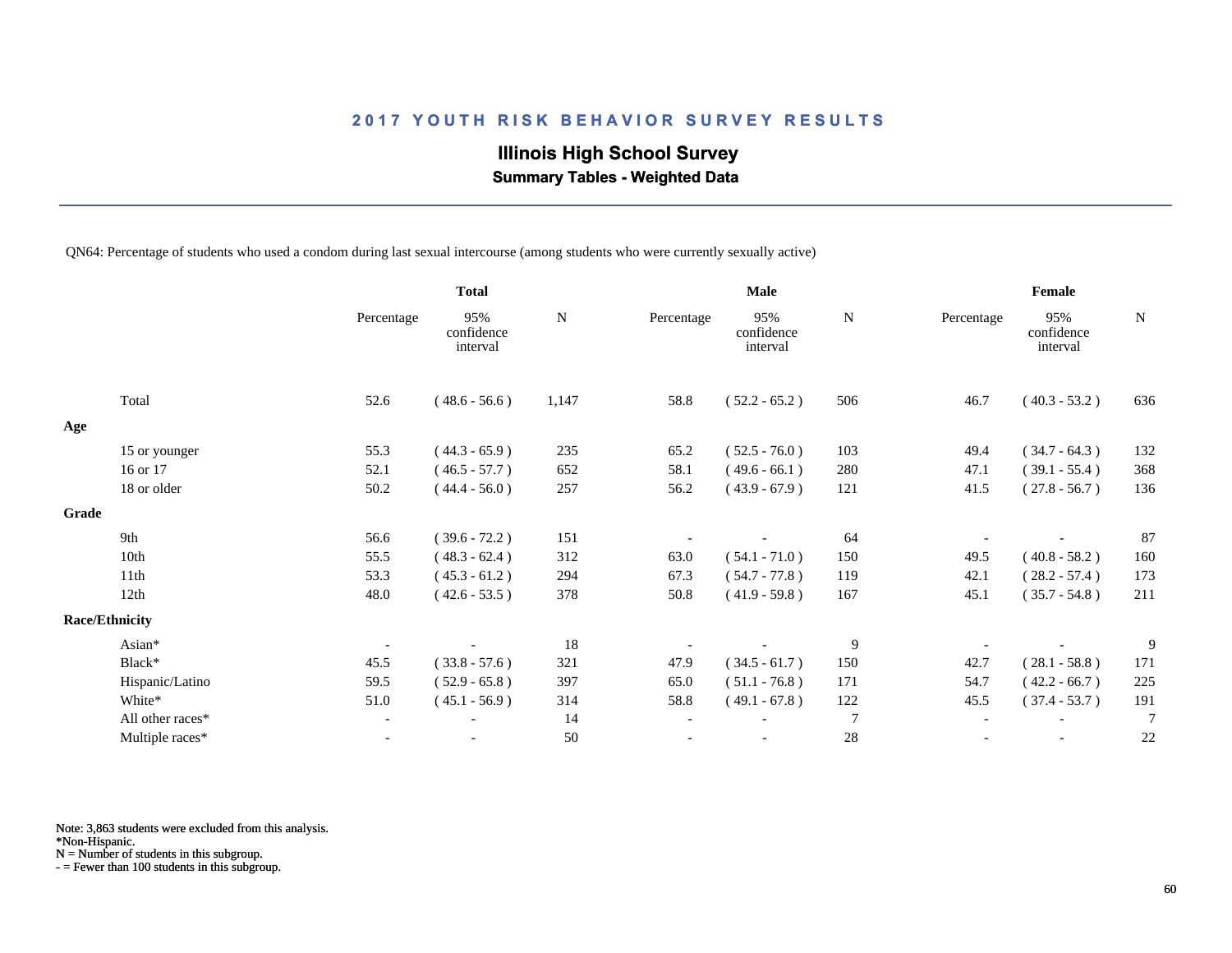# 2017 YOUTH RISK BEHAVIOR SURVEY RESULTS

## Illinois High School Survey

### Summary Tables - Weighted Data

QN64: Percentage of students who used a condom during last sexual intercourse (among students who were currently sexually active)

| | Total | | | Male | | | Female | | |
|---|---|---|---|---|---|---|---|---|---|
| | Percentage | 95% confidence interval | N | Percentage | 95% confidence interval | N | Percentage | 95% confidence interval | N |
| Total | 52.6 | ( 48.6 - 56.6 ) | 1,147 | 58.8 | ( 52.2 - 65.2 ) | 506 | 46.7 | ( 40.3 - 53.2 ) | 636 |
| **Age** | | | | | | | | | |
| 15 or younger | 55.3 | ( 44.3 - 65.9 ) | 235 | 65.2 | ( 52.5 - 76.0 ) | 103 | 49.4 | ( 34.7 - 64.3 ) | 132 |
| 16 or 17 | 52.1 | ( 46.5 - 57.7 ) | 652 | 58.1 | ( 49.6 - 66.1 ) | 280 | 47.1 | ( 39.1 - 55.4 ) | 368 |
| 18 or older | 50.2 | ( 44.4 - 56.0 ) | 257 | 56.2 | ( 43.9 - 67.9 ) | 121 | 41.5 | ( 27.8 - 56.7 ) | 136 |
| **Grade** | | | | | | | | | |
| 9th | 56.6 | ( 39.6 - 72.2 ) | 151 | - | - | 64 | - | - | 87 |
| 10th | 55.5 | ( 48.3 - 62.4 ) | 312 | 63.0 | ( 54.1 - 71.0 ) | 150 | 49.5 | ( 40.8 - 58.2 ) | 160 |
| 11th | 53.3 | ( 45.3 - 61.2 ) | 294 | 67.3 | ( 54.7 - 77.8 ) | 119 | 42.1 | ( 28.2 - 57.4 ) | 173 |
| 12th | 48.0 | ( 42.6 - 53.5 ) | 378 | 50.8 | ( 41.9 - 59.8 ) | 167 | 45.1 | ( 35.7 - 54.8 ) | 211 |
| **Race/Ethnicity** | | | | | | | | | |
| Asian* | - | - | 18 | - | - | 9 | - | - | 9 |
| Black* | 45.5 | ( 33.8 - 57.6 ) | 321 | 47.9 | ( 34.5 - 61.7 ) | 150 | 42.7 | ( 28.1 - 58.8 ) | 171 |
| Hispanic/Latino | 59.5 | ( 52.9 - 65.8 ) | 397 | 65.0 | ( 51.1 - 76.8 ) | 171 | 54.7 | ( 42.2 - 66.7 ) | 225 |
| White* | 51.0 | ( 45.1 - 56.9 ) | 314 | 58.8 | ( 49.1 - 67.8 ) | 122 | 45.5 | ( 37.4 - 53.7 ) | 191 |
| All other races* | - | - | 14 | - | - | 7 | - | - | 7 |
| Multiple races* | - | - | 50 | - | - | 28 | - | - | 22 |

Note: 3,863 students were excluded from this analysis.
*Non-Hispanic.
N = Number of students in this subgroup.
- = Fewer than 100 students in this subgroup.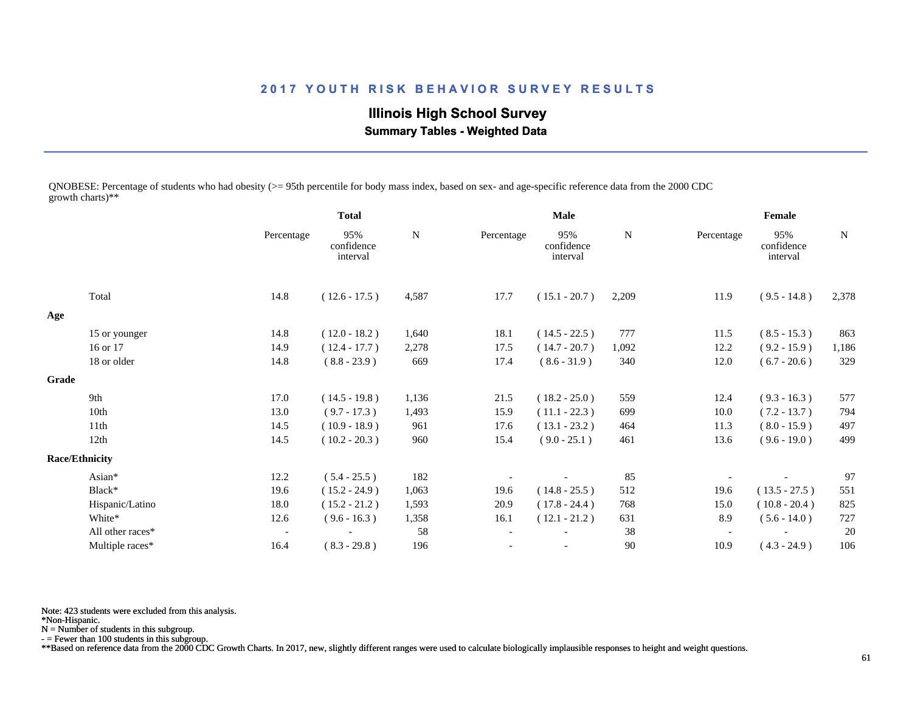## 2017 YOUTH RISK BEHAVIOR SURVEY RESULTS

### Illinois High School Survey

**Summary Tables - Weighted Data**

QNOBESE: Percentage of students who had obesity (>= 95th percentile for body mass index, based on sex- and age-specific reference data from the 2000 CDC growth charts)**

| | Total | | | Male | | | Female | | |
|---|---|---|---|---|---|---|---|---|---|
| | Percentage | 95% confidence interval | N | Percentage | 95% confidence interval | N | Percentage | 95% confidence interval | N |
| Total | 14.8 | ( 12.6 - 17.5 ) | 4,587 | 17.7 | ( 15.1 - 20.7 ) | 2,209 | 11.9 | ( 9.5 - 14.8 ) | 2,378 |
| **Age** | | | | | | | | | |
| 15 or younger | 14.8 | ( 12.0 - 18.2 ) | 1,640 | 18.1 | ( 14.5 - 22.5 ) | 777 | 11.5 | ( 8.5 - 15.3 ) | 863 |
| 16 or 17 | 14.9 | ( 12.4 - 17.7 ) | 2,278 | 17.5 | ( 14.7 - 20.7 ) | 1,092 | 12.2 | ( 9.2 - 15.9 ) | 1,186 |
| 18 or older | 14.8 | ( 8.8 - 23.9 ) | 669 | 17.4 | ( 8.6 - 31.9 ) | 340 | 12.0 | ( 6.7 - 20.6 ) | 329 |
| **Grade** | | | | | | | | | |
| 9th | 17.0 | ( 14.5 - 19.8 ) | 1,136 | 21.5 | ( 18.2 - 25.0 ) | 559 | 12.4 | ( 9.3 - 16.3 ) | 577 |
| 10th | 13.0 | ( 9.7 - 17.3 ) | 1,493 | 15.9 | ( 11.1 - 22.3 ) | 699 | 10.0 | ( 7.2 - 13.7 ) | 794 |
| 11th | 14.5 | ( 10.9 - 18.9 ) | 961 | 17.6 | ( 13.1 - 23.2 ) | 464 | 11.3 | ( 8.0 - 15.9 ) | 497 |
| 12th | 14.5 | ( 10.2 - 20.3 ) | 960 | 15.4 | ( 9.0 - 25.1 ) | 461 | 13.6 | ( 9.6 - 19.0 ) | 499 |
| **Race/Ethnicity** | | | | | | | | | |
| Asian* | 12.2 | ( 5.4 - 25.5 ) | 182 | - | - | 85 | - | - | 97 |
| Black* | 19.6 | ( 15.2 - 24.9 ) | 1,063 | 19.6 | ( 14.8 - 25.5 ) | 512 | 19.6 | ( 13.5 - 27.5 ) | 551 |
| Hispanic/Latino | 18.0 | ( 15.2 - 21.2 ) | 1,593 | 20.9 | ( 17.8 - 24.4 ) | 768 | 15.0 | ( 10.8 - 20.4 ) | 825 |
| White* | 12.6 | ( 9.6 - 16.3 ) | 1,358 | 16.1 | ( 12.1 - 21.2 ) | 631 | 8.9 | ( 5.6 - 14.0 ) | 727 |
| All other races* | - | - | 58 | - | - | 38 | - | - | 20 |
| Multiple races* | 16.4 | ( 8.3 - 29.8 ) | 196 | - | - | 90 | 10.9 | ( 4.3 - 24.9 ) | 106 |

Note: 423 students were excluded from this analysis.
*Non-Hispanic.
N = Number of students in this subgroup.
- = Fewer than 100 students in this subgroup.
**Based on reference data from the 2000 CDC Growth Charts. In 2017, new, slightly different ranges were used to calculate biologically implausible responses to height and weight questions.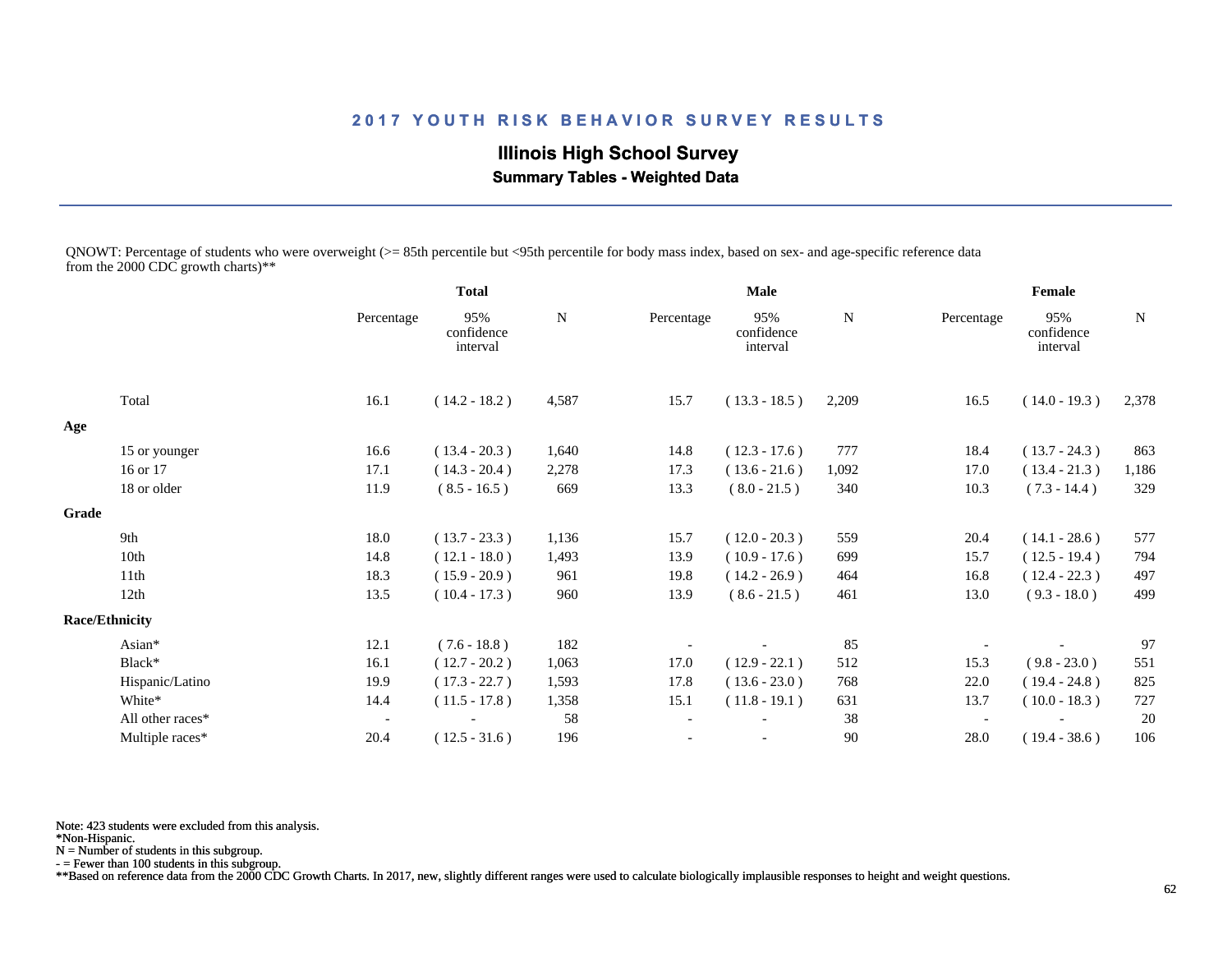## 2017 YOUTH RISK BEHAVIOR SURVEY RESULTS

### Illinois High School Survey

**Summary Tables - Weighted Data**

QNOWT: Percentage of students who were overweight (>= 85th percentile but <95th percentile for body mass index, based on sex- and age-specific reference data from the 2000 CDC growth charts)**

| | Total | | | Male | | | Female | | |
|---|---|---|---|---|---|---|---|---|---|
| | Percentage | 95% confidence interval | N | Percentage | 95% confidence interval | N | Percentage | 95% confidence interval | N |
| Total | 16.1 | ( 14.2 - 18.2 ) | 4,587 | 15.7 | ( 13.3 - 18.5 ) | 2,209 | 16.5 | ( 14.0 - 19.3 ) | 2,378 |
| **Age** | | | | | | | | | |
| 15 or younger | 16.6 | ( 13.4 - 20.3 ) | 1,640 | 14.8 | ( 12.3 - 17.6 ) | 777 | 18.4 | ( 13.7 - 24.3 ) | 863 |
| 16 or 17 | 17.1 | ( 14.3 - 20.4 ) | 2,278 | 17.3 | ( 13.6 - 21.6 ) | 1,092 | 17.0 | ( 13.4 - 21.3 ) | 1,186 |
| 18 or older | 11.9 | ( 8.5 - 16.5 ) | 669 | 13.3 | ( 8.0 - 21.5 ) | 340 | 10.3 | ( 7.3 - 14.4 ) | 329 |
| **Grade** | | | | | | | | | |
| 9th | 18.0 | ( 13.7 - 23.3 ) | 1,136 | 15.7 | ( 12.0 - 20.3 ) | 559 | 20.4 | ( 14.1 - 28.6 ) | 577 |
| 10th | 14.8 | ( 12.1 - 18.0 ) | 1,493 | 13.9 | ( 10.9 - 17.6 ) | 699 | 15.7 | ( 12.5 - 19.4 ) | 794 |
| 11th | 18.3 | ( 15.9 - 20.9 ) | 961 | 19.8 | ( 14.2 - 26.9 ) | 464 | 16.8 | ( 12.4 - 22.3 ) | 497 |
| 12th | 13.5 | ( 10.4 - 17.3 ) | 960 | 13.9 | ( 8.6 - 21.5 ) | 461 | 13.0 | ( 9.3 - 18.0 ) | 499 |
| **Race/Ethnicity** | | | | | | | | | |
| Asian* | 12.1 | ( 7.6 - 18.8 ) | 182 | - | - | 85 | - | - | 97 |
| Black* | 16.1 | ( 12.7 - 20.2 ) | 1,063 | 17.0 | ( 12.9 - 22.1 ) | 512 | 15.3 | ( 9.8 - 23.0 ) | 551 |
| Hispanic/Latino | 19.9 | ( 17.3 - 22.7 ) | 1,593 | 17.8 | ( 13.6 - 23.0 ) | 768 | 22.0 | ( 19.4 - 24.8 ) | 825 |
| White* | 14.4 | ( 11.5 - 17.8 ) | 1,358 | 15.1 | ( 11.8 - 19.1 ) | 631 | 13.7 | ( 10.0 - 18.3 ) | 727 |
| All other races* | - | - | 58 | - | - | 38 | - | - | 20 |
| Multiple races* | 20.4 | ( 12.5 - 31.6 ) | 196 | - | - | 90 | 28.0 | ( 19.4 - 38.6 ) | 106 |

Note: 423 students were excluded from this analysis.
*Non-Hispanic.
N = Number of students in this subgroup.
- = Fewer than 100 students in this subgroup.
**Based on reference data from the 2000 CDC Growth Charts. In 2017, new, slightly different ranges were used to calculate biologically implausible responses to height and weight questions.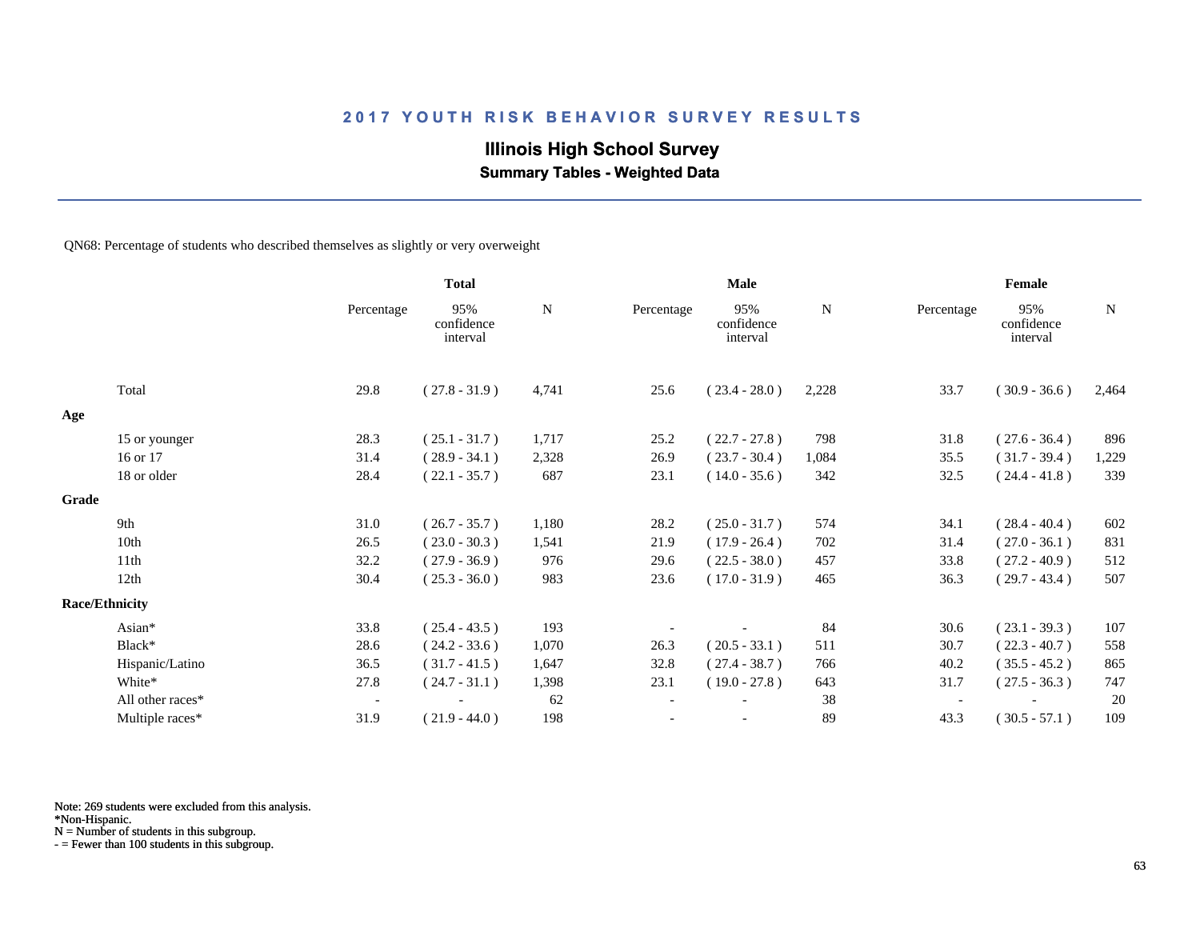# 2017 YOUTH RISK BEHAVIOR SURVEY RESULTS

## Illinois High School Survey

### Summary Tables - Weighted Data

QN68: Percentage of students who described themselves as slightly or very overweight

| | Total | | | Male | | | Female | | |
|---|---|---|---|---|---|---|---|---|---|
| | Percentage | 95% confidence interval | N | Percentage | 95% confidence interval | N | Percentage | 95% confidence interval | N |
| Total | 29.8 | ( 27.8 - 31.9 ) | 4,741 | 25.6 | ( 23.4 - 28.0 ) | 2,228 | 33.7 | ( 30.9 - 36.6 ) | 2,464 |
| **Age** | | | | | | | | | |
| 15 or younger | 28.3 | ( 25.1 - 31.7 ) | 1,717 | 25.2 | ( 22.7 - 27.8 ) | 798 | 31.8 | ( 27.6 - 36.4 ) | 896 |
| 16 or 17 | 31.4 | ( 28.9 - 34.1 ) | 2,328 | 26.9 | ( 23.7 - 30.4 ) | 1,084 | 35.5 | ( 31.7 - 39.4 ) | 1,229 |
| 18 or older | 28.4 | ( 22.1 - 35.7 ) | 687 | 23.1 | ( 14.0 - 35.6 ) | 342 | 32.5 | ( 24.4 - 41.8 ) | 339 |
| **Grade** | | | | | | | | | |
| 9th | 31.0 | ( 26.7 - 35.7 ) | 1,180 | 28.2 | ( 25.0 - 31.7 ) | 574 | 34.1 | ( 28.4 - 40.4 ) | 602 |
| 10th | 26.5 | ( 23.0 - 30.3 ) | 1,541 | 21.9 | ( 17.9 - 26.4 ) | 702 | 31.4 | ( 27.0 - 36.1 ) | 831 |
| 11th | 32.2 | ( 27.9 - 36.9 ) | 976 | 29.6 | ( 22.5 - 38.0 ) | 457 | 33.8 | ( 27.2 - 40.9 ) | 512 |
| 12th | 30.4 | ( 25.3 - 36.0 ) | 983 | 23.6 | ( 17.0 - 31.9 ) | 465 | 36.3 | ( 29.7 - 43.4 ) | 507 |
| **Race/Ethnicity** | | | | | | | | | |
| Asian* | 33.8 | ( 25.4 - 43.5 ) | 193 | - | - | 84 | 30.6 | ( 23.1 - 39.3 ) | 107 |
| Black* | 28.6 | ( 24.2 - 33.6 ) | 1,070 | 26.3 | ( 20.5 - 33.1 ) | 511 | 30.7 | ( 22.3 - 40.7 ) | 558 |
| Hispanic/Latino | 36.5 | ( 31.7 - 41.5 ) | 1,647 | 32.8 | ( 27.4 - 38.7 ) | 766 | 40.2 | ( 35.5 - 45.2 ) | 865 |
| White* | 27.8 | ( 24.7 - 31.1 ) | 1,398 | 23.1 | ( 19.0 - 27.8 ) | 643 | 31.7 | ( 27.5 - 36.3 ) | 747 |
| All other races* | - | - | 62 | - | - | 38 | - | - | 20 |
| Multiple races* | 31.9 | ( 21.9 - 44.0 ) | 198 | - | - | 89 | 43.3 | ( 30.5 - 57.1 ) | 109 |

Note: 269 students were excluded from this analysis.
*Non-Hispanic.
N = Number of students in this subgroup.
- = Fewer than 100 students in this subgroup.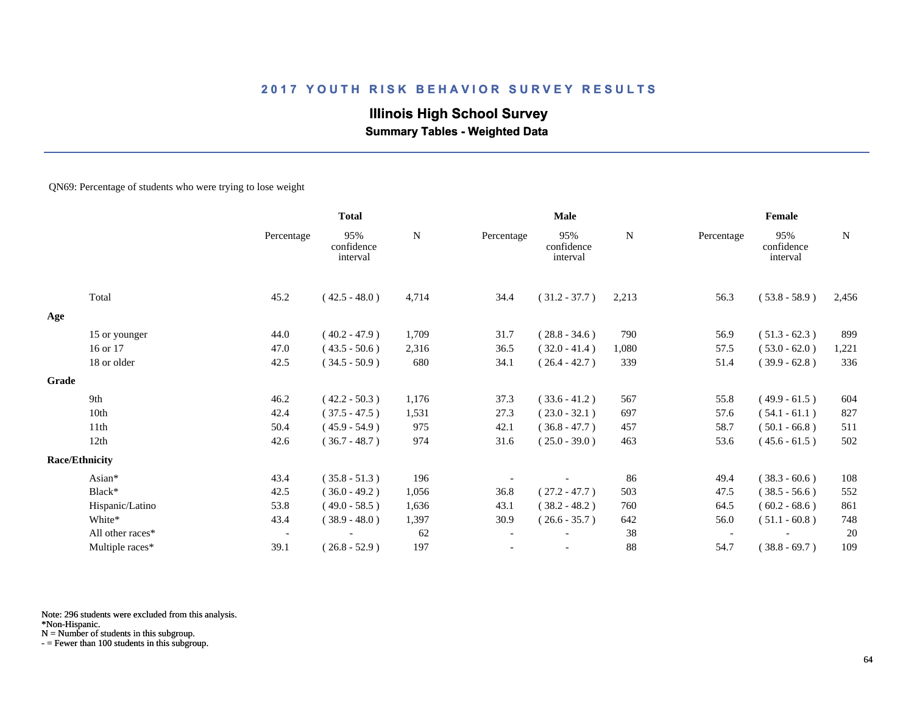## 2017 YOUTH RISK BEHAVIOR SURVEY RESULTS

**Illinois High School Survey**

**Summary Tables - Weighted Data**

QN69: Percentage of students who were trying to lose weight

| | Total | | | Male | | | Female | | |
|---|---|---|---|---|---|---|---|---|---|
| | Percentage | 95% confidence interval | N | Percentage | 95% confidence interval | N | Percentage | 95% confidence interval | N |
| Total | 45.2 | ( 42.5 - 48.0 ) | 4,714 | 34.4 | ( 31.2 - 37.7 ) | 2,213 | 56.3 | ( 53.8 - 58.9 ) | 2,456 |
| **Age** | | | | | | | | | |
| 15 or younger | 44.0 | ( 40.2 - 47.9 ) | 1,709 | 31.7 | ( 28.8 - 34.6 ) | 790 | 56.9 | ( 51.3 - 62.3 ) | 899 |
| 16 or 17 | 47.0 | ( 43.5 - 50.6 ) | 2,316 | 36.5 | ( 32.0 - 41.4 ) | 1,080 | 57.5 | ( 53.0 - 62.0 ) | 1,221 |
| 18 or older | 42.5 | ( 34.5 - 50.9 ) | 680 | 34.1 | ( 26.4 - 42.7 ) | 339 | 51.4 | ( 39.9 - 62.8 ) | 336 |
| **Grade** | | | | | | | | | |
| 9th | 46.2 | ( 42.2 - 50.3 ) | 1,176 | 37.3 | ( 33.6 - 41.2 ) | 567 | 55.8 | ( 49.9 - 61.5 ) | 604 |
| 10th | 42.4 | ( 37.5 - 47.5 ) | 1,531 | 27.3 | ( 23.0 - 32.1 ) | 697 | 57.6 | ( 54.1 - 61.1 ) | 827 |
| 11th | 50.4 | ( 45.9 - 54.9 ) | 975 | 42.1 | ( 36.8 - 47.7 ) | 457 | 58.7 | ( 50.1 - 66.8 ) | 511 |
| 12th | 42.6 | ( 36.7 - 48.7 ) | 974 | 31.6 | ( 25.0 - 39.0 ) | 463 | 53.6 | ( 45.6 - 61.5 ) | 502 |
| **Race/Ethnicity** | | | | | | | | | |
| Asian* | 43.4 | ( 35.8 - 51.3 ) | 196 | - | - | 86 | 49.4 | ( 38.3 - 60.6 ) | 108 |
| Black* | 42.5 | ( 36.0 - 49.2 ) | 1,056 | 36.8 | ( 27.2 - 47.7 ) | 503 | 47.5 | ( 38.5 - 56.6 ) | 552 |
| Hispanic/Latino | 53.8 | ( 49.0 - 58.5 ) | 1,636 | 43.1 | ( 38.2 - 48.2 ) | 760 | 64.5 | ( 60.2 - 68.6 ) | 861 |
| White* | 43.4 | ( 38.9 - 48.0 ) | 1,397 | 30.9 | ( 26.6 - 35.7 ) | 642 | 56.0 | ( 51.1 - 60.8 ) | 748 |
| All other races* | - | - | 62 | - | - | 38 | - | - | 20 |
| Multiple races* | 39.1 | ( 26.8 - 52.9 ) | 197 | - | - | 88 | 54.7 | ( 38.8 - 69.7 ) | 109 |

Note: 296 students were excluded from this analysis.
*Non-Hispanic.
N = Number of students in this subgroup.
- = Fewer than 100 students in this subgroup.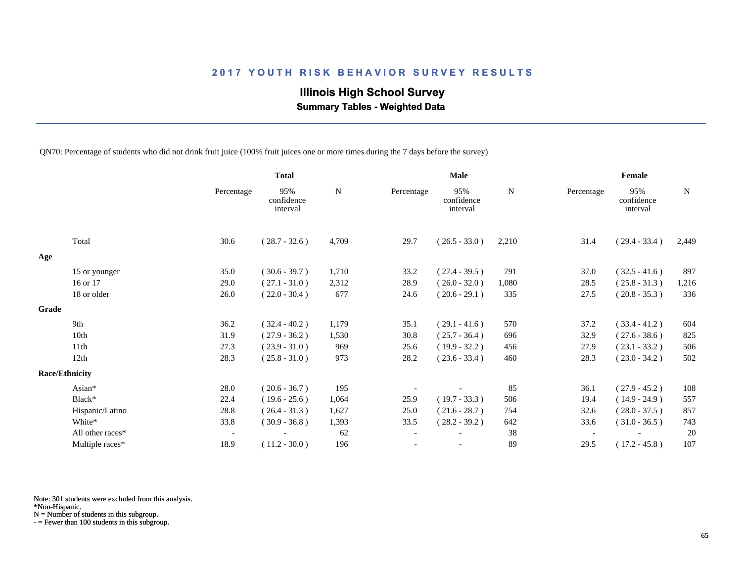## 2017 YOUTH RISK BEHAVIOR SURVEY RESULTS

### Illinois High School Survey

**Summary Tables - Weighted Data**

QN70: Percentage of students who did not drink fruit juice (100% fruit juices one or more times during the 7 days before the survey)

| | Total | | | Male | | | Female | | |
|---|---|---|---|---|---|---|---|---|---|
| | Percentage | 95% confidence interval | N | Percentage | 95% confidence interval | N | Percentage | 95% confidence interval | N |
| Total | 30.6 | ( 28.7 - 32.6 ) | 4,709 | 29.7 | ( 26.5 - 33.0 ) | 2,210 | 31.4 | ( 29.4 - 33.4 ) | 2,449 |
| **Age** | | | | | | | | | |
| 15 or younger | 35.0 | ( 30.6 - 39.7 ) | 1,710 | 33.2 | ( 27.4 - 39.5 ) | 791 | 37.0 | ( 32.5 - 41.6 ) | 897 |
| 16 or 17 | 29.0 | ( 27.1 - 31.0 ) | 2,312 | 28.9 | ( 26.0 - 32.0 ) | 1,080 | 28.5 | ( 25.8 - 31.3 ) | 1,216 |
| 18 or older | 26.0 | ( 22.0 - 30.4 ) | 677 | 24.6 | ( 20.6 - 29.1 ) | 335 | 27.5 | ( 20.8 - 35.3 ) | 336 |
| **Grade** | | | | | | | | | |
| 9th | 36.2 | ( 32.4 - 40.2 ) | 1,179 | 35.1 | ( 29.1 - 41.6 ) | 570 | 37.2 | ( 33.4 - 41.2 ) | 604 |
| 10th | 31.9 | ( 27.9 - 36.2 ) | 1,530 | 30.8 | ( 25.7 - 36.4 ) | 696 | 32.9 | ( 27.6 - 38.6 ) | 825 |
| 11th | 27.3 | ( 23.9 - 31.0 ) | 969 | 25.6 | ( 19.9 - 32.2 ) | 456 | 27.9 | ( 23.1 - 33.2 ) | 506 |
| 12th | 28.3 | ( 25.8 - 31.0 ) | 973 | 28.2 | ( 23.6 - 33.4 ) | 460 | 28.3 | ( 23.0 - 34.2 ) | 502 |
| **Race/Ethnicity** | | | | | | | | | |
| Asian* | 28.0 | ( 20.6 - 36.7 ) | 195 | - | - | 85 | 36.1 | ( 27.9 - 45.2 ) | 108 |
| Black* | 22.4 | ( 19.6 - 25.6 ) | 1,064 | 25.9 | ( 19.7 - 33.3 ) | 506 | 19.4 | ( 14.9 - 24.9 ) | 557 |
| Hispanic/Latino | 28.8 | ( 26.4 - 31.3 ) | 1,627 | 25.0 | ( 21.6 - 28.7 ) | 754 | 32.6 | ( 28.0 - 37.5 ) | 857 |
| White* | 33.8 | ( 30.9 - 36.8 ) | 1,393 | 33.5 | ( 28.2 - 39.2 ) | 642 | 33.6 | ( 31.0 - 36.5 ) | 743 |
| All other races* | - | - | 62 | - | - | 38 | - | - | 20 |
| Multiple races* | 18.9 | ( 11.2 - 30.0 ) | 196 | - | - | 89 | 29.5 | ( 17.2 - 45.8 ) | 107 |

Note: 301 students were excluded from this analysis.
*Non-Hispanic.
N = Number of students in this subgroup.
- = Fewer than 100 students in this subgroup.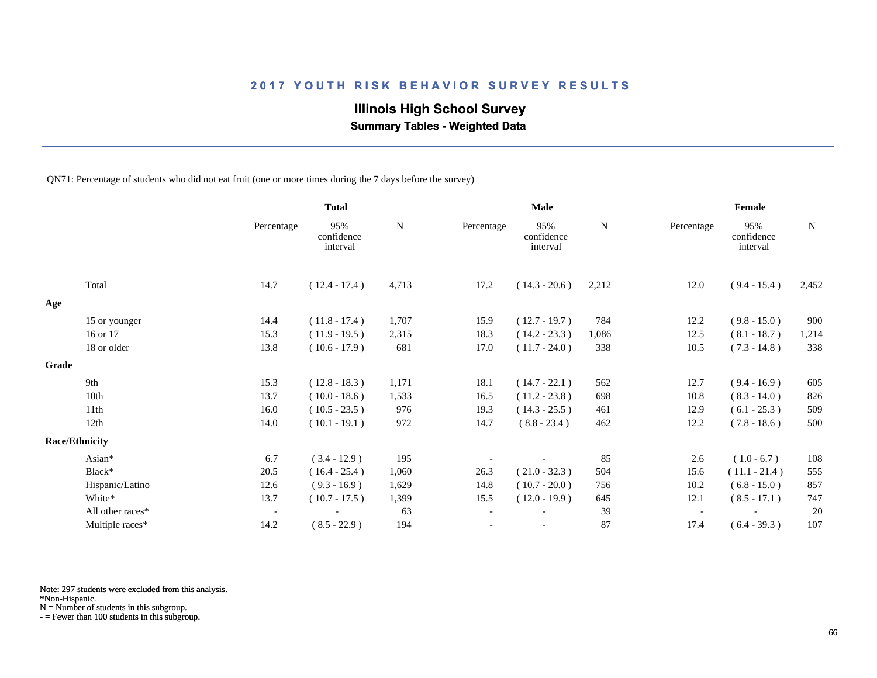## 2017 YOUTH RISK BEHAVIOR SURVEY RESULTS

### Illinois High School Survey
**Summary Tables - Weighted Data**

QN71: Percentage of students who did not eat fruit (one or more times during the 7 days before the survey)

| | Total | | | Male | | | Female | | |
|---|---|---|---|---|---|---|---|---|---|
| | Percentage | 95% confidence interval | N | Percentage | 95% confidence interval | N | Percentage | 95% confidence interval | N |
| Total | 14.7 | ( 12.4 - 17.4 ) | 4,713 | 17.2 | ( 14.3 - 20.6 ) | 2,212 | 12.0 | ( 9.4 - 15.4 ) | 2,452 |
| **Age** | | | | | | | | | |
| 15 or younger | 14.4 | ( 11.8 - 17.4 ) | 1,707 | 15.9 | ( 12.7 - 19.7 ) | 784 | 12.2 | ( 9.8 - 15.0 ) | 900 |
| 16 or 17 | 15.3 | ( 11.9 - 19.5 ) | 2,315 | 18.3 | ( 14.2 - 23.3 ) | 1,086 | 12.5 | ( 8.1 - 18.7 ) | 1,214 |
| 18 or older | 13.8 | ( 10.6 - 17.9 ) | 681 | 17.0 | ( 11.7 - 24.0 ) | 338 | 10.5 | ( 7.3 - 14.8 ) | 338 |
| **Grade** | | | | | | | | | |
| 9th | 15.3 | ( 12.8 - 18.3 ) | 1,171 | 18.1 | ( 14.7 - 22.1 ) | 562 | 12.7 | ( 9.4 - 16.9 ) | 605 |
| 10th | 13.7 | ( 10.0 - 18.6 ) | 1,533 | 16.5 | ( 11.2 - 23.8 ) | 698 | 10.8 | ( 8.3 - 14.0 ) | 826 |
| 11th | 16.0 | ( 10.5 - 23.5 ) | 976 | 19.3 | ( 14.3 - 25.5 ) | 461 | 12.9 | ( 6.1 - 25.3 ) | 509 |
| 12th | 14.0 | ( 10.1 - 19.1 ) | 972 | 14.7 | ( 8.8 - 23.4 ) | 462 | 12.2 | ( 7.8 - 18.6 ) | 500 |
| **Race/Ethnicity** | | | | | | | | | |
| Asian* | 6.7 | ( 3.4 - 12.9 ) | 195 | - | - | 85 | 2.6 | ( 1.0 - 6.7 ) | 108 |
| Black* | 20.5 | ( 16.4 - 25.4 ) | 1,060 | 26.3 | ( 21.0 - 32.3 ) | 504 | 15.6 | ( 11.1 - 21.4 ) | 555 |
| Hispanic/Latino | 12.6 | ( 9.3 - 16.9 ) | 1,629 | 14.8 | ( 10.7 - 20.0 ) | 756 | 10.2 | ( 6.8 - 15.0 ) | 857 |
| White* | 13.7 | ( 10.7 - 17.5 ) | 1,399 | 15.5 | ( 12.0 - 19.9 ) | 645 | 12.1 | ( 8.5 - 17.1 ) | 747 |
| All other races* | - | - | 63 | - | - | 39 | - | - | 20 |
| Multiple races* | 14.2 | ( 8.5 - 22.9 ) | 194 | - | - | 87 | 17.4 | ( 6.4 - 39.3 ) | 107 |

Note: 297 students were excluded from this analysis.
*Non-Hispanic.
N = Number of students in this subgroup.
- = Fewer than 100 students in this subgroup.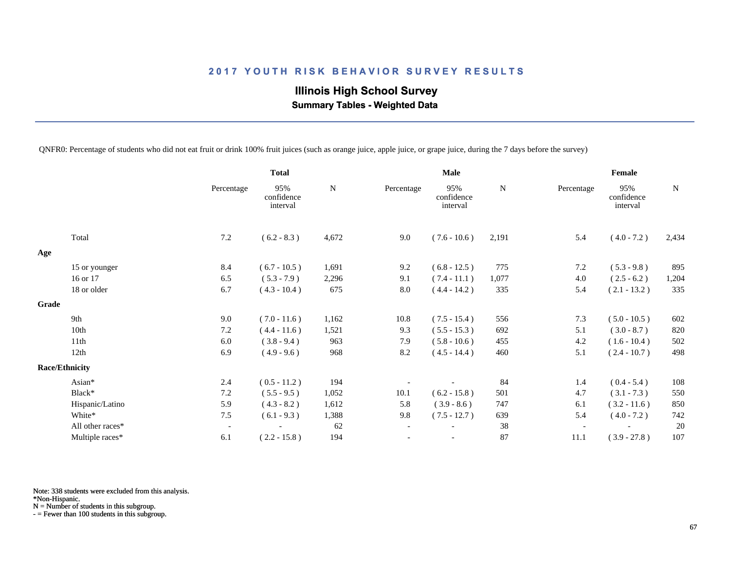## 2017 YOUTH RISK BEHAVIOR SURVEY RESULTS

### Illinois High School Survey

**Summary Tables - Weighted Data**

QNFR0: Percentage of students who did not eat fruit or drink 100% fruit juices (such as orange juice, apple juice, or grape juice, during the 7 days before the survey)

| | Total | | | Male | | | Female | | |
|---|---|---|---|---|---|---|---|---|---|
| | Percentage | 95% confidence interval | N | Percentage | 95% confidence interval | N | Percentage | 95% confidence interval | N |
| Total | 7.2 | ( 6.2 - 8.3 ) | 4,672 | 9.0 | ( 7.6 - 10.6 ) | 2,191 | 5.4 | ( 4.0 - 7.2 ) | 2,434 |
| **Age** | | | | | | | | | |
| 15 or younger | 8.4 | ( 6.7 - 10.5 ) | 1,691 | 9.2 | ( 6.8 - 12.5 ) | 775 | 7.2 | ( 5.3 - 9.8 ) | 895 |
| 16 or 17 | 6.5 | ( 5.3 - 7.9 ) | 2,296 | 9.1 | ( 7.4 - 11.1 ) | 1,077 | 4.0 | ( 2.5 - 6.2 ) | 1,204 |
| 18 or older | 6.7 | ( 4.3 - 10.4 ) | 675 | 8.0 | ( 4.4 - 14.2 ) | 335 | 5.4 | ( 2.1 - 13.2 ) | 335 |
| **Grade** | | | | | | | | | |
| 9th | 9.0 | ( 7.0 - 11.6 ) | 1,162 | 10.8 | ( 7.5 - 15.4 ) | 556 | 7.3 | ( 5.0 - 10.5 ) | 602 |
| 10th | 7.2 | ( 4.4 - 11.6 ) | 1,521 | 9.3 | ( 5.5 - 15.3 ) | 692 | 5.1 | ( 3.0 - 8.7 ) | 820 |
| 11th | 6.0 | ( 3.8 - 9.4 ) | 963 | 7.9 | ( 5.8 - 10.6 ) | 455 | 4.2 | ( 1.6 - 10.4 ) | 502 |
| 12th | 6.9 | ( 4.9 - 9.6 ) | 968 | 8.2 | ( 4.5 - 14.4 ) | 460 | 5.1 | ( 2.4 - 10.7 ) | 498 |
| **Race/Ethnicity** | | | | | | | | | |
| Asian* | 2.4 | ( 0.5 - 11.2 ) | 194 | - | - | 84 | 1.4 | ( 0.4 - 5.4 ) | 108 |
| Black* | 7.2 | ( 5.5 - 9.5 ) | 1,052 | 10.1 | ( 6.2 - 15.8 ) | 501 | 4.7 | ( 3.1 - 7.3 ) | 550 |
| Hispanic/Latino | 5.9 | ( 4.3 - 8.2 ) | 1,612 | 5.8 | ( 3.9 - 8.6 ) | 747 | 6.1 | ( 3.2 - 11.6 ) | 850 |
| White* | 7.5 | ( 6.1 - 9.3 ) | 1,388 | 9.8 | ( 7.5 - 12.7 ) | 639 | 5.4 | ( 4.0 - 7.2 ) | 742 |
| All other races* | - | - | 62 | - | - | 38 | - | - | 20 |
| Multiple races* | 6.1 | ( 2.2 - 15.8 ) | 194 | - | - | 87 | 11.1 | ( 3.9 - 27.8 ) | 107 |

Note: 338 students were excluded from this analysis.
*Non-Hispanic.
N = Number of students in this subgroup.
- = Fewer than 100 students in this subgroup.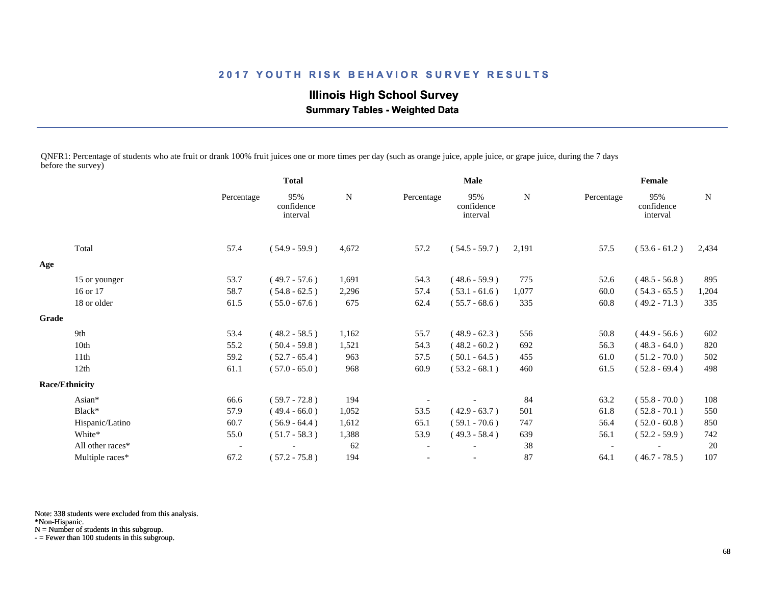## 2017 YOUTH RISK BEHAVIOR SURVEY RESULTS

### Illinois High School Survey

**Summary Tables - Weighted Data**

QNFR1: Percentage of students who ate fruit or drank 100% fruit juices one or more times per day (such as orange juice, apple juice, or grape juice, during the 7 days before the survey)

| | Total | | | Male | | | Female | | |
|---|---|---|---|---|---|---|---|---|---|
| | Percentage | 95% confidence interval | N | Percentage | 95% confidence interval | N | Percentage | 95% confidence interval | N |
| Total | 57.4 | ( 54.9 - 59.9 ) | 4,672 | 57.2 | ( 54.5 - 59.7 ) | 2,191 | 57.5 | ( 53.6 - 61.2 ) | 2,434 |
| **Age** | | | | | | | | | |
| 15 or younger | 53.7 | ( 49.7 - 57.6 ) | 1,691 | 54.3 | ( 48.6 - 59.9 ) | 775 | 52.6 | ( 48.5 - 56.8 ) | 895 |
| 16 or 17 | 58.7 | ( 54.8 - 62.5 ) | 2,296 | 57.4 | ( 53.1 - 61.6 ) | 1,077 | 60.0 | ( 54.3 - 65.5 ) | 1,204 |
| 18 or older | 61.5 | ( 55.0 - 67.6 ) | 675 | 62.4 | ( 55.7 - 68.6 ) | 335 | 60.8 | ( 49.2 - 71.3 ) | 335 |
| **Grade** | | | | | | | | | |
| 9th | 53.4 | ( 48.2 - 58.5 ) | 1,162 | 55.7 | ( 48.9 - 62.3 ) | 556 | 50.8 | ( 44.9 - 56.6 ) | 602 |
| 10th | 55.2 | ( 50.4 - 59.8 ) | 1,521 | 54.3 | ( 48.2 - 60.2 ) | 692 | 56.3 | ( 48.3 - 64.0 ) | 820 |
| 11th | 59.2 | ( 52.7 - 65.4 ) | 963 | 57.5 | ( 50.1 - 64.5 ) | 455 | 61.0 | ( 51.2 - 70.0 ) | 502 |
| 12th | 61.1 | ( 57.0 - 65.0 ) | 968 | 60.9 | ( 53.2 - 68.1 ) | 460 | 61.5 | ( 52.8 - 69.4 ) | 498 |
| **Race/Ethnicity** | | | | | | | | | |
| Asian* | 66.6 | ( 59.7 - 72.8 ) | 194 | - | - | 84 | 63.2 | ( 55.8 - 70.0 ) | 108 |
| Black* | 57.9 | ( 49.4 - 66.0 ) | 1,052 | 53.5 | ( 42.9 - 63.7 ) | 501 | 61.8 | ( 52.8 - 70.1 ) | 550 |
| Hispanic/Latino | 60.7 | ( 56.9 - 64.4 ) | 1,612 | 65.1 | ( 59.1 - 70.6 ) | 747 | 56.4 | ( 52.0 - 60.8 ) | 850 |
| White* | 55.0 | ( 51.7 - 58.3 ) | 1,388 | 53.9 | ( 49.3 - 58.4 ) | 639 | 56.1 | ( 52.2 - 59.9 ) | 742 |
| All other races* | - | - | 62 | - | - | 38 | - | - | 20 |
| Multiple races* | 67.2 | ( 57.2 - 75.8 ) | 194 | - | - | 87 | 64.1 | ( 46.7 - 78.5 ) | 107 |

Note: 338 students were excluded from this analysis.
*Non-Hispanic.
N = Number of students in this subgroup.
- = Fewer than 100 students in this subgroup.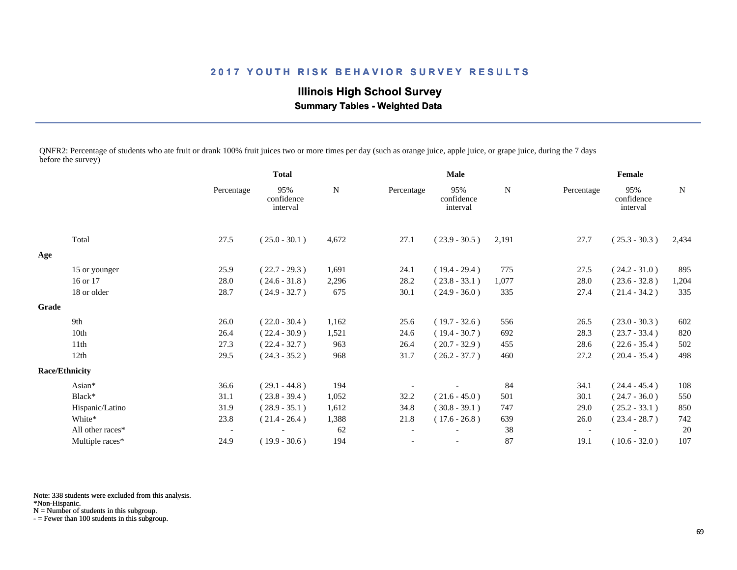# 2017 YOUTH RISK BEHAVIOR SURVEY RESULTS

## Illinois High School Survey

### Summary Tables - Weighted Data

QNFR2: Percentage of students who ate fruit or drank 100% fruit juices two or more times per day (such as orange juice, apple juice, or grape juice, during the 7 days before the survey)

| | Total | | | Male | | | Female | | |
|---|---|---|---|---|---|---|---|---|---|
| | Percentage | 95% confidence interval | N | Percentage | 95% confidence interval | N | Percentage | 95% confidence interval | N |
| Total | 27.5 | ( 25.0 - 30.1 ) | 4,672 | 27.1 | ( 23.9 - 30.5 ) | 2,191 | 27.7 | ( 25.3 - 30.3 ) | 2,434 |
| **Age** | | | | | | | | | |
| 15 or younger | 25.9 | ( 22.7 - 29.3 ) | 1,691 | 24.1 | ( 19.4 - 29.4 ) | 775 | 27.5 | ( 24.2 - 31.0 ) | 895 |
| 16 or 17 | 28.0 | ( 24.6 - 31.8 ) | 2,296 | 28.2 | ( 23.8 - 33.1 ) | 1,077 | 28.0 | ( 23.6 - 32.8 ) | 1,204 |
| 18 or older | 28.7 | ( 24.9 - 32.7 ) | 675 | 30.1 | ( 24.9 - 36.0 ) | 335 | 27.4 | ( 21.4 - 34.2 ) | 335 |
| **Grade** | | | | | | | | | |
| 9th | 26.0 | ( 22.0 - 30.4 ) | 1,162 | 25.6 | ( 19.7 - 32.6 ) | 556 | 26.5 | ( 23.0 - 30.3 ) | 602 |
| 10th | 26.4 | ( 22.4 - 30.9 ) | 1,521 | 24.6 | ( 19.4 - 30.7 ) | 692 | 28.3 | ( 23.7 - 33.4 ) | 820 |
| 11th | 27.3 | ( 22.4 - 32.7 ) | 963 | 26.4 | ( 20.7 - 32.9 ) | 455 | 28.6 | ( 22.6 - 35.4 ) | 502 |
| 12th | 29.5 | ( 24.3 - 35.2 ) | 968 | 31.7 | ( 26.2 - 37.7 ) | 460 | 27.2 | ( 20.4 - 35.4 ) | 498 |
| **Race/Ethnicity** | | | | | | | | | |
| Asian* | 36.6 | ( 29.1 - 44.8 ) | 194 | - | - | 84 | 34.1 | ( 24.4 - 45.4 ) | 108 |
| Black* | 31.1 | ( 23.8 - 39.4 ) | 1,052 | 32.2 | ( 21.6 - 45.0 ) | 501 | 30.1 | ( 24.7 - 36.0 ) | 550 |
| Hispanic/Latino | 31.9 | ( 28.9 - 35.1 ) | 1,612 | 34.8 | ( 30.8 - 39.1 ) | 747 | 29.0 | ( 25.2 - 33.1 ) | 850 |
| White* | 23.8 | ( 21.4 - 26.4 ) | 1,388 | 21.8 | ( 17.6 - 26.8 ) | 639 | 26.0 | ( 23.4 - 28.7 ) | 742 |
| All other races* | - | - | 62 | - | - | 38 | - | - | 20 |
| Multiple races* | 24.9 | ( 19.9 - 30.6 ) | 194 | - | - | 87 | 19.1 | ( 10.6 - 32.0 ) | 107 |

Note: 338 students were excluded from this analysis.
*Non-Hispanic.
N = Number of students in this subgroup.
- = Fewer than 100 students in this subgroup.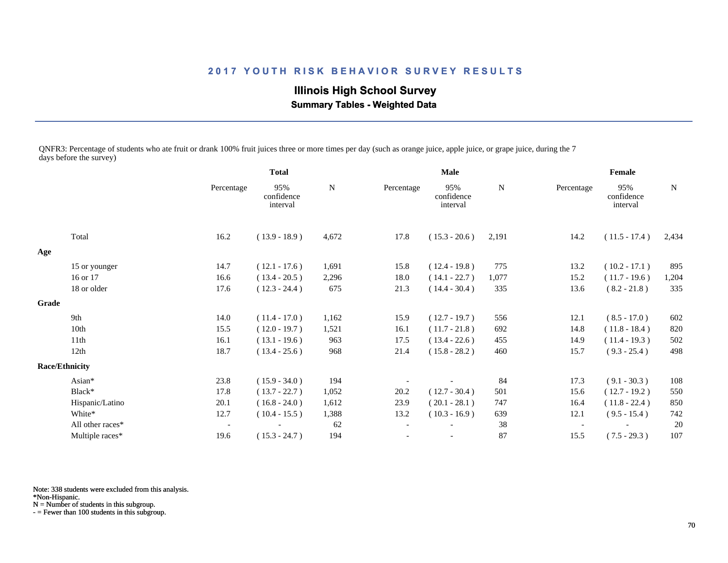## 2017 YOUTH RISK BEHAVIOR SURVEY RESULTS

**Illinois High School Survey**

**Summary Tables - Weighted Data**

QNFR3: Percentage of students who ate fruit or drank 100% fruit juices three or more times per day (such as orange juice, apple juice, or grape juice, during the 7 days before the survey)

| | Total | | | Male | | | Female | | |
|---|---|---|---|---|---|---|---|---|---|
| | Percentage | 95% confidence interval | N | Percentage | 95% confidence interval | N | Percentage | 95% confidence interval | N |
| Total | 16.2 | ( 13.9 - 18.9 ) | 4,672 | 17.8 | ( 15.3 - 20.6 ) | 2,191 | 14.2 | ( 11.5 - 17.4 ) | 2,434 |
| **Age** | | | | | | | | | |
| 15 or younger | 14.7 | ( 12.1 - 17.6 ) | 1,691 | 15.8 | ( 12.4 - 19.8 ) | 775 | 13.2 | ( 10.2 - 17.1 ) | 895 |
| 16 or 17 | 16.6 | ( 13.4 - 20.5 ) | 2,296 | 18.0 | ( 14.1 - 22.7 ) | 1,077 | 15.2 | ( 11.7 - 19.6 ) | 1,204 |
| 18 or older | 17.6 | ( 12.3 - 24.4 ) | 675 | 21.3 | ( 14.4 - 30.4 ) | 335 | 13.6 | ( 8.2 - 21.8 ) | 335 |
| **Grade** | | | | | | | | | |
| 9th | 14.0 | ( 11.4 - 17.0 ) | 1,162 | 15.9 | ( 12.7 - 19.7 ) | 556 | 12.1 | ( 8.5 - 17.0 ) | 602 |
| 10th | 15.5 | ( 12.0 - 19.7 ) | 1,521 | 16.1 | ( 11.7 - 21.8 ) | 692 | 14.8 | ( 11.8 - 18.4 ) | 820 |
| 11th | 16.1 | ( 13.1 - 19.6 ) | 963 | 17.5 | ( 13.4 - 22.6 ) | 455 | 14.9 | ( 11.4 - 19.3 ) | 502 |
| 12th | 18.7 | ( 13.4 - 25.6 ) | 968 | 21.4 | ( 15.8 - 28.2 ) | 460 | 15.7 | ( 9.3 - 25.4 ) | 498 |
| **Race/Ethnicity** | | | | | | | | | |
| Asian* | 23.8 | ( 15.9 - 34.0 ) | 194 | - | - | 84 | 17.3 | ( 9.1 - 30.3 ) | 108 |
| Black* | 17.8 | ( 13.7 - 22.7 ) | 1,052 | 20.2 | ( 12.7 - 30.4 ) | 501 | 15.6 | ( 12.7 - 19.2 ) | 550 |
| Hispanic/Latino | 20.1 | ( 16.8 - 24.0 ) | 1,612 | 23.9 | ( 20.1 - 28.1 ) | 747 | 16.4 | ( 11.8 - 22.4 ) | 850 |
| White* | 12.7 | ( 10.4 - 15.5 ) | 1,388 | 13.2 | ( 10.3 - 16.9 ) | 639 | 12.1 | ( 9.5 - 15.4 ) | 742 |
| All other races* | - | - | 62 | - | - | 38 | - | - | 20 |
| Multiple races* | 19.6 | ( 15.3 - 24.7 ) | 194 | - | - | 87 | 15.5 | ( 7.5 - 29.3 ) | 107 |

Note: 338 students were excluded from this analysis.
*Non-Hispanic.
N = Number of students in this subgroup.
- = Fewer than 100 students in this subgroup.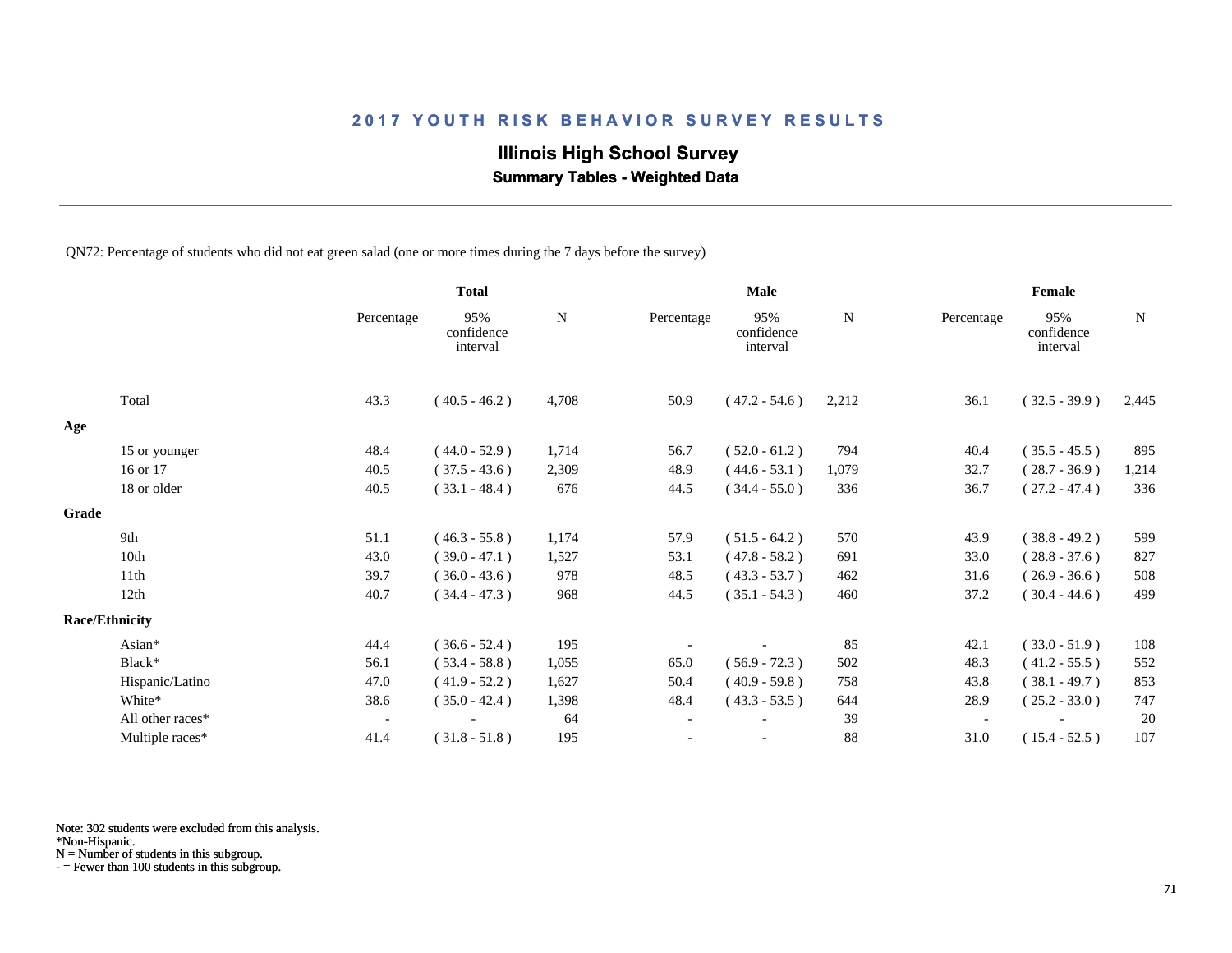## 2017 YOUTH RISK BEHAVIOR SURVEY RESULTS

### Illinois High School Survey

**Summary Tables - Weighted Data**

QN72: Percentage of students who did not eat green salad (one or more times during the 7 days before the survey)

| | Total | | | Male | | | Female | | |
|---|---|---|---|---|---|---|---|---|---|
| | Percentage | 95% confidence interval | N | Percentage | 95% confidence interval | N | Percentage | 95% confidence interval | N |
| Total | 43.3 | ( 40.5 - 46.2 ) | 4,708 | 50.9 | ( 47.2 - 54.6 ) | 2,212 | 36.1 | ( 32.5 - 39.9 ) | 2,445 |
| **Age** | | | | | | | | | |
| 15 or younger | 48.4 | ( 44.0 - 52.9 ) | 1,714 | 56.7 | ( 52.0 - 61.2 ) | 794 | 40.4 | ( 35.5 - 45.5 ) | 895 |
| 16 or 17 | 40.5 | ( 37.5 - 43.6 ) | 2,309 | 48.9 | ( 44.6 - 53.1 ) | 1,079 | 32.7 | ( 28.7 - 36.9 ) | 1,214 |
| 18 or older | 40.5 | ( 33.1 - 48.4 ) | 676 | 44.5 | ( 34.4 - 55.0 ) | 336 | 36.7 | ( 27.2 - 47.4 ) | 336 |
| **Grade** | | | | | | | | | |
| 9th | 51.1 | ( 46.3 - 55.8 ) | 1,174 | 57.9 | ( 51.5 - 64.2 ) | 570 | 43.9 | ( 38.8 - 49.2 ) | 599 |
| 10th | 43.0 | ( 39.0 - 47.1 ) | 1,527 | 53.1 | ( 47.8 - 58.2 ) | 691 | 33.0 | ( 28.8 - 37.6 ) | 827 |
| 11th | 39.7 | ( 36.0 - 43.6 ) | 978 | 48.5 | ( 43.3 - 53.7 ) | 462 | 31.6 | ( 26.9 - 36.6 ) | 508 |
| 12th | 40.7 | ( 34.4 - 47.3 ) | 968 | 44.5 | ( 35.1 - 54.3 ) | 460 | 37.2 | ( 30.4 - 44.6 ) | 499 |
| **Race/Ethnicity** | | | | | | | | | |
| Asian* | 44.4 | ( 36.6 - 52.4 ) | 195 | - | - | 85 | 42.1 | ( 33.0 - 51.9 ) | 108 |
| Black* | 56.1 | ( 53.4 - 58.8 ) | 1,055 | 65.0 | ( 56.9 - 72.3 ) | 502 | 48.3 | ( 41.2 - 55.5 ) | 552 |
| Hispanic/Latino | 47.0 | ( 41.9 - 52.2 ) | 1,627 | 50.4 | ( 40.9 - 59.8 ) | 758 | 43.8 | ( 38.1 - 49.7 ) | 853 |
| White* | 38.6 | ( 35.0 - 42.4 ) | 1,398 | 48.4 | ( 43.3 - 53.5 ) | 644 | 28.9 | ( 25.2 - 33.0 ) | 747 |
| All other races* | - | - | 64 | - | - | 39 | - | - | 20 |
| Multiple races* | 41.4 | ( 31.8 - 51.8 ) | 195 | - | - | 88 | 31.0 | ( 15.4 - 52.5 ) | 107 |

Note: 302 students were excluded from this analysis.
*Non-Hispanic.
N = Number of students in this subgroup.
- = Fewer than 100 students in this subgroup.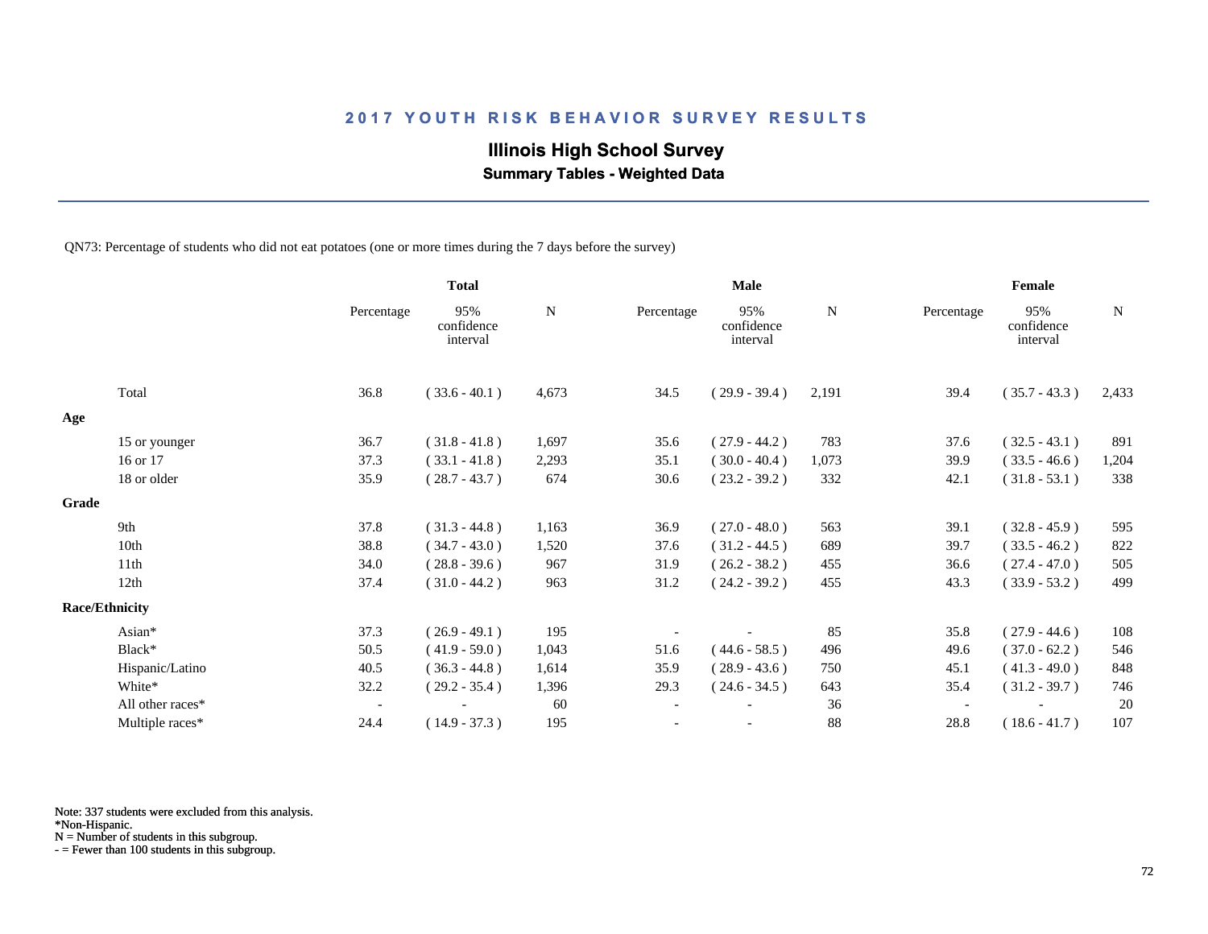## 2017 YOUTH RISK BEHAVIOR SURVEY RESULTS

### Illinois High School Survey

**Summary Tables - Weighted Data**

QN73: Percentage of students who did not eat potatoes (one or more times during the 7 days before the survey)

| | Total | | | Male | | | Female | | |
|---|---|---|---|---|---|---|---|---|---|
| | Percentage | 95% confidence interval | N | Percentage | 95% confidence interval | N | Percentage | 95% confidence interval | N |
| Total | 36.8 | ( 33.6 - 40.1 ) | 4,673 | 34.5 | ( 29.9 - 39.4 ) | 2,191 | 39.4 | ( 35.7 - 43.3 ) | 2,433 |
| **Age** | | | | | | | | | |
| 15 or younger | 36.7 | ( 31.8 - 41.8 ) | 1,697 | 35.6 | ( 27.9 - 44.2 ) | 783 | 37.6 | ( 32.5 - 43.1 ) | 891 |
| 16 or 17 | 37.3 | ( 33.1 - 41.8 ) | 2,293 | 35.1 | ( 30.0 - 40.4 ) | 1,073 | 39.9 | ( 33.5 - 46.6 ) | 1,204 |
| 18 or older | 35.9 | ( 28.7 - 43.7 ) | 674 | 30.6 | ( 23.2 - 39.2 ) | 332 | 42.1 | ( 31.8 - 53.1 ) | 338 |
| **Grade** | | | | | | | | | |
| 9th | 37.8 | ( 31.3 - 44.8 ) | 1,163 | 36.9 | ( 27.0 - 48.0 ) | 563 | 39.1 | ( 32.8 - 45.9 ) | 595 |
| 10th | 38.8 | ( 34.7 - 43.0 ) | 1,520 | 37.6 | ( 31.2 - 44.5 ) | 689 | 39.7 | ( 33.5 - 46.2 ) | 822 |
| 11th | 34.0 | ( 28.8 - 39.6 ) | 967 | 31.9 | ( 26.2 - 38.2 ) | 455 | 36.6 | ( 27.4 - 47.0 ) | 505 |
| 12th | 37.4 | ( 31.0 - 44.2 ) | 963 | 31.2 | ( 24.2 - 39.2 ) | 455 | 43.3 | ( 33.9 - 53.2 ) | 499 |
| **Race/Ethnicity** | | | | | | | | | |
| Asian* | 37.3 | ( 26.9 - 49.1 ) | 195 | - | - | 85 | 35.8 | ( 27.9 - 44.6 ) | 108 |
| Black* | 50.5 | ( 41.9 - 59.0 ) | 1,043 | 51.6 | ( 44.6 - 58.5 ) | 496 | 49.6 | ( 37.0 - 62.2 ) | 546 |
| Hispanic/Latino | 40.5 | ( 36.3 - 44.8 ) | 1,614 | 35.9 | ( 28.9 - 43.6 ) | 750 | 45.1 | ( 41.3 - 49.0 ) | 848 |
| White* | 32.2 | ( 29.2 - 35.4 ) | 1,396 | 29.3 | ( 24.6 - 34.5 ) | 643 | 35.4 | ( 31.2 - 39.7 ) | 746 |
| All other races* | - | - | 60 | - | - | 36 | - | - | 20 |
| Multiple races* | 24.4 | ( 14.9 - 37.3 ) | 195 | - | - | 88 | 28.8 | ( 18.6 - 41.7 ) | 107 |

Note: 337 students were excluded from this analysis.
*Non-Hispanic.
N = Number of students in this subgroup.
- = Fewer than 100 students in this subgroup.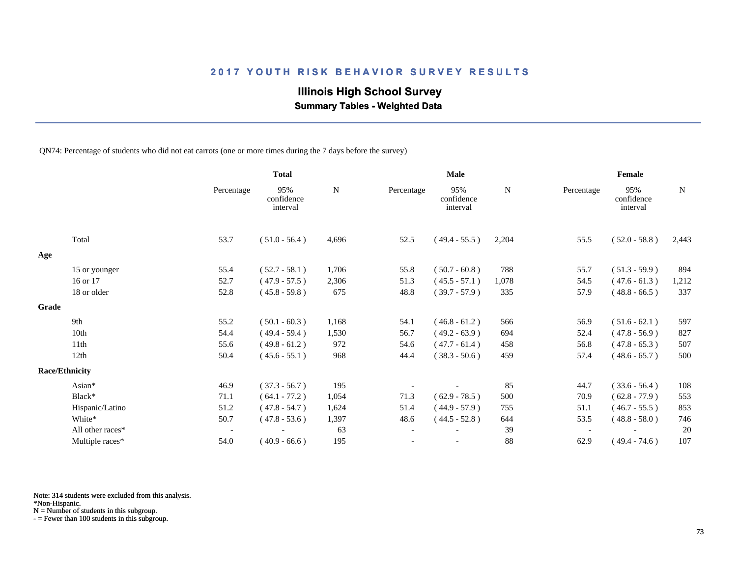# 2017 YOUTH RISK BEHAVIOR SURVEY RESULTS

## Illinois High School Survey

### Summary Tables - Weighted Data

QN74: Percentage of students who did not eat carrots (one or more times during the 7 days before the survey)

| | Total | | | Male | | | Female | | |
|---|---|---|---|---|---|---|---|---|---|
| | Percentage | 95% confidence interval | N | Percentage | 95% confidence interval | N | Percentage | 95% confidence interval | N |
| Total | 53.7 | ( 51.0 - 56.4 ) | 4,696 | 52.5 | ( 49.4 - 55.5 ) | 2,204 | 55.5 | ( 52.0 - 58.8 ) | 2,443 |
| **Age** | | | | | | | | | |
| 15 or younger | 55.4 | ( 52.7 - 58.1 ) | 1,706 | 55.8 | ( 50.7 - 60.8 ) | 788 | 55.7 | ( 51.3 - 59.9 ) | 894 |
| 16 or 17 | 52.7 | ( 47.9 - 57.5 ) | 2,306 | 51.3 | ( 45.5 - 57.1 ) | 1,078 | 54.5 | ( 47.6 - 61.3 ) | 1,212 |
| 18 or older | 52.8 | ( 45.8 - 59.8 ) | 675 | 48.8 | ( 39.7 - 57.9 ) | 335 | 57.9 | ( 48.8 - 66.5 ) | 337 |
| **Grade** | | | | | | | | | |
| 9th | 55.2 | ( 50.1 - 60.3 ) | 1,168 | 54.1 | ( 46.8 - 61.2 ) | 566 | 56.9 | ( 51.6 - 62.1 ) | 597 |
| 10th | 54.4 | ( 49.4 - 59.4 ) | 1,530 | 56.7 | ( 49.2 - 63.9 ) | 694 | 52.4 | ( 47.8 - 56.9 ) | 827 |
| 11th | 55.6 | ( 49.8 - 61.2 ) | 972 | 54.6 | ( 47.7 - 61.4 ) | 458 | 56.8 | ( 47.8 - 65.3 ) | 507 |
| 12th | 50.4 | ( 45.6 - 55.1 ) | 968 | 44.4 | ( 38.3 - 50.6 ) | 459 | 57.4 | ( 48.6 - 65.7 ) | 500 |
| **Race/Ethnicity** | | | | | | | | | |
| Asian* | 46.9 | ( 37.3 - 56.7 ) | 195 | - | - | 85 | 44.7 | ( 33.6 - 56.4 ) | 108 |
| Black* | 71.1 | ( 64.1 - 77.2 ) | 1,054 | 71.3 | ( 62.9 - 78.5 ) | 500 | 70.9 | ( 62.8 - 77.9 ) | 553 |
| Hispanic/Latino | 51.2 | ( 47.8 - 54.7 ) | 1,624 | 51.4 | ( 44.9 - 57.9 ) | 755 | 51.1 | ( 46.7 - 55.5 ) | 853 |
| White* | 50.7 | ( 47.8 - 53.6 ) | 1,397 | 48.6 | ( 44.5 - 52.8 ) | 644 | 53.5 | ( 48.8 - 58.0 ) | 746 |
| All other races* | - | - | 63 | - | - | 39 | - | - | 20 |
| Multiple races* | 54.0 | ( 40.9 - 66.6 ) | 195 | - | - | 88 | 62.9 | ( 49.4 - 74.6 ) | 107 |

Note: 314 students were excluded from this analysis.
*Non-Hispanic.
N = Number of students in this subgroup.
- = Fewer than 100 students in this subgroup.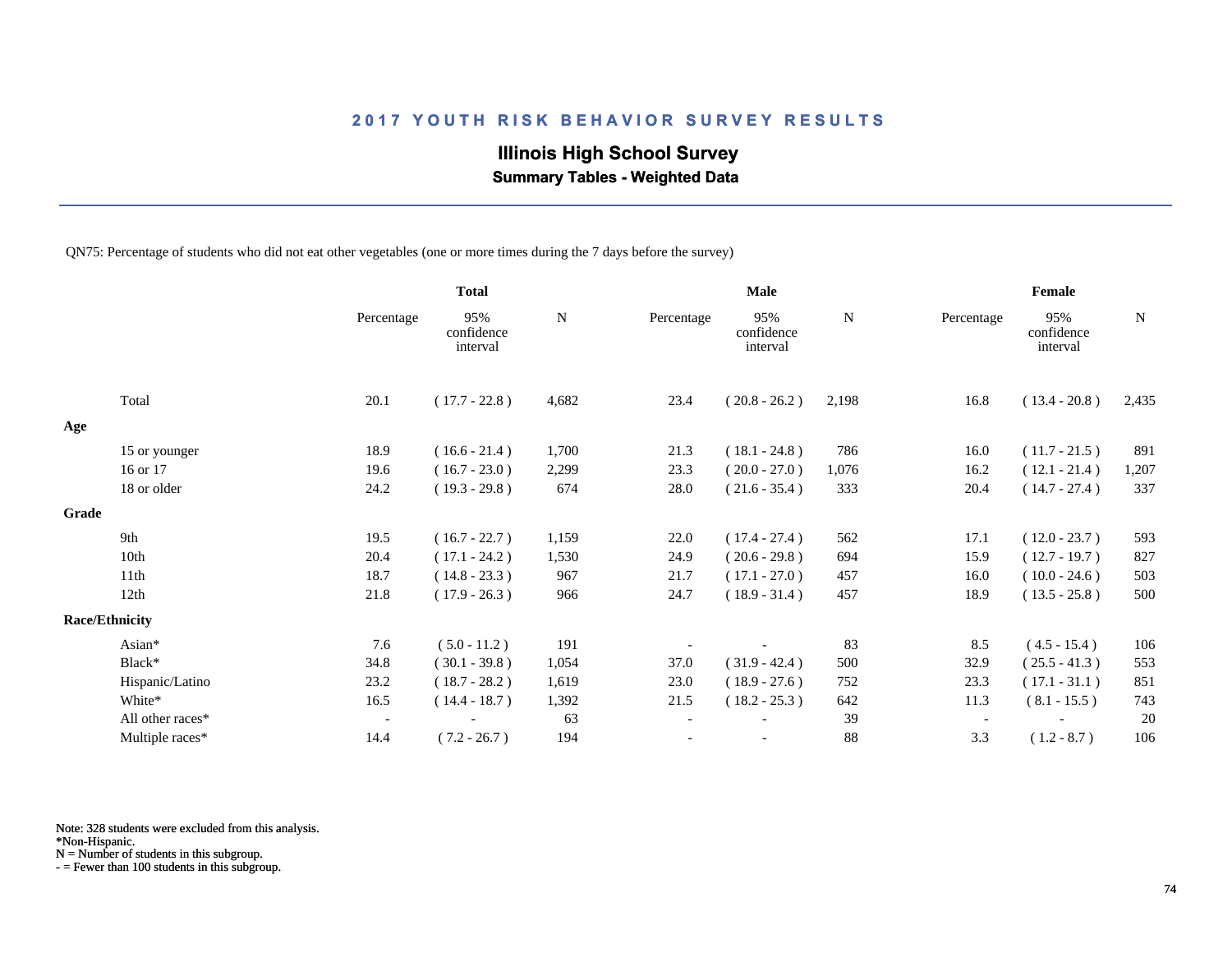# 2017 YOUTH RISK BEHAVIOR SURVEY RESULTS

## Illinois High School Survey

### Summary Tables - Weighted Data

QN75: Percentage of students who did not eat other vegetables (one or more times during the 7 days before the survey)

| | Total | | | Male | | | Female | | |
|---|---|---|---|---|---|---|---|---|---|
| | Percentage | 95% confidence interval | N | Percentage | 95% confidence interval | N | Percentage | 95% confidence interval | N |
| Total | 20.1 | ( 17.7 - 22.8 ) | 4,682 | 23.4 | ( 20.8 - 26.2 ) | 2,198 | 16.8 | ( 13.4 - 20.8 ) | 2,435 |
| **Age** | | | | | | | | | |
| 15 or younger | 18.9 | ( 16.6 - 21.4 ) | 1,700 | 21.3 | ( 18.1 - 24.8 ) | 786 | 16.0 | ( 11.7 - 21.5 ) | 891 |
| 16 or 17 | 19.6 | ( 16.7 - 23.0 ) | 2,299 | 23.3 | ( 20.0 - 27.0 ) | 1,076 | 16.2 | ( 12.1 - 21.4 ) | 1,207 |
| 18 or older | 24.2 | ( 19.3 - 29.8 ) | 674 | 28.0 | ( 21.6 - 35.4 ) | 333 | 20.4 | ( 14.7 - 27.4 ) | 337 |
| **Grade** | | | | | | | | | |
| 9th | 19.5 | ( 16.7 - 22.7 ) | 1,159 | 22.0 | ( 17.4 - 27.4 ) | 562 | 17.1 | ( 12.0 - 23.7 ) | 593 |
| 10th | 20.4 | ( 17.1 - 24.2 ) | 1,530 | 24.9 | ( 20.6 - 29.8 ) | 694 | 15.9 | ( 12.7 - 19.7 ) | 827 |
| 11th | 18.7 | ( 14.8 - 23.3 ) | 967 | 21.7 | ( 17.1 - 27.0 ) | 457 | 16.0 | ( 10.0 - 24.6 ) | 503 |
| 12th | 21.8 | ( 17.9 - 26.3 ) | 966 | 24.7 | ( 18.9 - 31.4 ) | 457 | 18.9 | ( 13.5 - 25.8 ) | 500 |
| **Race/Ethnicity** | | | | | | | | | |
| Asian* | 7.6 | ( 5.0 - 11.2 ) | 191 | - | - | 83 | 8.5 | ( 4.5 - 15.4 ) | 106 |
| Black* | 34.8 | ( 30.1 - 39.8 ) | 1,054 | 37.0 | ( 31.9 - 42.4 ) | 500 | 32.9 | ( 25.5 - 41.3 ) | 553 |
| Hispanic/Latino | 23.2 | ( 18.7 - 28.2 ) | 1,619 | 23.0 | ( 18.9 - 27.6 ) | 752 | 23.3 | ( 17.1 - 31.1 ) | 851 |
| White* | 16.5 | ( 14.4 - 18.7 ) | 1,392 | 21.5 | ( 18.2 - 25.3 ) | 642 | 11.3 | ( 8.1 - 15.5 ) | 743 |
| All other races* | - | - | 63 | - | - | 39 | - | - | 20 |
| Multiple races* | 14.4 | ( 7.2 - 26.7 ) | 194 | - | - | 88 | 3.3 | ( 1.2 - 8.7 ) | 106 |

Note: 328 students were excluded from this analysis.
*Non-Hispanic.
N = Number of students in this subgroup.
- = Fewer than 100 students in this subgroup.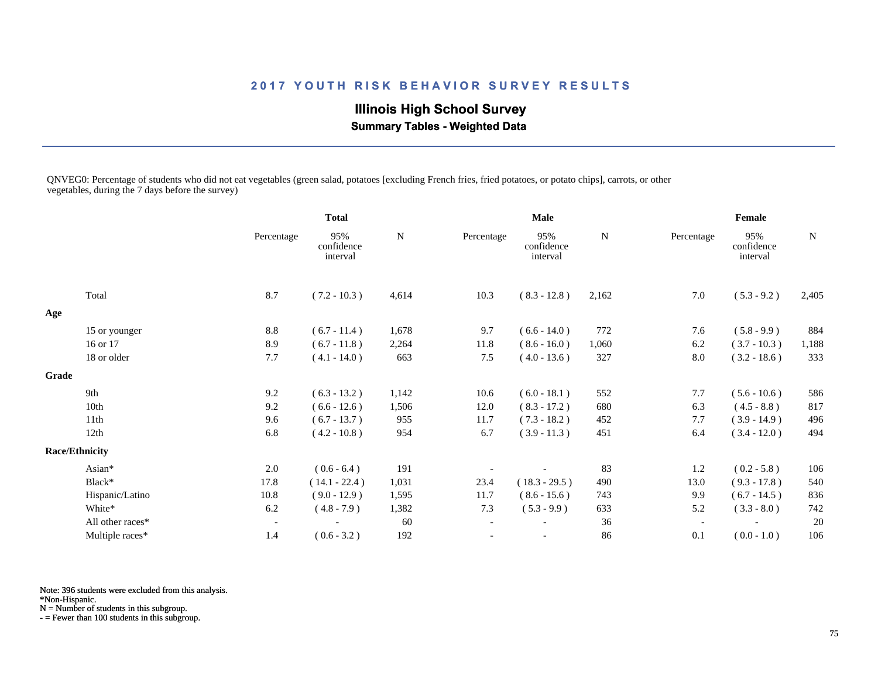# 2017 YOUTH RISK BEHAVIOR SURVEY RESULTS

## Illinois High School Survey

### Summary Tables - Weighted Data

QNVEG0: Percentage of students who did not eat vegetables (green salad, potatoes [excluding French fries, fried potatoes, or potato chips], carrots, or other vegetables, during the 7 days before the survey)

| | Total | | | Male | | | Female | | |
|---|---|---|---|---|---|---|---|---|---|
| | Percentage | 95% confidence interval | N | Percentage | 95% confidence interval | N | Percentage | 95% confidence interval | N |
| Total | 8.7 | ( 7.2 - 10.3 ) | 4,614 | 10.3 | ( 8.3 - 12.8 ) | 2,162 | 7.0 | ( 5.3 - 9.2 ) | 2,405 |
| **Age** | | | | | | | | | |
| 15 or younger | 8.8 | ( 6.7 - 11.4 ) | 1,678 | 9.7 | ( 6.6 - 14.0 ) | 772 | 7.6 | ( 5.8 - 9.9 ) | 884 |
| 16 or 17 | 8.9 | ( 6.7 - 11.8 ) | 2,264 | 11.8 | ( 8.6 - 16.0 ) | 1,060 | 6.2 | ( 3.7 - 10.3 ) | 1,188 |
| 18 or older | 7.7 | ( 4.1 - 14.0 ) | 663 | 7.5 | ( 4.0 - 13.6 ) | 327 | 8.0 | ( 3.2 - 18.6 ) | 333 |
| **Grade** | | | | | | | | | |
| 9th | 9.2 | ( 6.3 - 13.2 ) | 1,142 | 10.6 | ( 6.0 - 18.1 ) | 552 | 7.7 | ( 5.6 - 10.6 ) | 586 |
| 10th | 9.2 | ( 6.6 - 12.6 ) | 1,506 | 12.0 | ( 8.3 - 17.2 ) | 680 | 6.3 | ( 4.5 - 8.8 ) | 817 |
| 11th | 9.6 | ( 6.7 - 13.7 ) | 955 | 11.7 | ( 7.3 - 18.2 ) | 452 | 7.7 | ( 3.9 - 14.9 ) | 496 |
| 12th | 6.8 | ( 4.2 - 10.8 ) | 954 | 6.7 | ( 3.9 - 11.3 ) | 451 | 6.4 | ( 3.4 - 12.0 ) | 494 |
| **Race/Ethnicity** | | | | | | | | | |
| Asian* | 2.0 | ( 0.6 - 6.4 ) | 191 | - | - | 83 | 1.2 | ( 0.2 - 5.8 ) | 106 |
| Black* | 17.8 | ( 14.1 - 22.4 ) | 1,031 | 23.4 | ( 18.3 - 29.5 ) | 490 | 13.0 | ( 9.3 - 17.8 ) | 540 |
| Hispanic/Latino | 10.8 | ( 9.0 - 12.9 ) | 1,595 | 11.7 | ( 8.6 - 15.6 ) | 743 | 9.9 | ( 6.7 - 14.5 ) | 836 |
| White* | 6.2 | ( 4.8 - 7.9 ) | 1,382 | 7.3 | ( 5.3 - 9.9 ) | 633 | 5.2 | ( 3.3 - 8.0 ) | 742 |
| All other races* | - | - | 60 | - | - | 36 | - | - | 20 |
| Multiple races* | 1.4 | ( 0.6 - 3.2 ) | 192 | - | - | 86 | 0.1 | ( 0.0 - 1.0 ) | 106 |

Note: 396 students were excluded from this analysis.
*Non-Hispanic.
N = Number of students in this subgroup.
- = Fewer than 100 students in this subgroup.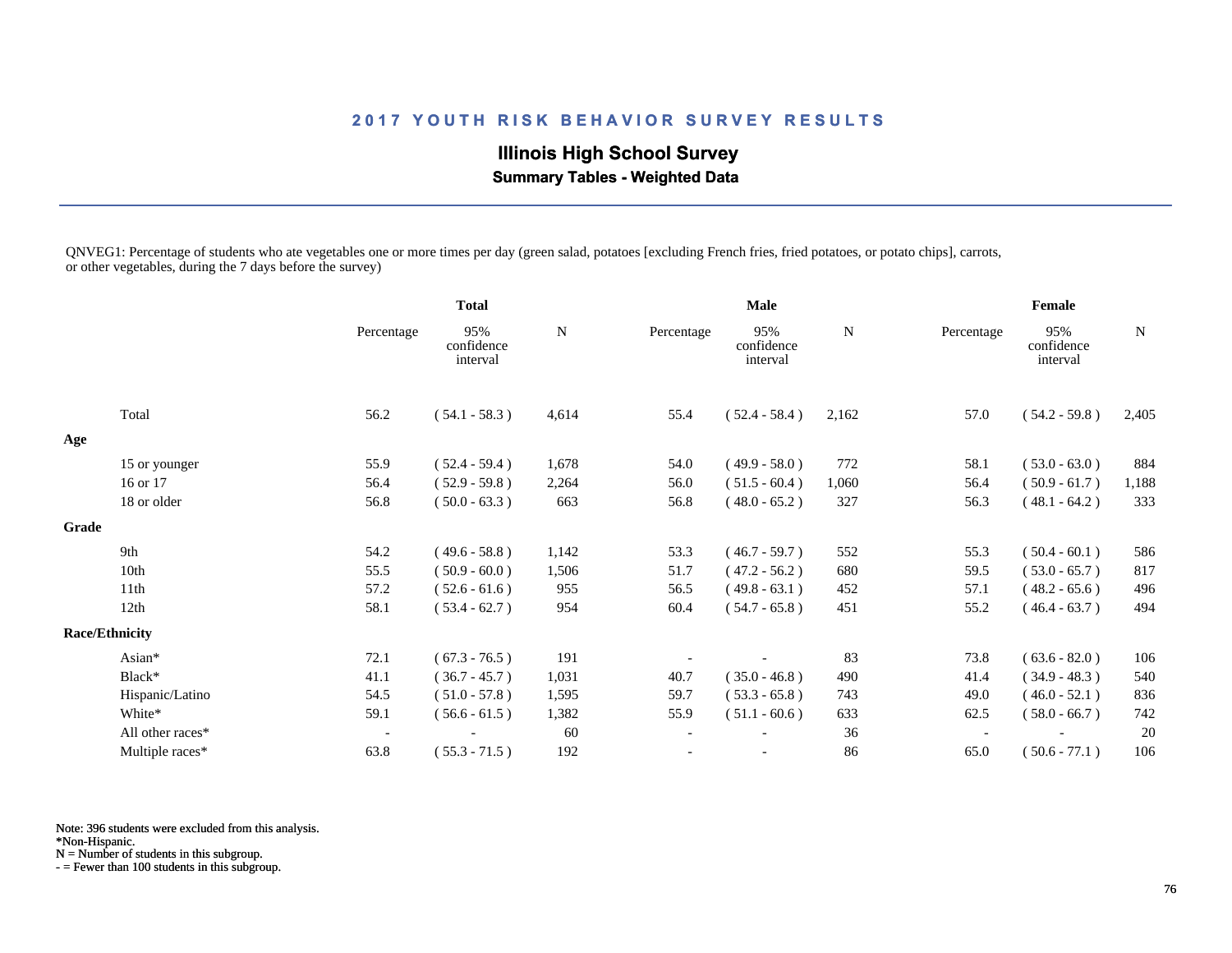## 2017 YOUTH RISK BEHAVIOR SURVEY RESULTS

### Illinois High School Survey

**Summary Tables - Weighted Data**

QNVEG1: Percentage of students who ate vegetables one or more times per day (green salad, potatoes [excluding French fries, fried potatoes, or potato chips], carrots, or other vegetables, during the 7 days before the survey)

| | Total | | | Male | | | Female | | |
|---|---|---|---|---|---|---|---|---|---|
| | Percentage | 95% confidence interval | N | Percentage | 95% confidence interval | N | Percentage | 95% confidence interval | N |
| Total | 56.2 | ( 54.1 - 58.3 ) | 4,614 | 55.4 | ( 52.4 - 58.4 ) | 2,162 | 57.0 | ( 54.2 - 59.8 ) | 2,405 |
| **Age** | | | | | | | | | |
| 15 or younger | 55.9 | ( 52.4 - 59.4 ) | 1,678 | 54.0 | ( 49.9 - 58.0 ) | 772 | 58.1 | ( 53.0 - 63.0 ) | 884 |
| 16 or 17 | 56.4 | ( 52.9 - 59.8 ) | 2,264 | 56.0 | ( 51.5 - 60.4 ) | 1,060 | 56.4 | ( 50.9 - 61.7 ) | 1,188 |
| 18 or older | 56.8 | ( 50.0 - 63.3 ) | 663 | 56.8 | ( 48.0 - 65.2 ) | 327 | 56.3 | ( 48.1 - 64.2 ) | 333 |
| **Grade** | | | | | | | | | |
| 9th | 54.2 | ( 49.6 - 58.8 ) | 1,142 | 53.3 | ( 46.7 - 59.7 ) | 552 | 55.3 | ( 50.4 - 60.1 ) | 586 |
| 10th | 55.5 | ( 50.9 - 60.0 ) | 1,506 | 51.7 | ( 47.2 - 56.2 ) | 680 | 59.5 | ( 53.0 - 65.7 ) | 817 |
| 11th | 57.2 | ( 52.6 - 61.6 ) | 955 | 56.5 | ( 49.8 - 63.1 ) | 452 | 57.1 | ( 48.2 - 65.6 ) | 496 |
| 12th | 58.1 | ( 53.4 - 62.7 ) | 954 | 60.4 | ( 54.7 - 65.8 ) | 451 | 55.2 | ( 46.4 - 63.7 ) | 494 |
| **Race/Ethnicity** | | | | | | | | | |
| Asian* | 72.1 | ( 67.3 - 76.5 ) | 191 | - | - | 83 | 73.8 | ( 63.6 - 82.0 ) | 106 |
| Black* | 41.1 | ( 36.7 - 45.7 ) | 1,031 | 40.7 | ( 35.0 - 46.8 ) | 490 | 41.4 | ( 34.9 - 48.3 ) | 540 |
| Hispanic/Latino | 54.5 | ( 51.0 - 57.8 ) | 1,595 | 59.7 | ( 53.3 - 65.8 ) | 743 | 49.0 | ( 46.0 - 52.1 ) | 836 |
| White* | 59.1 | ( 56.6 - 61.5 ) | 1,382 | 55.9 | ( 51.1 - 60.6 ) | 633 | 62.5 | ( 58.0 - 66.7 ) | 742 |
| All other races* | - | - | 60 | - | - | 36 | - | - | 20 |
| Multiple races* | 63.8 | ( 55.3 - 71.5 ) | 192 | - | - | 86 | 65.0 | ( 50.6 - 77.1 ) | 106 |

Note: 396 students were excluded from this analysis.
*Non-Hispanic.
N = Number of students in this subgroup.
- = Fewer than 100 students in this subgroup.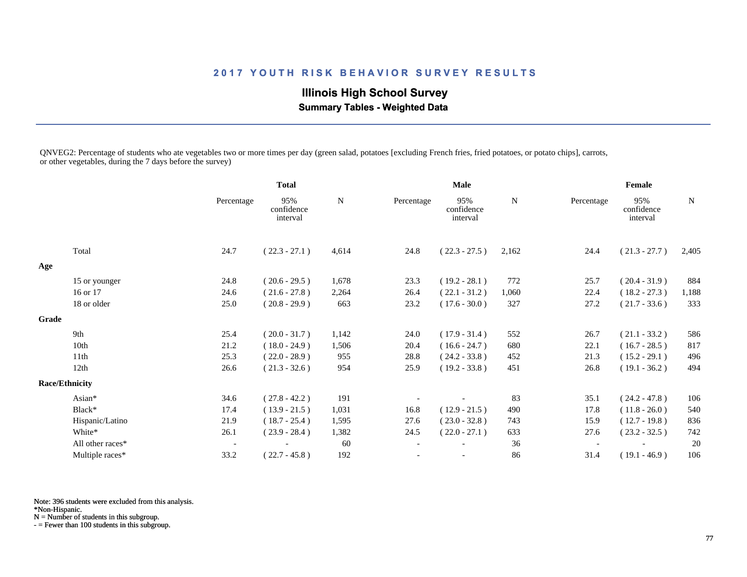## 2017 YOUTH RISK BEHAVIOR SURVEY RESULTS

### Illinois High School Survey

#### Summary Tables - Weighted Data

QNVEG2: Percentage of students who ate vegetables two or more times per day (green salad, potatoes [excluding French fries, fried potatoes, or potato chips], carrots, or other vegetables, during the 7 days before the survey)

| | Total | | | Male | | | Female | | |
|---|---|---|---|---|---|---|---|---|---|
| | Percentage | 95% confidence interval | N | Percentage | 95% confidence interval | N | Percentage | 95% confidence interval | N |
| Total | 24.7 | ( 22.3 - 27.1 ) | 4,614 | 24.8 | ( 22.3 - 27.5 ) | 2,162 | 24.4 | ( 21.3 - 27.7 ) | 2,405 |
| **Age** | | | | | | | | | |
| 15 or younger | 24.8 | ( 20.6 - 29.5 ) | 1,678 | 23.3 | ( 19.2 - 28.1 ) | 772 | 25.7 | ( 20.4 - 31.9 ) | 884 |
| 16 or 17 | 24.6 | ( 21.6 - 27.8 ) | 2,264 | 26.4 | ( 22.1 - 31.2 ) | 1,060 | 22.4 | ( 18.2 - 27.3 ) | 1,188 |
| 18 or older | 25.0 | ( 20.8 - 29.9 ) | 663 | 23.2 | ( 17.6 - 30.0 ) | 327 | 27.2 | ( 21.7 - 33.6 ) | 333 |
| **Grade** | | | | | | | | | |
| 9th | 25.4 | ( 20.0 - 31.7 ) | 1,142 | 24.0 | ( 17.9 - 31.4 ) | 552 | 26.7 | ( 21.1 - 33.2 ) | 586 |
| 10th | 21.2 | ( 18.0 - 24.9 ) | 1,506 | 20.4 | ( 16.6 - 24.7 ) | 680 | 22.1 | ( 16.7 - 28.5 ) | 817 |
| 11th | 25.3 | ( 22.0 - 28.9 ) | 955 | 28.8 | ( 24.2 - 33.8 ) | 452 | 21.3 | ( 15.2 - 29.1 ) | 496 |
| 12th | 26.6 | ( 21.3 - 32.6 ) | 954 | 25.9 | ( 19.2 - 33.8 ) | 451 | 26.8 | ( 19.1 - 36.2 ) | 494 |
| **Race/Ethnicity** | | | | | | | | | |
| Asian* | 34.6 | ( 27.8 - 42.2 ) | 191 | - | - | 83 | 35.1 | ( 24.2 - 47.8 ) | 106 |
| Black* | 17.4 | ( 13.9 - 21.5 ) | 1,031 | 16.8 | ( 12.9 - 21.5 ) | 490 | 17.8 | ( 11.8 - 26.0 ) | 540 |
| Hispanic/Latino | 21.9 | ( 18.7 - 25.4 ) | 1,595 | 27.6 | ( 23.0 - 32.8 ) | 743 | 15.9 | ( 12.7 - 19.8 ) | 836 |
| White* | 26.1 | ( 23.9 - 28.4 ) | 1,382 | 24.5 | ( 22.0 - 27.1 ) | 633 | 27.6 | ( 23.2 - 32.5 ) | 742 |
| All other races* | - | - | 60 | - | - | 36 | - | - | 20 |
| Multiple races* | 33.2 | ( 22.7 - 45.8 ) | 192 | - | - | 86 | 31.4 | ( 19.1 - 46.9 ) | 106 |

Note: 396 students were excluded from this analysis.
*Non-Hispanic.
N = Number of students in this subgroup.
- = Fewer than 100 students in this subgroup.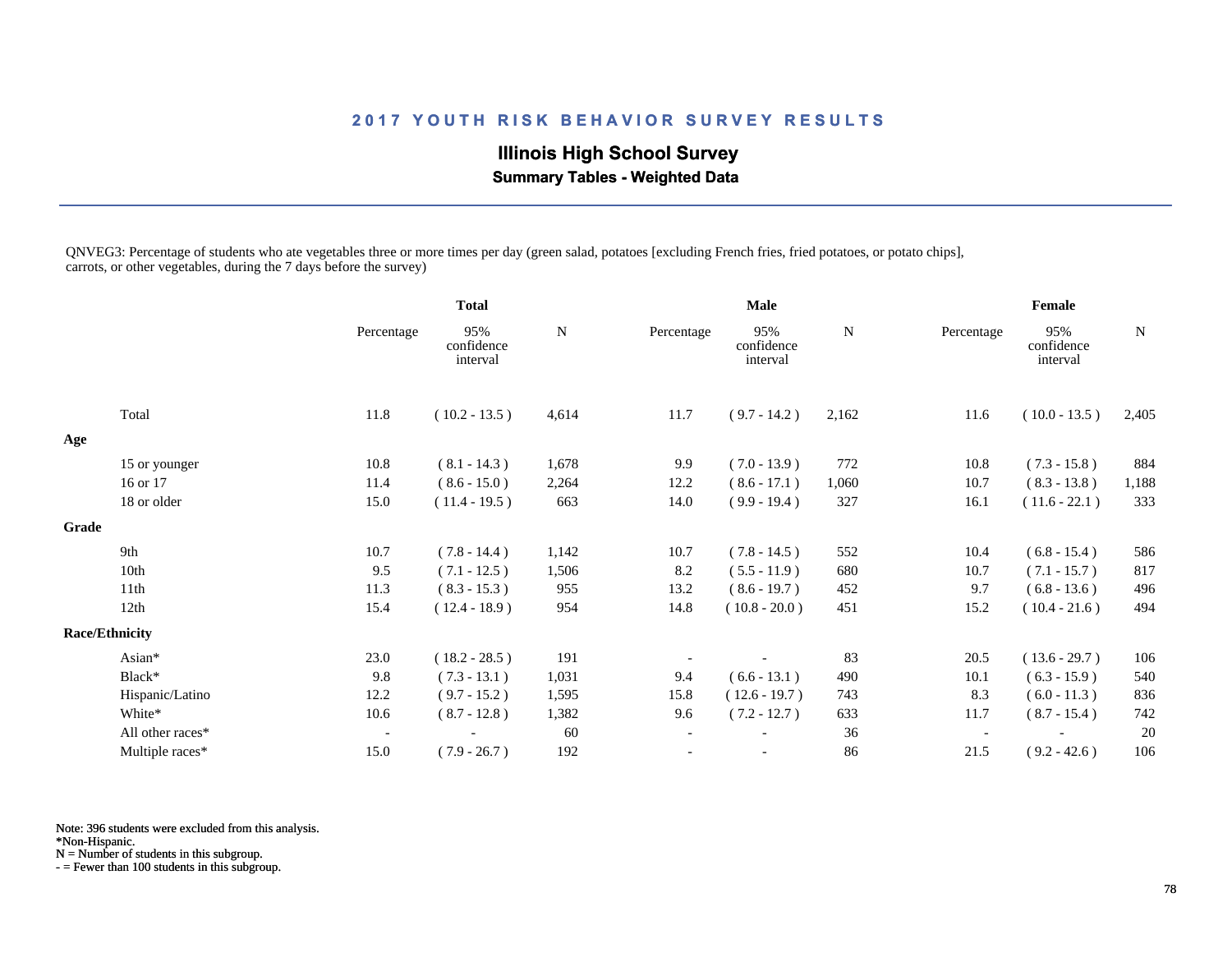## 2017 YOUTH RISK BEHAVIOR SURVEY RESULTS

### Illinois High School Survey

**Summary Tables - Weighted Data**

QNVEG3: Percentage of students who ate vegetables three or more times per day (green salad, potatoes [excluding French fries, fried potatoes, or potato chips], carrots, or other vegetables, during the 7 days before the survey)

| | Total | | | Male | | | Female | | |
|---|---|---|---|---|---|---|---|---|---|
| | Percentage | 95% confidence interval | N | Percentage | 95% confidence interval | N | Percentage | 95% confidence interval | N |
| Total | 11.8 | ( 10.2 - 13.5 ) | 4,614 | 11.7 | ( 9.7 - 14.2 ) | 2,162 | 11.6 | ( 10.0 - 13.5 ) | 2,405 |
| **Age** | | | | | | | | | |
| 15 or younger | 10.8 | ( 8.1 - 14.3 ) | 1,678 | 9.9 | ( 7.0 - 13.9 ) | 772 | 10.8 | ( 7.3 - 15.8 ) | 884 |
| 16 or 17 | 11.4 | ( 8.6 - 15.0 ) | 2,264 | 12.2 | ( 8.6 - 17.1 ) | 1,060 | 10.7 | ( 8.3 - 13.8 ) | 1,188 |
| 18 or older | 15.0 | ( 11.4 - 19.5 ) | 663 | 14.0 | ( 9.9 - 19.4 ) | 327 | 16.1 | ( 11.6 - 22.1 ) | 333 |
| **Grade** | | | | | | | | | |
| 9th | 10.7 | ( 7.8 - 14.4 ) | 1,142 | 10.7 | ( 7.8 - 14.5 ) | 552 | 10.4 | ( 6.8 - 15.4 ) | 586 |
| 10th | 9.5 | ( 7.1 - 12.5 ) | 1,506 | 8.2 | ( 5.5 - 11.9 ) | 680 | 10.7 | ( 7.1 - 15.7 ) | 817 |
| 11th | 11.3 | ( 8.3 - 15.3 ) | 955 | 13.2 | ( 8.6 - 19.7 ) | 452 | 9.7 | ( 6.8 - 13.6 ) | 496 |
| 12th | 15.4 | ( 12.4 - 18.9 ) | 954 | 14.8 | ( 10.8 - 20.0 ) | 451 | 15.2 | ( 10.4 - 21.6 ) | 494 |
| **Race/Ethnicity** | | | | | | | | | |
| Asian* | 23.0 | ( 18.2 - 28.5 ) | 191 | - | - | 83 | 20.5 | ( 13.6 - 29.7 ) | 106 |
| Black* | 9.8 | ( 7.3 - 13.1 ) | 1,031 | 9.4 | ( 6.6 - 13.1 ) | 490 | 10.1 | ( 6.3 - 15.9 ) | 540 |
| Hispanic/Latino | 12.2 | ( 9.7 - 15.2 ) | 1,595 | 15.8 | ( 12.6 - 19.7 ) | 743 | 8.3 | ( 6.0 - 11.3 ) | 836 |
| White* | 10.6 | ( 8.7 - 12.8 ) | 1,382 | 9.6 | ( 7.2 - 12.7 ) | 633 | 11.7 | ( 8.7 - 15.4 ) | 742 |
| All other races* | - | - | 60 | - | - | 36 | - | - | 20 |
| Multiple races* | 15.0 | ( 7.9 - 26.7 ) | 192 | - | - | 86 | 21.5 | ( 9.2 - 42.6 ) | 106 |

Note: 396 students were excluded from this analysis.
*Non-Hispanic.
N = Number of students in this subgroup.
- = Fewer than 100 students in this subgroup.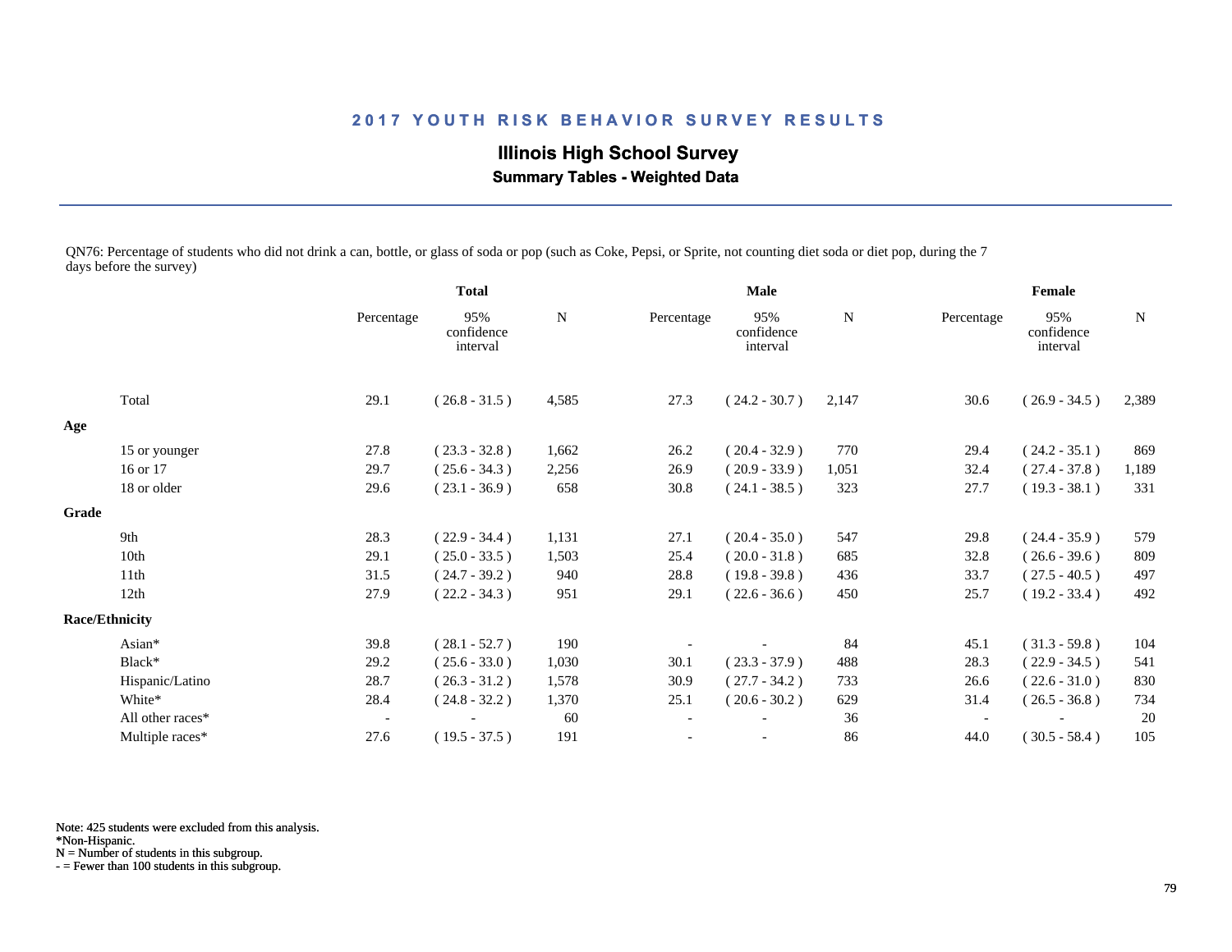# 2017 YOUTH RISK BEHAVIOR SURVEY RESULTS

## Illinois High School Survey

### Summary Tables - Weighted Data

QN76: Percentage of students who did not drink a can, bottle, or glass of soda or pop (such as Coke, Pepsi, or Sprite, not counting diet soda or diet pop, during the 7 days before the survey)

| | Total | | | Male | | | Female | | |
|---|---|---|---|---|---|---|---|---|---|
| | Percentage | 95% confidence interval | N | Percentage | 95% confidence interval | N | Percentage | 95% confidence interval | N |
| Total | 29.1 | ( 26.8 - 31.5 ) | 4,585 | 27.3 | ( 24.2 - 30.7 ) | 2,147 | 30.6 | ( 26.9 - 34.5 ) | 2,389 |
| **Age** | | | | | | | | | |
| 15 or younger | 27.8 | ( 23.3 - 32.8 ) | 1,662 | 26.2 | ( 20.4 - 32.9 ) | 770 | 29.4 | ( 24.2 - 35.1 ) | 869 |
| 16 or 17 | 29.7 | ( 25.6 - 34.3 ) | 2,256 | 26.9 | ( 20.9 - 33.9 ) | 1,051 | 32.4 | ( 27.4 - 37.8 ) | 1,189 |
| 18 or older | 29.6 | ( 23.1 - 36.9 ) | 658 | 30.8 | ( 24.1 - 38.5 ) | 323 | 27.7 | ( 19.3 - 38.1 ) | 331 |
| **Grade** | | | | | | | | | |
| 9th | 28.3 | ( 22.9 - 34.4 ) | 1,131 | 27.1 | ( 20.4 - 35.0 ) | 547 | 29.8 | ( 24.4 - 35.9 ) | 579 |
| 10th | 29.1 | ( 25.0 - 33.5 ) | 1,503 | 25.4 | ( 20.0 - 31.8 ) | 685 | 32.8 | ( 26.6 - 39.6 ) | 809 |
| 11th | 31.5 | ( 24.7 - 39.2 ) | 940 | 28.8 | ( 19.8 - 39.8 ) | 436 | 33.7 | ( 27.5 - 40.5 ) | 497 |
| 12th | 27.9 | ( 22.2 - 34.3 ) | 951 | 29.1 | ( 22.6 - 36.6 ) | 450 | 25.7 | ( 19.2 - 33.4 ) | 492 |
| **Race/Ethnicity** | | | | | | | | | |
| Asian* | 39.8 | ( 28.1 - 52.7 ) | 190 | - | - | 84 | 45.1 | ( 31.3 - 59.8 ) | 104 |
| Black* | 29.2 | ( 25.6 - 33.0 ) | 1,030 | 30.1 | ( 23.3 - 37.9 ) | 488 | 28.3 | ( 22.9 - 34.5 ) | 541 |
| Hispanic/Latino | 28.7 | ( 26.3 - 31.2 ) | 1,578 | 30.9 | ( 27.7 - 34.2 ) | 733 | 26.6 | ( 22.6 - 31.0 ) | 830 |
| White* | 28.4 | ( 24.8 - 32.2 ) | 1,370 | 25.1 | ( 20.6 - 30.2 ) | 629 | 31.4 | ( 26.5 - 36.8 ) | 734 |
| All other races* | - | - | 60 | - | - | 36 | - | - | 20 |
| Multiple races* | 27.6 | ( 19.5 - 37.5 ) | 191 | - | - | 86 | 44.0 | ( 30.5 - 58.4 ) | 105 |

Note: 425 students were excluded from this analysis.
*Non-Hispanic.
N = Number of students in this subgroup.
- = Fewer than 100 students in this subgroup.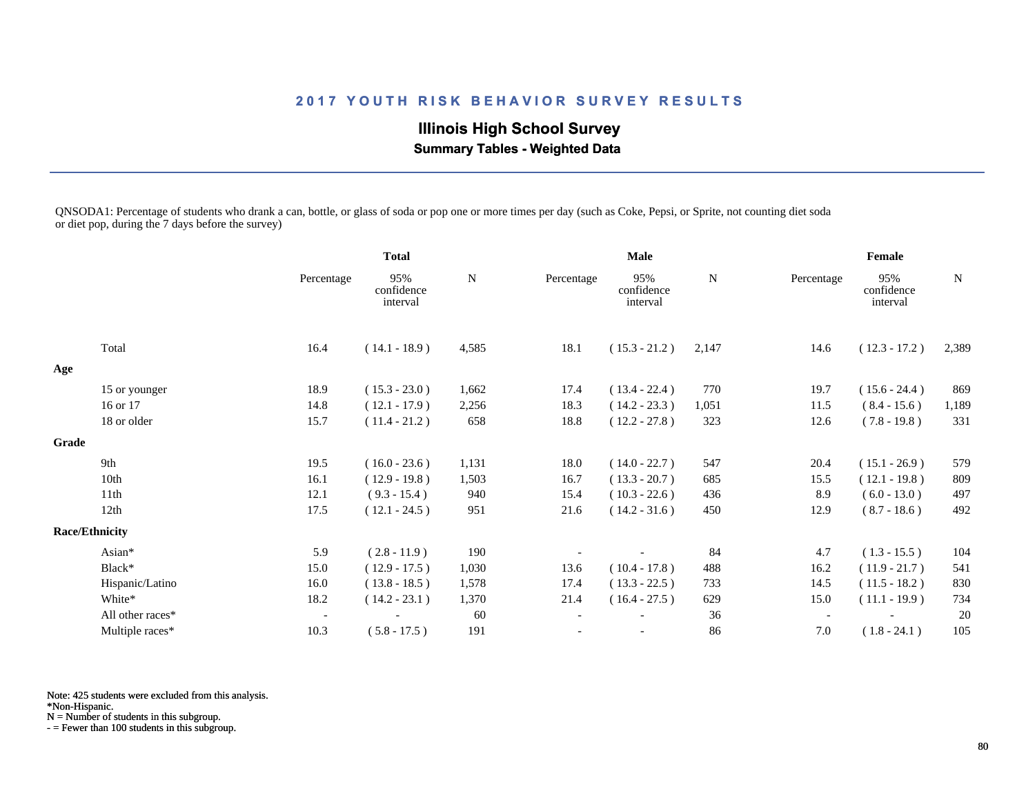## 2017 YOUTH RISK BEHAVIOR SURVEY RESULTS

### Illinois High School Survey

**Summary Tables - Weighted Data**

QNSODA1: Percentage of students who drank a can, bottle, or glass of soda or pop one or more times per day (such as Coke, Pepsi, or Sprite, not counting diet soda or diet pop, during the 7 days before the survey)

| | Total | | | Male | | | Female | | |
|---|---|---|---|---|---|---|---|---|---|
| | Percentage | 95% confidence interval | N | Percentage | 95% confidence interval | N | Percentage | 95% confidence interval | N |
| Total | 16.4 | ( 14.1 - 18.9 ) | 4,585 | 18.1 | ( 15.3 - 21.2 ) | 2,147 | 14.6 | ( 12.3 - 17.2 ) | 2,389 |
| **Age** | | | | | | | | | |
| 15 or younger | 18.9 | ( 15.3 - 23.0 ) | 1,662 | 17.4 | ( 13.4 - 22.4 ) | 770 | 19.7 | ( 15.6 - 24.4 ) | 869 |
| 16 or 17 | 14.8 | ( 12.1 - 17.9 ) | 2,256 | 18.3 | ( 14.2 - 23.3 ) | 1,051 | 11.5 | ( 8.4 - 15.6 ) | 1,189 |
| 18 or older | 15.7 | ( 11.4 - 21.2 ) | 658 | 18.8 | ( 12.2 - 27.8 ) | 323 | 12.6 | ( 7.8 - 19.8 ) | 331 |
| **Grade** | | | | | | | | | |
| 9th | 19.5 | ( 16.0 - 23.6 ) | 1,131 | 18.0 | ( 14.0 - 22.7 ) | 547 | 20.4 | ( 15.1 - 26.9 ) | 579 |
| 10th | 16.1 | ( 12.9 - 19.8 ) | 1,503 | 16.7 | ( 13.3 - 20.7 ) | 685 | 15.5 | ( 12.1 - 19.8 ) | 809 |
| 11th | 12.1 | ( 9.3 - 15.4 ) | 940 | 15.4 | ( 10.3 - 22.6 ) | 436 | 8.9 | ( 6.0 - 13.0 ) | 497 |
| 12th | 17.5 | ( 12.1 - 24.5 ) | 951 | 21.6 | ( 14.2 - 31.6 ) | 450 | 12.9 | ( 8.7 - 18.6 ) | 492 |
| **Race/Ethnicity** | | | | | | | | | |
| Asian* | 5.9 | ( 2.8 - 11.9 ) | 190 | - | - | 84 | 4.7 | ( 1.3 - 15.5 ) | 104 |
| Black* | 15.0 | ( 12.9 - 17.5 ) | 1,030 | 13.6 | ( 10.4 - 17.8 ) | 488 | 16.2 | ( 11.9 - 21.7 ) | 541 |
| Hispanic/Latino | 16.0 | ( 13.8 - 18.5 ) | 1,578 | 17.4 | ( 13.3 - 22.5 ) | 733 | 14.5 | ( 11.5 - 18.2 ) | 830 |
| White* | 18.2 | ( 14.2 - 23.1 ) | 1,370 | 21.4 | ( 16.4 - 27.5 ) | 629 | 15.0 | ( 11.1 - 19.9 ) | 734 |
| All other races* | - | - | 60 | - | - | 36 | - | - | 20 |
| Multiple races* | 10.3 | ( 5.8 - 17.5 ) | 191 | - | - | 86 | 7.0 | ( 1.8 - 24.1 ) | 105 |

Note: 425 students were excluded from this analysis.
*Non-Hispanic.
N = Number of students in this subgroup.
- = Fewer than 100 students in this subgroup.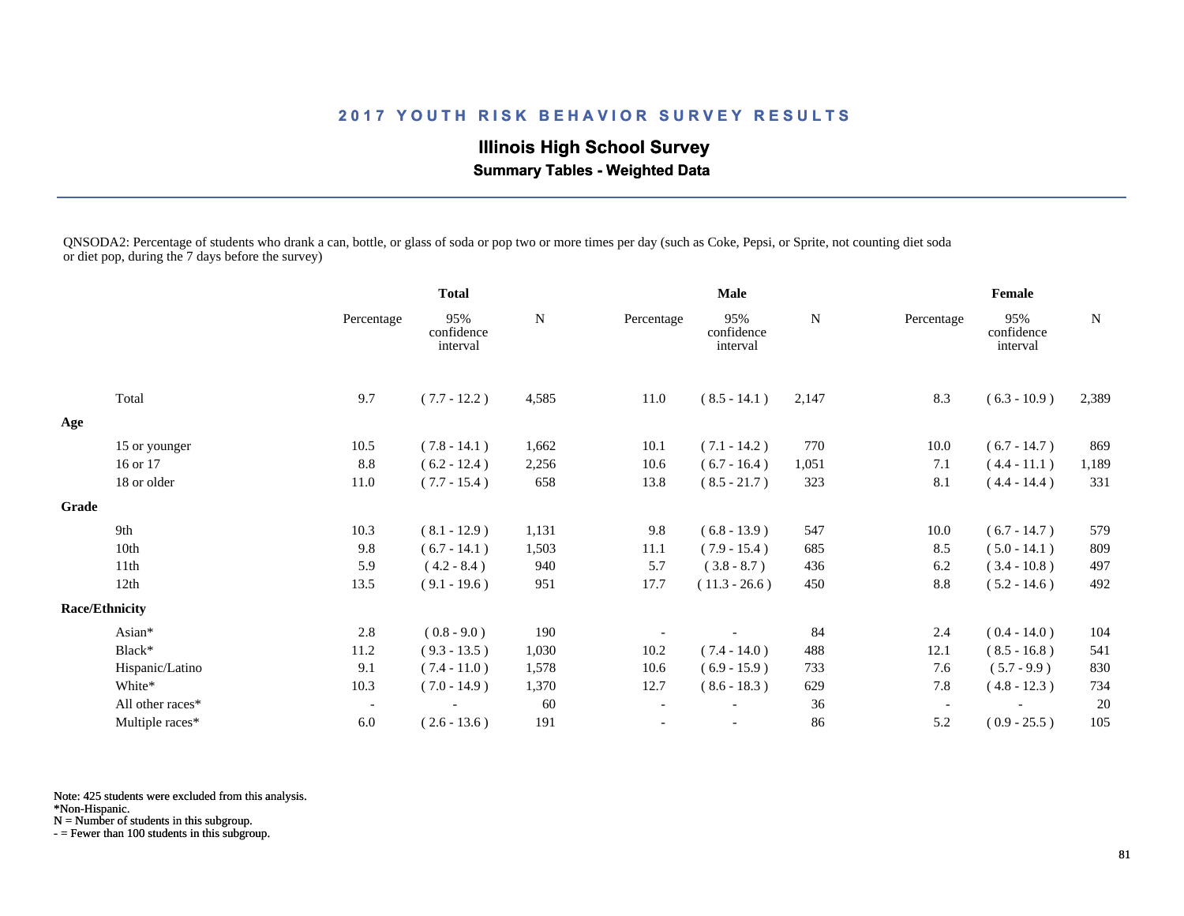# 2017 YOUTH RISK BEHAVIOR SURVEY RESULTS

## Illinois High School Survey

### Summary Tables - Weighted Data

QNSODA2: Percentage of students who drank a can, bottle, or glass of soda or pop two or more times per day (such as Coke, Pepsi, or Sprite, not counting diet soda or diet pop, during the 7 days before the survey)

| | Total | | | Male | | | Female | | |
|---|---|---|---|---|---|---|---|---|---|
| | Percentage | 95% confidence interval | N | Percentage | 95% confidence interval | N | Percentage | 95% confidence interval | N |
| Total | 9.7 | ( 7.7 - 12.2 ) | 4,585 | 11.0 | ( 8.5 - 14.1 ) | 2,147 | 8.3 | ( 6.3 - 10.9 ) | 2,389 |
| **Age** | | | | | | | | | |
| 15 or younger | 10.5 | ( 7.8 - 14.1 ) | 1,662 | 10.1 | ( 7.1 - 14.2 ) | 770 | 10.0 | ( 6.7 - 14.7 ) | 869 |
| 16 or 17 | 8.8 | ( 6.2 - 12.4 ) | 2,256 | 10.6 | ( 6.7 - 16.4 ) | 1,051 | 7.1 | ( 4.4 - 11.1 ) | 1,189 |
| 18 or older | 11.0 | ( 7.7 - 15.4 ) | 658 | 13.8 | ( 8.5 - 21.7 ) | 323 | 8.1 | ( 4.4 - 14.4 ) | 331 |
| **Grade** | | | | | | | | | |
| 9th | 10.3 | ( 8.1 - 12.9 ) | 1,131 | 9.8 | ( 6.8 - 13.9 ) | 547 | 10.0 | ( 6.7 - 14.7 ) | 579 |
| 10th | 9.8 | ( 6.7 - 14.1 ) | 1,503 | 11.1 | ( 7.9 - 15.4 ) | 685 | 8.5 | ( 5.0 - 14.1 ) | 809 |
| 11th | 5.9 | ( 4.2 - 8.4 ) | 940 | 5.7 | ( 3.8 - 8.7 ) | 436 | 6.2 | ( 3.4 - 10.8 ) | 497 |
| 12th | 13.5 | ( 9.1 - 19.6 ) | 951 | 17.7 | ( 11.3 - 26.6 ) | 450 | 8.8 | ( 5.2 - 14.6 ) | 492 |
| **Race/Ethnicity** | | | | | | | | | |
| Asian* | 2.8 | ( 0.8 - 9.0 ) | 190 | - | - | 84 | 2.4 | ( 0.4 - 14.0 ) | 104 |
| Black* | 11.2 | ( 9.3 - 13.5 ) | 1,030 | 10.2 | ( 7.4 - 14.0 ) | 488 | 12.1 | ( 8.5 - 16.8 ) | 541 |
| Hispanic/Latino | 9.1 | ( 7.4 - 11.0 ) | 1,578 | 10.6 | ( 6.9 - 15.9 ) | 733 | 7.6 | ( 5.7 - 9.9 ) | 830 |
| White* | 10.3 | ( 7.0 - 14.9 ) | 1,370 | 12.7 | ( 8.6 - 18.3 ) | 629 | 7.8 | ( 4.8 - 12.3 ) | 734 |
| All other races* | - | - | 60 | - | - | 36 | - | - | 20 |
| Multiple races* | 6.0 | ( 2.6 - 13.6 ) | 191 | - | - | 86 | 5.2 | ( 0.9 - 25.5 ) | 105 |

Note: 425 students were excluded from this analysis.
*Non-Hispanic.
N = Number of students in this subgroup.
- = Fewer than 100 students in this subgroup.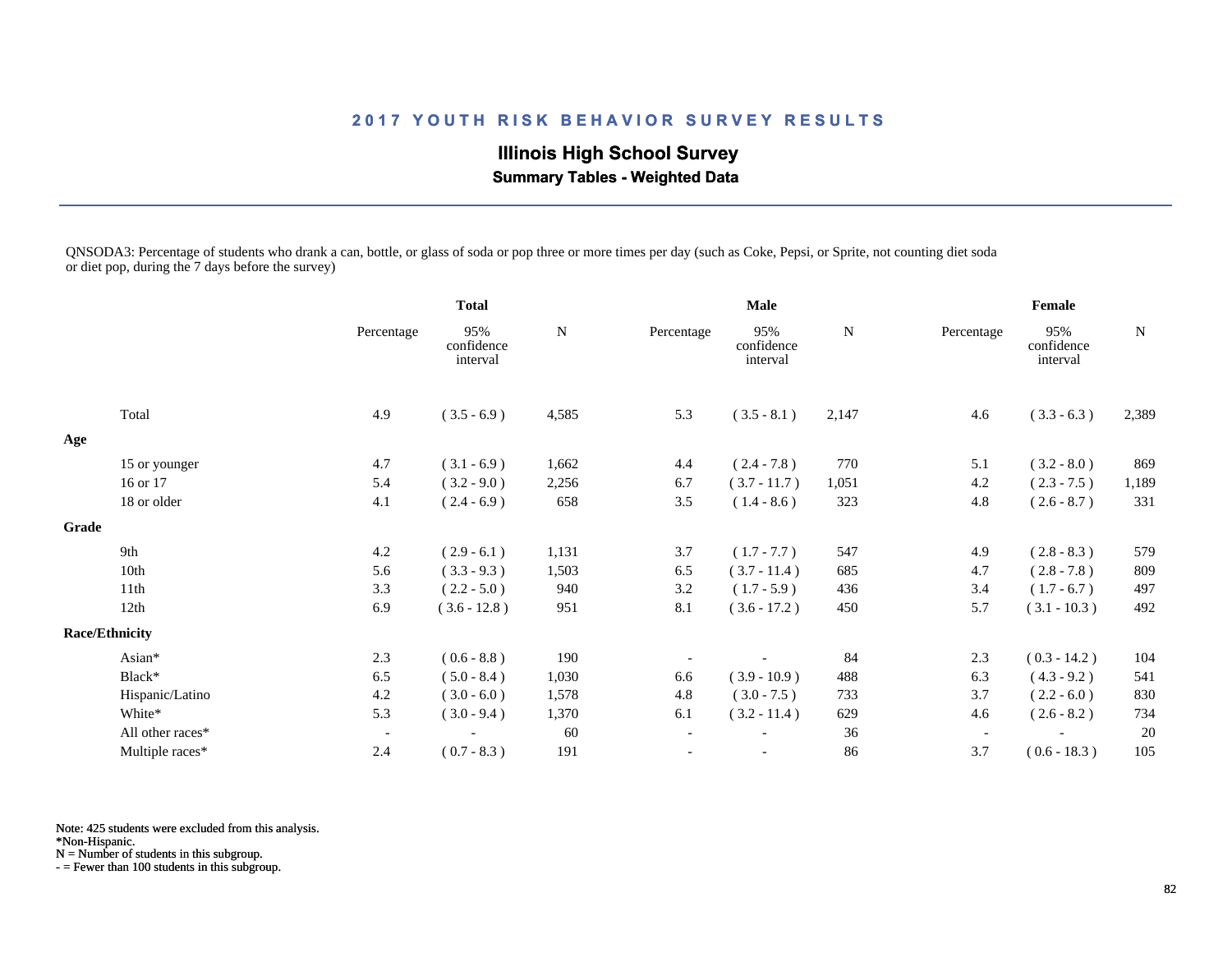# 2017 YOUTH RISK BEHAVIOR SURVEY RESULTS

## Illinois High School Survey

### Summary Tables - Weighted Data

QNSODA3: Percentage of students who drank a can, bottle, or glass of soda or pop three or more times per day (such as Coke, Pepsi, or Sprite, not counting diet soda or diet pop, during the 7 days before the survey)

| | Total | | | Male | | | Female | | |
|---|---|---|---|---|---|---|---|---|---|
| | Percentage | 95% confidence interval | N | Percentage | 95% confidence interval | N | Percentage | 95% confidence interval | N |
| Total | 4.9 | ( 3.5 - 6.9 ) | 4,585 | 5.3 | ( 3.5 - 8.1 ) | 2,147 | 4.6 | ( 3.3 - 6.3 ) | 2,389 |
| **Age** | | | | | | | | | |
| 15 or younger | 4.7 | ( 3.1 - 6.9 ) | 1,662 | 4.4 | ( 2.4 - 7.8 ) | 770 | 5.1 | ( 3.2 - 8.0 ) | 869 |
| 16 or 17 | 5.4 | ( 3.2 - 9.0 ) | 2,256 | 6.7 | ( 3.7 - 11.7 ) | 1,051 | 4.2 | ( 2.3 - 7.5 ) | 1,189 |
| 18 or older | 4.1 | ( 2.4 - 6.9 ) | 658 | 3.5 | ( 1.4 - 8.6 ) | 323 | 4.8 | ( 2.6 - 8.7 ) | 331 |
| **Grade** | | | | | | | | | |
| 9th | 4.2 | ( 2.9 - 6.1 ) | 1,131 | 3.7 | ( 1.7 - 7.7 ) | 547 | 4.9 | ( 2.8 - 8.3 ) | 579 |
| 10th | 5.6 | ( 3.3 - 9.3 ) | 1,503 | 6.5 | ( 3.7 - 11.4 ) | 685 | 4.7 | ( 2.8 - 7.8 ) | 809 |
| 11th | 3.3 | ( 2.2 - 5.0 ) | 940 | 3.2 | ( 1.7 - 5.9 ) | 436 | 3.4 | ( 1.7 - 6.7 ) | 497 |
| 12th | 6.9 | ( 3.6 - 12.8 ) | 951 | 8.1 | ( 3.6 - 17.2 ) | 450 | 5.7 | ( 3.1 - 10.3 ) | 492 |
| **Race/Ethnicity** | | | | | | | | | |
| Asian* | 2.3 | ( 0.6 - 8.8 ) | 190 | - | - | 84 | 2.3 | ( 0.3 - 14.2 ) | 104 |
| Black* | 6.5 | ( 5.0 - 8.4 ) | 1,030 | 6.6 | ( 3.9 - 10.9 ) | 488 | 6.3 | ( 4.3 - 9.2 ) | 541 |
| Hispanic/Latino | 4.2 | ( 3.0 - 6.0 ) | 1,578 | 4.8 | ( 3.0 - 7.5 ) | 733 | 3.7 | ( 2.2 - 6.0 ) | 830 |
| White* | 5.3 | ( 3.0 - 9.4 ) | 1,370 | 6.1 | ( 3.2 - 11.4 ) | 629 | 4.6 | ( 2.6 - 8.2 ) | 734 |
| All other races* | - | - | 60 | - | - | 36 | - | - | 20 |
| Multiple races* | 2.4 | ( 0.7 - 8.3 ) | 191 | - | - | 86 | 3.7 | ( 0.6 - 18.3 ) | 105 |

Note: 425 students were excluded from this analysis.
*Non-Hispanic.
N = Number of students in this subgroup.
- = Fewer than 100 students in this subgroup.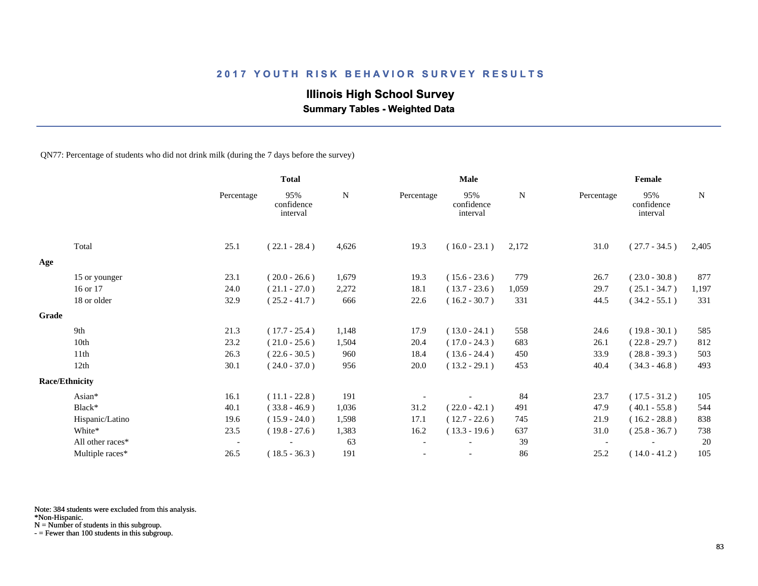# 2017 YOUTH RISK BEHAVIOR SURVEY RESULTS

## Illinois High School Survey

### Summary Tables - Weighted Data

QN77: Percentage of students who did not drink milk (during the 7 days before the survey)

| | Total | | | Male | | | Female | | |
|---|---|---|---|---|---|---|---|---|---|
| | Percentage | 95% confidence interval | N | Percentage | 95% confidence interval | N | Percentage | 95% confidence interval | N |
| Total | 25.1 | ( 22.1 - 28.4 ) | 4,626 | 19.3 | ( 16.0 - 23.1 ) | 2,172 | 31.0 | ( 27.7 - 34.5 ) | 2,405 |
| **Age** | | | | | | | | | |
| 15 or younger | 23.1 | ( 20.0 - 26.6 ) | 1,679 | 19.3 | ( 15.6 - 23.6 ) | 779 | 26.7 | ( 23.0 - 30.8 ) | 877 |
| 16 or 17 | 24.0 | ( 21.1 - 27.0 ) | 2,272 | 18.1 | ( 13.7 - 23.6 ) | 1,059 | 29.7 | ( 25.1 - 34.7 ) | 1,197 |
| 18 or older | 32.9 | ( 25.2 - 41.7 ) | 666 | 22.6 | ( 16.2 - 30.7 ) | 331 | 44.5 | ( 34.2 - 55.1 ) | 331 |
| **Grade** | | | | | | | | | |
| 9th | 21.3 | ( 17.7 - 25.4 ) | 1,148 | 17.9 | ( 13.0 - 24.1 ) | 558 | 24.6 | ( 19.8 - 30.1 ) | 585 |
| 10th | 23.2 | ( 21.0 - 25.6 ) | 1,504 | 20.4 | ( 17.0 - 24.3 ) | 683 | 26.1 | ( 22.8 - 29.7 ) | 812 |
| 11th | 26.3 | ( 22.6 - 30.5 ) | 960 | 18.4 | ( 13.6 - 24.4 ) | 450 | 33.9 | ( 28.8 - 39.3 ) | 503 |
| 12th | 30.1 | ( 24.0 - 37.0 ) | 956 | 20.0 | ( 13.2 - 29.1 ) | 453 | 40.4 | ( 34.3 - 46.8 ) | 493 |
| **Race/Ethnicity** | | | | | | | | | |
| Asian* | 16.1 | ( 11.1 - 22.8 ) | 191 | - | - | 84 | 23.7 | ( 17.5 - 31.2 ) | 105 |
| Black* | 40.1 | ( 33.8 - 46.9 ) | 1,036 | 31.2 | ( 22.0 - 42.1 ) | 491 | 47.9 | ( 40.1 - 55.8 ) | 544 |
| Hispanic/Latino | 19.6 | ( 15.9 - 24.0 ) | 1,598 | 17.1 | ( 12.7 - 22.6 ) | 745 | 21.9 | ( 16.2 - 28.8 ) | 838 |
| White* | 23.5 | ( 19.8 - 27.6 ) | 1,383 | 16.2 | ( 13.3 - 19.6 ) | 637 | 31.0 | ( 25.8 - 36.7 ) | 738 |
| All other races* | - | - | 63 | - | - | 39 | - | - | 20 |
| Multiple races* | 26.5 | ( 18.5 - 36.3 ) | 191 | - | - | 86 | 25.2 | ( 14.0 - 41.2 ) | 105 |

Note: 384 students were excluded from this analysis.
*Non-Hispanic.
N = Number of students in this subgroup.
- = Fewer than 100 students in this subgroup.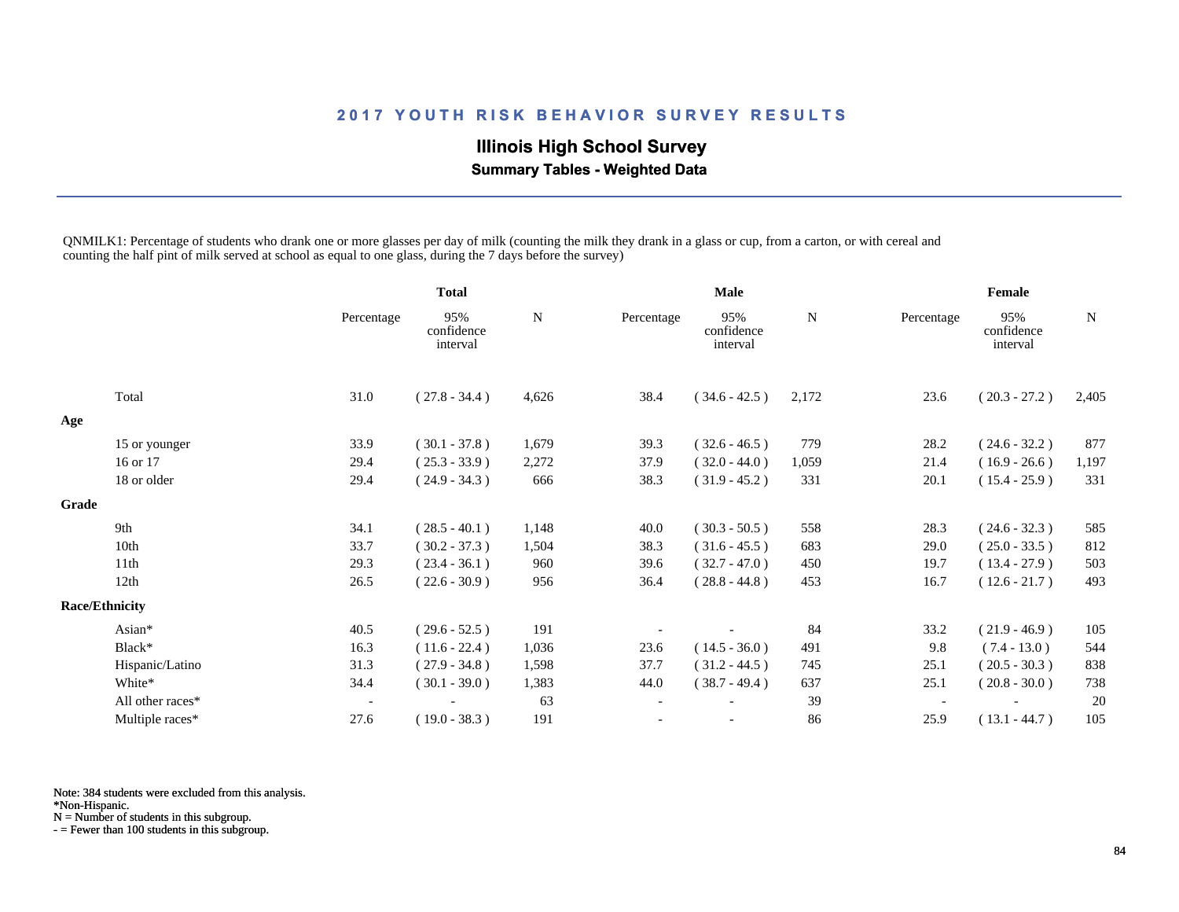## 2017 YOUTH RISK BEHAVIOR SURVEY RESULTS

### Illinois High School Survey

**Summary Tables - Weighted Data**

QNMILK1: Percentage of students who drank one or more glasses per day of milk (counting the milk they drank in a glass or cup, from a carton, or with cereal and counting the half pint of milk served at school as equal to one glass, during the 7 days before the survey)

| | Total | | | Male | | | Female | | |
|---|---|---|---|---|---|---|---|---|---|
| | Percentage | 95% confidence interval | N | Percentage | 95% confidence interval | N | Percentage | 95% confidence interval | N |
| Total | 31.0 | ( 27.8 - 34.4 ) | 4,626 | 38.4 | ( 34.6 - 42.5 ) | 2,172 | 23.6 | ( 20.3 - 27.2 ) | 2,405 |
| **Age** | | | | | | | | | |
| 15 or younger | 33.9 | ( 30.1 - 37.8 ) | 1,679 | 39.3 | ( 32.6 - 46.5 ) | 779 | 28.2 | ( 24.6 - 32.2 ) | 877 |
| 16 or 17 | 29.4 | ( 25.3 - 33.9 ) | 2,272 | 37.9 | ( 32.0 - 44.0 ) | 1,059 | 21.4 | ( 16.9 - 26.6 ) | 1,197 |
| 18 or older | 29.4 | ( 24.9 - 34.3 ) | 666 | 38.3 | ( 31.9 - 45.2 ) | 331 | 20.1 | ( 15.4 - 25.9 ) | 331 |
| **Grade** | | | | | | | | | |
| 9th | 34.1 | ( 28.5 - 40.1 ) | 1,148 | 40.0 | ( 30.3 - 50.5 ) | 558 | 28.3 | ( 24.6 - 32.3 ) | 585 |
| 10th | 33.7 | ( 30.2 - 37.3 ) | 1,504 | 38.3 | ( 31.6 - 45.5 ) | 683 | 29.0 | ( 25.0 - 33.5 ) | 812 |
| 11th | 29.3 | ( 23.4 - 36.1 ) | 960 | 39.6 | ( 32.7 - 47.0 ) | 450 | 19.7 | ( 13.4 - 27.9 ) | 503 |
| 12th | 26.5 | ( 22.6 - 30.9 ) | 956 | 36.4 | ( 28.8 - 44.8 ) | 453 | 16.7 | ( 12.6 - 21.7 ) | 493 |
| **Race/Ethnicity** | | | | | | | | | |
| Asian* | 40.5 | ( 29.6 - 52.5 ) | 191 | - | - | 84 | 33.2 | ( 21.9 - 46.9 ) | 105 |
| Black* | 16.3 | ( 11.6 - 22.4 ) | 1,036 | 23.6 | ( 14.5 - 36.0 ) | 491 | 9.8 | ( 7.4 - 13.0 ) | 544 |
| Hispanic/Latino | 31.3 | ( 27.9 - 34.8 ) | 1,598 | 37.7 | ( 31.2 - 44.5 ) | 745 | 25.1 | ( 20.5 - 30.3 ) | 838 |
| White* | 34.4 | ( 30.1 - 39.0 ) | 1,383 | 44.0 | ( 38.7 - 49.4 ) | 637 | 25.1 | ( 20.8 - 30.0 ) | 738 |
| All other races* | - | - | 63 | - | - | 39 | - | - | 20 |
| Multiple races* | 27.6 | ( 19.0 - 38.3 ) | 191 | - | - | 86 | 25.9 | ( 13.1 - 44.7 ) | 105 |

Note: 384 students were excluded from this analysis.
*Non-Hispanic.
N = Number of students in this subgroup.
- = Fewer than 100 students in this subgroup.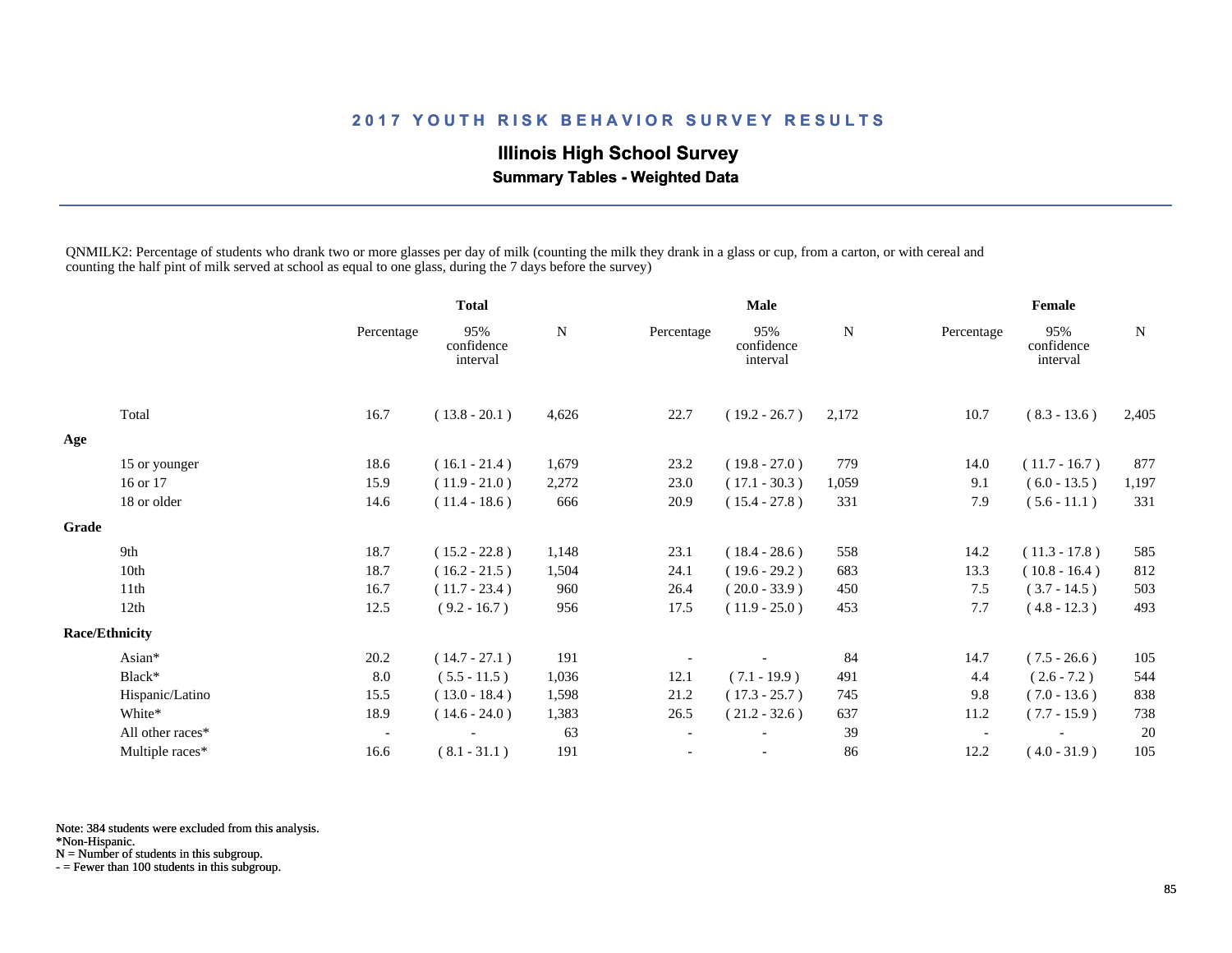## 2017 YOUTH RISK BEHAVIOR SURVEY RESULTS

### Illinois High School Survey

**Summary Tables - Weighted Data**

QNMILK2: Percentage of students who drank two or more glasses per day of milk (counting the milk they drank in a glass or cup, from a carton, or with cereal and counting the half pint of milk served at school as equal to one glass, during the 7 days before the survey)

| | Total | | | Male | | | Female | | |
|---|---|---|---|---|---|---|---|---|---|
| | Percentage | 95% confidence interval | N | Percentage | 95% confidence interval | N | Percentage | 95% confidence interval | N |
| Total | 16.7 | ( 13.8 - 20.1 ) | 4,626 | 22.7 | ( 19.2 - 26.7 ) | 2,172 | 10.7 | ( 8.3 - 13.6 ) | 2,405 |
| **Age** | | | | | | | | | |
| 15 or younger | 18.6 | ( 16.1 - 21.4 ) | 1,679 | 23.2 | ( 19.8 - 27.0 ) | 779 | 14.0 | ( 11.7 - 16.7 ) | 877 |
| 16 or 17 | 15.9 | ( 11.9 - 21.0 ) | 2,272 | 23.0 | ( 17.1 - 30.3 ) | 1,059 | 9.1 | ( 6.0 - 13.5 ) | 1,197 |
| 18 or older | 14.6 | ( 11.4 - 18.6 ) | 666 | 20.9 | ( 15.4 - 27.8 ) | 331 | 7.9 | ( 5.6 - 11.1 ) | 331 |
| **Grade** | | | | | | | | | |
| 9th | 18.7 | ( 15.2 - 22.8 ) | 1,148 | 23.1 | ( 18.4 - 28.6 ) | 558 | 14.2 | ( 11.3 - 17.8 ) | 585 |
| 10th | 18.7 | ( 16.2 - 21.5 ) | 1,504 | 24.1 | ( 19.6 - 29.2 ) | 683 | 13.3 | ( 10.8 - 16.4 ) | 812 |
| 11th | 16.7 | ( 11.7 - 23.4 ) | 960 | 26.4 | ( 20.0 - 33.9 ) | 450 | 7.5 | ( 3.7 - 14.5 ) | 503 |
| 12th | 12.5 | ( 9.2 - 16.7 ) | 956 | 17.5 | ( 11.9 - 25.0 ) | 453 | 7.7 | ( 4.8 - 12.3 ) | 493 |
| **Race/Ethnicity** | | | | | | | | | |
| Asian* | 20.2 | ( 14.7 - 27.1 ) | 191 | - | - | 84 | 14.7 | ( 7.5 - 26.6 ) | 105 |
| Black* | 8.0 | ( 5.5 - 11.5 ) | 1,036 | 12.1 | ( 7.1 - 19.9 ) | 491 | 4.4 | ( 2.6 - 7.2 ) | 544 |
| Hispanic/Latino | 15.5 | ( 13.0 - 18.4 ) | 1,598 | 21.2 | ( 17.3 - 25.7 ) | 745 | 9.8 | ( 7.0 - 13.6 ) | 838 |
| White* | 18.9 | ( 14.6 - 24.0 ) | 1,383 | 26.5 | ( 21.2 - 32.6 ) | 637 | 11.2 | ( 7.7 - 15.9 ) | 738 |
| All other races* | - | - | 63 | - | - | 39 | - | - | 20 |
| Multiple races* | 16.6 | ( 8.1 - 31.1 ) | 191 | - | - | 86 | 12.2 | ( 4.0 - 31.9 ) | 105 |

Note: 384 students were excluded from this analysis.
*Non-Hispanic.
N = Number of students in this subgroup.
- = Fewer than 100 students in this subgroup.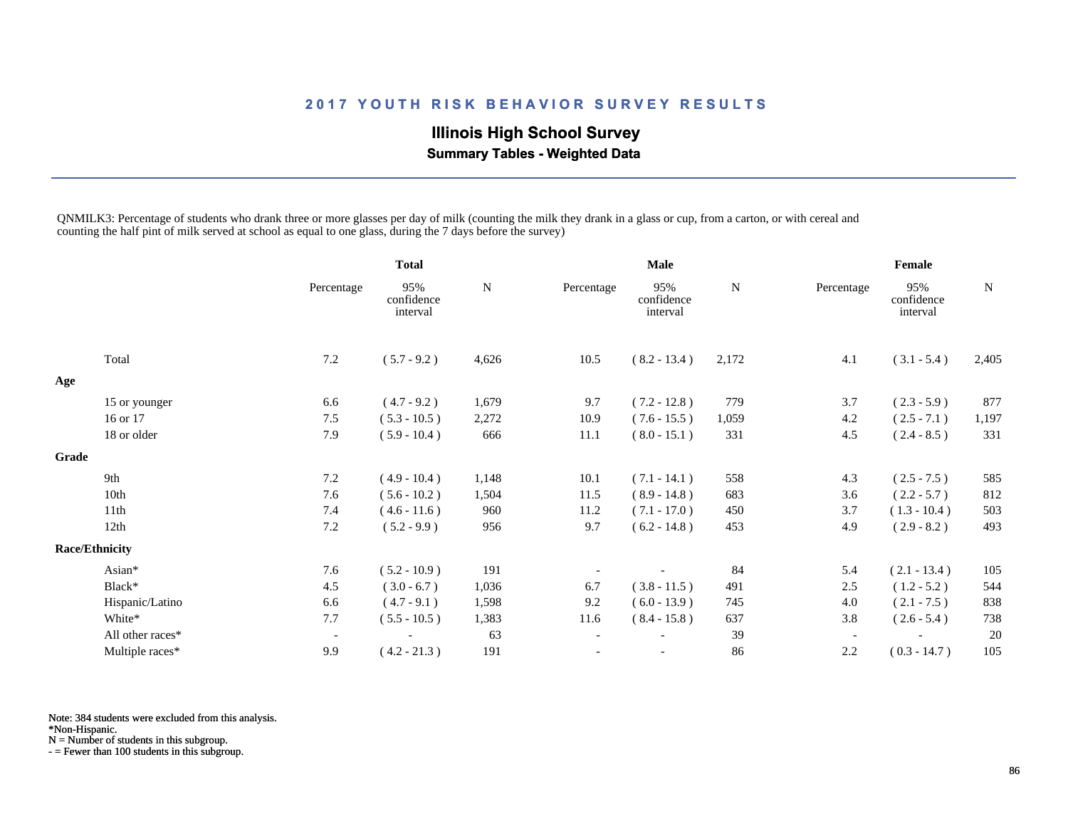# 2017 YOUTH RISK BEHAVIOR SURVEY RESULTS

## Illinois High School Survey

### Summary Tables - Weighted Data

QNMILK3: Percentage of students who drank three or more glasses per day of milk (counting the milk they drank in a glass or cup, from a carton, or with cereal and counting the half pint of milk served at school as equal to one glass, during the 7 days before the survey)

| | Total | | | Male | | | Female | | |
|---|---|---|---|---|---|---|---|---|---|
| | Percentage | 95% confidence interval | N | Percentage | 95% confidence interval | N | Percentage | 95% confidence interval | N |
| Total | 7.2 | ( 5.7 - 9.2 ) | 4,626 | 10.5 | ( 8.2 - 13.4 ) | 2,172 | 4.1 | ( 3.1 - 5.4 ) | 2,405 |
| **Age** | | | | | | | | | |
| 15 or younger | 6.6 | ( 4.7 - 9.2 ) | 1,679 | 9.7 | ( 7.2 - 12.8 ) | 779 | 3.7 | ( 2.3 - 5.9 ) | 877 |
| 16 or 17 | 7.5 | ( 5.3 - 10.5 ) | 2,272 | 10.9 | ( 7.6 - 15.5 ) | 1,059 | 4.2 | ( 2.5 - 7.1 ) | 1,197 |
| 18 or older | 7.9 | ( 5.9 - 10.4 ) | 666 | 11.1 | ( 8.0 - 15.1 ) | 331 | 4.5 | ( 2.4 - 8.5 ) | 331 |
| **Grade** | | | | | | | | | |
| 9th | 7.2 | ( 4.9 - 10.4 ) | 1,148 | 10.1 | ( 7.1 - 14.1 ) | 558 | 4.3 | ( 2.5 - 7.5 ) | 585 |
| 10th | 7.6 | ( 5.6 - 10.2 ) | 1,504 | 11.5 | ( 8.9 - 14.8 ) | 683 | 3.6 | ( 2.2 - 5.7 ) | 812 |
| 11th | 7.4 | ( 4.6 - 11.6 ) | 960 | 11.2 | ( 7.1 - 17.0 ) | 450 | 3.7 | ( 1.3 - 10.4 ) | 503 |
| 12th | 7.2 | ( 5.2 - 9.9 ) | 956 | 9.7 | ( 6.2 - 14.8 ) | 453 | 4.9 | ( 2.9 - 8.2 ) | 493 |
| **Race/Ethnicity** | | | | | | | | | |
| Asian* | 7.6 | ( 5.2 - 10.9 ) | 191 | - | - | 84 | 5.4 | ( 2.1 - 13.4 ) | 105 |
| Black* | 4.5 | ( 3.0 - 6.7 ) | 1,036 | 6.7 | ( 3.8 - 11.5 ) | 491 | 2.5 | ( 1.2 - 5.2 ) | 544 |
| Hispanic/Latino | 6.6 | ( 4.7 - 9.1 ) | 1,598 | 9.2 | ( 6.0 - 13.9 ) | 745 | 4.0 | ( 2.1 - 7.5 ) | 838 |
| White* | 7.7 | ( 5.5 - 10.5 ) | 1,383 | 11.6 | ( 8.4 - 15.8 ) | 637 | 3.8 | ( 2.6 - 5.4 ) | 738 |
| All other races* | - | - | 63 | - | - | 39 | - | - | 20 |
| Multiple races* | 9.9 | ( 4.2 - 21.3 ) | 191 | - | - | 86 | 2.2 | ( 0.3 - 14.7 ) | 105 |

Note: 384 students were excluded from this analysis.
*Non-Hispanic.
N = Number of students in this subgroup.
- = Fewer than 100 students in this subgroup.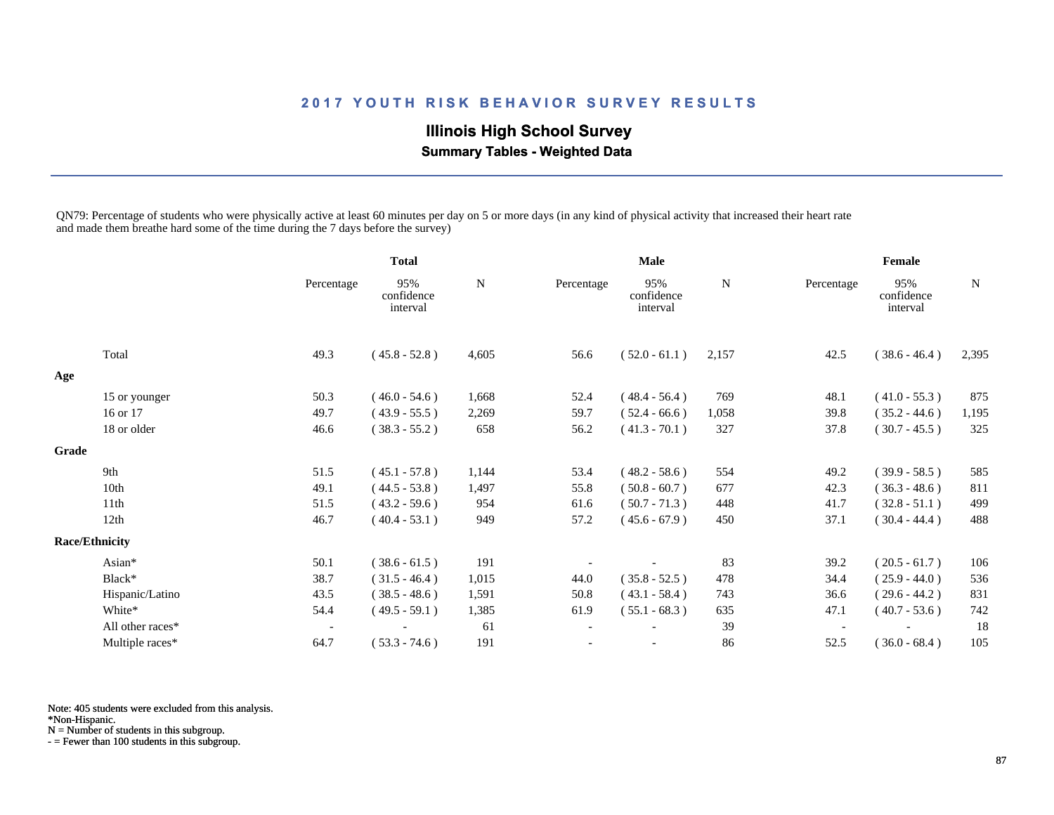## 2017 YOUTH RISK BEHAVIOR SURVEY RESULTS

### Illinois High School Survey

**Summary Tables - Weighted Data**

QN79: Percentage of students who were physically active at least 60 minutes per day on 5 or more days (in any kind of physical activity that increased their heart rate and made them breathe hard some of the time during the 7 days before the survey)

| | Total | | | Male | | | Female | | |
|---|---|---|---|---|---|---|---|---|---|
| | Percentage | 95% confidence interval | N | Percentage | 95% confidence interval | N | Percentage | 95% confidence interval | N |
| Total | 49.3 | ( 45.8 - 52.8 ) | 4,605 | 56.6 | ( 52.0 - 61.1 ) | 2,157 | 42.5 | ( 38.6 - 46.4 ) | 2,395 |
| **Age** | | | | | | | | | |
| 15 or younger | 50.3 | ( 46.0 - 54.6 ) | 1,668 | 52.4 | ( 48.4 - 56.4 ) | 769 | 48.1 | ( 41.0 - 55.3 ) | 875 |
| 16 or 17 | 49.7 | ( 43.9 - 55.5 ) | 2,269 | 59.7 | ( 52.4 - 66.6 ) | 1,058 | 39.8 | ( 35.2 - 44.6 ) | 1,195 |
| 18 or older | 46.6 | ( 38.3 - 55.2 ) | 658 | 56.2 | ( 41.3 - 70.1 ) | 327 | 37.8 | ( 30.7 - 45.5 ) | 325 |
| **Grade** | | | | | | | | | |
| 9th | 51.5 | ( 45.1 - 57.8 ) | 1,144 | 53.4 | ( 48.2 - 58.6 ) | 554 | 49.2 | ( 39.9 - 58.5 ) | 585 |
| 10th | 49.1 | ( 44.5 - 53.8 ) | 1,497 | 55.8 | ( 50.8 - 60.7 ) | 677 | 42.3 | ( 36.3 - 48.6 ) | 811 |
| 11th | 51.5 | ( 43.2 - 59.6 ) | 954 | 61.6 | ( 50.7 - 71.3 ) | 448 | 41.7 | ( 32.8 - 51.1 ) | 499 |
| 12th | 46.7 | ( 40.4 - 53.1 ) | 949 | 57.2 | ( 45.6 - 67.9 ) | 450 | 37.1 | ( 30.4 - 44.4 ) | 488 |
| **Race/Ethnicity** | | | | | | | | | |
| Asian* | 50.1 | ( 38.6 - 61.5 ) | 191 | - | - | 83 | 39.2 | ( 20.5 - 61.7 ) | 106 |
| Black* | 38.7 | ( 31.5 - 46.4 ) | 1,015 | 44.0 | ( 35.8 - 52.5 ) | 478 | 34.4 | ( 25.9 - 44.0 ) | 536 |
| Hispanic/Latino | 43.5 | ( 38.5 - 48.6 ) | 1,591 | 50.8 | ( 43.1 - 58.4 ) | 743 | 36.6 | ( 29.6 - 44.2 ) | 831 |
| White* | 54.4 | ( 49.5 - 59.1 ) | 1,385 | 61.9 | ( 55.1 - 68.3 ) | 635 | 47.1 | ( 40.7 - 53.6 ) | 742 |
| All other races* | - | - | 61 | - | - | 39 | - | - | 18 |
| Multiple races* | 64.7 | ( 53.3 - 74.6 ) | 191 | - | - | 86 | 52.5 | ( 36.0 - 68.4 ) | 105 |

Note: 405 students were excluded from this analysis.
*Non-Hispanic.
N = Number of students in this subgroup.
- = Fewer than 100 students in this subgroup.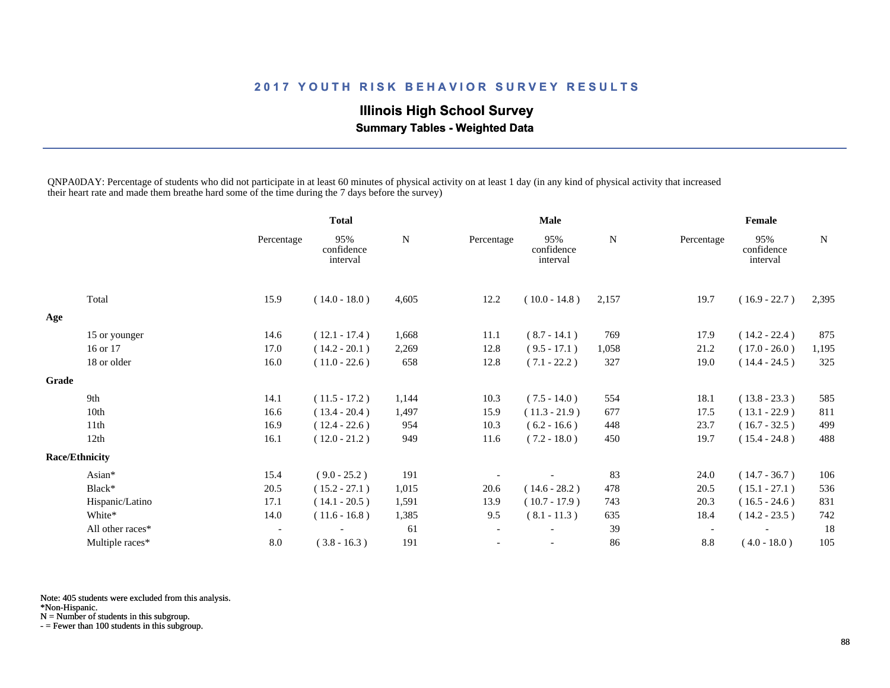## 2017 YOUTH RISK BEHAVIOR SURVEY RESULTS

### Illinois High School Survey

**Summary Tables - Weighted Data**

QNPA0DAY: Percentage of students who did not participate in at least 60 minutes of physical activity on at least 1 day (in any kind of physical activity that increased their heart rate and made them breathe hard some of the time during the 7 days before the survey)

| | Total | | | Male | | | Female | | |
|---|---|---|---|---|---|---|---|---|---|
| | Percentage | 95% confidence interval | N | Percentage | 95% confidence interval | N | Percentage | 95% confidence interval | N |
| Total | 15.9 | ( 14.0 - 18.0 ) | 4,605 | 12.2 | ( 10.0 - 14.8 ) | 2,157 | 19.7 | ( 16.9 - 22.7 ) | 2,395 |
| **Age** | | | | | | | | | |
| 15 or younger | 14.6 | ( 12.1 - 17.4 ) | 1,668 | 11.1 | ( 8.7 - 14.1 ) | 769 | 17.9 | ( 14.2 - 22.4 ) | 875 |
| 16 or 17 | 17.0 | ( 14.2 - 20.1 ) | 2,269 | 12.8 | ( 9.5 - 17.1 ) | 1,058 | 21.2 | ( 17.0 - 26.0 ) | 1,195 |
| 18 or older | 16.0 | ( 11.0 - 22.6 ) | 658 | 12.8 | ( 7.1 - 22.2 ) | 327 | 19.0 | ( 14.4 - 24.5 ) | 325 |
| **Grade** | | | | | | | | | |
| 9th | 14.1 | ( 11.5 - 17.2 ) | 1,144 | 10.3 | ( 7.5 - 14.0 ) | 554 | 18.1 | ( 13.8 - 23.3 ) | 585 |
| 10th | 16.6 | ( 13.4 - 20.4 ) | 1,497 | 15.9 | ( 11.3 - 21.9 ) | 677 | 17.5 | ( 13.1 - 22.9 ) | 811 |
| 11th | 16.9 | ( 12.4 - 22.6 ) | 954 | 10.3 | ( 6.2 - 16.6 ) | 448 | 23.7 | ( 16.7 - 32.5 ) | 499 |
| 12th | 16.1 | ( 12.0 - 21.2 ) | 949 | 11.6 | ( 7.2 - 18.0 ) | 450 | 19.7 | ( 15.4 - 24.8 ) | 488 |
| **Race/Ethnicity** | | | | | | | | | |
| Asian* | 15.4 | ( 9.0 - 25.2 ) | 191 | - | - | 83 | 24.0 | ( 14.7 - 36.7 ) | 106 |
| Black* | 20.5 | ( 15.2 - 27.1 ) | 1,015 | 20.6 | ( 14.6 - 28.2 ) | 478 | 20.5 | ( 15.1 - 27.1 ) | 536 |
| Hispanic/Latino | 17.1 | ( 14.1 - 20.5 ) | 1,591 | 13.9 | ( 10.7 - 17.9 ) | 743 | 20.3 | ( 16.5 - 24.6 ) | 831 |
| White* | 14.0 | ( 11.6 - 16.8 ) | 1,385 | 9.5 | ( 8.1 - 11.3 ) | 635 | 18.4 | ( 14.2 - 23.5 ) | 742 |
| All other races* | - | - | 61 | - | - | 39 | - | - | 18 |
| Multiple races* | 8.0 | ( 3.8 - 16.3 ) | 191 | - | - | 86 | 8.8 | ( 4.0 - 18.0 ) | 105 |

Note: 405 students were excluded from this analysis.
*Non-Hispanic.
N = Number of students in this subgroup.
- = Fewer than 100 students in this subgroup.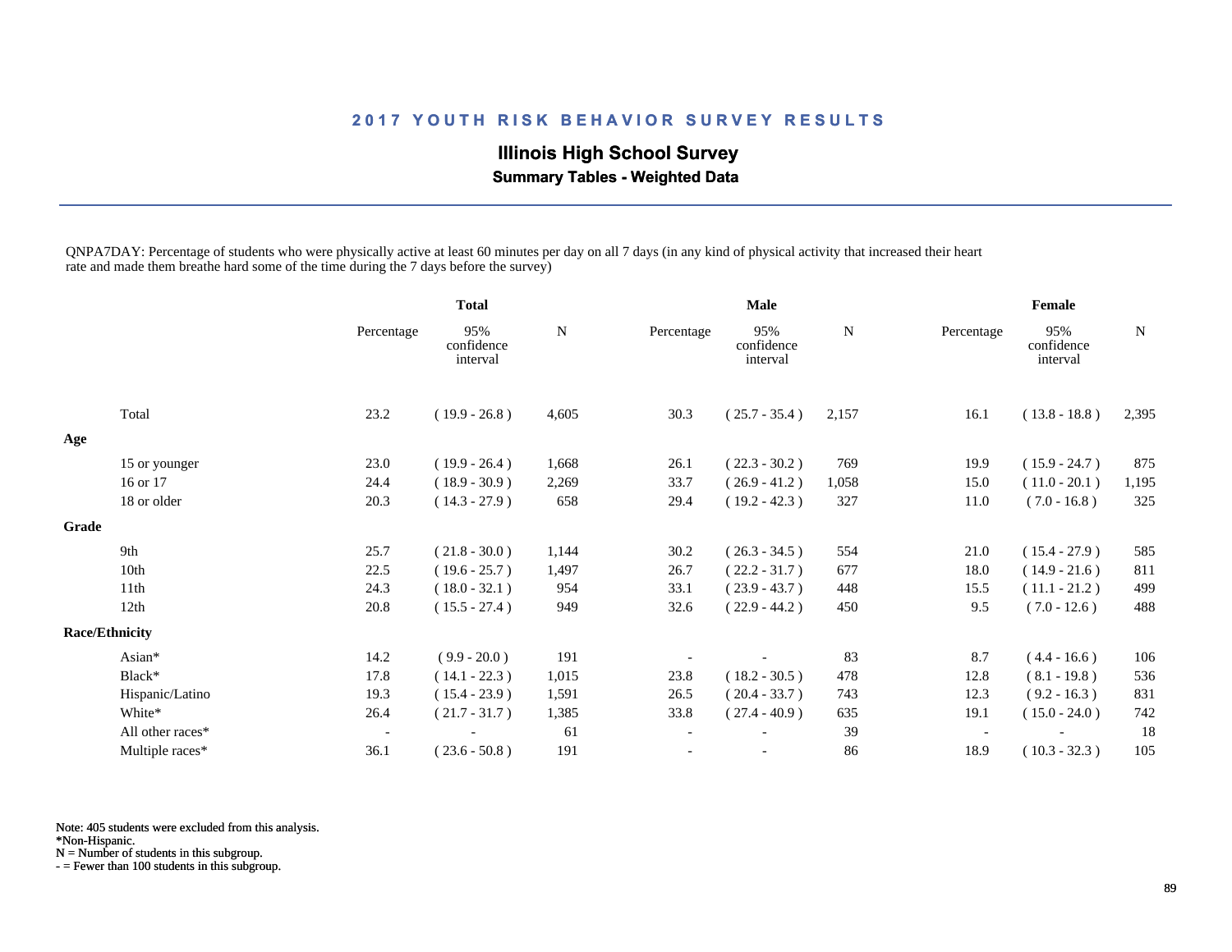## 2017 YOUTH RISK BEHAVIOR SURVEY RESULTS

### Illinois High School Survey

**Summary Tables - Weighted Data**

QNPA7DAY: Percentage of students who were physically active at least 60 minutes per day on all 7 days (in any kind of physical activity that increased their heart rate and made them breathe hard some of the time during the 7 days before the survey)

| | Total | | | Male | | | Female | | |
|---|---|---|---|---|---|---|---|---|---|
| | Percentage | 95% confidence interval | N | Percentage | 95% confidence interval | N | Percentage | 95% confidence interval | N |
| Total | 23.2 | ( 19.9 - 26.8 ) | 4,605 | 30.3 | ( 25.7 - 35.4 ) | 2,157 | 16.1 | ( 13.8 - 18.8 ) | 2,395 |
| **Age** | | | | | | | | | |
| 15 or younger | 23.0 | ( 19.9 - 26.4 ) | 1,668 | 26.1 | ( 22.3 - 30.2 ) | 769 | 19.9 | ( 15.9 - 24.7 ) | 875 |
| 16 or 17 | 24.4 | ( 18.9 - 30.9 ) | 2,269 | 33.7 | ( 26.9 - 41.2 ) | 1,058 | 15.0 | ( 11.0 - 20.1 ) | 1,195 |
| 18 or older | 20.3 | ( 14.3 - 27.9 ) | 658 | 29.4 | ( 19.2 - 42.3 ) | 327 | 11.0 | ( 7.0 - 16.8 ) | 325 |
| **Grade** | | | | | | | | | |
| 9th | 25.7 | ( 21.8 - 30.0 ) | 1,144 | 30.2 | ( 26.3 - 34.5 ) | 554 | 21.0 | ( 15.4 - 27.9 ) | 585 |
| 10th | 22.5 | ( 19.6 - 25.7 ) | 1,497 | 26.7 | ( 22.2 - 31.7 ) | 677 | 18.0 | ( 14.9 - 21.6 ) | 811 |
| 11th | 24.3 | ( 18.0 - 32.1 ) | 954 | 33.1 | ( 23.9 - 43.7 ) | 448 | 15.5 | ( 11.1 - 21.2 ) | 499 |
| 12th | 20.8 | ( 15.5 - 27.4 ) | 949 | 32.6 | ( 22.9 - 44.2 ) | 450 | 9.5 | ( 7.0 - 12.6 ) | 488 |
| **Race/Ethnicity** | | | | | | | | | |
| Asian* | 14.2 | ( 9.9 - 20.0 ) | 191 | - | - | 83 | 8.7 | ( 4.4 - 16.6 ) | 106 |
| Black* | 17.8 | ( 14.1 - 22.3 ) | 1,015 | 23.8 | ( 18.2 - 30.5 ) | 478 | 12.8 | ( 8.1 - 19.8 ) | 536 |
| Hispanic/Latino | 19.3 | ( 15.4 - 23.9 ) | 1,591 | 26.5 | ( 20.4 - 33.7 ) | 743 | 12.3 | ( 9.2 - 16.3 ) | 831 |
| White* | 26.4 | ( 21.7 - 31.7 ) | 1,385 | 33.8 | ( 27.4 - 40.9 ) | 635 | 19.1 | ( 15.0 - 24.0 ) | 742 |
| All other races* | - | - | 61 | - | - | 39 | - | - | 18 |
| Multiple races* | 36.1 | ( 23.6 - 50.8 ) | 191 | - | - | 86 | 18.9 | ( 10.3 - 32.3 ) | 105 |

Note: 405 students were excluded from this analysis.
*Non-Hispanic.
N = Number of students in this subgroup.
- = Fewer than 100 students in this subgroup.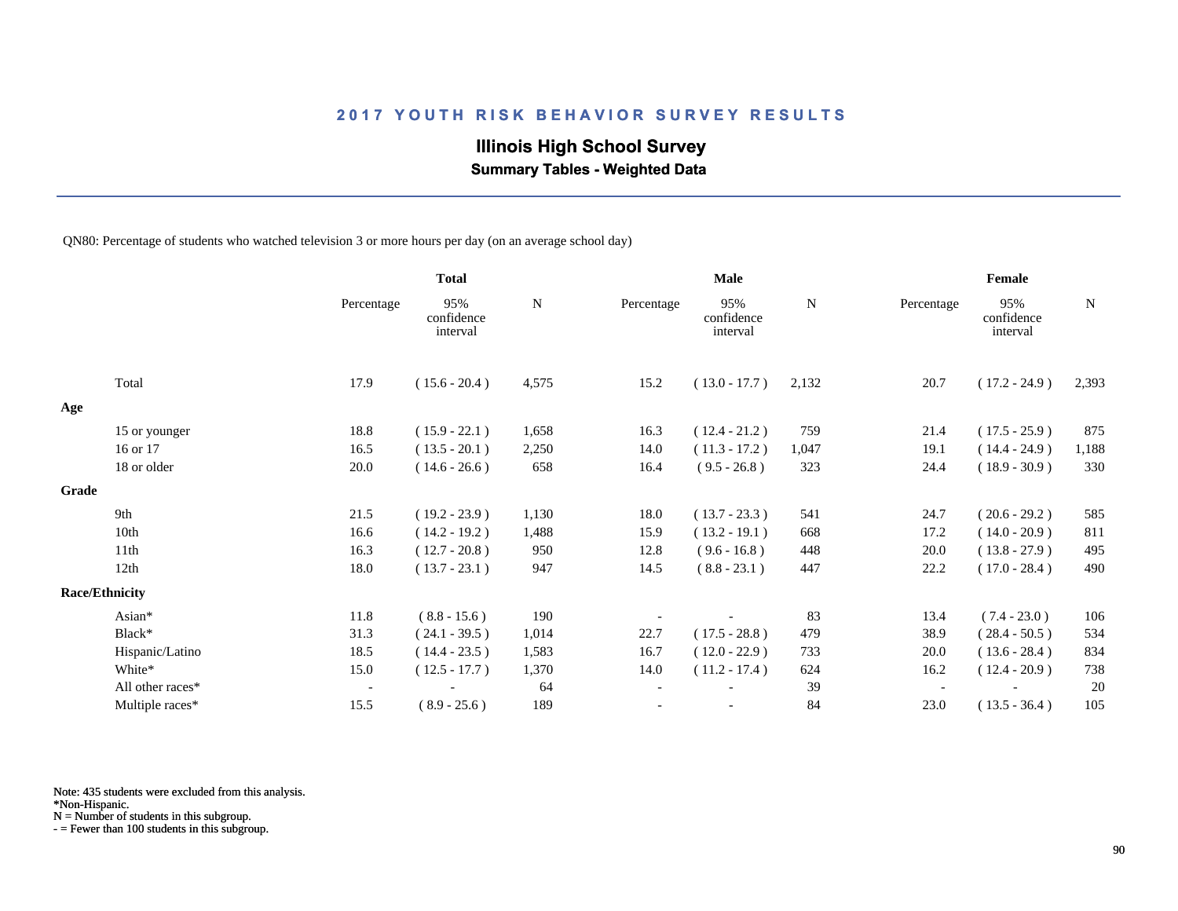# 2017 YOUTH RISK BEHAVIOR SURVEY RESULTS

## Illinois High School Survey

### Summary Tables - Weighted Data

QN80: Percentage of students who watched television 3 or more hours per day (on an average school day)

| | Total | | | Male | | | Female | | |
|---|---|---|---|---|---|---|---|---|---|
| | Percentage | 95% confidence interval | N | Percentage | 95% confidence interval | N | Percentage | 95% confidence interval | N |
| Total | 17.9 | ( 15.6 - 20.4 ) | 4,575 | 15.2 | ( 13.0 - 17.7 ) | 2,132 | 20.7 | ( 17.2 - 24.9 ) | 2,393 |
| **Age** | | | | | | | | | |
| 15 or younger | 18.8 | ( 15.9 - 22.1 ) | 1,658 | 16.3 | ( 12.4 - 21.2 ) | 759 | 21.4 | ( 17.5 - 25.9 ) | 875 |
| 16 or 17 | 16.5 | ( 13.5 - 20.1 ) | 2,250 | 14.0 | ( 11.3 - 17.2 ) | 1,047 | 19.1 | ( 14.4 - 24.9 ) | 1,188 |
| 18 or older | 20.0 | ( 14.6 - 26.6 ) | 658 | 16.4 | ( 9.5 - 26.8 ) | 323 | 24.4 | ( 18.9 - 30.9 ) | 330 |
| **Grade** | | | | | | | | | |
| 9th | 21.5 | ( 19.2 - 23.9 ) | 1,130 | 18.0 | ( 13.7 - 23.3 ) | 541 | 24.7 | ( 20.6 - 29.2 ) | 585 |
| 10th | 16.6 | ( 14.2 - 19.2 ) | 1,488 | 15.9 | ( 13.2 - 19.1 ) | 668 | 17.2 | ( 14.0 - 20.9 ) | 811 |
| 11th | 16.3 | ( 12.7 - 20.8 ) | 950 | 12.8 | ( 9.6 - 16.8 ) | 448 | 20.0 | ( 13.8 - 27.9 ) | 495 |
| 12th | 18.0 | ( 13.7 - 23.1 ) | 947 | 14.5 | ( 8.8 - 23.1 ) | 447 | 22.2 | ( 17.0 - 28.4 ) | 490 |
| **Race/Ethnicity** | | | | | | | | | |
| Asian* | 11.8 | ( 8.8 - 15.6 ) | 190 | - | - | 83 | 13.4 | ( 7.4 - 23.0 ) | 106 |
| Black* | 31.3 | ( 24.1 - 39.5 ) | 1,014 | 22.7 | ( 17.5 - 28.8 ) | 479 | 38.9 | ( 28.4 - 50.5 ) | 534 |
| Hispanic/Latino | 18.5 | ( 14.4 - 23.5 ) | 1,583 | 16.7 | ( 12.0 - 22.9 ) | 733 | 20.0 | ( 13.6 - 28.4 ) | 834 |
| White* | 15.0 | ( 12.5 - 17.7 ) | 1,370 | 14.0 | ( 11.2 - 17.4 ) | 624 | 16.2 | ( 12.4 - 20.9 ) | 738 |
| All other races* | - | - | 64 | - | - | 39 | - | - | 20 |
| Multiple races* | 15.5 | ( 8.9 - 25.6 ) | 189 | - | - | 84 | 23.0 | ( 13.5 - 36.4 ) | 105 |

Note: 435 students were excluded from this analysis.
*Non-Hispanic.
N = Number of students in this subgroup.
- = Fewer than 100 students in this subgroup.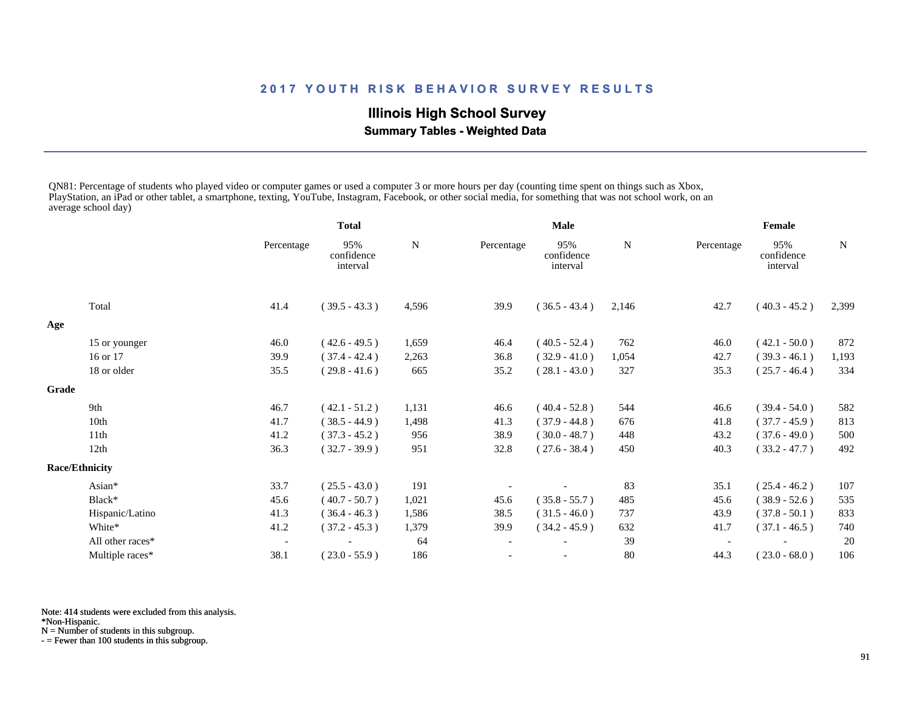## 2017 YOUTH RISK BEHAVIOR SURVEY RESULTS

### Illinois High School Survey

**Summary Tables - Weighted Data**

QN81: Percentage of students who played video or computer games or used a computer 3 or more hours per day (counting time spent on things such as Xbox, PlayStation, an iPad or other tablet, a smartphone, texting, YouTube, Instagram, Facebook, or other social media, for something that was not school work, on an average school day)

| | Total | | | Male | | | Female | | |
|---|---|---|---|---|---|---|---|---|---|
| | Percentage | 95% confidence interval | N | Percentage | 95% confidence interval | N | Percentage | 95% confidence interval | N |
| Total | 41.4 | ( 39.5 - 43.3 ) | 4,596 | 39.9 | ( 36.5 - 43.4 ) | 2,146 | 42.7 | ( 40.3 - 45.2 ) | 2,399 |
| **Age** | | | | | | | | | |
| 15 or younger | 46.0 | ( 42.6 - 49.5 ) | 1,659 | 46.4 | ( 40.5 - 52.4 ) | 762 | 46.0 | ( 42.1 - 50.0 ) | 872 |
| 16 or 17 | 39.9 | ( 37.4 - 42.4 ) | 2,263 | 36.8 | ( 32.9 - 41.0 ) | 1,054 | 42.7 | ( 39.3 - 46.1 ) | 1,193 |
| 18 or older | 35.5 | ( 29.8 - 41.6 ) | 665 | 35.2 | ( 28.1 - 43.0 ) | 327 | 35.3 | ( 25.7 - 46.4 ) | 334 |
| **Grade** | | | | | | | | | |
| 9th | 46.7 | ( 42.1 - 51.2 ) | 1,131 | 46.6 | ( 40.4 - 52.8 ) | 544 | 46.6 | ( 39.4 - 54.0 ) | 582 |
| 10th | 41.7 | ( 38.5 - 44.9 ) | 1,498 | 41.3 | ( 37.9 - 44.8 ) | 676 | 41.8 | ( 37.7 - 45.9 ) | 813 |
| 11th | 41.2 | ( 37.3 - 45.2 ) | 956 | 38.9 | ( 30.0 - 48.7 ) | 448 | 43.2 | ( 37.6 - 49.0 ) | 500 |
| 12th | 36.3 | ( 32.7 - 39.9 ) | 951 | 32.8 | ( 27.6 - 38.4 ) | 450 | 40.3 | ( 33.2 - 47.7 ) | 492 |
| **Race/Ethnicity** | | | | | | | | | |
| Asian* | 33.7 | ( 25.5 - 43.0 ) | 191 | - | - | 83 | 35.1 | ( 25.4 - 46.2 ) | 107 |
| Black* | 45.6 | ( 40.7 - 50.7 ) | 1,021 | 45.6 | ( 35.8 - 55.7 ) | 485 | 45.6 | ( 38.9 - 52.6 ) | 535 |
| Hispanic/Latino | 41.3 | ( 36.4 - 46.3 ) | 1,586 | 38.5 | ( 31.5 - 46.0 ) | 737 | 43.9 | ( 37.8 - 50.1 ) | 833 |
| White* | 41.2 | ( 37.2 - 45.3 ) | 1,379 | 39.9 | ( 34.2 - 45.9 ) | 632 | 41.7 | ( 37.1 - 46.5 ) | 740 |
| All other races* | - | - | 64 | - | - | 39 | - | - | 20 |
| Multiple races* | 38.1 | ( 23.0 - 55.9 ) | 186 | - | - | 80 | 44.3 | ( 23.0 - 68.0 ) | 106 |

Note: 414 students were excluded from this analysis.
*Non-Hispanic.
N = Number of students in this subgroup.
- = Fewer than 100 students in this subgroup.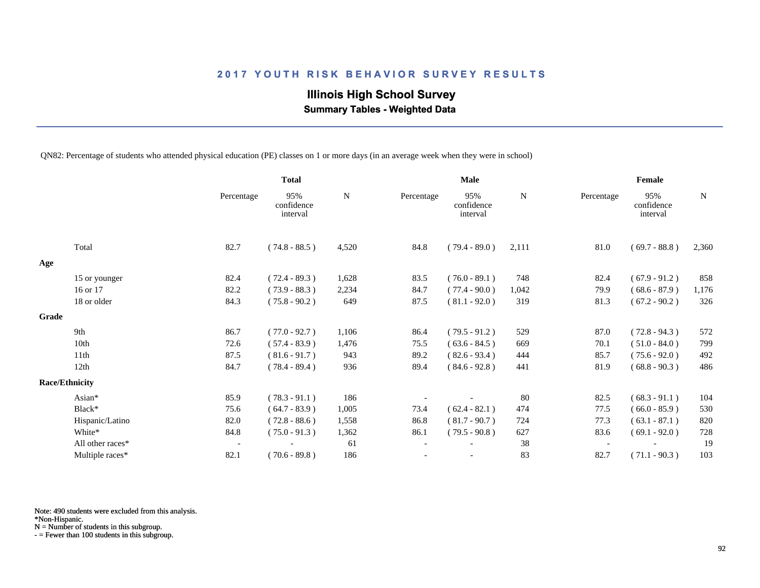# 2017 YOUTH RISK BEHAVIOR SURVEY RESULTS

## Illinois High School Survey

### Summary Tables - Weighted Data

QN82: Percentage of students who attended physical education (PE) classes on 1 or more days (in an average week when they were in school)

| | Total | | | Male | | | Female | | |
|---|---|---|---|---|---|---|---|---|---|
| | Percentage | 95% confidence interval | N | Percentage | 95% confidence interval | N | Percentage | 95% confidence interval | N |
| Total | 82.7 | ( 74.8 - 88.5 ) | 4,520 | 84.8 | ( 79.4 - 89.0 ) | 2,111 | 81.0 | ( 69.7 - 88.8 ) | 2,360 |
| **Age** | | | | | | | | | |
| 15 or younger | 82.4 | ( 72.4 - 89.3 ) | 1,628 | 83.5 | ( 76.0 - 89.1 ) | 748 | 82.4 | ( 67.9 - 91.2 ) | 858 |
| 16 or 17 | 82.2 | ( 73.9 - 88.3 ) | 2,234 | 84.7 | ( 77.4 - 90.0 ) | 1,042 | 79.9 | ( 68.6 - 87.9 ) | 1,176 |
| 18 or older | 84.3 | ( 75.8 - 90.2 ) | 649 | 87.5 | ( 81.1 - 92.0 ) | 319 | 81.3 | ( 67.2 - 90.2 ) | 326 |
| **Grade** | | | | | | | | | |
| 9th | 86.7 | ( 77.0 - 92.7 ) | 1,106 | 86.4 | ( 79.5 - 91.2 ) | 529 | 87.0 | ( 72.8 - 94.3 ) | 572 |
| 10th | 72.6 | ( 57.4 - 83.9 ) | 1,476 | 75.5 | ( 63.6 - 84.5 ) | 669 | 70.1 | ( 51.0 - 84.0 ) | 799 |
| 11th | 87.5 | ( 81.6 - 91.7 ) | 943 | 89.2 | ( 82.6 - 93.4 ) | 444 | 85.7 | ( 75.6 - 92.0 ) | 492 |
| 12th | 84.7 | ( 78.4 - 89.4 ) | 936 | 89.4 | ( 84.6 - 92.8 ) | 441 | 81.9 | ( 68.8 - 90.3 ) | 486 |
| **Race/Ethnicity** | | | | | | | | | |
| Asian* | 85.9 | ( 78.3 - 91.1 ) | 186 | - | - | 80 | 82.5 | ( 68.3 - 91.1 ) | 104 |
| Black* | 75.6 | ( 64.7 - 83.9 ) | 1,005 | 73.4 | ( 62.4 - 82.1 ) | 474 | 77.5 | ( 66.0 - 85.9 ) | 530 |
| Hispanic/Latino | 82.0 | ( 72.8 - 88.6 ) | 1,558 | 86.8 | ( 81.7 - 90.7 ) | 724 | 77.3 | ( 63.1 - 87.1 ) | 820 |
| White* | 84.8 | ( 75.0 - 91.3 ) | 1,362 | 86.1 | ( 79.5 - 90.8 ) | 627 | 83.6 | ( 69.1 - 92.0 ) | 728 |
| All other races* | - | - | 61 | - | - | 38 | - | - | 19 |
| Multiple races* | 82.1 | ( 70.6 - 89.8 ) | 186 | - | - | 83 | 82.7 | ( 71.1 - 90.3 ) | 103 |

Note: 490 students were excluded from this analysis.
*Non-Hispanic.
N = Number of students in this subgroup.
- = Fewer than 100 students in this subgroup.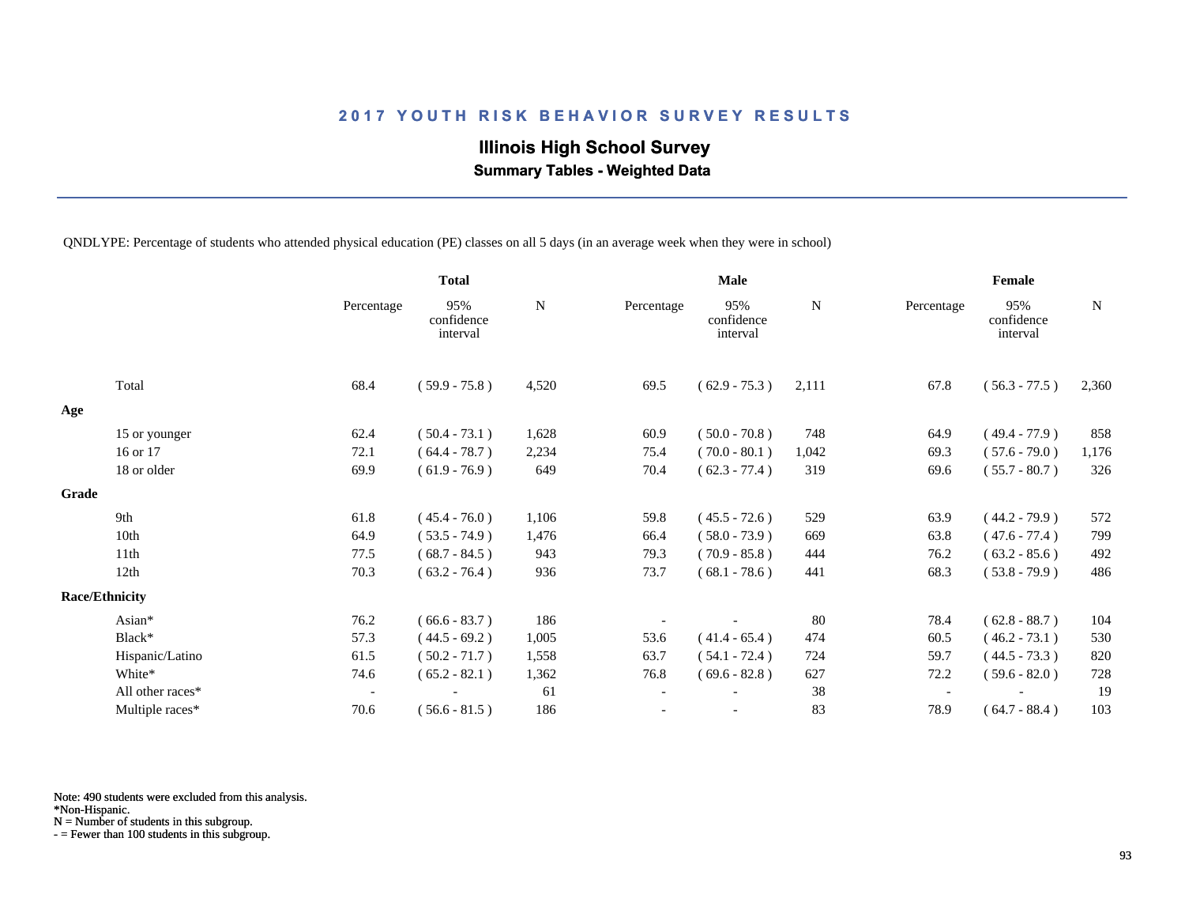## 2017 YOUTH RISK BEHAVIOR SURVEY RESULTS

**Illinois High School Survey**

**Summary Tables - Weighted Data**

QNDLYPE: Percentage of students who attended physical education (PE) classes on all 5 days (in an average week when they were in school)

| | Total | | | Male | | | Female | | |
|---|---|---|---|---|---|---|---|---|---|
| | Percentage | 95% confidence interval | N | Percentage | 95% confidence interval | N | Percentage | 95% confidence interval | N |
| Total | 68.4 | ( 59.9 - 75.8 ) | 4,520 | 69.5 | ( 62.9 - 75.3 ) | 2,111 | 67.8 | ( 56.3 - 77.5 ) | 2,360 |
| **Age** | | | | | | | | | |
| 15 or younger | 62.4 | ( 50.4 - 73.1 ) | 1,628 | 60.9 | ( 50.0 - 70.8 ) | 748 | 64.9 | ( 49.4 - 77.9 ) | 858 |
| 16 or 17 | 72.1 | ( 64.4 - 78.7 ) | 2,234 | 75.4 | ( 70.0 - 80.1 ) | 1,042 | 69.3 | ( 57.6 - 79.0 ) | 1,176 |
| 18 or older | 69.9 | ( 61.9 - 76.9 ) | 649 | 70.4 | ( 62.3 - 77.4 ) | 319 | 69.6 | ( 55.7 - 80.7 ) | 326 |
| **Grade** | | | | | | | | | |
| 9th | 61.8 | ( 45.4 - 76.0 ) | 1,106 | 59.8 | ( 45.5 - 72.6 ) | 529 | 63.9 | ( 44.2 - 79.9 ) | 572 |
| 10th | 64.9 | ( 53.5 - 74.9 ) | 1,476 | 66.4 | ( 58.0 - 73.9 ) | 669 | 63.8 | ( 47.6 - 77.4 ) | 799 |
| 11th | 77.5 | ( 68.7 - 84.5 ) | 943 | 79.3 | ( 70.9 - 85.8 ) | 444 | 76.2 | ( 63.2 - 85.6 ) | 492 |
| 12th | 70.3 | ( 63.2 - 76.4 ) | 936 | 73.7 | ( 68.1 - 78.6 ) | 441 | 68.3 | ( 53.8 - 79.9 ) | 486 |
| **Race/Ethnicity** | | | | | | | | | |
| Asian* | 76.2 | ( 66.6 - 83.7 ) | 186 | - | - | 80 | 78.4 | ( 62.8 - 88.7 ) | 104 |
| Black* | 57.3 | ( 44.5 - 69.2 ) | 1,005 | 53.6 | ( 41.4 - 65.4 ) | 474 | 60.5 | ( 46.2 - 73.1 ) | 530 |
| Hispanic/Latino | 61.5 | ( 50.2 - 71.7 ) | 1,558 | 63.7 | ( 54.1 - 72.4 ) | 724 | 59.7 | ( 44.5 - 73.3 ) | 820 |
| White* | 74.6 | ( 65.2 - 82.1 ) | 1,362 | 76.8 | ( 69.6 - 82.8 ) | 627 | 72.2 | ( 59.6 - 82.0 ) | 728 |
| All other races* | - | - | 61 | - | - | 38 | - | - | 19 |
| Multiple races* | 70.6 | ( 56.6 - 81.5 ) | 186 | - | - | 83 | 78.9 | ( 64.7 - 88.4 ) | 103 |

Note: 490 students were excluded from this analysis.
*Non-Hispanic.
N = Number of students in this subgroup.
- = Fewer than 100 students in this subgroup.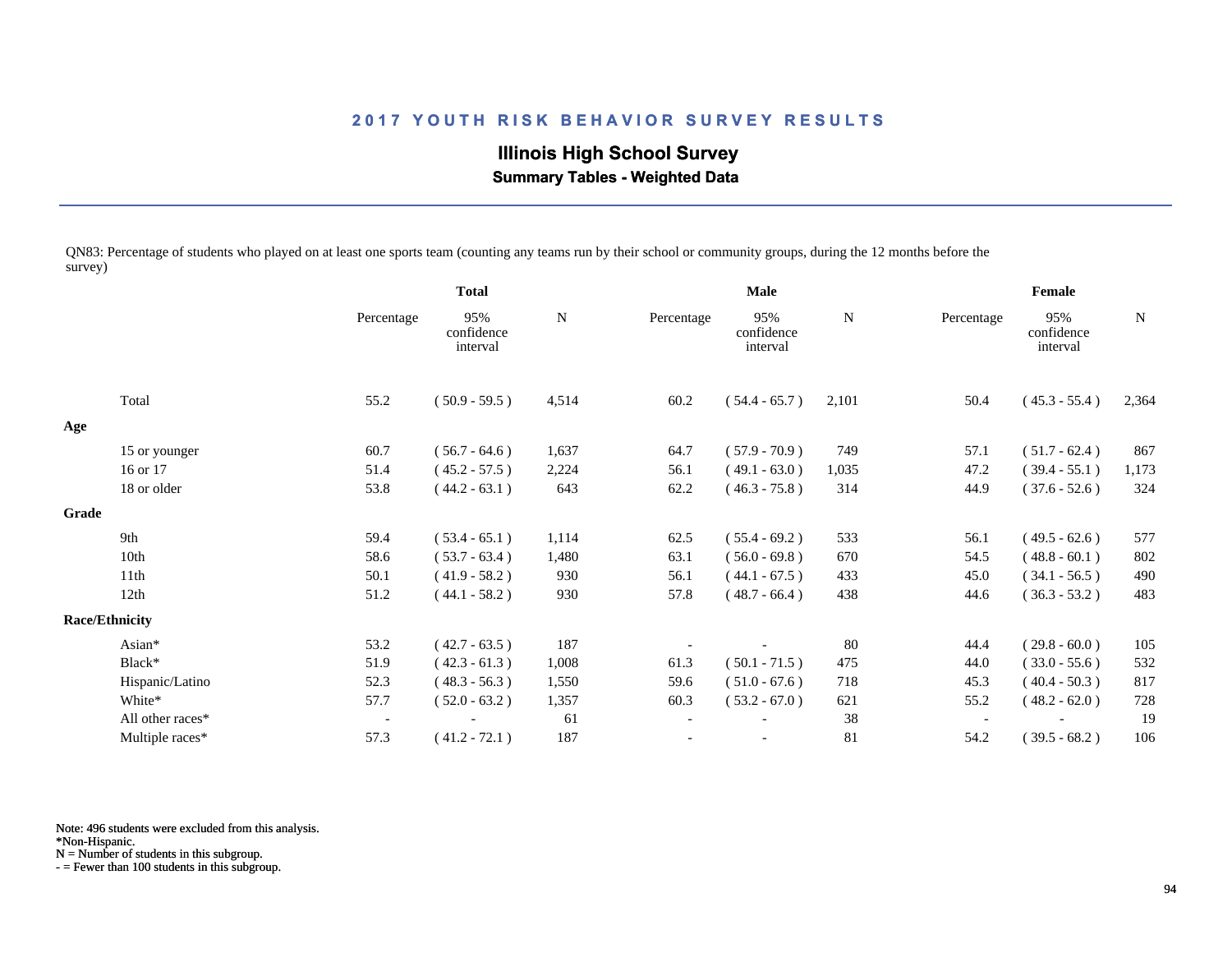## 2017 YOUTH RISK BEHAVIOR SURVEY RESULTS

### Illinois High School Survey

**Summary Tables - Weighted Data**

QN83: Percentage of students who played on at least one sports team (counting any teams run by their school or community groups, during the 12 months before the survey)

| | Total | | | Male | | | Female | | |
|---|---|---|---|---|---|---|---|---|---|
| | Percentage | 95% confidence interval | N | Percentage | 95% confidence interval | N | Percentage | 95% confidence interval | N |
| Total | 55.2 | ( 50.9 - 59.5 ) | 4,514 | 60.2 | ( 54.4 - 65.7 ) | 2,101 | 50.4 | ( 45.3 - 55.4 ) | 2,364 |
| **Age** | | | | | | | | | |
| 15 or younger | 60.7 | ( 56.7 - 64.6 ) | 1,637 | 64.7 | ( 57.9 - 70.9 ) | 749 | 57.1 | ( 51.7 - 62.4 ) | 867 |
| 16 or 17 | 51.4 | ( 45.2 - 57.5 ) | 2,224 | 56.1 | ( 49.1 - 63.0 ) | 1,035 | 47.2 | ( 39.4 - 55.1 ) | 1,173 |
| 18 or older | 53.8 | ( 44.2 - 63.1 ) | 643 | 62.2 | ( 46.3 - 75.8 ) | 314 | 44.9 | ( 37.6 - 52.6 ) | 324 |
| **Grade** | | | | | | | | | |
| 9th | 59.4 | ( 53.4 - 65.1 ) | 1,114 | 62.5 | ( 55.4 - 69.2 ) | 533 | 56.1 | ( 49.5 - 62.6 ) | 577 |
| 10th | 58.6 | ( 53.7 - 63.4 ) | 1,480 | 63.1 | ( 56.0 - 69.8 ) | 670 | 54.5 | ( 48.8 - 60.1 ) | 802 |
| 11th | 50.1 | ( 41.9 - 58.2 ) | 930 | 56.1 | ( 44.1 - 67.5 ) | 433 | 45.0 | ( 34.1 - 56.5 ) | 490 |
| 12th | 51.2 | ( 44.1 - 58.2 ) | 930 | 57.8 | ( 48.7 - 66.4 ) | 438 | 44.6 | ( 36.3 - 53.2 ) | 483 |
| **Race/Ethnicity** | | | | | | | | | |
| Asian* | 53.2 | ( 42.7 - 63.5 ) | 187 | - | - | 80 | 44.4 | ( 29.8 - 60.0 ) | 105 |
| Black* | 51.9 | ( 42.3 - 61.3 ) | 1,008 | 61.3 | ( 50.1 - 71.5 ) | 475 | 44.0 | ( 33.0 - 55.6 ) | 532 |
| Hispanic/Latino | 52.3 | ( 48.3 - 56.3 ) | 1,550 | 59.6 | ( 51.0 - 67.6 ) | 718 | 45.3 | ( 40.4 - 50.3 ) | 817 |
| White* | 57.7 | ( 52.0 - 63.2 ) | 1,357 | 60.3 | ( 53.2 - 67.0 ) | 621 | 55.2 | ( 48.2 - 62.0 ) | 728 |
| All other races* | - | - | 61 | - | - | 38 | - | - | 19 |
| Multiple races* | 57.3 | ( 41.2 - 72.1 ) | 187 | - | - | 81 | 54.2 | ( 39.5 - 68.2 ) | 106 |

Note: 496 students were excluded from this analysis.
*Non-Hispanic.
N = Number of students in this subgroup.
- = Fewer than 100 students in this subgroup.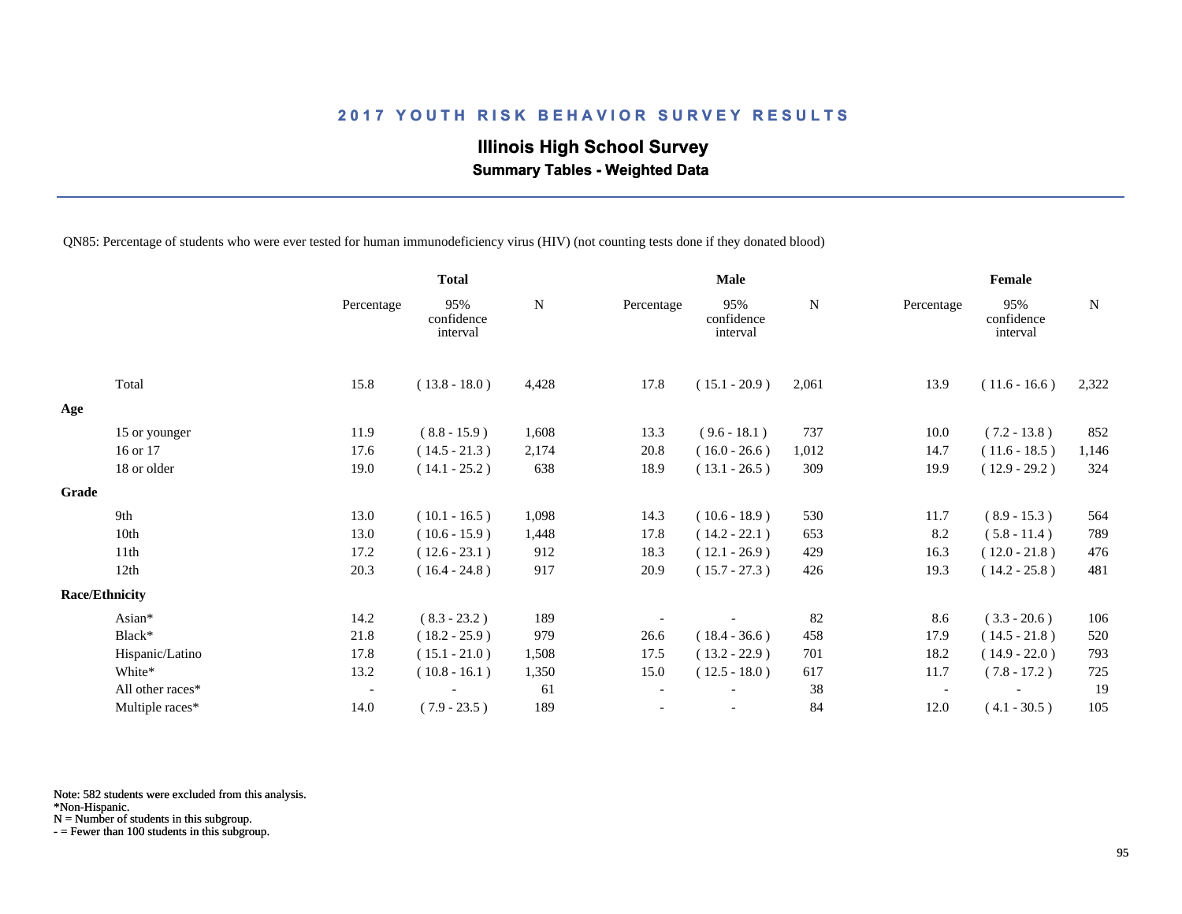# 2017 YOUTH RISK BEHAVIOR SURVEY RESULTS

## Illinois High School Survey

### Summary Tables - Weighted Data

QN85: Percentage of students who were ever tested for human immunodeficiency virus (HIV) (not counting tests done if they donated blood)

| | Total | | | Male | | | Female | | |
|---|---|---|---|---|---|---|---|---|---|
| | Percentage | 95% confidence interval | N | Percentage | 95% confidence interval | N | Percentage | 95% confidence interval | N |
| Total | 15.8 | ( 13.8 - 18.0 ) | 4,428 | 17.8 | ( 15.1 - 20.9 ) | 2,061 | 13.9 | ( 11.6 - 16.6 ) | 2,322 |
| **Age** | | | | | | | | | |
| 15 or younger | 11.9 | ( 8.8 - 15.9 ) | 1,608 | 13.3 | ( 9.6 - 18.1 ) | 737 | 10.0 | ( 7.2 - 13.8 ) | 852 |
| 16 or 17 | 17.6 | ( 14.5 - 21.3 ) | 2,174 | 20.8 | ( 16.0 - 26.6 ) | 1,012 | 14.7 | ( 11.6 - 18.5 ) | 1,146 |
| 18 or older | 19.0 | ( 14.1 - 25.2 ) | 638 | 18.9 | ( 13.1 - 26.5 ) | 309 | 19.9 | ( 12.9 - 29.2 ) | 324 |
| **Grade** | | | | | | | | | |
| 9th | 13.0 | ( 10.1 - 16.5 ) | 1,098 | 14.3 | ( 10.6 - 18.9 ) | 530 | 11.7 | ( 8.9 - 15.3 ) | 564 |
| 10th | 13.0 | ( 10.6 - 15.9 ) | 1,448 | 17.8 | ( 14.2 - 22.1 ) | 653 | 8.2 | ( 5.8 - 11.4 ) | 789 |
| 11th | 17.2 | ( 12.6 - 23.1 ) | 912 | 18.3 | ( 12.1 - 26.9 ) | 429 | 16.3 | ( 12.0 - 21.8 ) | 476 |
| 12th | 20.3 | ( 16.4 - 24.8 ) | 917 | 20.9 | ( 15.7 - 27.3 ) | 426 | 19.3 | ( 14.2 - 25.8 ) | 481 |
| **Race/Ethnicity** | | | | | | | | | |
| Asian* | 14.2 | ( 8.3 - 23.2 ) | 189 | - | - | 82 | 8.6 | ( 3.3 - 20.6 ) | 106 |
| Black* | 21.8 | ( 18.2 - 25.9 ) | 979 | 26.6 | ( 18.4 - 36.6 ) | 458 | 17.9 | ( 14.5 - 21.8 ) | 520 |
| Hispanic/Latino | 17.8 | ( 15.1 - 21.0 ) | 1,508 | 17.5 | ( 13.2 - 22.9 ) | 701 | 18.2 | ( 14.9 - 22.0 ) | 793 |
| White* | 13.2 | ( 10.8 - 16.1 ) | 1,350 | 15.0 | ( 12.5 - 18.0 ) | 617 | 11.7 | ( 7.8 - 17.2 ) | 725 |
| All other races* | - | - | 61 | - | - | 38 | - | - | 19 |
| Multiple races* | 14.0 | ( 7.9 - 23.5 ) | 189 | - | - | 84 | 12.0 | ( 4.1 - 30.5 ) | 105 |

Note: 582 students were excluded from this analysis.
*Non-Hispanic.
N = Number of students in this subgroup.
- = Fewer than 100 students in this subgroup.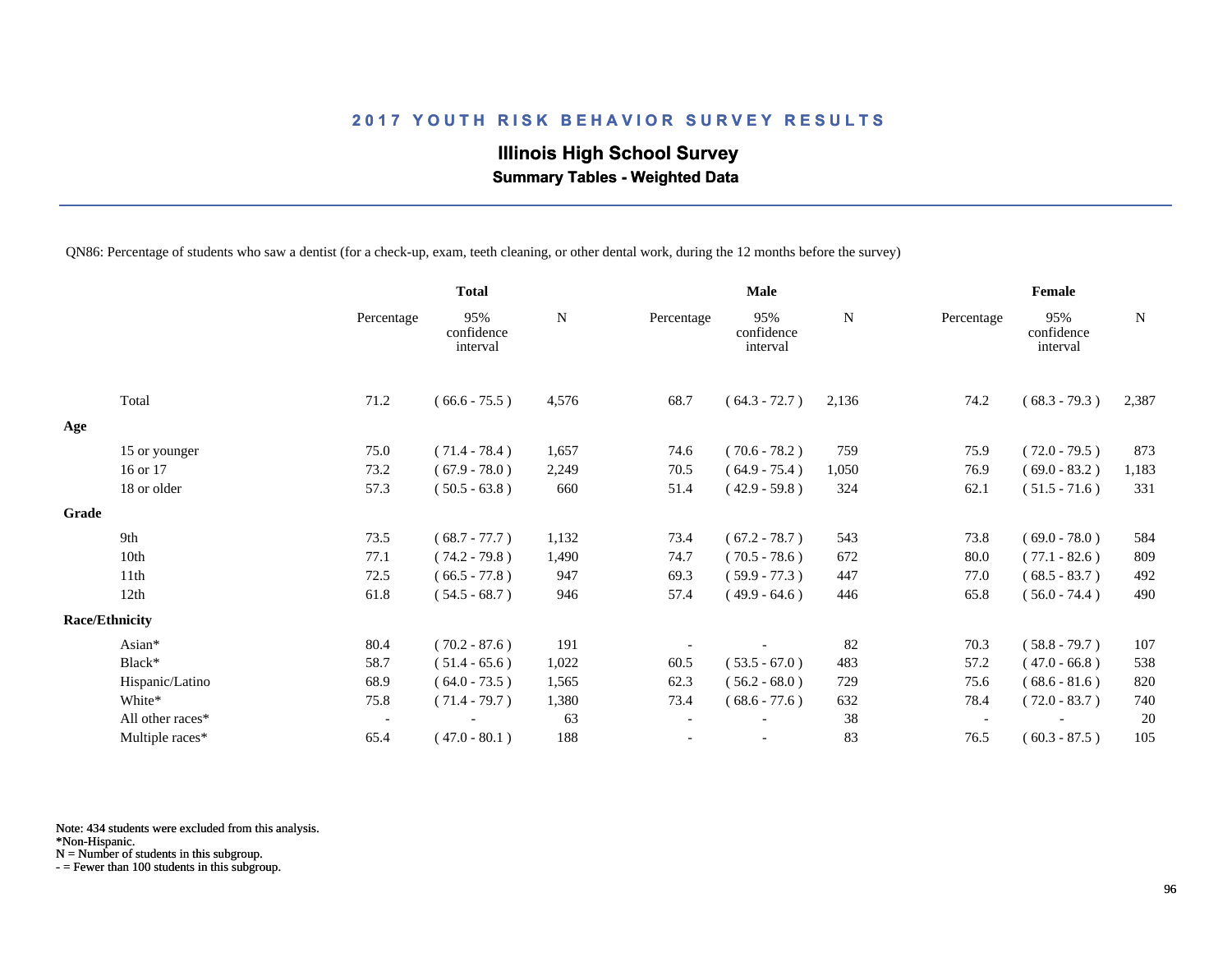# 2017 YOUTH RISK BEHAVIOR SURVEY RESULTS

## Illinois High School Survey

### Summary Tables - Weighted Data

QN86: Percentage of students who saw a dentist (for a check-up, exam, teeth cleaning, or other dental work, during the 12 months before the survey)

| | Total | | | Male | | | Female | | |
|---|---|---|---|---|---|---|---|---|---|
| | Percentage | 95% confidence interval | N | Percentage | 95% confidence interval | N | Percentage | 95% confidence interval | N |
| Total | 71.2 | ( 66.6 - 75.5 ) | 4,576 | 68.7 | ( 64.3 - 72.7 ) | 2,136 | 74.2 | ( 68.3 - 79.3 ) | 2,387 |
| **Age** | | | | | | | | | |
| 15 or younger | 75.0 | ( 71.4 - 78.4 ) | 1,657 | 74.6 | ( 70.6 - 78.2 ) | 759 | 75.9 | ( 72.0 - 79.5 ) | 873 |
| 16 or 17 | 73.2 | ( 67.9 - 78.0 ) | 2,249 | 70.5 | ( 64.9 - 75.4 ) | 1,050 | 76.9 | ( 69.0 - 83.2 ) | 1,183 |
| 18 or older | 57.3 | ( 50.5 - 63.8 ) | 660 | 51.4 | ( 42.9 - 59.8 ) | 324 | 62.1 | ( 51.5 - 71.6 ) | 331 |
| **Grade** | | | | | | | | | |
| 9th | 73.5 | ( 68.7 - 77.7 ) | 1,132 | 73.4 | ( 67.2 - 78.7 ) | 543 | 73.8 | ( 69.0 - 78.0 ) | 584 |
| 10th | 77.1 | ( 74.2 - 79.8 ) | 1,490 | 74.7 | ( 70.5 - 78.6 ) | 672 | 80.0 | ( 77.1 - 82.6 ) | 809 |
| 11th | 72.5 | ( 66.5 - 77.8 ) | 947 | 69.3 | ( 59.9 - 77.3 ) | 447 | 77.0 | ( 68.5 - 83.7 ) | 492 |
| 12th | 61.8 | ( 54.5 - 68.7 ) | 946 | 57.4 | ( 49.9 - 64.6 ) | 446 | 65.8 | ( 56.0 - 74.4 ) | 490 |
| **Race/Ethnicity** | | | | | | | | | |
| Asian* | 80.4 | ( 70.2 - 87.6 ) | 191 | - | - | 82 | 70.3 | ( 58.8 - 79.7 ) | 107 |
| Black* | 58.7 | ( 51.4 - 65.6 ) | 1,022 | 60.5 | ( 53.5 - 67.0 ) | 483 | 57.2 | ( 47.0 - 66.8 ) | 538 |
| Hispanic/Latino | 68.9 | ( 64.0 - 73.5 ) | 1,565 | 62.3 | ( 56.2 - 68.0 ) | 729 | 75.6 | ( 68.6 - 81.6 ) | 820 |
| White* | 75.8 | ( 71.4 - 79.7 ) | 1,380 | 73.4 | ( 68.6 - 77.6 ) | 632 | 78.4 | ( 72.0 - 83.7 ) | 740 |
| All other races* | - | - | 63 | - | - | 38 | - | - | 20 |
| Multiple races* | 65.4 | ( 47.0 - 80.1 ) | 188 | - | - | 83 | 76.5 | ( 60.3 - 87.5 ) | 105 |

Note: 434 students were excluded from this analysis.
*Non-Hispanic.
N = Number of students in this subgroup.
- = Fewer than 100 students in this subgroup.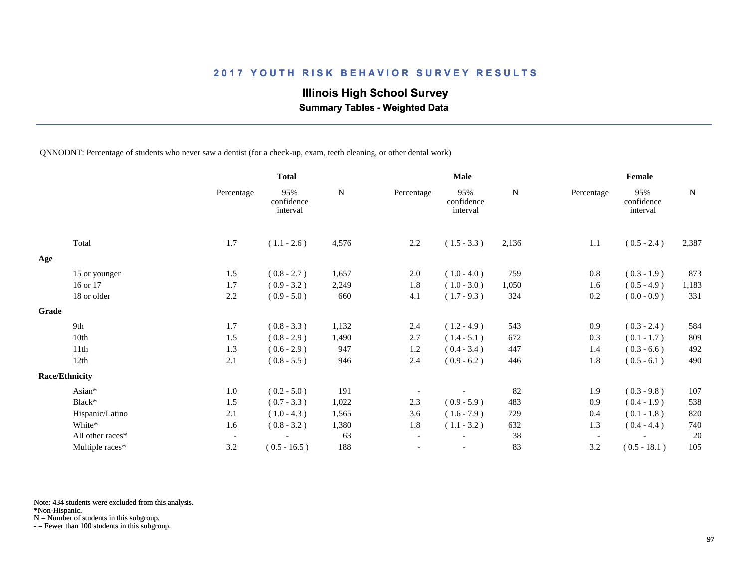# 2017 YOUTH RISK BEHAVIOR SURVEY RESULTS

## Illinois High School Survey

### Summary Tables - Weighted Data

QNNODNT: Percentage of students who never saw a dentist (for a check-up, exam, teeth cleaning, or other dental work)

| | Total | | | Male | | | Female | | |
|---|---|---|---|---|---|---|---|---|---|
| | Percentage | 95% confidence interval | N | Percentage | 95% confidence interval | N | Percentage | 95% confidence interval | N |
| Total | 1.7 | ( 1.1 - 2.6 ) | 4,576 | 2.2 | ( 1.5 - 3.3 ) | 2,136 | 1.1 | ( 0.5 - 2.4 ) | 2,387 |
| **Age** | | | | | | | | | |
| 15 or younger | 1.5 | ( 0.8 - 2.7 ) | 1,657 | 2.0 | ( 1.0 - 4.0 ) | 759 | 0.8 | ( 0.3 - 1.9 ) | 873 |
| 16 or 17 | 1.7 | ( 0.9 - 3.2 ) | 2,249 | 1.8 | ( 1.0 - 3.0 ) | 1,050 | 1.6 | ( 0.5 - 4.9 ) | 1,183 |
| 18 or older | 2.2 | ( 0.9 - 5.0 ) | 660 | 4.1 | ( 1.7 - 9.3 ) | 324 | 0.2 | ( 0.0 - 0.9 ) | 331 |
| **Grade** | | | | | | | | | |
| 9th | 1.7 | ( 0.8 - 3.3 ) | 1,132 | 2.4 | ( 1.2 - 4.9 ) | 543 | 0.9 | ( 0.3 - 2.4 ) | 584 |
| 10th | 1.5 | ( 0.8 - 2.9 ) | 1,490 | 2.7 | ( 1.4 - 5.1 ) | 672 | 0.3 | ( 0.1 - 1.7 ) | 809 |
| 11th | 1.3 | ( 0.6 - 2.9 ) | 947 | 1.2 | ( 0.4 - 3.4 ) | 447 | 1.4 | ( 0.3 - 6.6 ) | 492 |
| 12th | 2.1 | ( 0.8 - 5.5 ) | 946 | 2.4 | ( 0.9 - 6.2 ) | 446 | 1.8 | ( 0.5 - 6.1 ) | 490 |
| **Race/Ethnicity** | | | | | | | | | |
| Asian* | 1.0 | ( 0.2 - 5.0 ) | 191 | - | - | 82 | 1.9 | ( 0.3 - 9.8 ) | 107 |
| Black* | 1.5 | ( 0.7 - 3.3 ) | 1,022 | 2.3 | ( 0.9 - 5.9 ) | 483 | 0.9 | ( 0.4 - 1.9 ) | 538 |
| Hispanic/Latino | 2.1 | ( 1.0 - 4.3 ) | 1,565 | 3.6 | ( 1.6 - 7.9 ) | 729 | 0.4 | ( 0.1 - 1.8 ) | 820 |
| White* | 1.6 | ( 0.8 - 3.2 ) | 1,380 | 1.8 | ( 1.1 - 3.2 ) | 632 | 1.3 | ( 0.4 - 4.4 ) | 740 |
| All other races* | - | - | 63 | - | - | 38 | - | - | 20 |
| Multiple races* | 3.2 | ( 0.5 - 16.5 ) | 188 | - | - | 83 | 3.2 | ( 0.5 - 18.1 ) | 105 |

Note: 434 students were excluded from this analysis.
*Non-Hispanic.
N = Number of students in this subgroup.
- = Fewer than 100 students in this subgroup.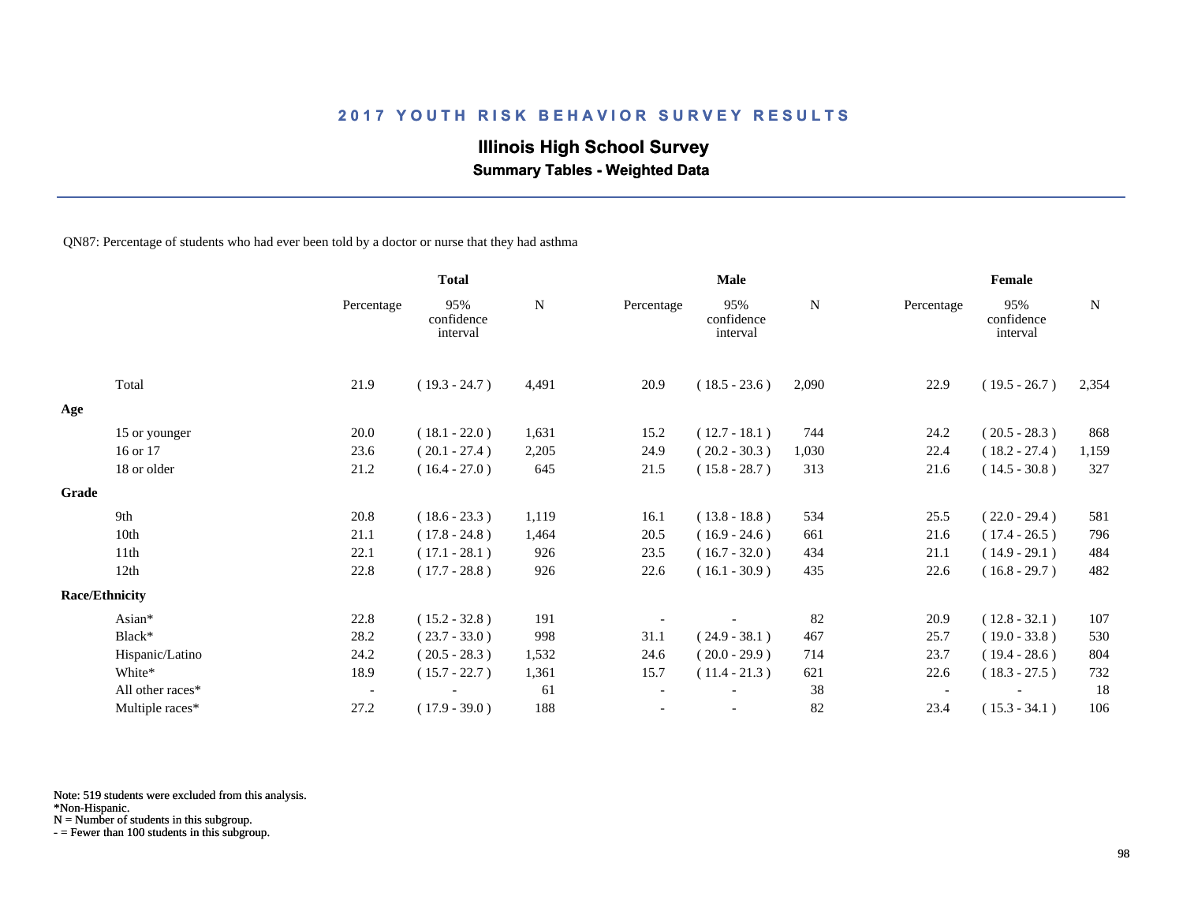## 2017 YOUTH RISK BEHAVIOR SURVEY RESULTS

### Illinois High School Survey

**Summary Tables - Weighted Data**

QN87: Percentage of students who had ever been told by a doctor or nurse that they had asthma

| | Total | | | Male | | | Female | | |
|---|---|---|---|---|---|---|---|---|---|
| | Percentage | 95% confidence interval | N | Percentage | 95% confidence interval | N | Percentage | 95% confidence interval | N |
| Total | 21.9 | ( 19.3 - 24.7 ) | 4,491 | 20.9 | ( 18.5 - 23.6 ) | 2,090 | 22.9 | ( 19.5 - 26.7 ) | 2,354 |
| **Age** | | | | | | | | | |
| 15 or younger | 20.0 | ( 18.1 - 22.0 ) | 1,631 | 15.2 | ( 12.7 - 18.1 ) | 744 | 24.2 | ( 20.5 - 28.3 ) | 868 |
| 16 or 17 | 23.6 | ( 20.1 - 27.4 ) | 2,205 | 24.9 | ( 20.2 - 30.3 ) | 1,030 | 22.4 | ( 18.2 - 27.4 ) | 1,159 |
| 18 or older | 21.2 | ( 16.4 - 27.0 ) | 645 | 21.5 | ( 15.8 - 28.7 ) | 313 | 21.6 | ( 14.5 - 30.8 ) | 327 |
| **Grade** | | | | | | | | | |
| 9th | 20.8 | ( 18.6 - 23.3 ) | 1,119 | 16.1 | ( 13.8 - 18.8 ) | 534 | 25.5 | ( 22.0 - 29.4 ) | 581 |
| 10th | 21.1 | ( 17.8 - 24.8 ) | 1,464 | 20.5 | ( 16.9 - 24.6 ) | 661 | 21.6 | ( 17.4 - 26.5 ) | 796 |
| 11th | 22.1 | ( 17.1 - 28.1 ) | 926 | 23.5 | ( 16.7 - 32.0 ) | 434 | 21.1 | ( 14.9 - 29.1 ) | 484 |
| 12th | 22.8 | ( 17.7 - 28.8 ) | 926 | 22.6 | ( 16.1 - 30.9 ) | 435 | 22.6 | ( 16.8 - 29.7 ) | 482 |
| **Race/Ethnicity** | | | | | | | | | |
| Asian* | 22.8 | ( 15.2 - 32.8 ) | 191 | - | - | 82 | 20.9 | ( 12.8 - 32.1 ) | 107 |
| Black* | 28.2 | ( 23.7 - 33.0 ) | 998 | 31.1 | ( 24.9 - 38.1 ) | 467 | 25.7 | ( 19.0 - 33.8 ) | 530 |
| Hispanic/Latino | 24.2 | ( 20.5 - 28.3 ) | 1,532 | 24.6 | ( 20.0 - 29.9 ) | 714 | 23.7 | ( 19.4 - 28.6 ) | 804 |
| White* | 18.9 | ( 15.7 - 22.7 ) | 1,361 | 15.7 | ( 11.4 - 21.3 ) | 621 | 22.6 | ( 18.3 - 27.5 ) | 732 |
| All other races* | - | - | 61 | - | - | 38 | - | - | 18 |
| Multiple races* | 27.2 | ( 17.9 - 39.0 ) | 188 | - | - | 82 | 23.4 | ( 15.3 - 34.1 ) | 106 |

Note: 519 students were excluded from this analysis.
*Non-Hispanic.
N = Number of students in this subgroup.
- = Fewer than 100 students in this subgroup.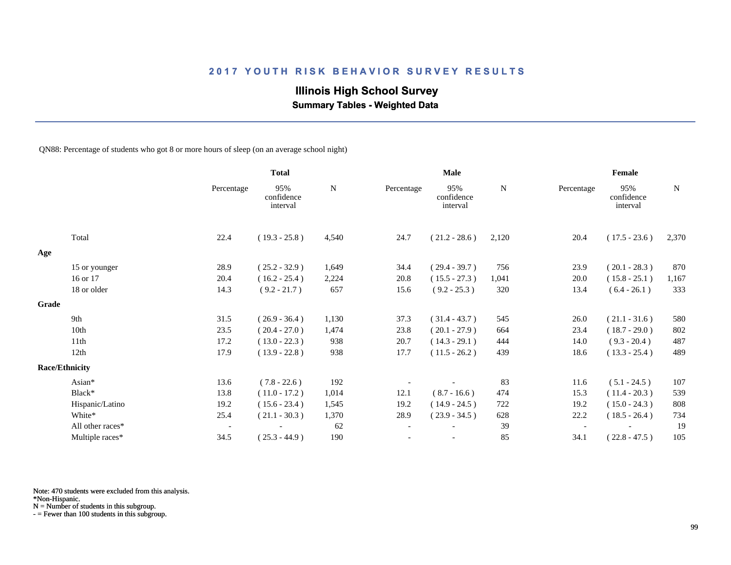## 2017 YOUTH RISK BEHAVIOR SURVEY RESULTS

### Illinois High School Survey

**Summary Tables - Weighted Data**

QN88: Percentage of students who got 8 or more hours of sleep (on an average school night)

| | Total | | | Male | | | Female | | |
|---|---|---|---|---|---|---|---|---|---|
| | Percentage | 95% confidence interval | N | Percentage | 95% confidence interval | N | Percentage | 95% confidence interval | N |
| Total | 22.4 | ( 19.3 - 25.8 ) | 4,540 | 24.7 | ( 21.2 - 28.6 ) | 2,120 | 20.4 | ( 17.5 - 23.6 ) | 2,370 |
| **Age** | | | | | | | | | |
| 15 or younger | 28.9 | ( 25.2 - 32.9 ) | 1,649 | 34.4 | ( 29.4 - 39.7 ) | 756 | 23.9 | ( 20.1 - 28.3 ) | 870 |
| 16 or 17 | 20.4 | ( 16.2 - 25.4 ) | 2,224 | 20.8 | ( 15.5 - 27.3 ) | 1,041 | 20.0 | ( 15.8 - 25.1 ) | 1,167 |
| 18 or older | 14.3 | ( 9.2 - 21.7 ) | 657 | 15.6 | ( 9.2 - 25.3 ) | 320 | 13.4 | ( 6.4 - 26.1 ) | 333 |
| **Grade** | | | | | | | | | |
| 9th | 31.5 | ( 26.9 - 36.4 ) | 1,130 | 37.3 | ( 31.4 - 43.7 ) | 545 | 26.0 | ( 21.1 - 31.6 ) | 580 |
| 10th | 23.5 | ( 20.4 - 27.0 ) | 1,474 | 23.8 | ( 20.1 - 27.9 ) | 664 | 23.4 | ( 18.7 - 29.0 ) | 802 |
| 11th | 17.2 | ( 13.0 - 22.3 ) | 938 | 20.7 | ( 14.3 - 29.1 ) | 444 | 14.0 | ( 9.3 - 20.4 ) | 487 |
| 12th | 17.9 | ( 13.9 - 22.8 ) | 938 | 17.7 | ( 11.5 - 26.2 ) | 439 | 18.6 | ( 13.3 - 25.4 ) | 489 |
| **Race/Ethnicity** | | | | | | | | | |
| Asian* | 13.6 | ( 7.8 - 22.6 ) | 192 | - | - | 83 | 11.6 | ( 5.1 - 24.5 ) | 107 |
| Black* | 13.8 | ( 11.0 - 17.2 ) | 1,014 | 12.1 | ( 8.7 - 16.6 ) | 474 | 15.3 | ( 11.4 - 20.3 ) | 539 |
| Hispanic/Latino | 19.2 | ( 15.6 - 23.4 ) | 1,545 | 19.2 | ( 14.9 - 24.5 ) | 722 | 19.2 | ( 15.0 - 24.3 ) | 808 |
| White* | 25.4 | ( 21.1 - 30.3 ) | 1,370 | 28.9 | ( 23.9 - 34.5 ) | 628 | 22.2 | ( 18.5 - 26.4 ) | 734 |
| All other races* | - | - | 62 | - | - | 39 | - | - | 19 |
| Multiple races* | 34.5 | ( 25.3 - 44.9 ) | 190 | - | - | 85 | 34.1 | ( 22.8 - 47.5 ) | 105 |

Note: 470 students were excluded from this analysis.
*Non-Hispanic.
N = Number of students in this subgroup.
- = Fewer than 100 students in this subgroup.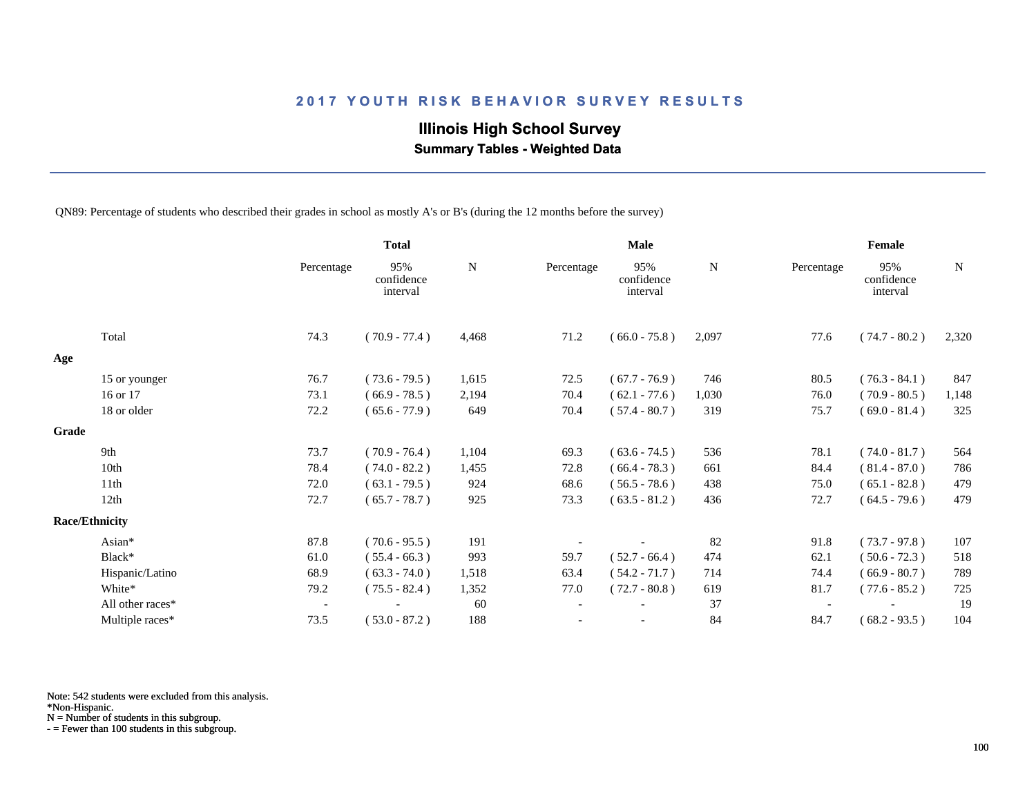## 2017 YOUTH RISK BEHAVIOR SURVEY RESULTS

### Illinois High School Survey

**Summary Tables - Weighted Data**

QN89: Percentage of students who described their grades in school as mostly A's or B's (during the 12 months before the survey)

| | Total | | | Male | | | Female | | |
|---|---|---|---|---|---|---|---|---|---|
| | Percentage | 95% confidence interval | N | Percentage | 95% confidence interval | N | Percentage | 95% confidence interval | N |
| Total | 74.3 | ( 70.9 - 77.4 ) | 4,468 | 71.2 | ( 66.0 - 75.8 ) | 2,097 | 77.6 | ( 74.7 - 80.2 ) | 2,320 |
| **Age** | | | | | | | | | |
| 15 or younger | 76.7 | ( 73.6 - 79.5 ) | 1,615 | 72.5 | ( 67.7 - 76.9 ) | 746 | 80.5 | ( 76.3 - 84.1 ) | 847 |
| 16 or 17 | 73.1 | ( 66.9 - 78.5 ) | 2,194 | 70.4 | ( 62.1 - 77.6 ) | 1,030 | 76.0 | ( 70.9 - 80.5 ) | 1,148 |
| 18 or older | 72.2 | ( 65.6 - 77.9 ) | 649 | 70.4 | ( 57.4 - 80.7 ) | 319 | 75.7 | ( 69.0 - 81.4 ) | 325 |
| **Grade** | | | | | | | | | |
| 9th | 73.7 | ( 70.9 - 76.4 ) | 1,104 | 69.3 | ( 63.6 - 74.5 ) | 536 | 78.1 | ( 74.0 - 81.7 ) | 564 |
| 10th | 78.4 | ( 74.0 - 82.2 ) | 1,455 | 72.8 | ( 66.4 - 78.3 ) | 661 | 84.4 | ( 81.4 - 87.0 ) | 786 |
| 11th | 72.0 | ( 63.1 - 79.5 ) | 924 | 68.6 | ( 56.5 - 78.6 ) | 438 | 75.0 | ( 65.1 - 82.8 ) | 479 |
| 12th | 72.7 | ( 65.7 - 78.7 ) | 925 | 73.3 | ( 63.5 - 81.2 ) | 436 | 72.7 | ( 64.5 - 79.6 ) | 479 |
| **Race/Ethnicity** | | | | | | | | | |
| Asian* | 87.8 | ( 70.6 - 95.5 ) | 191 | - | - | 82 | 91.8 | ( 73.7 - 97.8 ) | 107 |
| Black* | 61.0 | ( 55.4 - 66.3 ) | 993 | 59.7 | ( 52.7 - 66.4 ) | 474 | 62.1 | ( 50.6 - 72.3 ) | 518 |
| Hispanic/Latino | 68.9 | ( 63.3 - 74.0 ) | 1,518 | 63.4 | ( 54.2 - 71.7 ) | 714 | 74.4 | ( 66.9 - 80.7 ) | 789 |
| White* | 79.2 | ( 75.5 - 82.4 ) | 1,352 | 77.0 | ( 72.7 - 80.8 ) | 619 | 81.7 | ( 77.6 - 85.2 ) | 725 |
| All other races* | - | - | 60 | - | - | 37 | - | - | 19 |
| Multiple races* | 73.5 | ( 53.0 - 87.2 ) | 188 | - | - | 84 | 84.7 | ( 68.2 - 93.5 ) | 104 |

Note: 542 students were excluded from this analysis.
*Non-Hispanic.
N = Number of students in this subgroup.
- = Fewer than 100 students in this subgroup.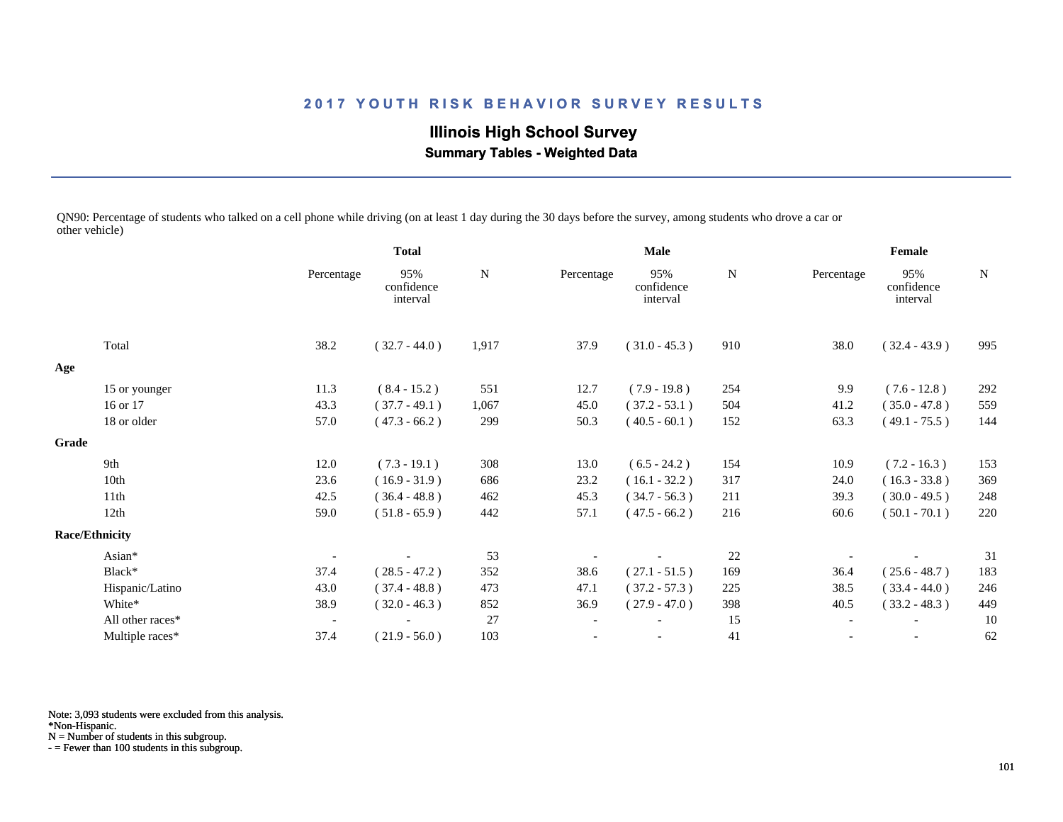## 2017 YOUTH RISK BEHAVIOR SURVEY RESULTS

### Illinois High School Survey

**Summary Tables - Weighted Data**

QN90: Percentage of students who talked on a cell phone while driving (on at least 1 day during the 30 days before the survey, among students who drove a car or other vehicle)

| | Total | | | Male | | | Female | | |
|---|---|---|---|---|---|---|---|---|---|
| | Percentage | 95% confidence interval | N | Percentage | 95% confidence interval | N | Percentage | 95% confidence interval | N |
| Total | 38.2 | ( 32.7 - 44.0 ) | 1,917 | 37.9 | ( 31.0 - 45.3 ) | 910 | 38.0 | ( 32.4 - 43.9 ) | 995 |
| **Age** | | | | | | | | | |
| 15 or younger | 11.3 | ( 8.4 - 15.2 ) | 551 | 12.7 | ( 7.9 - 19.8 ) | 254 | 9.9 | ( 7.6 - 12.8 ) | 292 |
| 16 or 17 | 43.3 | ( 37.7 - 49.1 ) | 1,067 | 45.0 | ( 37.2 - 53.1 ) | 504 | 41.2 | ( 35.0 - 47.8 ) | 559 |
| 18 or older | 57.0 | ( 47.3 - 66.2 ) | 299 | 50.3 | ( 40.5 - 60.1 ) | 152 | 63.3 | ( 49.1 - 75.5 ) | 144 |
| **Grade** | | | | | | | | | |
| 9th | 12.0 | ( 7.3 - 19.1 ) | 308 | 13.0 | ( 6.5 - 24.2 ) | 154 | 10.9 | ( 7.2 - 16.3 ) | 153 |
| 10th | 23.6 | ( 16.9 - 31.9 ) | 686 | 23.2 | ( 16.1 - 32.2 ) | 317 | 24.0 | ( 16.3 - 33.8 ) | 369 |
| 11th | 42.5 | ( 36.4 - 48.8 ) | 462 | 45.3 | ( 34.7 - 56.3 ) | 211 | 39.3 | ( 30.0 - 49.5 ) | 248 |
| 12th | 59.0 | ( 51.8 - 65.9 ) | 442 | 57.1 | ( 47.5 - 66.2 ) | 216 | 60.6 | ( 50.1 - 70.1 ) | 220 |
| **Race/Ethnicity** | | | | | | | | | |
| Asian* | - | - | 53 | - | - | 22 | - | - | 31 |
| Black* | 37.4 | ( 28.5 - 47.2 ) | 352 | 38.6 | ( 27.1 - 51.5 ) | 169 | 36.4 | ( 25.6 - 48.7 ) | 183 |
| Hispanic/Latino | 43.0 | ( 37.4 - 48.8 ) | 473 | 47.1 | ( 37.2 - 57.3 ) | 225 | 38.5 | ( 33.4 - 44.0 ) | 246 |
| White* | 38.9 | ( 32.0 - 46.3 ) | 852 | 36.9 | ( 27.9 - 47.0 ) | 398 | 40.5 | ( 33.2 - 48.3 ) | 449 |
| All other races* | - | - | 27 | - | - | 15 | - | - | 10 |
| Multiple races* | 37.4 | ( 21.9 - 56.0 ) | 103 | - | - | 41 | - | - | 62 |

Note: 3,093 students were excluded from this analysis.
*Non-Hispanic.
N = Number of students in this subgroup.
- = Fewer than 100 students in this subgroup.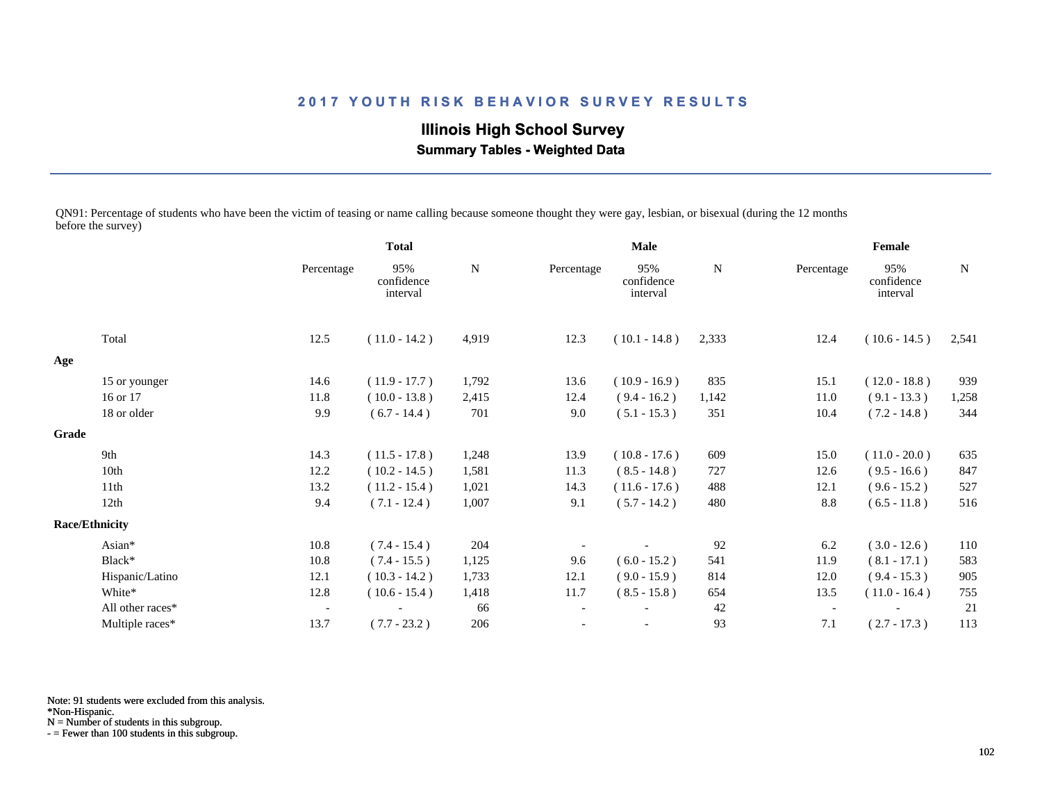# 2017 YOUTH RISK BEHAVIOR SURVEY RESULTS

## Illinois High School Survey

### Summary Tables - Weighted Data

QN91: Percentage of students who have been the victim of teasing or name calling because someone thought they were gay, lesbian, or bisexual (during the 12 months before the survey)

| | Total | | | Male | | | Female | | |
|---|---|---|---|---|---|---|---|---|---|
| | Percentage | 95% confidence interval | N | Percentage | 95% confidence interval | N | Percentage | 95% confidence interval | N |
| Total | 12.5 | ( 11.0 - 14.2 ) | 4,919 | 12.3 | ( 10.1 - 14.8 ) | 2,333 | 12.4 | ( 10.6 - 14.5 ) | 2,541 |
| **Age** | | | | | | | | | |
| 15 or younger | 14.6 | ( 11.9 - 17.7 ) | 1,792 | 13.6 | ( 10.9 - 16.9 ) | 835 | 15.1 | ( 12.0 - 18.8 ) | 939 |
| 16 or 17 | 11.8 | ( 10.0 - 13.8 ) | 2,415 | 12.4 | ( 9.4 - 16.2 ) | 1,142 | 11.0 | ( 9.1 - 13.3 ) | 1,258 |
| 18 or older | 9.9 | ( 6.7 - 14.4 ) | 701 | 9.0 | ( 5.1 - 15.3 ) | 351 | 10.4 | ( 7.2 - 14.8 ) | 344 |
| **Grade** | | | | | | | | | |
| 9th | 14.3 | ( 11.5 - 17.8 ) | 1,248 | 13.9 | ( 10.8 - 17.6 ) | 609 | 15.0 | ( 11.0 - 20.0 ) | 635 |
| 10th | 12.2 | ( 10.2 - 14.5 ) | 1,581 | 11.3 | ( 8.5 - 14.8 ) | 727 | 12.6 | ( 9.5 - 16.6 ) | 847 |
| 11th | 13.2 | ( 11.2 - 15.4 ) | 1,021 | 14.3 | ( 11.6 - 17.6 ) | 488 | 12.1 | ( 9.6 - 15.2 ) | 527 |
| 12th | 9.4 | ( 7.1 - 12.4 ) | 1,007 | 9.1 | ( 5.7 - 14.2 ) | 480 | 8.8 | ( 6.5 - 11.8 ) | 516 |
| **Race/Ethnicity** | | | | | | | | | |
| Asian* | 10.8 | ( 7.4 - 15.4 ) | 204 | - | - | 92 | 6.2 | ( 3.0 - 12.6 ) | 110 |
| Black* | 10.8 | ( 7.4 - 15.5 ) | 1,125 | 9.6 | ( 6.0 - 15.2 ) | 541 | 11.9 | ( 8.1 - 17.1 ) | 583 |
| Hispanic/Latino | 12.1 | ( 10.3 - 14.2 ) | 1,733 | 12.1 | ( 9.0 - 15.9 ) | 814 | 12.0 | ( 9.4 - 15.3 ) | 905 |
| White* | 12.8 | ( 10.6 - 15.4 ) | 1,418 | 11.7 | ( 8.5 - 15.8 ) | 654 | 13.5 | ( 11.0 - 16.4 ) | 755 |
| All other races* | - | - | 66 | - | - | 42 | - | - | 21 |
| Multiple races* | 13.7 | ( 7.7 - 23.2 ) | 206 | - | - | 93 | 7.1 | ( 2.7 - 17.3 ) | 113 |

Note: 91 students were excluded from this analysis.
*Non-Hispanic.
N = Number of students in this subgroup.
- = Fewer than 100 students in this subgroup.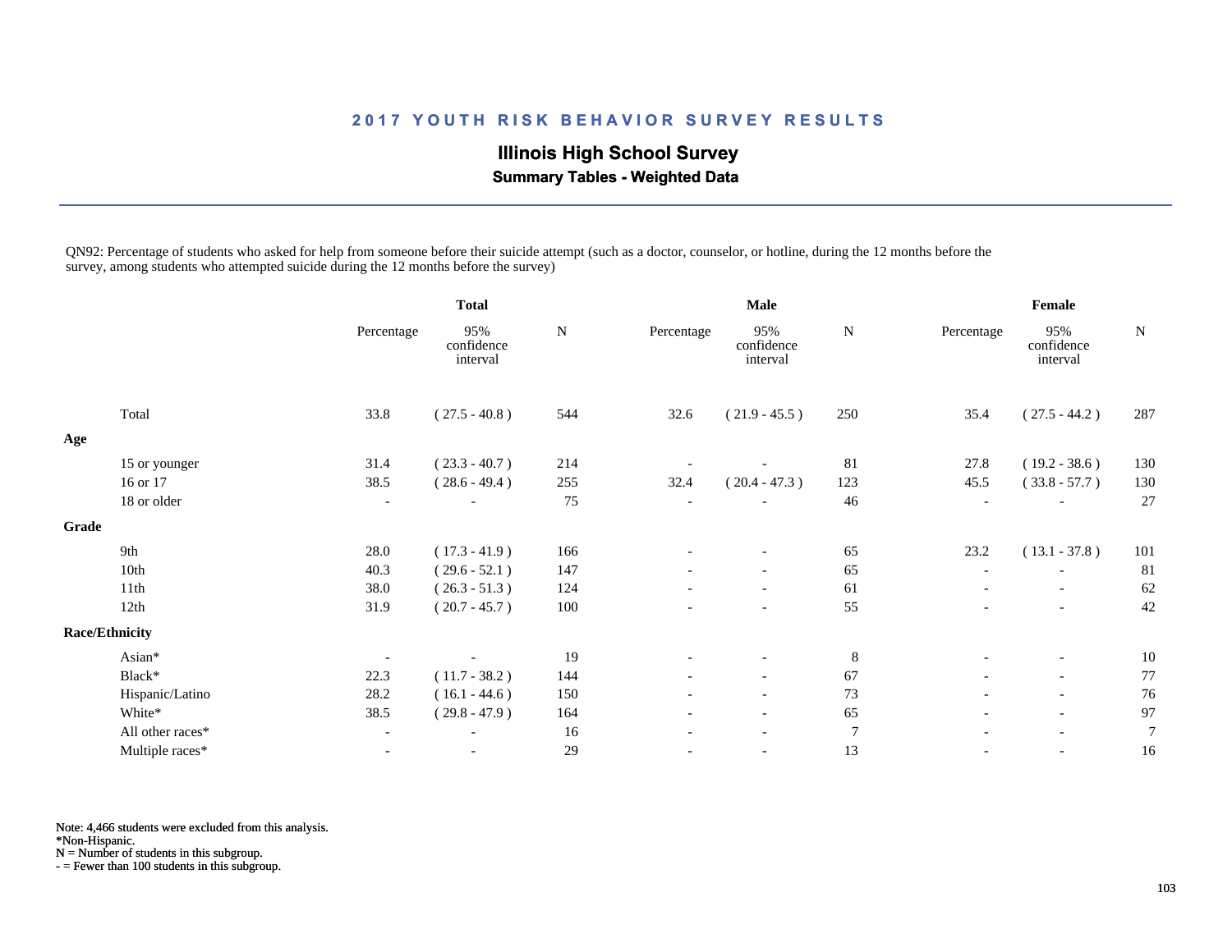## 2017 YOUTH RISK BEHAVIOR SURVEY RESULTS

### Illinois High School Survey

**Summary Tables - Weighted Data**

QN92: Percentage of students who asked for help from someone before their suicide attempt (such as a doctor, counselor, or hotline, during the 12 months before the survey, among students who attempted suicide during the 12 months before the survey)

| | Total | | | Male | | | Female | | |
|---|---|---|---|---|---|---|---|---|---|
| | Percentage | 95% confidence interval | N | Percentage | 95% confidence interval | N | Percentage | 95% confidence interval | N |
| Total | 33.8 | ( 27.5 - 40.8 ) | 544 | 32.6 | ( 21.9 - 45.5 ) | 250 | 35.4 | ( 27.5 - 44.2 ) | 287 |
| **Age** | | | | | | | | | |
| 15 or younger | 31.4 | ( 23.3 - 40.7 ) | 214 | - | - | 81 | 27.8 | ( 19.2 - 38.6 ) | 130 |
| 16 or 17 | 38.5 | ( 28.6 - 49.4 ) | 255 | 32.4 | ( 20.4 - 47.3 ) | 123 | 45.5 | ( 33.8 - 57.7 ) | 130 |
| 18 or older | - | - | 75 | - | - | 46 | - | - | 27 |
| **Grade** | | | | | | | | | |
| 9th | 28.0 | ( 17.3 - 41.9 ) | 166 | - | - | 65 | 23.2 | ( 13.1 - 37.8 ) | 101 |
| 10th | 40.3 | ( 29.6 - 52.1 ) | 147 | - | - | 65 | - | - | 81 |
| 11th | 38.0 | ( 26.3 - 51.3 ) | 124 | - | - | 61 | - | - | 62 |
| 12th | 31.9 | ( 20.7 - 45.7 ) | 100 | - | - | 55 | - | - | 42 |
| **Race/Ethnicity** | | | | | | | | | |
| Asian* | - | - | 19 | - | - | 8 | - | - | 10 |
| Black* | 22.3 | ( 11.7 - 38.2 ) | 144 | - | - | 67 | - | - | 77 |
| Hispanic/Latino | 28.2 | ( 16.1 - 44.6 ) | 150 | - | - | 73 | - | - | 76 |
| White* | 38.5 | ( 29.8 - 47.9 ) | 164 | - | - | 65 | - | - | 97 |
| All other races* | - | - | 16 | - | - | 7 | - | - | 7 |
| Multiple races* | - | - | 29 | - | - | 13 | - | - | 16 |

Note: 4,466 students were excluded from this analysis.
*Non-Hispanic.
N = Number of students in this subgroup.
\- = Fewer than 100 students in this subgroup.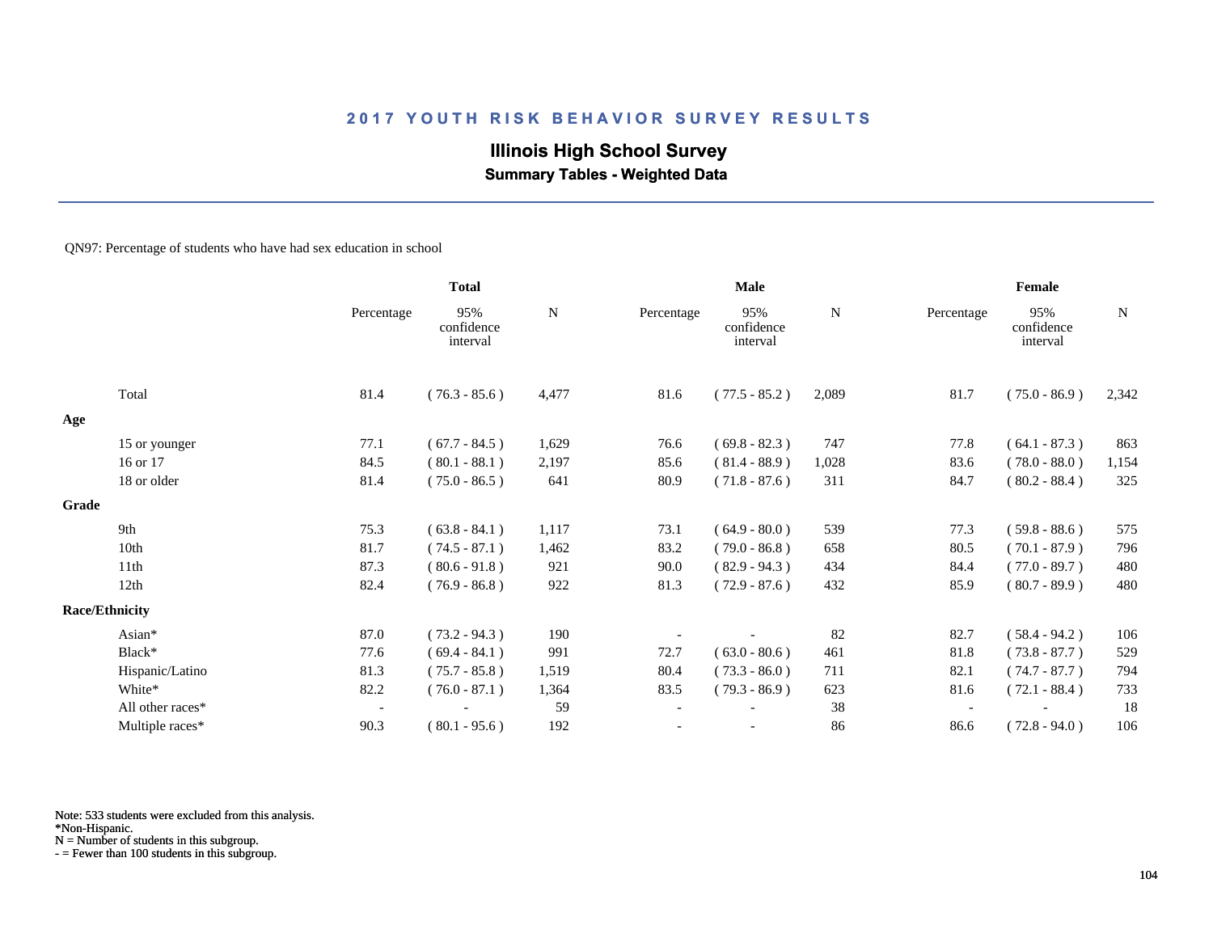## 2017 YOUTH RISK BEHAVIOR SURVEY RESULTS

### Illinois High School Survey

**Summary Tables - Weighted Data**

QN97: Percentage of students who have had sex education in school

| | Total | | | Male | | | Female | | |
|---|---|---|---|---|---|---|---|---|---|
| | Percentage | 95% confidence interval | N | Percentage | 95% confidence interval | N | Percentage | 95% confidence interval | N |
| Total | 81.4 | ( 76.3 - 85.6 ) | 4,477 | 81.6 | ( 77.5 - 85.2 ) | 2,089 | 81.7 | ( 75.0 - 86.9 ) | 2,342 |
| **Age** | | | | | | | | | |
| 15 or younger | 77.1 | ( 67.7 - 84.5 ) | 1,629 | 76.6 | ( 69.8 - 82.3 ) | 747 | 77.8 | ( 64.1 - 87.3 ) | 863 |
| 16 or 17 | 84.5 | ( 80.1 - 88.1 ) | 2,197 | 85.6 | ( 81.4 - 88.9 ) | 1,028 | 83.6 | ( 78.0 - 88.0 ) | 1,154 |
| 18 or older | 81.4 | ( 75.0 - 86.5 ) | 641 | 80.9 | ( 71.8 - 87.6 ) | 311 | 84.7 | ( 80.2 - 88.4 ) | 325 |
| **Grade** | | | | | | | | | |
| 9th | 75.3 | ( 63.8 - 84.1 ) | 1,117 | 73.1 | ( 64.9 - 80.0 ) | 539 | 77.3 | ( 59.8 - 88.6 ) | 575 |
| 10th | 81.7 | ( 74.5 - 87.1 ) | 1,462 | 83.2 | ( 79.0 - 86.8 ) | 658 | 80.5 | ( 70.1 - 87.9 ) | 796 |
| 11th | 87.3 | ( 80.6 - 91.8 ) | 921 | 90.0 | ( 82.9 - 94.3 ) | 434 | 84.4 | ( 77.0 - 89.7 ) | 480 |
| 12th | 82.4 | ( 76.9 - 86.8 ) | 922 | 81.3 | ( 72.9 - 87.6 ) | 432 | 85.9 | ( 80.7 - 89.9 ) | 480 |
| **Race/Ethnicity** | | | | | | | | | |
| Asian* | 87.0 | ( 73.2 - 94.3 ) | 190 | - | - | 82 | 82.7 | ( 58.4 - 94.2 ) | 106 |
| Black* | 77.6 | ( 69.4 - 84.1 ) | 991 | 72.7 | ( 63.0 - 80.6 ) | 461 | 81.8 | ( 73.8 - 87.7 ) | 529 |
| Hispanic/Latino | 81.3 | ( 75.7 - 85.8 ) | 1,519 | 80.4 | ( 73.3 - 86.0 ) | 711 | 82.1 | ( 74.7 - 87.7 ) | 794 |
| White* | 82.2 | ( 76.0 - 87.1 ) | 1,364 | 83.5 | ( 79.3 - 86.9 ) | 623 | 81.6 | ( 72.1 - 88.4 ) | 733 |
| All other races* | - | - | 59 | - | - | 38 | - | - | 18 |
| Multiple races* | 90.3 | ( 80.1 - 95.6 ) | 192 | - | - | 86 | 86.6 | ( 72.8 - 94.0 ) | 106 |

Note: 533 students were excluded from this analysis.
*Non-Hispanic.
N = Number of students in this subgroup.
- = Fewer than 100 students in this subgroup.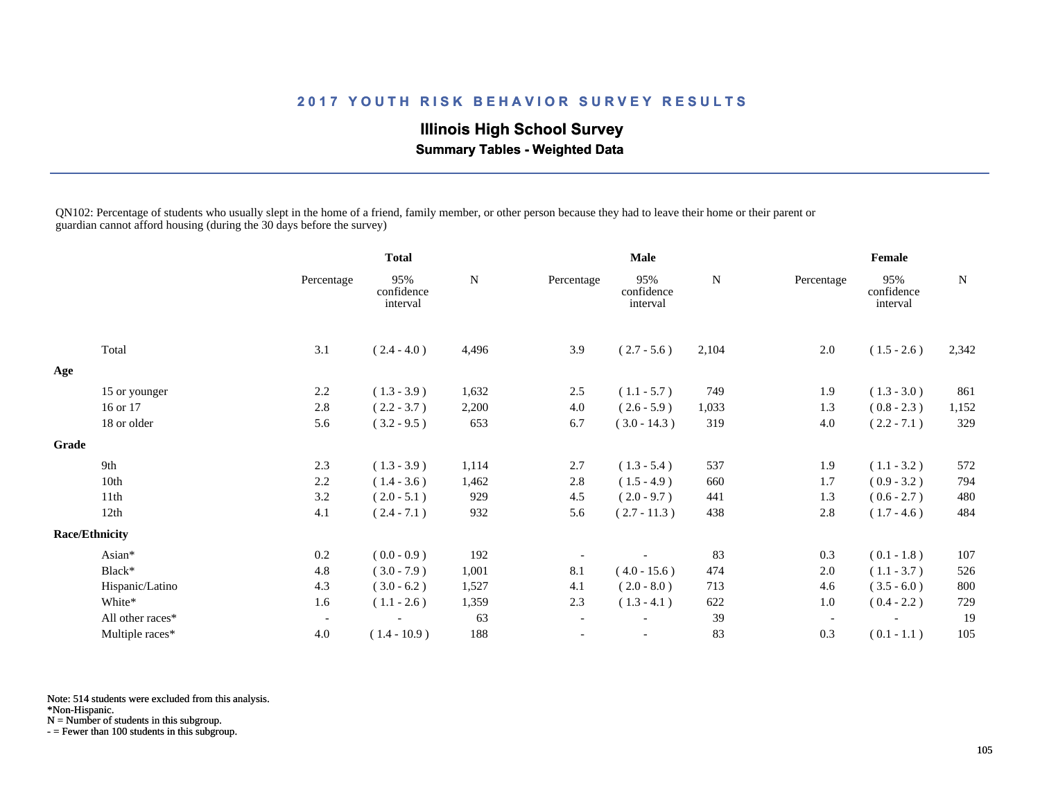## 2017 YOUTH RISK BEHAVIOR SURVEY RESULTS

### Illinois High School Survey

**Summary Tables - Weighted Data**

QN102: Percentage of students who usually slept in the home of a friend, family member, or other person because they had to leave their home or their parent or guardian cannot afford housing (during the 30 days before the survey)

| | Total | | | Male | | | Female | | |
|---|---|---|---|---|---|---|---|---|---|
| | Percentage | 95% confidence interval | N | Percentage | 95% confidence interval | N | Percentage | 95% confidence interval | N |
| Total | 3.1 | ( 2.4 - 4.0 ) | 4,496 | 3.9 | ( 2.7 - 5.6 ) | 2,104 | 2.0 | ( 1.5 - 2.6 ) | 2,342 |
| **Age** | | | | | | | | | |
| 15 or younger | 2.2 | ( 1.3 - 3.9 ) | 1,632 | 2.5 | ( 1.1 - 5.7 ) | 749 | 1.9 | ( 1.3 - 3.0 ) | 861 |
| 16 or 17 | 2.8 | ( 2.2 - 3.7 ) | 2,200 | 4.0 | ( 2.6 - 5.9 ) | 1,033 | 1.3 | ( 0.8 - 2.3 ) | 1,152 |
| 18 or older | 5.6 | ( 3.2 - 9.5 ) | 653 | 6.7 | ( 3.0 - 14.3 ) | 319 | 4.0 | ( 2.2 - 7.1 ) | 329 |
| **Grade** | | | | | | | | | |
| 9th | 2.3 | ( 1.3 - 3.9 ) | 1,114 | 2.7 | ( 1.3 - 5.4 ) | 537 | 1.9 | ( 1.1 - 3.2 ) | 572 |
| 10th | 2.2 | ( 1.4 - 3.6 ) | 1,462 | 2.8 | ( 1.5 - 4.9 ) | 660 | 1.7 | ( 0.9 - 3.2 ) | 794 |
| 11th | 3.2 | ( 2.0 - 5.1 ) | 929 | 4.5 | ( 2.0 - 9.7 ) | 441 | 1.3 | ( 0.6 - 2.7 ) | 480 |
| 12th | 4.1 | ( 2.4 - 7.1 ) | 932 | 5.6 | ( 2.7 - 11.3 ) | 438 | 2.8 | ( 1.7 - 4.6 ) | 484 |
| **Race/Ethnicity** | | | | | | | | | |
| Asian* | 0.2 | ( 0.0 - 0.9 ) | 192 | - | - | 83 | 0.3 | ( 0.1 - 1.8 ) | 107 |
| Black* | 4.8 | ( 3.0 - 7.9 ) | 1,001 | 8.1 | ( 4.0 - 15.6 ) | 474 | 2.0 | ( 1.1 - 3.7 ) | 526 |
| Hispanic/Latino | 4.3 | ( 3.0 - 6.2 ) | 1,527 | 4.1 | ( 2.0 - 8.0 ) | 713 | 4.6 | ( 3.5 - 6.0 ) | 800 |
| White* | 1.6 | ( 1.1 - 2.6 ) | 1,359 | 2.3 | ( 1.3 - 4.1 ) | 622 | 1.0 | ( 0.4 - 2.2 ) | 729 |
| All other races* | - | - | 63 | - | - | 39 | - | - | 19 |
| Multiple races* | 4.0 | ( 1.4 - 10.9 ) | 188 | - | - | 83 | 0.3 | ( 0.1 - 1.1 ) | 105 |

Note: 514 students were excluded from this analysis.
*Non-Hispanic.
N = Number of students in this subgroup.
- = Fewer than 100 students in this subgroup.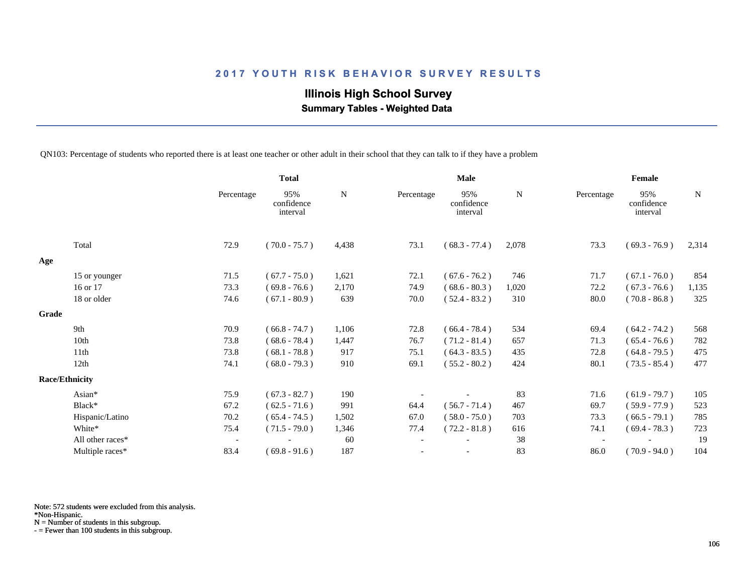## 2017 YOUTH RISK BEHAVIOR SURVEY RESULTS

### Illinois High School Survey

**Summary Tables - Weighted Data**

QN103: Percentage of students who reported there is at least one teacher or other adult in their school that they can talk to if they have a problem

| | Total | | | Male | | | Female | | |
|---|---|---|---|---|---|---|---|---|---|
| | Percentage | 95% confidence interval | N | Percentage | 95% confidence interval | N | Percentage | 95% confidence interval | N |
| Total | 72.9 | ( 70.0 - 75.7 ) | 4,438 | 73.1 | ( 68.3 - 77.4 ) | 2,078 | 73.3 | ( 69.3 - 76.9 ) | 2,314 |
| **Age** | | | | | | | | | |
| 15 or younger | 71.5 | ( 67.7 - 75.0 ) | 1,621 | 72.1 | ( 67.6 - 76.2 ) | 746 | 71.7 | ( 67.1 - 76.0 ) | 854 |
| 16 or 17 | 73.3 | ( 69.8 - 76.6 ) | 2,170 | 74.9 | ( 68.6 - 80.3 ) | 1,020 | 72.2 | ( 67.3 - 76.6 ) | 1,135 |
| 18 or older | 74.6 | ( 67.1 - 80.9 ) | 639 | 70.0 | ( 52.4 - 83.2 ) | 310 | 80.0 | ( 70.8 - 86.8 ) | 325 |
| **Grade** | | | | | | | | | |
| 9th | 70.9 | ( 66.8 - 74.7 ) | 1,106 | 72.8 | ( 66.4 - 78.4 ) | 534 | 69.4 | ( 64.2 - 74.2 ) | 568 |
| 10th | 73.8 | ( 68.6 - 78.4 ) | 1,447 | 76.7 | ( 71.2 - 81.4 ) | 657 | 71.3 | ( 65.4 - 76.6 ) | 782 |
| 11th | 73.8 | ( 68.1 - 78.8 ) | 917 | 75.1 | ( 64.3 - 83.5 ) | 435 | 72.8 | ( 64.8 - 79.5 ) | 475 |
| 12th | 74.1 | ( 68.0 - 79.3 ) | 910 | 69.1 | ( 55.2 - 80.2 ) | 424 | 80.1 | ( 73.5 - 85.4 ) | 477 |
| **Race/Ethnicity** | | | | | | | | | |
| Asian* | 75.9 | ( 67.3 - 82.7 ) | 190 | - | - | 83 | 71.6 | ( 61.9 - 79.7 ) | 105 |
| Black* | 67.2 | ( 62.5 - 71.6 ) | 991 | 64.4 | ( 56.7 - 71.4 ) | 467 | 69.7 | ( 59.9 - 77.9 ) | 523 |
| Hispanic/Latino | 70.2 | ( 65.4 - 74.5 ) | 1,502 | 67.0 | ( 58.0 - 75.0 ) | 703 | 73.3 | ( 66.5 - 79.1 ) | 785 |
| White* | 75.4 | ( 71.5 - 79.0 ) | 1,346 | 77.4 | ( 72.2 - 81.8 ) | 616 | 74.1 | ( 69.4 - 78.3 ) | 723 |
| All other races* | - | - | 60 | - | - | 38 | - | - | 19 |
| Multiple races* | 83.4 | ( 69.8 - 91.6 ) | 187 | - | - | 83 | 86.0 | ( 70.9 - 94.0 ) | 104 |

Note: 572 students were excluded from this analysis.
*Non-Hispanic.
N = Number of students in this subgroup.
- = Fewer than 100 students in this subgroup.